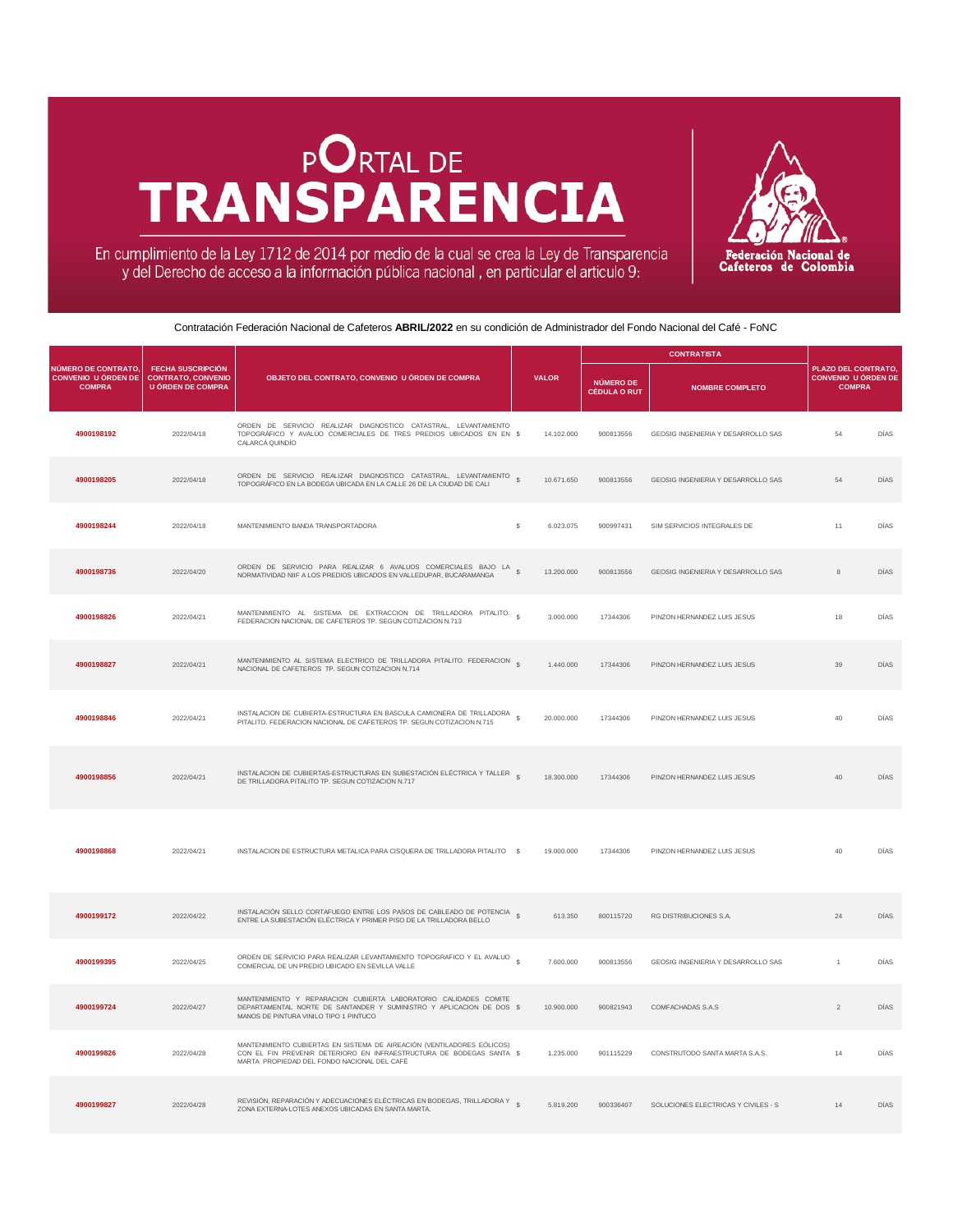# PORTAL DE TRANSPARENCIA

En cumplimiento de la Ley 1712 de 2014 por medio de la cual se crea la Ley de Transparencia y del Derecho de acceso a la información pública nacional , en particular el articulo 9:

Federación Nacional de Cafeteros de Colombia

Contratación Federación Nacional de Cafeteros **ABRIL/2022** en su condición de Administrador del Fondo Nacional del Café - FoNC

| NÚMERO DE CONTRATO, CONVENIO U ÓRDEN DE COMPRA | FECHA SUSCRIPCIÓN CONTRATO, CONVENIO U ÓRDEN DE COMPRA | OBJETO DEL CONTRATO, CONVENIO U ÓRDEN DE COMPRA | VALOR | | CONTRATISTA | | PLAZO DEL CONTRATO, CONVENIO U ÓRDEN DE COMPRA | |
|---|---|---|---|---|---|---|---|---|
| | | | | | NÚMERO DE CÉDULA O RUT | NOMBRE COMPLETO | | |
| 4900198192 | 2022/04/18 | ORDEN DE SERVICIO REALIZAR DIAGNOSTICO CATASTRAL, LEVANTAMIENTO TOPOGRÁFICO Y AVALÚO COMERCIALES DE TRES PREDIOS UBICADOS EN EN CALARCÁ QUINDÍO | $ | 14.102.000 | 900813556 | GEOSIG INGENIERIA Y DESARROLLO SAS | 54 | DÍAS |
| 4900198205 | 2022/04/18 | ORDEN DE SERVICIO REALIZAR DIAGNOSTICO CATASTRAL, LEVANTAMIENTO TOPOGRÁFICO EN LA BODEGA UBICADA EN LA CALLE 26 DE LA CIUDAD DE CALI | $ | 10.671.650 | 900813556 | GEOSIG INGENIERIA Y DESARROLLO SAS | 54 | DÍAS |
| 4900198244 | 2022/04/18 | MANTENIMIENTO BANDA TRANSPORTADORA | $ | 6.023.075 | 900997431 | SIM SERVICIOS INTEGRALES DE | 11 | DÍAS |
| 4900198736 | 2022/04/20 | ORDEN DE SERVICIO PARA REALIZAR 6 AVALUOS COMERCIALES BAJO LA NORMATIVIDAD NIIF A LOS PREDIOS UBICADOS EN VALLEDUPAR, BUCARAMANGA | $ | 13.200.000 | 900813556 | GEOSIG INGENIERIA Y DESARROLLO SAS | 8 | DÍAS |
| 4900198826 | 2022/04/21 | MANTENIMIENTO AL SISTEMA DE EXTRACCION DE TRILLADORA PITALITO. FEDERACION NACIONAL DE CAFETEROS TP. SEGUN COTIZACION N.713 | $ | 3.000.000 | 17344306 | PINZON HERNANDEZ LUIS JESUS | 18 | DÍAS |
| 4900198827 | 2022/04/21 | MANTENIMIENTO AL SISTEMA ELECTRICO DE TRILLADORA PITALITO. FEDERACION NACIONAL DE CAFETEROS TP. SEGUN COTIZACION N.714 | $ | 1.440.000 | 17344306 | PINZON HERNANDEZ LUIS JESUS | 39 | DÍAS |
| 4900198846 | 2022/04/21 | INSTALACION DE CUBIERTA-ESTRUCTURA EN BASCULA CAMIONERA DE TRILLADORA PITALITO. FEDERACION NACIONAL DE CAFETEROS TP. SEGUN COTIZACION N.715 | $ | 20.000.000 | 17344306 | PINZON HERNANDEZ LUIS JESUS | 40 | DÍAS |
| 4900198856 | 2022/04/21 | INSTALACION DE CUBIERTAS-ESTRUCTURAS EN SUBESTACIÓN ELÉCTRICA Y TALLER DE TRILLADORA PITALITO TP. SEGUN COTIZACION N.717 | $ | 18.300.000 | 17344306 | PINZON HERNANDEZ LUIS JESUS | 40 | DÍAS |
| 4900198868 | 2022/04/21 | INSTALACION DE ESTRUCTURA METALICA PARA CISQUERA DE TRILLADORA PITALITO | $ | 19.000.000 | 17344306 | PINZON HERNANDEZ LUIS JESUS | 40 | DÍAS |
| 4900199172 | 2022/04/22 | INSTALACIÓN SELLO CORTAFUEGO ENTRE LOS PASOS DE CABLEADO DE POTENCIA ENTRE LA SUBESTACIÓN ELÉCTRICA Y PRIMER PISO DE LA TRILLADORA BELLO | $ | 613.350 | 800115720 | RG DISTRIBUCIONES S.A. | 24 | DÍAS |
| 4900199395 | 2022/04/25 | ORDEN DE SERVICIO PARA REALIZAR LEVANTAMIENTO TOPOGRAFICO Y EL AVALUO COMERCIAL DE UN PREDIO UBICADO EN SEVILLA VALLE | $ | 7.600.000 | 900813556 | GEOSIG INGENIERIA Y DESARROLLO SAS | 1 | DÍAS |
| 4900199724 | 2022/04/27 | MANTENIMIENTO Y REPARACION CUBIERTA LABORATORIO CALIDADES COMITE DEPARTAMENTAL NORTE DE SANTANDER Y SUMINISTRO Y APLICACION DE DOS MANOS DE PINTURA VINILO TIPO 1 PINTUCO | $ | 10.900.000 | 900821943 | COMFACHADAS S.A.S | 2 | DÍAS |
| 4900199826 | 2022/04/28 | MANTENIMIENTO CUBIERTAS EN SISTEMA DE AIREACIÓN (VENTILADORES EÓLICOS) CON EL FIN PREVENIR DETERIORO EN INFRAESTRUCTURA DE BODEGAS SANTA MARTA PROPIEDAD DEL FONDO NACIONAL DEL CAFÉ | $ | 1.235.000 | 901115229 | CONSTRUTODO SANTA MARTA S.A.S. | 14 | DÍAS |
| 4900199827 | 2022/04/28 | REVISIÓN, REPARACIÓN Y ADECUACIONES ELÉCTRICAS EN BODEGAS, TRILLADORA Y ZONA EXTERNA-LOTES ANEXOS UBICADAS EN SANTA MARTA. | $ | 5.819.200 | 900336407 | SOLUCIONES ELECTRICAS Y CIVILES - S | 14 | DÍAS |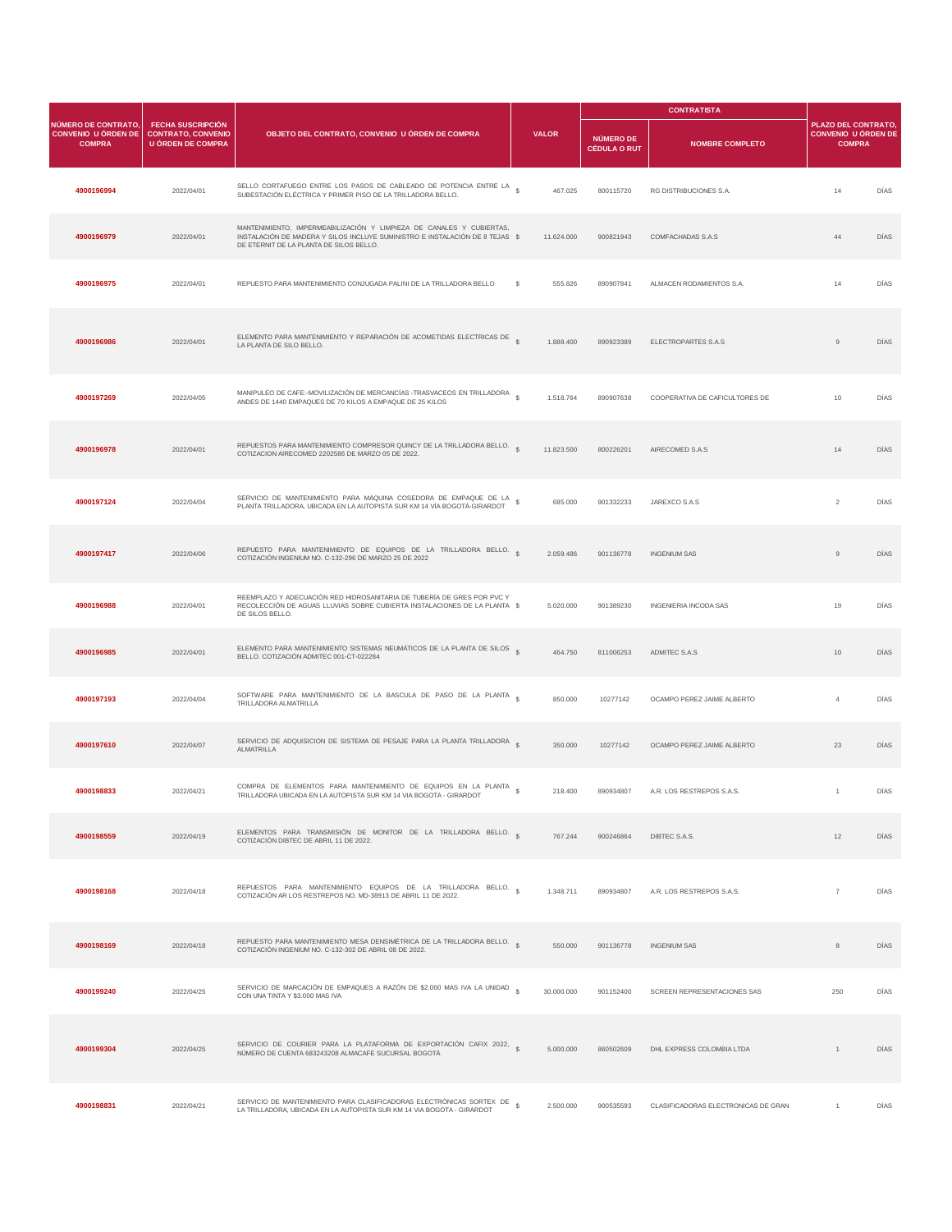| NÚMERO DE CONTRATO, CONVENIO U ÓRDEN DE COMPRA | FECHA SUSCRIPCIÓN CONTRATO, CONVENIO U ÓRDEN DE COMPRA | OBJETO DEL CONTRATO, CONVENIO U ÓRDEN DE COMPRA | VALOR | CONTRATISTA | | PLAZO DEL CONTRATO, CONVENIO U ÓRDEN DE COMPRA | |
|---|---|---|---|---|---|---|---|
| | | | | NÚMERO DE CÉDULA O RUT | NOMBRE COMPLETO | | |
| 4900196994 | 2022/04/01 | SELLO CORTAFUEGO ENTRE LOS PASOS DE CABLEADO DE POTENCIA ENTRE LA SUBESTACIÓN ELÉCTRICA Y PRIMER PISO DE LA TRILLADORA BELLO. | $ 467.025 | 800115720 | RG DISTRIBUCIONES S.A. | 14 | DÍAS |
| 4900196979 | 2022/04/01 | MANTENIMIENTO, IMPERMEABILIZACIÓN Y LIMPIEZA DE CANALES Y CUBIERTAS, INSTALACIÓN DE MADERA Y SILOS INCLUYE SUMINISTRO E INSTALACIÓN DE 8 TEJAS DE ETERNIT DE LA PLANTA DE SILOS BELLO. | $ 11.624.000 | 900821943 | COMFACHADAS S.A.S | 44 | DÍAS |
| 4900196975 | 2022/04/01 | REPUESTO PARA MANTENIMIENTO CONJUGADA PALINI DE LA TRILLADORA BELLO | $ 555.826 | 890907841 | ALMACEN RODAMIENTOS S.A. | 14 | DÍAS |
| 4900196986 | 2022/04/01 | ELEMENTO PARA MANTENIMIENTO Y REPARACIÓN DE ACOMETIDAS ELECTRICAS DE LA PLANTA DE SILO BELLO. | $ 1.888.400 | 890923389 | ELECTROPARTES S.A.S | 9 | DÍAS |
| 4900197269 | 2022/04/05 | MANIPULEO DE CAFE:-MOVILIZACIÓN DE MERCANCÍAS -TRASVACEOS EN TRILLADORA ANDES DE 1440 EMPAQUES DE 70 KILOS A EMPAQUE DE 25 KILOS | $ 1.518.764 | 890907638 | COOPERATIVA DE CAFICULTORES DE | 10 | DÍAS |
| 4900196978 | 2022/04/01 | REPUESTOS PARA MANTENIMIENTO COMPRESOR QUINCY DE LA TRILLADORA BELLO. COTIZACION AIRECOMED 2202586 DE MARZO 05 DE 2022. | $ 11.823.500 | 800226201 | AIRECOMED S.A.S | 14 | DÍAS |
| 4900197124 | 2022/04/04 | SERVICIO DE MANTENIMIENTO PARA MÁQUINA COSEDORA DE EMPAQUE DE LA PLANTA TRILLADORA, UBICADA EN LA AUTOPISTA SUR KM 14 VÍA BOGOTÁ-GIRARDOT | $ 685.000 | 901332233 | JAREXCO S.A.S | 2 | DÍAS |
| 4900197417 | 2022/04/06 | REPUESTO PARA MANTENIMIENTO DE EQUIPOS DE LA TRILLADORA BELLO. COTIZACIÓN INGENIUM NO. C-132-296 DE MARZO 25 DE 2022 | $ 2.059.486 | 901136778 | INGENIUM SAS | 9 | DÍAS |
| 4900196988 | 2022/04/01 | REEMPLAZO Y ADECUACIÓN RED HIDROSANITARIA DE TUBERÍA DE GRES POR PVC Y RECOLECCIÓN DE AGUAS LLUVIAS SOBRE CUBIERTA INSTALACIONES DE LA PLANTA DE SILOS BELLO. | $ 5.020.000 | 901389230 | INGENIERIA INCODA SAS | 19 | DÍAS |
| 4900196985 | 2022/04/01 | ELEMENTO PARA MANTENIMIENTO SISTEMAS NEUMÁTICOS DE LA PLANTA DE SILOS BELLO. COTIZACIÓN ADMITEC 001-CT-022284 | $ 464.750 | 811006253 | ADMITEC S.A.S | 10 | DÍAS |
| 4900197193 | 2022/04/04 | SOFTWARE PARA MANTENIMIENTO DE LA BASCULA DE PASO DE LA PLANTA TRILLADORA ALMATRILLA | $ 850.000 | 10277142 | OCAMPO PEREZ JAIME ALBERTO | 4 | DÍAS |
| 4900197610 | 2022/04/07 | SERVICIO DE ADQUISICION DE SISTEMA DE PESAJE PARA LA PLANTA TRILLADORA ALMATRILLA | $ 350.000 | 10277142 | OCAMPO PEREZ JAIME ALBERTO | 23 | DÍAS |
| 4900198833 | 2022/04/21 | COMPRA DE ELEMENTOS PARA MANTENIMIENTO DE EQUIPOS EN LA PLANTA TRILLADORA UBICADA EN LA AUTOPISTA SUR KM 14 VIA BOGOTA - GIRARDOT | $ 218.400 | 890934807 | A.R. LOS RESTREPOS S.A.S. | 1 | DÍAS |
| 4900198559 | 2022/04/19 | ELEMENTOS PARA TRANSMISIÓN DE MONITOR DE LA TRILLADORA BELLO. COTIZACIÓN DIBTEC DE ABRIL 11 DE 2022. | $ 767.244 | 900246864 | DIBTEC S.A.S. | 12 | DÍAS |
| 4900198168 | 2022/04/18 | REPUESTOS PARA MANTENIMIENTO EQUIPOS DE LA TRILLADORA BELLO. COTIZACIÓN AR LOS RESTREPOS NO. MD-38913 DE ABRIL 11 DE 2022. | $ 1.348.711 | 890934807 | A.R. LOS RESTREPOS S.A.S. | 7 | DÍAS |
| 4900198169 | 2022/04/18 | REPUESTO PARA MANTENIMIENTO MESA DENSIMÉTRICA DE LA TRILLADORA BELLO. COTIZACIÓN INGENIUM NO. C-132-302 DE ABRIL 08 DE 2022. | $ 550.000 | 901136778 | INGENIUM SAS | 8 | DÍAS |
| 4900199240 | 2022/04/25 | SERVICIO DE MARCACIÓN DE EMPAQUES A RAZÓN DE $2.000 MAS IVA LA UNIDAD CON UNA TINTA Y $3.000 MAS IVA | $ 30.000.000 | 901152400 | SCREEN REPRESENTACIONES SAS | 250 | DÍAS |
| 4900199304 | 2022/04/25 | SERVICIO DE COURIER PARA LA PLATAFORMA DE EXPORTACIÓN CAFIX 2022, NÚMERO DE CUENTA 683243208 ALMACAFE SUCURSAL BOGOTÁ | $ 5.000.000 | 860502609 | DHL EXPRESS COLOMBIA LTDA | 1 | DÍAS |
| 4900198831 | 2022/04/21 | SERVICIO DE MANTENIMIENTO PARA CLASIFICADORAS ELECTRÓNICAS SORTEX DE LA TRILLADORA, UBICADA EN LA AUTOPISTA SUR KM 14 VIA BOGOTA - GIRARDOT | $ 2.500.000 | 900535593 | CLASIFICADORAS ELECTRONICAS DE GRAN | 1 | DÍAS |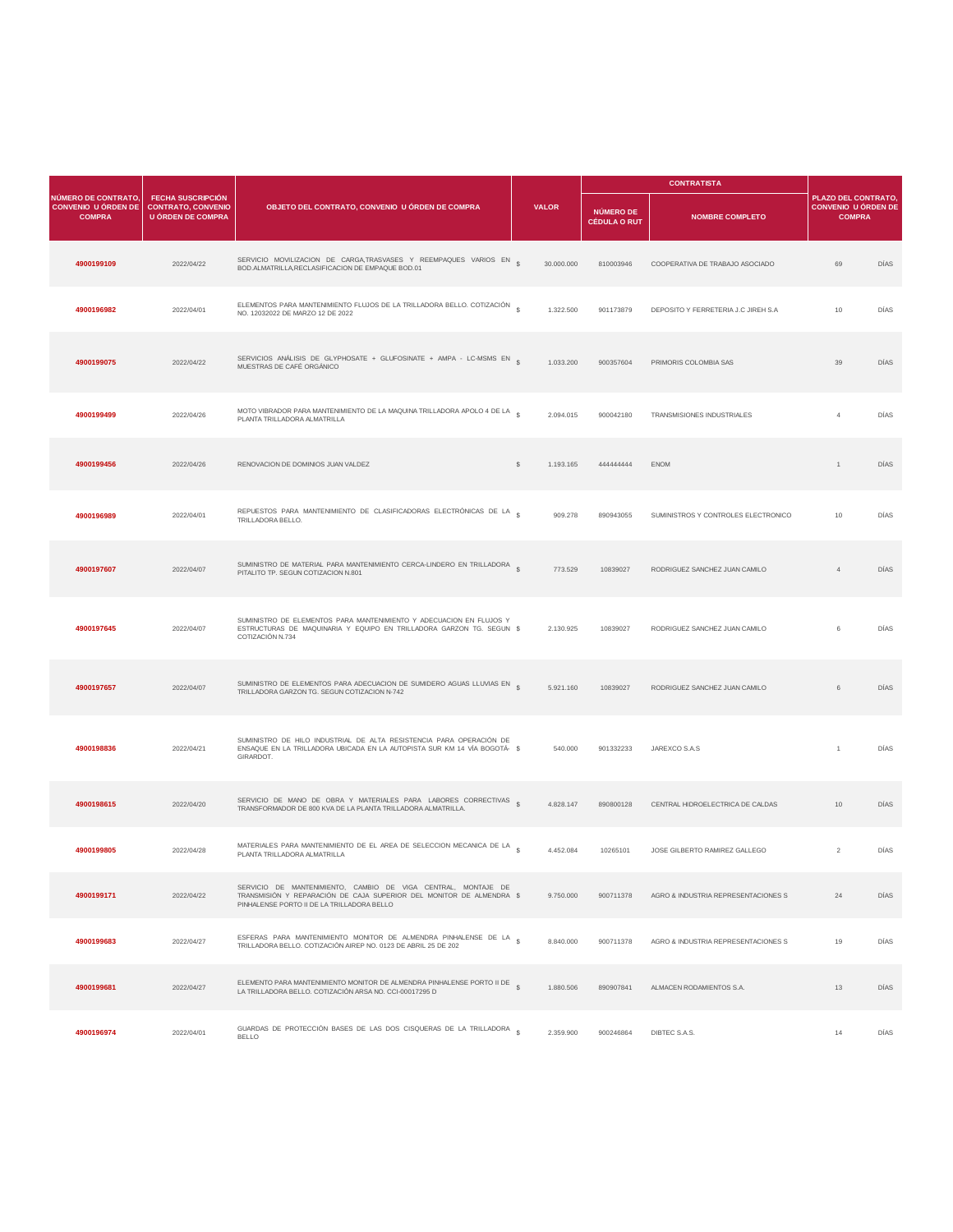| NÚMERO DE CONTRATO, CONVENIO U ÓRDEN DE COMPRA | FECHA SUSCRIPCIÓN CONTRATO, CONVENIO U ÓRDEN DE COMPRA | OBJETO DEL CONTRATO, CONVENIO U ÓRDEN DE COMPRA | VALOR | | CONTRATISTA | | PLAZO DEL CONTRATO, CONVENIO U ÓRDEN DE COMPRA | |
|---|---|---|---|---|---|---|---|---|
| | | | | | NÚMERO DE CÉDULA O RUT | NOMBRE COMPLETO | | |
| 4900199109 | 2022/04/22 | SERVICIO MOVILIZACION DE CARGA,TRASVASES Y REEMPAQUES VARIOS EN BOD.ALMATRILLA,RECLASIFICACION DE EMPAQUE BOD.01 | $ | 30.000.000 | 810003946 | COOPERATIVA DE TRABAJO ASOCIADO | 69 | DÍAS |
| 4900196982 | 2022/04/01 | ELEMENTOS PARA MANTENIMIENTO FLUJOS DE LA TRILLADORA BELLO. COTIZACIÓN NO. 12032022 DE MARZO 12 DE 2022 | $ | 1.322.500 | 901173879 | DEPOSITO Y FERRETERIA J.C JIREH S.A | 10 | DÍAS |
| 4900199075 | 2022/04/22 | SERVICIOS ANÁLISIS DE GLYPHOSATE + GLUFOSINATE + AMPA - LC-MSMS EN MUESTRAS DE CAFÉ ORGÁNICO | $ | 1.033.200 | 900357604 | PRIMORIS COLOMBIA SAS | 39 | DÍAS |
| 4900199499 | 2022/04/26 | MOTO VIBRADOR PARA MANTENIMIENTO DE LA MAQUINA TRILLADORA APOLO 4 DE LA PLANTA TRILLADORA ALMATRILLA | $ | 2.094.015 | 900042180 | TRANSMISIONES INDUSTRIALES | 4 | DÍAS |
| 4900199456 | 2022/04/26 | RENOVACION DE DOMINIOS JUAN VALDEZ | $ | 1.193.165 | 444444444 | ENOM | 1 | DÍAS |
| 4900196989 | 2022/04/01 | REPUESTOS PARA MANTENIMIENTO DE CLASIFICADORAS ELECTRÓNICAS DE LA TRILLADORA BELLO. | $ | 909.278 | 890943055 | SUMINISTROS Y CONTROLES ELECTRONICO | 10 | DÍAS |
| 4900197607 | 2022/04/07 | SUMINISTRO DE MATERIAL PARA MANTENIMIENTO CERCA-LINDERO EN TRILLADORA PITALITO TP. SEGUN COTIZACION N.801 | $ | 773.529 | 10839027 | RODRIGUEZ SANCHEZ JUAN CAMILO | 4 | DÍAS |
| 4900197645 | 2022/04/07 | SUMINISTRO DE ELEMENTOS PARA MANTENIMIENTO Y ADECUACION EN FLUJOS Y ESTRUCTURAS DE MAQUINARIA Y EQUIPO EN TRILLADORA GARZON TG. SEGUN COTIZACIÓN N.734 | $ | 2.130.925 | 10839027 | RODRIGUEZ SANCHEZ JUAN CAMILO | 6 | DÍAS |
| 4900197657 | 2022/04/07 | SUMINISTRO DE ELEMENTOS PARA ADECUACION DE SUMIDERO AGUAS LLUVIAS EN TRILLADORA GARZON TG. SEGUN COTIZACION N-742 | $ | 5.921.160 | 10839027 | RODRIGUEZ SANCHEZ JUAN CAMILO | 6 | DÍAS |
| 4900198836 | 2022/04/21 | SUMINISTRO DE HILO INDUSTRIAL DE ALTA RESISTENCIA PARA OPERACIÓN DE ENSAQUE EN LA TRILLADORA UBICADA EN LA AUTOPISTA SUR KM 14 VÍA BOGOTÁ- GIRARDOT. | $ | 540.000 | 901332233 | JAREXCO S.A.S | 1 | DÍAS |
| 4900198615 | 2022/04/20 | SERVICIO DE MANO DE OBRA Y MATERIALES PARA LABORES CORRECTIVAS TRANSFORMADOR DE 800 KVA DE LA PLANTA TRILLADORA ALMATRILLA. | $ | 4.828.147 | 890800128 | CENTRAL HIDROELECTRICA DE CALDAS | 10 | DÍAS |
| 4900199805 | 2022/04/28 | MATERIALES PARA MANTENIMIENTO DE EL AREA DE SELECCION MECANICA DE LA PLANTA TRILLADORA ALMATRILLA | $ | 4.452.084 | 10265101 | JOSE GILBERTO RAMIREZ GALLEGO | 2 | DÍAS |
| 4900199171 | 2022/04/22 | SERVICIO DE MANTENIMIENTO, CAMBIO DE VIGA CENTRAL, MONTAJE DE TRANSMISIÓN Y REPARACIÓN DE CAJA SUPERIOR DEL MONITOR DE ALMENDRA PINHALENSE PORTO II DE LA TRILLADORA BELLO | $ | 9.750.000 | 900711378 | AGRO & INDUSTRIA REPRESENTACIONES S | 24 | DÍAS |
| 4900199683 | 2022/04/27 | ESFERAS PARA MANTENIMIENTO MONITOR DE ALMENDRA PINHALENSE DE LA TRILLADORA BELLO. COTIZACIÓN AIREP NO. 0123 DE ABRIL 25 DE 202 | $ | 8.840.000 | 900711378 | AGRO & INDUSTRIA REPRESENTACIONES S | 19 | DÍAS |
| 4900199681 | 2022/04/27 | ELEMENTO PARA MANTENIMIENTO MONITOR DE ALMENDRA PINHALENSE PORTO II DE LA TRILLADORA BELLO. COTIZACIÓN ARSA NO. CCI-00017295 D | $ | 1.880.506 | 890907841 | ALMACEN RODAMIENTOS S.A. | 13 | DÍAS |
| 4900196974 | 2022/04/01 | GUARDAS DE PROTECCIÓN BASES DE LAS DOS CISQUERAS DE LA TRILLADORA BELLO | $ | 2.359.900 | 900246864 | DIBTEC S.A.S. | 14 | DÍAS |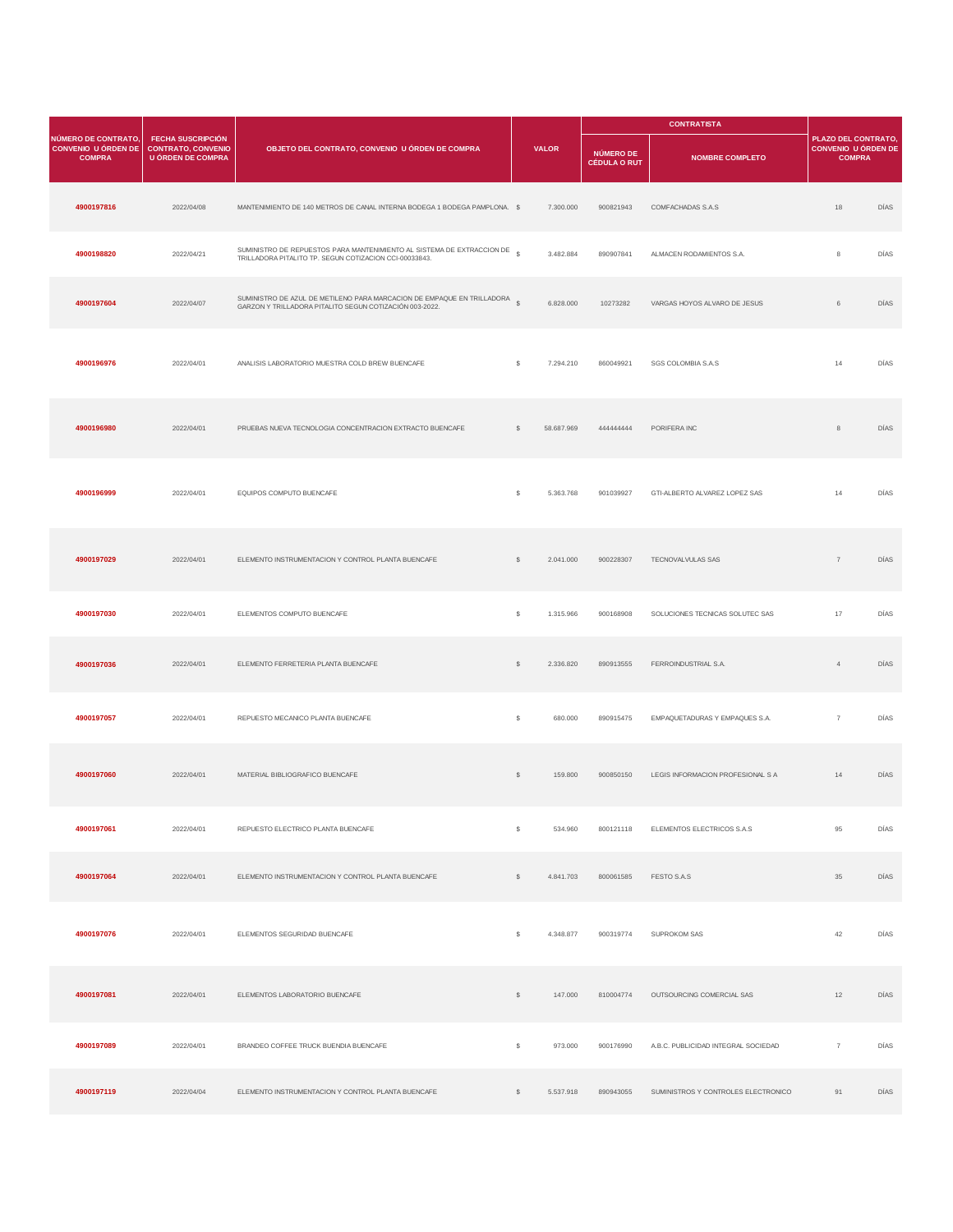| NÚMERO DE CONTRATO, CONVENIO U ÓRDEN DE COMPRA | FECHA SUSCRIPCIÓN CONTRATO, CONVENIO U ÓRDEN DE COMPRA | OBJETO DEL CONTRATO, CONVENIO U ÓRDEN DE COMPRA | VALOR | | CONTRATISTA | | PLAZO DEL CONTRATO, CONVENIO U ÓRDEN DE COMPRA | |
|---|---|---|---|---|---|---|---|---|
| | | | | | NÚMERO DE CÉDULA O RUT | NOMBRE COMPLETO | | |
| 4900197816 | 2022/04/08 | MANTENIMIENTO DE 140 METROS DE CANAL INTERNA BODEGA 1 BODEGA PAMPLONA. | $ | 7.300.000 | 900821943 | COMFACHADAS S.A.S | 18 | DÍAS |
| 4900198820 | 2022/04/21 | SUMINISTRO DE REPUESTOS PARA MANTENIMIENTO AL SISTEMA DE EXTRACCION DE TRILLADORA PITALITO TP. SEGUN COTIZACION CCI-00033843. | $ | 3.482.884 | 890907841 | ALMACEN RODAMIENTOS S.A. | 8 | DÍAS |
| 4900197604 | 2022/04/07 | SUMINISTRO DE AZUL DE METILENO PARA MARCACION DE EMPAQUE EN TRILLADORA GARZON Y TRILLADORA PITALITO SEGUN COTIZACIÓN 003-2022. | $ | 6.828.000 | 10273282 | VARGAS HOYOS ALVARO DE JESUS | 6 | DÍAS |
| 4900196976 | 2022/04/01 | ANALISIS LABORATORIO MUESTRA COLD BREW BUENCAFE | $ | 7.294.210 | 860049921 | SGS COLOMBIA S.A.S | 14 | DÍAS |
| 4900196980 | 2022/04/01 | PRUEBAS NUEVA TECNOLOGIA CONCENTRACION EXTRACTO BUENCAFE | $ | 58.687.969 | 444444444 | PORIFERA INC | 8 | DÍAS |
| 4900196999 | 2022/04/01 | EQUIPOS COMPUTO BUENCAFE | $ | 5.363.768 | 901039927 | GTI-ALBERTO ALVAREZ LOPEZ SAS | 14 | DÍAS |
| 4900197029 | 2022/04/01 | ELEMENTO INSTRUMENTACION Y CONTROL PLANTA BUENCAFE | $ | 2.041.000 | 900228307 | TECNOVALVULAS SAS | 7 | DÍAS |
| 4900197030 | 2022/04/01 | ELEMENTOS COMPUTO BUENCAFE | $ | 1.315.966 | 900168908 | SOLUCIONES TECNICAS SOLUTEC SAS | 17 | DÍAS |
| 4900197036 | 2022/04/01 | ELEMENTO FERRETERIA PLANTA BUENCAFE | $ | 2.336.820 | 890913555 | FERROINDUSTRIAL S.A. | 4 | DÍAS |
| 4900197057 | 2022/04/01 | REPUESTO MECANICO PLANTA BUENCAFE | $ | 680.000 | 890915475 | EMPAQUETADURAS Y EMPAQUES S.A. | 7 | DÍAS |
| 4900197060 | 2022/04/01 | MATERIAL BIBLIOGRAFICO BUENCAFE | $ | 159.800 | 900850150 | LEGIS INFORMACION PROFESIONAL S A | 14 | DÍAS |
| 4900197061 | 2022/04/01 | REPUESTO ELECTRICO PLANTA BUENCAFE | $ | 534.960 | 800121118 | ELEMENTOS ELECTRICOS S.A.S | 95 | DÍAS |
| 4900197064 | 2022/04/01 | ELEMENTO INSTRUMENTACION Y CONTROL PLANTA BUENCAFE | $ | 4.841.703 | 800061585 | FESTO S.A.S | 35 | DÍAS |
| 4900197076 | 2022/04/01 | ELEMENTOS SEGURIDAD BUENCAFE | $ | 4.348.877 | 900319774 | SUPROKOM SAS | 42 | DÍAS |
| 4900197081 | 2022/04/01 | ELEMENTOS LABORATORIO BUENCAFE | $ | 147.000 | 810004774 | OUTSOURCING COMERCIAL SAS | 12 | DÍAS |
| 4900197089 | 2022/04/01 | BRANDEO COFFEE TRUCK BUENDIA BUENCAFE | $ | 973.000 | 900176990 | A.B.C. PUBLICIDAD INTEGRAL SOCIEDAD | 7 | DÍAS |
| 4900197119 | 2022/04/04 | ELEMENTO INSTRUMENTACION Y CONTROL PLANTA BUENCAFE | $ | 5.537.918 | 890943055 | SUMINISTROS Y CONTROLES ELECTRONICO | 91 | DÍAS |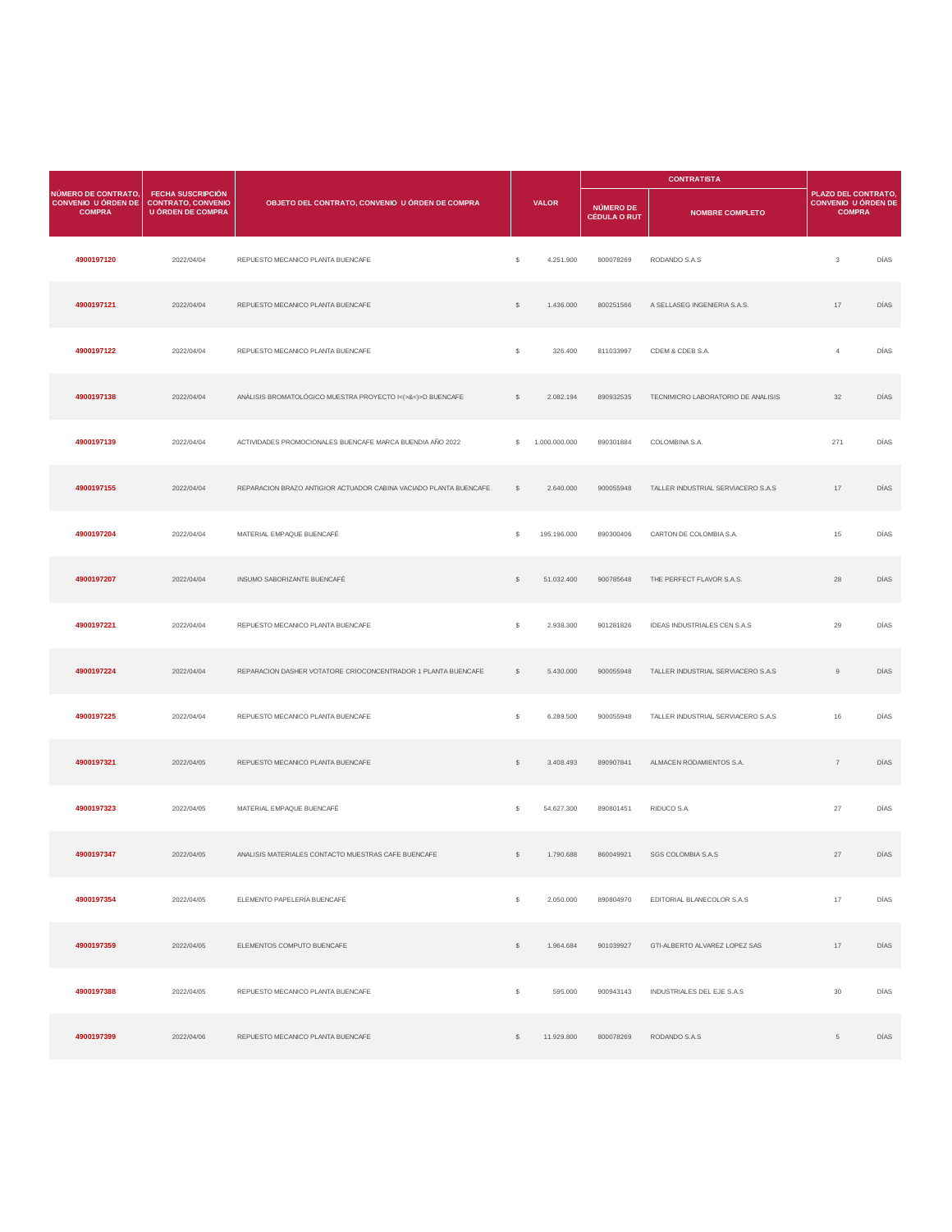| NÚMERO DE CONTRATO, CONVENIO U ÓRDEN DE COMPRA | FECHA SUSCRIPCIÓN CONTRATO, CONVENIO U ÓRDEN DE COMPRA | OBJETO DEL CONTRATO, CONVENIO U ÓRDEN DE COMPRA | VALOR | | CONTRATISTA | | PLAZO DEL CONTRATO, CONVENIO U ÓRDEN DE COMPRA | |
|---|---|---|---|---|---|---|---|---|
| | | | | | NÚMERO DE CÉDULA O RUT | NOMBRE COMPLETO | | |
| 4900197120 | 2022/04/04 | REPUESTO MECANICO PLANTA BUENCAFE | $ | 4.251.900 | 800078269 | RODANDO S.A.S | 3 | DÍAS |
| 4900197121 | 2022/04/04 | REPUESTO MECANICO PLANTA BUENCAFE | $ | 1.436.000 | 800251566 | A SELLASEG INGENIERIA S.A.S. | 17 | DÍAS |
| 4900197122 | 2022/04/04 | REPUESTO MECANICO PLANTA BUENCAFE | $ | 326.400 | 811033997 | CDEM & CDEB S.A. | 4 | DÍAS |
| 4900197138 | 2022/04/04 | ANÁLISIS BROMATOLÓGICO MUESTRA PROYECTO I<(>&<)>D BUENCAFE | $ | 2.082.194 | 890932535 | TECNIMICRO LABORATORIO DE ANALISIS | 32 | DÍAS |
| 4900197139 | 2022/04/04 | ACTIVIDADES PROMOCIONALES BUENCAFE MARCA BUENDIA AÑO 2022 | $ | 1.000.000.000 | 890301884 | COLOMBINA S.A. | 271 | DÍAS |
| 4900197155 | 2022/04/04 | REPARACION BRAZO ANTIGIOR ACTUADOR CABINA VACIADO PLANTA BUENCAFE | $ | 2.640.000 | 900055948 | TALLER INDUSTRIAL SERVIACERO S.A.S | 17 | DÍAS |
| 4900197204 | 2022/04/04 | MATERIAL EMPAQUE BUENCAFÉ | $ | 195.196.000 | 890300406 | CARTON DE COLOMBIA S.A. | 15 | DÍAS |
| 4900197207 | 2022/04/04 | INSUMO SABORIZANTE BUENCAFÉ | $ | 51.032.400 | 900785648 | THE PERFECT FLAVOR S.A.S. | 28 | DÍAS |
| 4900197221 | 2022/04/04 | REPUESTO MECANICO PLANTA BUENCAFE | $ | 2.938.300 | 901281826 | IDEAS INDUSTRIALES CEN S.A.S | 29 | DÍAS |
| 4900197224 | 2022/04/04 | REPARACION DASHER VOTATORE CRIOCONCENTRADOR 1 PLANTA BUENCAFE | $ | 5.430.000 | 900055948 | TALLER INDUSTRIAL SERVIACERO S.A.S | 9 | DÍAS |
| 4900197225 | 2022/04/04 | REPUESTO MECANICO PLANTA BUENCAFE | $ | 6.289.500 | 900055948 | TALLER INDUSTRIAL SERVIACERO S.A.S | 16 | DÍAS |
| 4900197321 | 2022/04/05 | REPUESTO MECANICO PLANTA BUENCAFE | $ | 3.408.493 | 890907841 | ALMACEN RODAMIENTOS S.A. | 7 | DÍAS |
| 4900197323 | 2022/04/05 | MATERIAL EMPAQUE BUENCAFÉ | $ | 54.627.300 | 890801451 | RIDUCO S.A. | 27 | DÍAS |
| 4900197347 | 2022/04/05 | ANALISIS MATERIALES CONTACTO MUESTRAS CAFE BUENCAFE | $ | 1.790.688 | 860049921 | SGS COLOMBIA S.A.S | 27 | DÍAS |
| 4900197354 | 2022/04/05 | ELEMENTO PAPELERÍA BUENCAFÉ | $ | 2.050.000 | 890804970 | EDITORIAL BLANECOLOR S.A.S | 17 | DÍAS |
| 4900197359 | 2022/04/05 | ELEMENTOS COMPUTO BUENCAFE | $ | 1.964.684 | 901039927 | GTI-ALBERTO ALVAREZ LOPEZ SAS | 17 | DÍAS |
| 4900197388 | 2022/04/05 | REPUESTO MECANICO PLANTA BUENCAFE | $ | 595.000 | 900943143 | INDUSTRIALES DEL EJE S.A.S | 30 | DÍAS |
| 4900197399 | 2022/04/06 | REPUESTO MECANICO PLANTA BUENCAFE | $ | 11.929.800 | 800078269 | RODANDO S.A.S | 5 | DÍAS |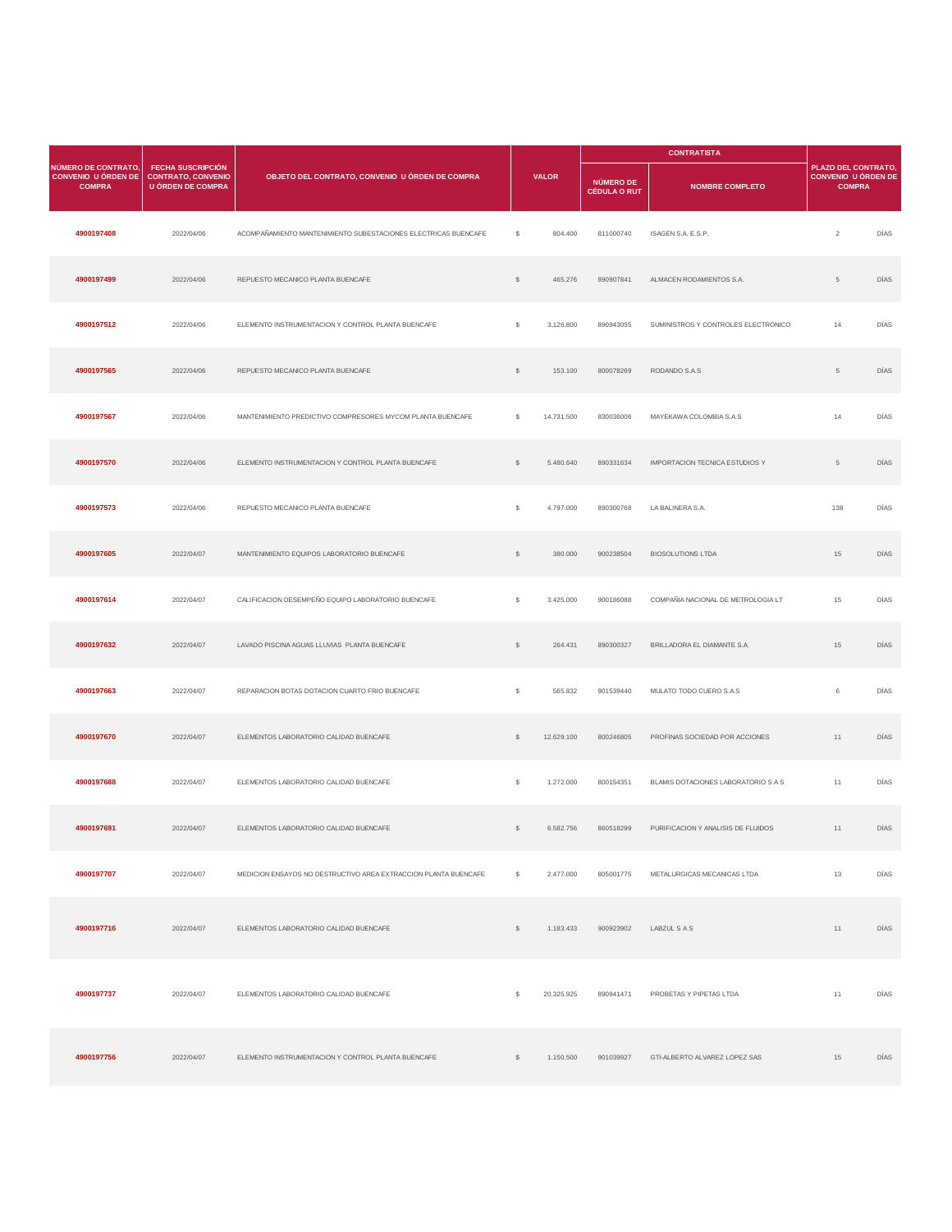| NÚMERO DE CONTRATO, CONVENIO U ÓRDEN DE COMPRA | FECHA SUSCRIPCIÓN CONTRATO, CONVENIO U ÓRDEN DE COMPRA | OBJETO DEL CONTRATO, CONVENIO U ÓRDEN DE COMPRA | VALOR | | CONTRATISTA | | PLAZO DEL CONTRATO, CONVENIO U ÓRDEN DE COMPRA | |
|---|---|---|---|---|---|---|---|---|
| | | | | | NÚMERO DE CÉDULA O RUT | NOMBRE COMPLETO | | |
| 4900197408 | 2022/04/06 | ACOMPAÑAMIENTO MANTENIMIENTO SUBESTACIONES ELECTRICAS BUENCAFE | $ | 804.400 | 811000740 | ISAGEN S.A. E.S.P. | 2 | DÍAS |
| 4900197499 | 2022/04/06 | REPUESTO MECANICO PLANTA BUENCAFE | $ | 465.276 | 890907841 | ALMACEN RODAMIENTOS S.A. | 5 | DÍAS |
| 4900197512 | 2022/04/06 | ELEMENTO INSTRUMENTACION Y CONTROL PLANTA BUENCAFE | $ | 3.126.800 | 890943055 | SUMINISTROS Y CONTROLES ELECTRONICO | 14 | DÍAS |
| 4900197565 | 2022/04/06 | REPUESTO MECANICO PLANTA BUENCAFE | $ | 153.100 | 800078269 | RODANDO S.A.S | 5 | DÍAS |
| 4900197567 | 2022/04/06 | MANTENIMIENTO PREDICTIVO COMPRESORES MYCOM PLANTA BUENCAFE | $ | 14.731.500 | 830036006 | MAYEKAWA COLOMBIA S.A.S | 14 | DÍAS |
| 4900197570 | 2022/04/06 | ELEMENTO INSTRUMENTACION Y CONTROL PLANTA BUENCAFE | $ | 5.480.640 | 890331634 | IMPORTACION TECNICA ESTUDIOS Y | 5 | DÍAS |
| 4900197573 | 2022/04/06 | REPUESTO MECANICO PLANTA BUENCAFE | $ | 4.797.000 | 890300768 | LA BALINERA S.A. | 138 | DÍAS |
| 4900197605 | 2022/04/07 | MANTENIMIENTO EQUIPOS LABORATORIO BUENCAFE | $ | 380.000 | 900238504 | BIOSOLUTIONS LTDA | 15 | DÍAS |
| 4900197614 | 2022/04/07 | CALIFICACION DESEMPEÑO EQUIPO LABORATORIO BUENCAFE | $ | 3.425.000 | 900186088 | COMPAÑIA NACIONAL DE METROLOGIA LT | 15 | DÍAS |
| 4900197632 | 2022/04/07 | LAVADO PISCINA AGUAS LLUVIAS PLANTA BUENCAFE | $ | 264.431 | 890300327 | BRILLADORA EL DIAMANTE S.A. | 15 | DÍAS |
| 4900197663 | 2022/04/07 | REPARACION BOTAS DOTACION CUARTO FRIO BUENCAFE | $ | 565.832 | 901539440 | MULATO TODO CUERO S.A.S | 6 | DÍAS |
| 4900197670 | 2022/04/07 | ELEMENTOS LABORATORIO CALIDAD BUENCAFE | $ | 12.629.100 | 800246805 | PROFINAS SOCIEDAD POR ACCIONES | 11 | DÍAS |
| 4900197688 | 2022/04/07 | ELEMENTOS LABORATORIO CALIDAD BUENCAFE | $ | 1.272.000 | 800154351 | BLAMIS DOTACIONES LABORATORIO S A S | 11 | DÍAS |
| 4900197691 | 2022/04/07 | ELEMENTOS LABORATORIO CALIDAD BUENCAFE | $ | 6.582.756 | 860518299 | PURIFICACION Y ANALISIS DE FLUIDOS | 11 | DÍAS |
| 4900197707 | 2022/04/07 | MEDICION ENSAYOS NO DESTRUCTIVO AREA EXTRACCION PLANTA BUENCAFE | $ | 2.477.000 | 805001775 | METALURGICAS MECANICAS LTDA | 13 | DÍAS |
| 4900197716 | 2022/04/07 | ELEMENTOS LABORATORIO CALIDAD BUENCAFE | $ | 1.183.433 | 900923902 | LABZUL S A S | 11 | DÍAS |
| 4900197737 | 2022/04/07 | ELEMENTOS LABORATORIO CALIDAD BUENCAFE | $ | 20.325.925 | 890941471 | PROBETAS Y PIPETAS LTDA | 11 | DÍAS |
| 4900197756 | 2022/04/07 | ELEMENTO INSTRUMENTACION Y CONTROL PLANTA BUENCAFE | $ | 1.150.500 | 901039927 | GTI-ALBERTO ALVAREZ LOPEZ SAS | 15 | DÍAS |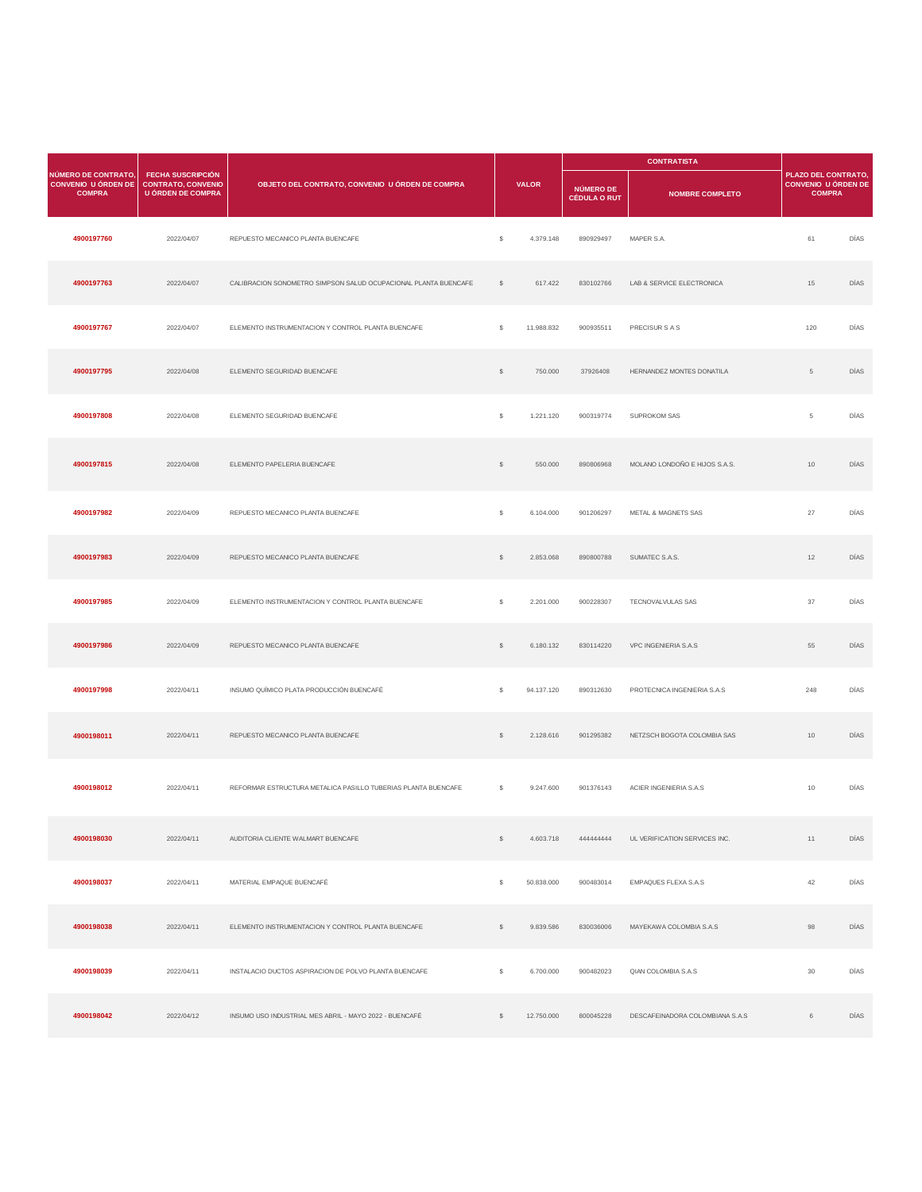| NÚMERO DE CONTRATO, CONVENIO U ÓRDEN DE COMPRA | FECHA SUSCRIPCIÓN CONTRATO, CONVENIO U ÓRDEN DE COMPRA | OBJETO DEL CONTRATO, CONVENIO U ÓRDEN DE COMPRA | VALOR | | CONTRATISTA | | PLAZO DEL CONTRATO, CONVENIO U ÓRDEN DE COMPRA | |
|---|---|---|---|---|---|---|---|---|
| | | | | | NÚMERO DE CÉDULA O RUT | NOMBRE COMPLETO | | |
| 4900197760 | 2022/04/07 | REPUESTO MECANICO PLANTA BUENCAFE | $ | 4.379.148 | 890929497 | MAPER S.A. | 61 | DÍAS |
| 4900197763 | 2022/04/07 | CALIBRACION SONOMETRO SIMPSON SALUD OCUPACIONAL PLANTA BUENCAFE | $ | 617.422 | 830102766 | LAB & SERVICE ELECTRONICA | 15 | DÍAS |
| 4900197767 | 2022/04/07 | ELEMENTO INSTRUMENTACION Y CONTROL PLANTA BUENCAFE | $ | 11.988.832 | 900935511 | PRECISUR S A S | 120 | DÍAS |
| 4900197795 | 2022/04/08 | ELEMENTO SEGURIDAD BUENCAFE | $ | 750.000 | 37926408 | HERNANDEZ MONTES DONATILA | 5 | DÍAS |
| 4900197808 | 2022/04/08 | ELEMENTO SEGURIDAD BUENCAFE | $ | 1.221.120 | 900319774 | SUPROKOM SAS | 5 | DÍAS |
| 4900197815 | 2022/04/08 | ELEMENTO PAPELERIA BUENCAFE | $ | 550.000 | 890806968 | MOLANO LONDOÑO E HIJOS S.A.S. | 10 | DÍAS |
| 4900197982 | 2022/04/09 | REPUESTO MECANICO PLANTA BUENCAFE | $ | 6.104.000 | 901206297 | METAL & MAGNETS SAS | 27 | DÍAS |
| 4900197983 | 2022/04/09 | REPUESTO MECANICO PLANTA BUENCAFE | $ | 2.853.068 | 890800788 | SUMATEC S.A.S. | 12 | DÍAS |
| 4900197985 | 2022/04/09 | ELEMENTO INSTRUMENTACION Y CONTROL PLANTA BUENCAFE | $ | 2.201.000 | 900228307 | TECNOVALVULAS SAS | 37 | DÍAS |
| 4900197986 | 2022/04/09 | REPUESTO MECANICO PLANTA BUENCAFE | $ | 6.180.132 | 830114220 | VPC INGENIERIA S.A.S | 55 | DÍAS |
| 4900197998 | 2022/04/11 | INSUMO QUÍMICO PLATA PRODUCCIÓN BUENCAFÉ | $ | 94.137.120 | 890312630 | PROTECNICA INGENIERIA S.A.S | 248 | DÍAS |
| 4900198011 | 2022/04/11 | REPUESTO MECANICO PLANTA BUENCAFE | $ | 2.128.616 | 901295382 | NETZSCH BOGOTA COLOMBIA SAS | 10 | DÍAS |
| 4900198012 | 2022/04/11 | REFORMAR ESTRUCTURA METALICA PASILLO TUBERIAS PLANTA BUENCAFE | $ | 9.247.600 | 901376143 | ACIER INGENIERIA S.A.S | 10 | DÍAS |
| 4900198030 | 2022/04/11 | AUDITORIA CLIENTE WALMART BUENCAFE | $ | 4.603.718 | 444444444 | UL VERIFICATION SERVICES INC. | 11 | DÍAS |
| 4900198037 | 2022/04/11 | MATERIAL EMPAQUE BUENCAFÉ | $ | 50.838.000 | 900483014 | EMPAQUES FLEXA S.A.S | 42 | DÍAS |
| 4900198038 | 2022/04/11 | ELEMENTO INSTRUMENTACION Y CONTROL PLANTA BUENCAFE | $ | 9.839.586 | 830036006 | MAYEKAWA COLOMBIA S.A.S | 98 | DÍAS |
| 4900198039 | 2022/04/11 | INSTALACIO DUCTOS ASPIRACION DE POLVO PLANTA BUENCAFE | $ | 6.700.000 | 900482023 | QIAN COLOMBIA S.A.S | 30 | DÍAS |
| 4900198042 | 2022/04/12 | INSUMO USO INDUSTRIAL MES ABRIL - MAYO 2022 - BUENCAFÉ | $ | 12.750.000 | 800045228 | DESCAFEINADORA COLOMBIANA S.A.S | 6 | DÍAS |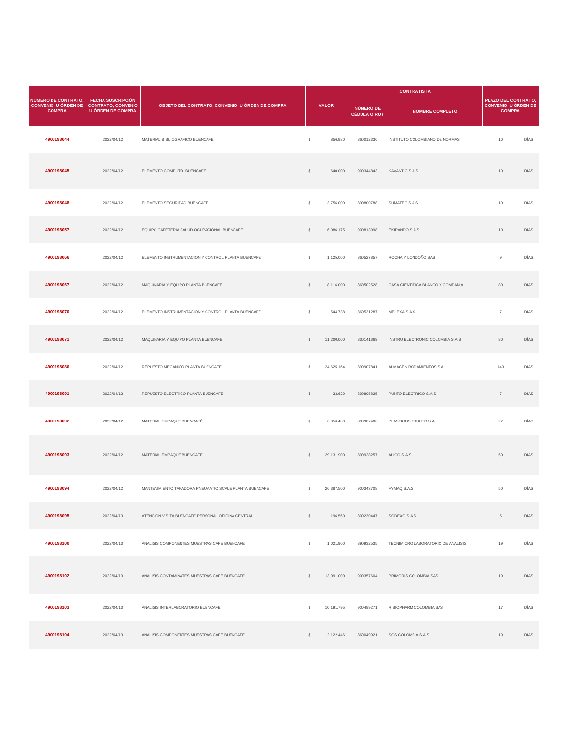| NÚMERO DE CONTRATO, CONVENIO U ÓRDEN DE COMPRA | FECHA SUSCRIPCIÓN CONTRATO, CONVENIO U ÓRDEN DE COMPRA | OBJETO DEL CONTRATO, CONVENIO U ÓRDEN DE COMPRA | VALOR | | CONTRATISTA | | PLAZO DEL CONTRATO, CONVENIO U ÓRDEN DE COMPRA | |
|---|---|---|---|---|---|---|---|---|
| | | | | | NÚMERO DE CÉDULA O RUT | NOMBRE COMPLETO | | |
| 4900198044 | 2022/04/12 | MATERIAL BIBLIOGRAFICO BUENCAFE | $ | 856.980 | 860012336 | INSTITUTO COLOMBIANO DE NORMAS | 10 | DÍAS |
| 4900198045 | 2022/04/12 | ELEMENTO COMPUTO BUENCAFE | $ | 640.000 | 900344843 | KAVANTIC S.A.S | 10 | DÍAS |
| 4900198048 | 2022/04/12 | ELEMENTO SEGURIDAD BUENCAFE | $ | 3.756.000 | 890800788 | SUMATEC S.A.S. | 10 | DÍAS |
| 4900198057 | 2022/04/12 | EQUIPO CAFETERIA SALUD OCUPACIONAL BUENCAFÉ | $ | 6.086.175 | 900813998 | EKIPANDO S.A.S. | 10 | DÍAS |
| 4900198066 | 2022/04/12 | ELEMENTO INSTRUMENTACION Y CONTROL PLANTA BUENCAFE | $ | 1.125.000 | 860527857 | ROCHA Y LONDOÑO SAS | 9 | DÍAS |
| 4900198067 | 2022/04/12 | MAQUINARIA Y EQUIPO PLANTA BUENCAFE | $ | 8.116.000 | 860502528 | CASA CIENTIFICA BLANCO Y COMPAÑIA | 80 | DÍAS |
| 4900198070 | 2022/04/12 | ELEMENTO INSTRUMENTACION Y CONTROL PLANTA BUENCAFE | $ | 544.738 | 860531287 | MELEXA S.A.S | 7 | DÍAS |
| 4900198071 | 2022/04/12 | MAQUINARIA Y EQUIPO PLANTA BUENCAFE | $ | 11.200.000 | 830141369 | INSTRU ELECTRONIC COLOMBIA S.A.S | 80 | DÍAS |
| 4900198080 | 2022/04/12 | REPUESTO MECANICO PLANTA BUENCAFE | $ | 24.625.164 | 890907841 | ALMACEN RODAMIENTOS S.A. | 143 | DÍAS |
| 4900198091 | 2022/04/12 | REPUESTO ELECTRICO PLANTA BUENCAFE | $ | 33.620 | 890805825 | PUNTO ELECTRICO S.A.S | 7 | DÍAS |
| 4900198092 | 2022/04/12 | MATERIAL EMPAQUE BUENCAFÉ | $ | 6.056.400 | 890907406 | PLASTICOS TRUHER S.A | 27 | DÍAS |
| 4900198093 | 2022/04/12 | MATERIAL EMPAQUE BUENCAFÉ | $ | 29.131.900 | 890928257 | ALICO S.A.S | 50 | DÍAS |
| 4900198094 | 2022/04/12 | MANTENIMIENTO TAPADORA PNEUMATIC SCALE PLANTA BUENCAFE | $ | 26.387.500 | 900343708 | FYMAQ S.A.S | 50 | DÍAS |
| 4900198095 | 2022/04/13 | ATENCION VISITA BUENCAFE PERSONAL OFICINA CENTRAL | $ | 196.560 | 800230447 | SODEXO S A S | 5 | DÍAS |
| 4900198100 | 2022/04/13 | ANALISIS COMPONENTES MUESTRAS CAFE BUENCAFE | $ | 1.021.900 | 890932535 | TECNIMICRO LABORATORIO DE ANALISIS | 19 | DÍAS |
| 4900198102 | 2022/04/13 | ANALISIS CONTAMINATES MUESTRAS CAFE BUENCAFE | $ | 13.991.000 | 900357604 | PRIMORIS COLOMBIA SAS | 19 | DÍAS |
| 4900198103 | 2022/04/13 | ANALISIS INTERLABORATORIO BUENCAFE | $ | 10.191.795 | 900489271 | R BIOPHARM COLOMBIA SAS | 17 | DÍAS |
| 4900198104 | 2022/04/13 | ANALISIS COMPONENTES MUESTRAS CAFE BUENCAFE | $ | 2.122.446 | 860049921 | SGS COLOMBIA S.A.S | 19 | DÍAS |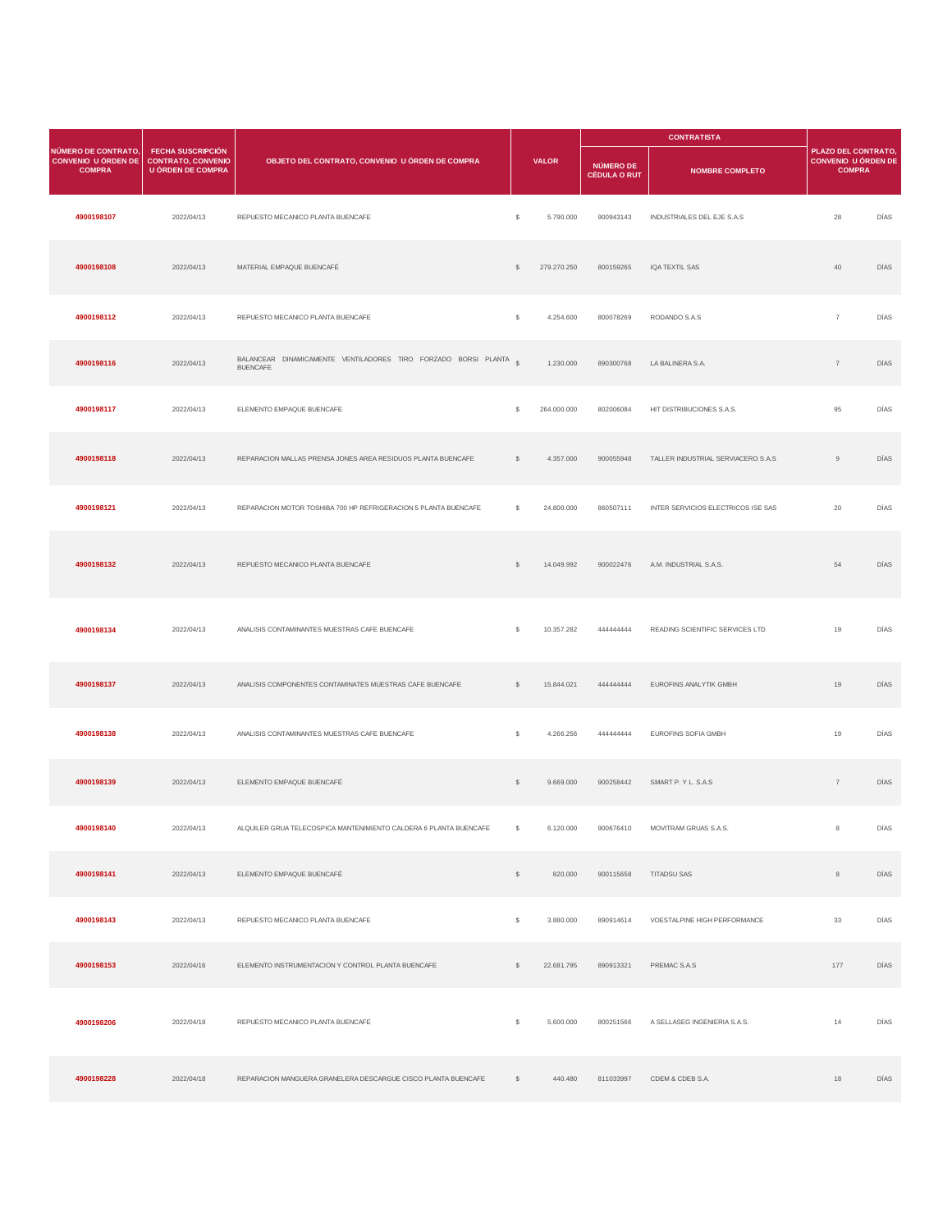| NÚMERO DE CONTRATO, CONVENIO U ÓRDEN DE COMPRA | FECHA SUSCRIPCIÓN CONTRATO, CONVENIO U ÓRDEN DE COMPRA | OBJETO DEL CONTRATO, CONVENIO U ÓRDEN DE COMPRA | VALOR | | CONTRATISTA | | PLAZO DEL CONTRATO, CONVENIO U ÓRDEN DE COMPRA | |
|---|---|---|---|---|---|---|---|---|
| | | | | | NÚMERO DE CÉDULA O RUT | NOMBRE COMPLETO | | |
| **4900198107** | 2022/04/13 | REPUESTO MECANICO PLANTA BUENCAFE | $ | 5.790.000 | 900943143 | INDUSTRIALES DEL EJE S.A.S | 28 | DÍAS |
| **4900198108** | 2022/04/13 | MATERIAL EMPAQUE BUENCAFÉ | $ | 279.270.250 | 800159265 | IQA TEXTIL SAS | 40 | DÍAS |
| **4900198112** | 2022/04/13 | REPUESTO MECANICO PLANTA BUENCAFE | $ | 4.254.600 | 800078269 | RODANDO S.A.S | 7 | DÍAS |
| **4900198116** | 2022/04/13 | BALANCEAR DINAMICAMENTE VENTILADORES TIRO FORZADO BORSI PLANTA BUENCAFE | $ | 1.230.000 | 890300768 | LA BALINERA S.A. | 7 | DÍAS |
| **4900198117** | 2022/04/13 | ELEMENTO EMPAQUE BUENCAFE | $ | 264.000.000 | 802006084 | HIT DISTRIBUCIONES S.A.S. | 95 | DÍAS |
| **4900198118** | 2022/04/13 | REPARACION MALLAS PRENSA JONES AREA RESIDUOS PLANTA BUENCAFE | $ | 4.357.000 | 900055948 | TALLER INDUSTRIAL SERVIACERO S.A.S | 9 | DÍAS |
| **4900198121** | 2022/04/13 | REPARACION MOTOR TOSHIBA 700 HP REFRIGERACION 5 PLANTA BUENCAFE | $ | 24.800.000 | 860507111 | INTER SERVICIOS ELECTRICOS ISE SAS | 20 | DÍAS |
| **4900198132** | 2022/04/13 | REPUESTO MECANICO PLANTA BUENCAFE | $ | 14.049.992 | 900022476 | A.M. INDUSTRIAL S.A.S. | 54 | DÍAS |
| **4900198134** | 2022/04/13 | ANALISIS CONTAMINANTES MUESTRAS CAFE BUENCAFE | $ | 10.357.282 | 444444444 | READING SCIENTIFIC SERVICES LTD | 19 | DÍAS |
| **4900198137** | 2022/04/13 | ANALISIS COMPONENTES CONTAMINATES MUESTRAS CAFE BUENCAFE | $ | 15.844.021 | 444444444 | EUROFINS ANALYTIK GMBH | 19 | DÍAS |
| **4900198138** | 2022/04/13 | ANALISIS CONTAMINANTES MUESTRAS CAFE BUENCAFE | $ | 4.266.256 | 444444444 | EUROFINS SOFIA GMBH | 19 | DÍAS |
| **4900198139** | 2022/04/13 | ELEMENTO EMPAQUE BUENCAFÉ | $ | 9.669.000 | 900258442 | SMART P. Y L. S.A.S | 7 | DÍAS |
| **4900198140** | 2022/04/13 | ALQUILER GRUA TELECOSPICA MANTENIMIENTO CALDERA 6 PLANTA BUENCAFE | $ | 6.120.000 | 900676410 | MOVITRAM GRUAS S.A.S. | 8 | DÍAS |
| **4900198141** | 2022/04/13 | ELEMENTO EMPAQUE BUENCAFÉ | $ | 820.000 | 900115658 | TITADSU SAS | 8 | DÍAS |
| **4900198143** | 2022/04/13 | REPUESTO MECANICO PLANTA BUENCAFE | $ | 3.880.000 | 890914614 | VOESTALPINE HIGH PERFORMANCE | 33 | DÍAS |
| **4900198153** | 2022/04/16 | ELEMENTO INSTRUMENTACION Y CONTROL PLANTA BUENCAFE | $ | 22.681.795 | 890913321 | PREMAC S.A.S | 177 | DÍAS |
| **4900198206** | 2022/04/18 | REPUESTO MECANICO PLANTA BUENCAFE | $ | 5.600.000 | 800251566 | A SELLASEG INGENIERIA S.A.S. | 14 | DÍAS |
| **4900198228** | 2022/04/18 | REPARACION MANGUERA GRANELERA DESCARGUE CISCO PLANTA BUENCAFE | $ | 440.480 | 811033997 | CDEM & CDEB S.A. | 18 | DÍAS |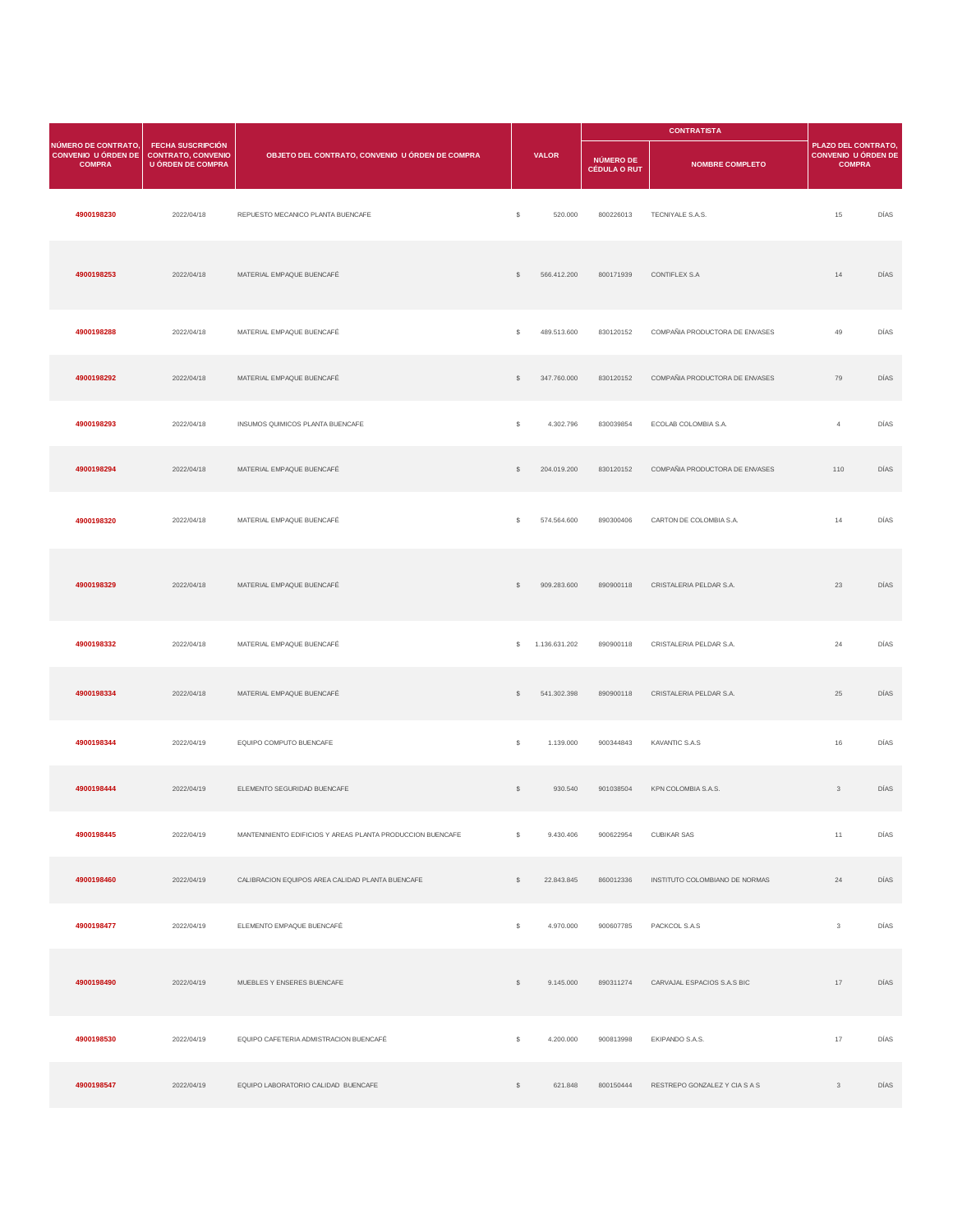| NÚMERO DE CONTRATO, CONVENIO U ÓRDEN DE COMPRA | FECHA SUSCRIPCIÓN CONTRATO, CONVENIO U ÓRDEN DE COMPRA | OBJETO DEL CONTRATO, CONVENIO U ÓRDEN DE COMPRA | VALOR | | CONTRATISTA | | PLAZO DEL CONTRATO, CONVENIO U ÓRDEN DE COMPRA | |
|---|---|---|---|---|---|---|---|---|
| | | | | | NÚMERO DE CÉDULA O RUT | NOMBRE COMPLETO | | |
| **4900198230** | 2022/04/18 | REPUESTO MECANICO PLANTA BUENCAFE | $ | 520.000 | 800226013 | TECNIYALE S.A.S. | 15 | DÍAS |
| **4900198253** | 2022/04/18 | MATERIAL EMPAQUE BUENCAFÉ | $ | 566.412.200 | 800171939 | CONTIFLEX S.A | 14 | DÍAS |
| **4900198288** | 2022/04/18 | MATERIAL EMPAQUE BUENCAFÉ | $ | 489.513.600 | 830120152 | COMPAÑIA PRODUCTORA DE ENVASES | 49 | DÍAS |
| **4900198292** | 2022/04/18 | MATERIAL EMPAQUE BUENCAFÉ | $ | 347.760.000 | 830120152 | COMPAÑIA PRODUCTORA DE ENVASES | 79 | DÍAS |
| **4900198293** | 2022/04/18 | INSUMOS QUIMICOS PLANTA BUENCAFE | $ | 4.302.796 | 830039854 | ECOLAB COLOMBIA S.A. | 4 | DÍAS |
| **4900198294** | 2022/04/18 | MATERIAL EMPAQUE BUENCAFÉ | $ | 204.019.200 | 830120152 | COMPAÑIA PRODUCTORA DE ENVASES | 110 | DÍAS |
| **4900198320** | 2022/04/18 | MATERIAL EMPAQUE BUENCAFÉ | $ | 574.564.600 | 890300406 | CARTON DE COLOMBIA S.A. | 14 | DÍAS |
| **4900198329** | 2022/04/18 | MATERIAL EMPAQUE BUENCAFÉ | $ | 909.283.600 | 890900118 | CRISTALERIA PELDAR S.A. | 23 | DÍAS |
| **4900198332** | 2022/04/18 | MATERIAL EMPAQUE BUENCAFÉ | $ | 1.136.631.202 | 890900118 | CRISTALERIA PELDAR S.A. | 24 | DÍAS |
| **4900198334** | 2022/04/18 | MATERIAL EMPAQUE BUENCAFÉ | $ | 541.302.398 | 890900118 | CRISTALERIA PELDAR S.A. | 25 | DÍAS |
| **4900198344** | 2022/04/19 | EQUIPO COMPUTO BUENCAFE | $ | 1.139.000 | 900344843 | KAVANTIC S.A.S | 16 | DÍAS |
| **4900198444** | 2022/04/19 | ELEMENTO SEGURIDAD BUENCAFE | $ | 930.540 | 901038504 | KPN COLOMBIA S.A.S. | 3 | DÍAS |
| **4900198445** | 2022/04/19 | MANTENINIENTO EDIFICIOS Y AREAS PLANTA PRODUCCION BUENCAFE | $ | 9.430.406 | 900622954 | CUBIKAR SAS | 11 | DÍAS |
| **4900198460** | 2022/04/19 | CALIBRACION EQUIPOS AREA CALIDAD PLANTA BUENCAFE | $ | 22.843.845 | 860012336 | INSTITUTO COLOMBIANO DE NORMAS | 24 | DÍAS |
| **4900198477** | 2022/04/19 | ELEMENTO EMPAQUE BUENCAFÉ | $ | 4.970.000 | 900607785 | PACKCOL S.A.S | 3 | DÍAS |
| **4900198490** | 2022/04/19 | MUEBLES Y ENSERES BUENCAFE | $ | 9.145.000 | 890311274 | CARVAJAL ESPACIOS S.A.S BIC | 17 | DÍAS |
| **4900198530** | 2022/04/19 | EQUIPO CAFETERIA ADMISTRACION BUENCAFÉ | $ | 4.200.000 | 900813998 | EKIPANDO S.A.S. | 17 | DÍAS |
| **4900198547** | 2022/04/19 | EQUIPO LABORATORIO CALIDAD BUENCAFE | $ | 621.848 | 800150444 | RESTREPO GONZALEZ Y CIA S A S | 3 | DÍAS |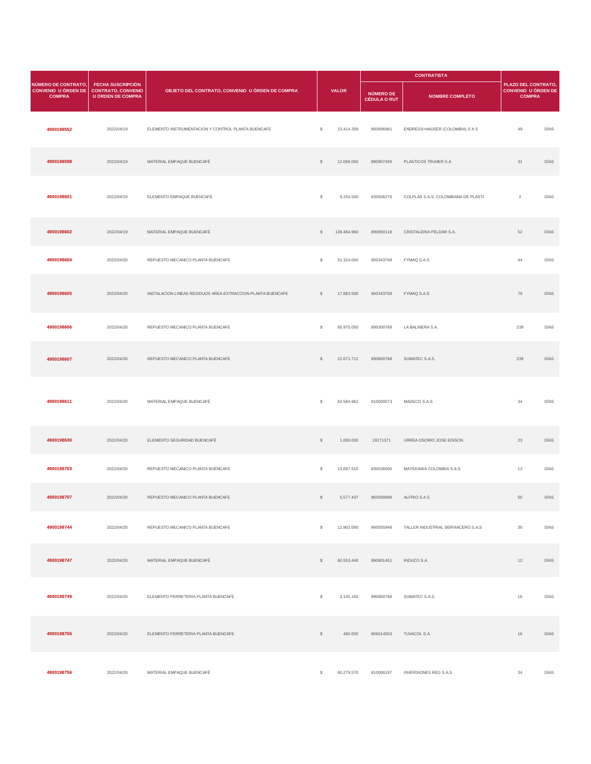| NÚMERO DE CONTRATO, CONVENIO U ÓRDEN DE COMPRA | FECHA SUSCRIPCIÓN CONTRATO, CONVENIO U ÓRDEN DE COMPRA | OBJETO DEL CONTRATO, CONVENIO U ÓRDEN DE COMPRA | VALOR | | CONTRATISTA | | PLAZO DEL CONTRATO, CONVENIO U ÓRDEN DE COMPRA | |
|---|---|---|---|---|---|---|---|---|
| | | | | | NÚMERO DE CÉDULA O RUT | NOMBRE COMPLETO | | |
| **4900198552** | 2022/04/19 | ELEMENTO INSTRUMENTACION Y CONTROL PLANTA BUENCAFE | $ | 13.414.358 | 900896981 | ENDRESS+HAUSER (COLOMBIA) S A S | 49 | DÍAS |
| **4900198598** | 2022/04/19 | MATERIAL EMPAQUE BUENCAFÉ | $ | 12.096.000 | 890907406 | PLASTICOS TRUHER S.A | 31 | DÍAS |
| **4900198601** | 2022/04/19 | ELEMENTO EMPAQUE BUENCAFÉ | $ | 9.254.500 | 830506276 | COLPLAS S.A.S. COLOMBIANA DE PLASTI | 2 | DÍAS |
| **4900198602** | 2022/04/19 | MATERIAL EMPAQUE BUENCAFÉ | $ | 139.494.960 | 890900118 | CRISTALERIA PELDAR S.A. | 52 | DÍAS |
| **4900198604** | 2022/04/20 | REPUESTO MECANICO PLANTA BUENCAFE | $ | 51.324.000 | 900343708 | FYMAQ S.A.S | 44 | DÍAS |
| **4900198605** | 2022/04/20 | INSTALACION LINEAS RESIDUOS AREA EXTRACCION PLANTA BUENCAFE | $ | 17.883.500 | 900343708 | FYMAQ S.A.S | 79 | DÍAS |
| **4900198606** | 2022/04/20 | REPUESTO MECANICO PLANTA BUENCAFE | $ | 85.975.050 | 890300768 | LA BALINERA S.A. | 239 | DÍAS |
| **4900198607** | 2022/04/20 | REPUESTO MECANICO PLANTA BUENCAFE | $ | 12.671.712 | 890800788 | SUMATEC S.A.S. | 239 | DÍAS |
| **4900198611** | 2022/04/20 | MATERIAL EMPAQUE BUENCAFÉ | $ | 63.584.962 | 810000073 | MADECO S.A.S | 34 | DÍAS |
| **4900198630** | 2022/04/20 | ELEMENTO SEGURIDAD BUENCAFÉ | $ | 1.000.000 | 19271371 | URREA OSORIO JOSE EDISON | 23 | DÍAS |
| **4900198703** | 2022/04/20 | REPUESTO MECANICO PLANTA BUENCAFE | $ | 13.697.510 | 830036006 | MAYEKAWA COLOMBIA S.A.S | 12 | DÍAS |
| **4900198707** | 2022/04/20 | REPUESTO MECANICO PLANTA BUENCAFE | $ | 5.577.437 | 860500689 | ALFRIO S A S | 50 | DÍAS |
| **4900198744** | 2022/04/20 | REPUESTO MECANICO PLANTA BUENCAFE | $ | 12.902.000 | 900055948 | TALLER INDUSTRIAL SERVIACERO S.A.S | 30 | DÍAS |
| **4900198747** | 2022/04/20 | MATERIAL EMPAQUE BUENCAFÉ | $ | 60.553.440 | 890801451 | RIDUCO S.A. | 12 | DÍAS |
| **4900198749** | 2022/04/20 | ELEMENTO FERRETERIA PLANTA BUENCAFE | $ | 3.145.150 | 890800788 | SUMATEC S.A.S. | 16 | DÍAS |
| **4900198755** | 2022/04/20 | ELEMENTO FERRETERIA PLANTA BUENCAFE | $ | 480.550 | 806014553 | TUVACOL S.A. | 16 | DÍAS |
| **4900198756** | 2022/04/20 | MATERIAL EMPAQUE BUENCAFÉ | $ | 60.279.570 | 810006197 | INVERSIONES REG S.A.S | 34 | DÍAS |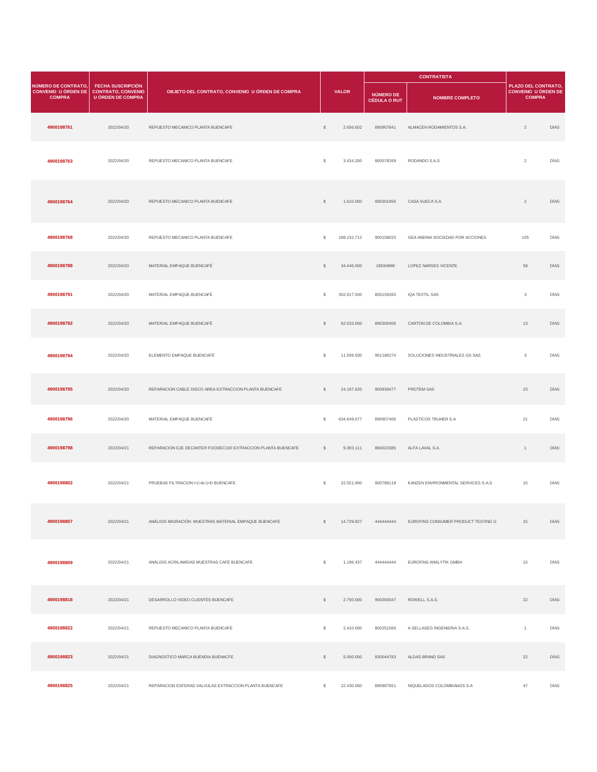| NÚMERO DE CONTRATO, CONVENIO U ÓRDEN DE COMPRA | FECHA SUSCRIPCIÓN CONTRATO, CONVENIO U ÓRDEN DE COMPRA | OBJETO DEL CONTRATO, CONVENIO U ÓRDEN DE COMPRA | VALOR | | CONTRATISTA | | PLAZO DEL CONTRATO, CONVENIO U ÓRDEN DE COMPRA | |
|---|---|---|---|---|---|---|---|---|
| | | | | | NÚMERO DE CÉDULA O RUT | NOMBRE COMPLETO | | |
| 4900198761 | 2022/04/20 | REPUESTO MECANICO PLANTA BUENCAFE | $ | 2.656.602 | 890907841 | ALMACEN RODAMIENTOS S.A. | 2 | DÍAS |
| 4900198763 | 2022/04/20 | REPUESTO MECANICO PLANTA BUENCAFE | $ | 3.434.200 | 800078269 | RODANDO S.A.S | 2 | DÍAS |
| 4900198764 | 2022/04/20 | REPUESTO MECANICO PLANTA BUENCAFE | $ | 1.610.000 | 890301956 | CASA SUECA S.A | 2 | DÍAS |
| 4900198768 | 2022/04/20 | REPUESTO MECANICO PLANTA BUENCAFE | $ | 188.232.712 | 900158025 | GEA ANDINA SOCIEDAD POR ACCIONES | 105 | DÍAS |
| 4900198788 | 2022/04/20 | MATERIAL EMPAQUE BUENCAFÉ | $ | 34.446.000 | 18594898 | LOPEZ NARSES VICENTE | 58 | DÍAS |
| 4900198791 | 2022/04/20 | MATERIAL EMPAQUE BUENCAFÉ | $ | 302.017.500 | 800159265 | IQA TEXTIL SAS | 3 | DÍAS |
| 4900198792 | 2022/04/20 | MATERIAL EMPAQUE BUENCAFÉ | $ | 62.633.000 | 890300406 | CARTON DE COLOMBIA S.A. | 13 | DÍAS |
| 4900198794 | 2022/04/20 | ELEMENTO EMPAQUE BUENCAFÉ | $ | 11.599.500 | 901186274 | SOLUCIONES INDUSTRIALES GS SAS | 3 | DÍAS |
| 4900198795 | 2022/04/20 | REPARACION CABLE DISCO AREA EXTRACCION PLANTA BUENCAFE | $ | 24.197.620 | 900939477 | PROTEM SAS | 23 | DÍAS |
| 4900198796 | 2022/04/20 | MATERIAL EMPAQUE BUENCAFÉ | $ | 634.649.077 | 890907406 | PLASTICOS TRUHER S.A | 21 | DÍAS |
| 4900198798 | 2022/04/21 | REPARACION EJE DECANTER FOODEC100 EXTRACCION PLANTA BUENCAFE | $ | 9.393.111 | 860023385 | ALFA LAVAL S.A. | 1 | DÍAS |
| 4900198802 | 2022/04/21 | PRUEBAS FILTRACION I<(>&<)>D BUENCAFE | $ | 22.551.900 | 900788118 | KANZEN ENVIRONMENTAL SERVICES S.A.S | 15 | DÍAS |
| 4900198807 | 2022/04/21 | ANÁLISIS MIGRACIÓN MUESTRAS MATERIAL EMPAQUE BUENCAFE | $ | 14.729.827 | 444444444 | EUROFINS CONSUMER PRODUCT TESTING G | 15 | DÍAS |
| 4900198809 | 2022/04/21 | ANÁLISIS ACRILAMIDAS MUESTRAS CAFÉ BUENCAFE | $ | 1.196.437 | 444444444 | EUROFINS ANALYTIK GMBH | 15 | DÍAS |
| 4900198818 | 2022/04/21 | DESARROLLO VIDEO CLIENTES BUENCAFE | $ | 2.750.000 | 900300047 | ROWELL S.A.S. | 22 | DÍAS |
| 4900198822 | 2022/04/21 | REPUESTO MECANICO PLANTA BUENCAFE | $ | 2.410.000 | 800251566 | A SELLASEG INGENIERIA S.A.S. | 1 | DÍAS |
| 4900198823 | 2022/04/21 | DIAGNOSTICO MARCA BUENDIA BUENACFE | $ | 5.000.000 | 830044783 | ALDAS BRAND SAS | 22 | DÍAS |
| 4900198825 | 2022/04/21 | REPARACION ESFERAS VALVULAS EXTRACCION PLANTA BUENCAFE | $ | 22.430.000 | 890907651 | NIQUELADOS COLOMBIANOS S.A | 47 | DÍAS |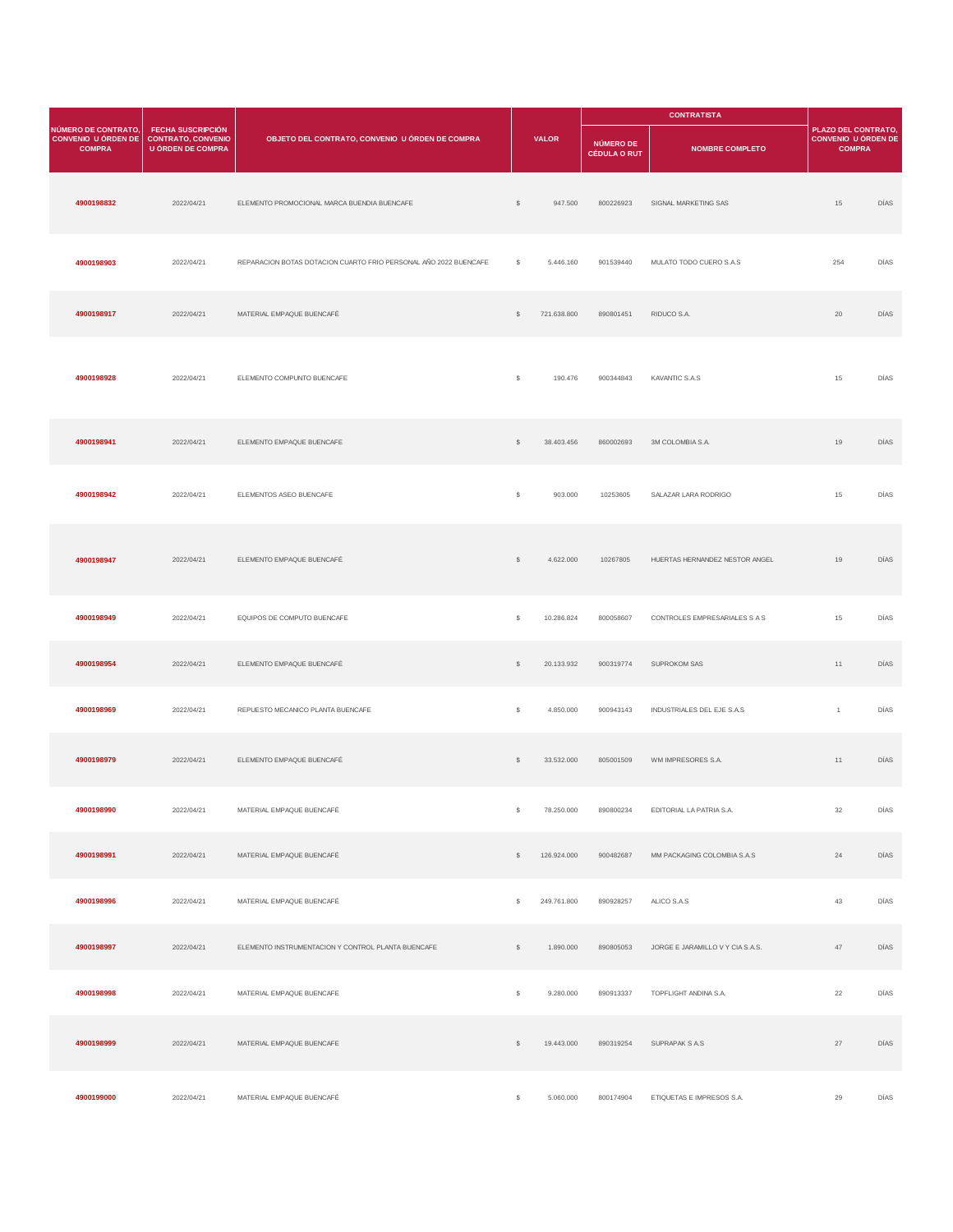| NÚMERO DE CONTRATO, CONVENIO U ÓRDEN DE COMPRA | FECHA SUSCRIPCIÓN CONTRATO, CONVENIO U ÓRDEN DE COMPRA | OBJETO DEL CONTRATO, CONVENIO U ÓRDEN DE COMPRA | VALOR | | CONTRATISTA | | PLAZO DEL CONTRATO, CONVENIO U ÓRDEN DE COMPRA | |
|---|---|---|---|---|---|---|---|---|
| | | | | | NÚMERO DE CÉDULA O RUT | NOMBRE COMPLETO | | |
| 4900198832 | 2022/04/21 | ELEMENTO PROMOCIONAL MARCA BUENDIA BUENCAFE | $ | 947.500 | 800226923 | SIGNAL MARKETING SAS | 15 | DÍAS |
| 4900198903 | 2022/04/21 | REPARACION BOTAS DOTACION CUARTO FRIO PERSONAL AÑO 2022 BUENCAFE | $ | 5.446.160 | 901539440 | MULATO TODO CUERO S.A.S | 254 | DÍAS |
| 4900198917 | 2022/04/21 | MATERIAL EMPAQUE BUENCAFÉ | $ | 721.638.800 | 890801451 | RIDUCO S.A. | 20 | DÍAS |
| 4900198928 | 2022/04/21 | ELEMENTO COMPUNTO BUENCAFE | $ | 190.476 | 900344843 | KAVANTIC S.A.S | 15 | DÍAS |
| 4900198941 | 2022/04/21 | ELEMENTO EMPAQUE BUENCAFE | $ | 38.403.456 | 860002693 | 3M COLOMBIA S.A. | 19 | DÍAS |
| 4900198942 | 2022/04/21 | ELEMENTOS ASEO BUENCAFE | $ | 903.000 | 10253605 | SALAZAR LARA RODRIGO | 15 | DÍAS |
| 4900198947 | 2022/04/21 | ELEMENTO EMPAQUE BUENCAFÉ | $ | 4.622.000 | 10267805 | HUERTAS HERNANDEZ NESTOR ANGEL | 19 | DÍAS |
| 4900198949 | 2022/04/21 | EQUIPOS DE COMPUTO BUENCAFE | $ | 10.286.824 | 800058607 | CONTROLES EMPRESARIALES S A S | 15 | DÍAS |
| 4900198954 | 2022/04/21 | ELEMENTO EMPAQUE BUENCAFÉ | $ | 20.133.932 | 900319774 | SUPROKOM SAS | 11 | DÍAS |
| 4900198969 | 2022/04/21 | REPUESTO MECANICO PLANTA BUENCAFE | $ | 4.850.000 | 900943143 | INDUSTRIALES DEL EJE S.A.S | 1 | DÍAS |
| 4900198979 | 2022/04/21 | ELEMENTO EMPAQUE BUENCAFÉ | $ | 33.532.000 | 805001509 | WM IMPRESORES S.A. | 11 | DÍAS |
| 4900198990 | 2022/04/21 | MATERIAL EMPAQUE BUENCAFÉ | $ | 78.250.000 | 890800234 | EDITORIAL LA PATRIA S.A. | 32 | DÍAS |
| 4900198991 | 2022/04/21 | MATERIAL EMPAQUE BUENCAFÉ | $ | 126.924.000 | 900482687 | MM PACKAGING COLOMBIA S.A.S | 24 | DÍAS |
| 4900198996 | 2022/04/21 | MATERIAL EMPAQUE BUENCAFÉ | $ | 249.761.800 | 890928257 | ALICO S.A.S | 43 | DÍAS |
| 4900198997 | 2022/04/21 | ELEMENTO INSTRUMENTACION Y CONTROL PLANTA BUENCAFE | $ | 1.890.000 | 890805053 | JORGE E JARAMILLO V Y CIA S.A.S. | 47 | DÍAS |
| 4900198998 | 2022/04/21 | MATERIAL EMPAQUE BUENCAFE | $ | 9.280.000 | 890913337 | TOPFLIGHT ANDINA S.A. | 22 | DÍAS |
| 4900198999 | 2022/04/21 | MATERIAL EMPAQUE BUENCAFE | $ | 19.443.000 | 890319254 | SUPRAPAK S A.S | 27 | DÍAS |
| 4900199000 | 2022/04/21 | MATERIAL EMPAQUE BUENCAFÉ | $ | 5.060.000 | 800174904 | ETIQUETAS E IMPRESOS S.A. | 29 | DÍAS |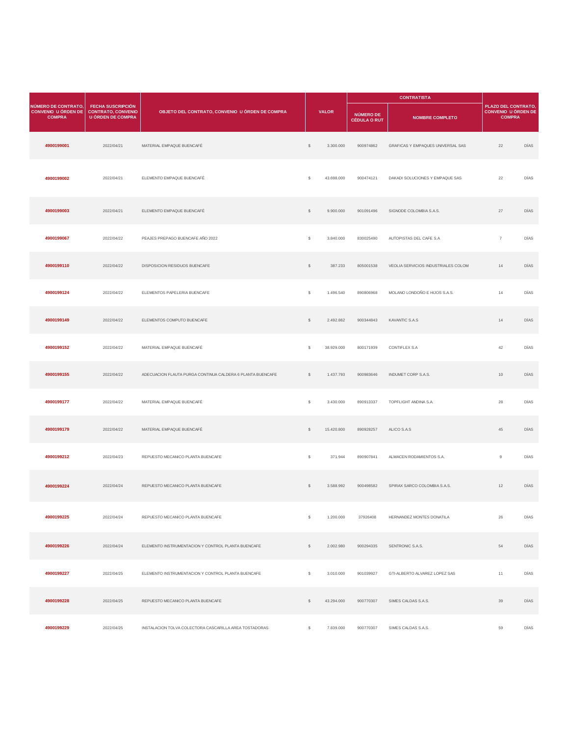| NÚMERO DE CONTRATO, CONVENIO U ÓRDEN DE COMPRA | FECHA SUSCRIPCIÓN CONTRATO, CONVENIO U ÓRDEN DE COMPRA | OBJETO DEL CONTRATO, CONVENIO U ÓRDEN DE COMPRA | VALOR | | CONTRATISTA | | PLAZO DEL CONTRATO, CONVENIO U ÓRDEN DE COMPRA | |
|---|---|---|---|---|---|---|---|---|
| | | | | | NÚMERO DE CÉDULA O RUT | NOMBRE COMPLETO | | |
| **4900199001** | 2022/04/21 | MATERIAL EMPAQUE BUENCAFÉ | $ | 3.300.000 | 900974862 | GRAFICAS Y EMPAQUES UNIVERSAL SAS | 22 | DÍAS |
| **4900199002** | 2022/04/21 | ELEMENTO EMPAQUE BUENCAFÉ | $ | 43.698.000 | 900474121 | DAKADI SOLUCIONES Y EMPAQUE SAS | 22 | DÍAS |
| **4900199003** | 2022/04/21 | ELEMENTO EMPAQUE BUENCAFÉ | $ | 9.900.000 | 901091496 | SIGNODE COLOMBIA S.A.S. | 27 | DÍAS |
| **4900199067** | 2022/04/22 | PEAJES PREPAGO BUENCAFE AÑO 2022 | $ | 3.840.000 | 830025490 | AUTOPISTAS DEL CAFE S.A | 7 | DÍAS |
| **4900199110** | 2022/04/22 | DISPOSICION RESIDUOS BUENCAFE | $ | 387.233 | 805001538 | VEOLIA SERVICIOS INDUSTRIALES COLOM | 14 | DÍAS |
| **4900199124** | 2022/04/22 | ELEMENTOS PAPELERIA BUENCAFE | $ | 1.496.540 | 890806968 | MOLANO LONDOÑO E HIJOS S.A.S. | 14 | DÍAS |
| **4900199149** | 2022/04/22 | ELEMENTOS COMPUTO BUENCAFE | $ | 2.492.862 | 900344843 | KAVANTIC S.A.S | 14 | DÍAS |
| **4900199152** | 2022/04/22 | MATERIAL EMPAQUE BUENCAFÉ | $ | 38.929.000 | 800171939 | CONTIFLEX S.A | 42 | DÍAS |
| **4900199155** | 2022/04/22 | ADECUACION FLAUTA PURGA CONTINUA CALDERA 6 PLANTA BUENCAFE | $ | 1.437.793 | 900983646 | INDUMET CORP S.A.S. | 10 | DÍAS |
| **4900199177** | 2022/04/22 | MATERIAL EMPAQUE BUENCAFÉ | $ | 3.430.000 | 890913337 | TOPFLIGHT ANDINA S.A. | 28 | DÍAS |
| **4900199179** | 2022/04/22 | MATERIAL EMPAQUE BUENCAFÉ | $ | 15.420.800 | 890928257 | ALICO S.A.S | 45 | DÍAS |
| **4900199212** | 2022/04/23 | REPUESTO MECANICO PLANTA BUENCAFE | $ | 371.944 | 890907841 | ALMACEN RODAMIENTOS S.A. | 9 | DÍAS |
| **4900199224** | 2022/04/24 | REPUESTO MECANICO PLANTA BUENCAFE | $ | 3.588.992 | 900498582 | SPIRAX SARCO COLOMBIA S.A.S. | 12 | DÍAS |
| **4900199225** | 2022/04/24 | REPUESTO MECANICO PLANTA BUENCAFE | $ | 1.200.000 | 37926408 | HERNANDEZ MONTES DONATILA | 26 | DÍAS |
| **4900199226** | 2022/04/24 | ELEMENTO INSTRUMENTACION Y CONTROL PLANTA BUENCAFE | $ | 2.002.980 | 900294335 | SENTRONIC S.A.S. | 54 | DÍAS |
| **4900199227** | 2022/04/25 | ELEMENTO INSTRUMENTACION Y CONTROL PLANTA BUENCAFE | $ | 3.010.000 | 901039927 | GTI-ALBERTO ALVAREZ LOPEZ SAS | 11 | DÍAS |
| **4900199228** | 2022/04/25 | REPUESTO MECANICO PLANTA BUENCAFE | $ | 43.294.000 | 900770307 | SIMES CALDAS S.A.S. | 39 | DÍAS |
| **4900199229** | 2022/04/25 | INSTALACION TOLVA COLECTORA CASCARILLA AREA TOSTADORAS | $ | 7.839.000 | 900770307 | SIMES CALDAS S.A.S. | 59 | DÍAS |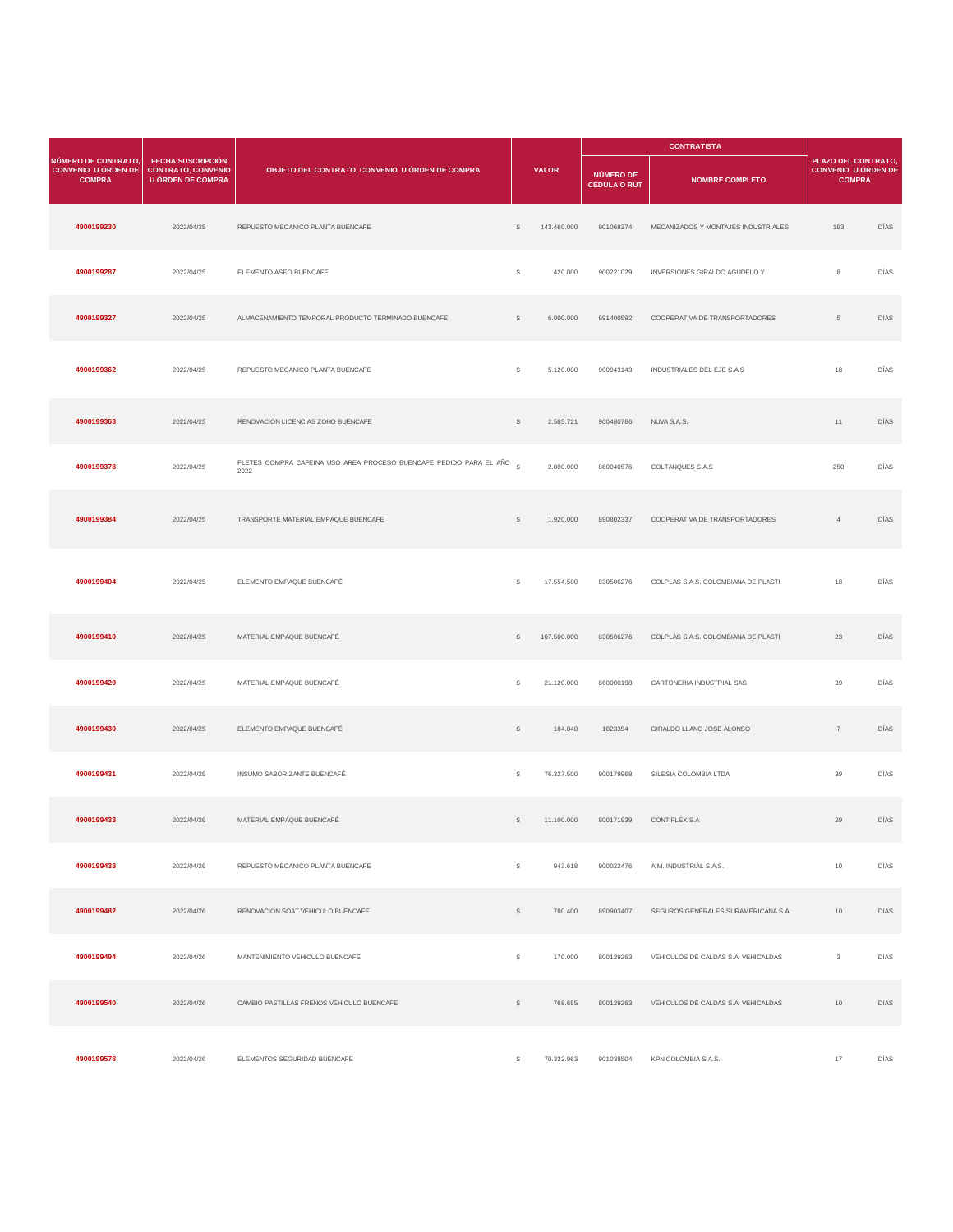| NÚMERO DE CONTRATO, CONVENIO U ÓRDEN DE COMPRA | FECHA SUSCRIPCIÓN CONTRATO, CONVENIO U ÓRDEN DE COMPRA | OBJETO DEL CONTRATO, CONVENIO U ÓRDEN DE COMPRA | VALOR | | CONTRATISTA | | PLAZO DEL CONTRATO, CONVENIO U ÓRDEN DE COMPRA | |
|---|---|---|---|---|---|---|---|---|
| | | | | | NÚMERO DE CÉDULA O RUT | NOMBRE COMPLETO | | |
| **4900199230** | 2022/04/25 | REPUESTO MECANICO PLANTA BUENCAFE | $ | 143.460.000 | 901068374 | MECANIZADOS Y MONTAJES INDUSTRIALES | 193 | DÍAS |
| **4900199287** | 2022/04/25 | ELEMENTO ASEO BUENCAFE | $ | 420.000 | 900221029 | INVERSIONES GIRALDO AGUDELO Y | 8 | DÍAS |
| **4900199327** | 2022/04/25 | ALMACENAMIENTO TEMPORAL PRODUCTO TERMINADO BUENCAFE | $ | 6.000.000 | 891400592 | COOPERATIVA DE TRANSPORTADORES | 5 | DÍAS |
| **4900199362** | 2022/04/25 | REPUESTO MECANICO PLANTA BUENCAFE | $ | 5.120.000 | 900943143 | INDUSTRIALES DEL EJE S.A.S | 18 | DÍAS |
| **4900199363** | 2022/04/25 | RENOVACION LICENCIAS ZOHO BUENCAFE | $ | 2.585.721 | 900480786 | NUVA S.A.S. | 11 | DÍAS |
| **4900199378** | 2022/04/25 | FLETES COMPRA CAFEINA USO AREA PROCESO BUENCAFE PEDIDO PARA EL AÑO 2022 | $ | 2.800.000 | 860040576 | COLTANQUES S.A.S | 250 | DÍAS |
| **4900199384** | 2022/04/25 | TRANSPORTE MATERIAL EMPAQUE BUENCAFE | $ | 1.920.000 | 890802337 | COOPERATIVA DE TRANSPORTADORES | 4 | DÍAS |
| **4900199404** | 2022/04/25 | ELEMENTO EMPAQUE BUENCAFÉ | $ | 17.554.500 | 830506276 | COLPLAS S.A.S. COLOMBIANA DE PLASTI | 18 | DÍAS |
| **4900199410** | 2022/04/25 | MATERIAL EMPAQUE BUENCAFÉ | $ | 107.500.000 | 830506276 | COLPLAS S.A.S. COLOMBIANA DE PLASTI | 23 | DÍAS |
| **4900199429** | 2022/04/25 | MATERIAL EMPAQUE BUENCAFÉ | $ | 21.120.000 | 860000198 | CARTONERIA INDUSTRIAL SAS | 39 | DÍAS |
| **4900199430** | 2022/04/25 | ELEMENTO EMPAQUE BUENCAFÉ | $ | 184.040 | 1023354 | GIRALDO LLANO JOSE ALONSO | 7 | DÍAS |
| **4900199431** | 2022/04/25 | INSUMO SABORIZANTE BUENCAFÉ | $ | 76.327.500 | 900179968 | SILESIA COLOMBIA LTDA | 39 | DÍAS |
| **4900199433** | 2022/04/26 | MATERIAL EMPAQUE BUENCAFÉ | $ | 11.100.000 | 800171939 | CONTIFLEX S.A | 29 | DÍAS |
| **4900199438** | 2022/04/26 | REPUESTO MECANICO PLANTA BUENCAFE | $ | 943.618 | 900022476 | A.M. INDUSTRIAL S.A.S. | 10 | DÍAS |
| **4900199482** | 2022/04/26 | RENOVACION SOAT VEHICULO BUENCAFE | $ | 780.400 | 890903407 | SEGUROS GENERALES SURAMERICANA S.A. | 10 | DÍAS |
| **4900199494** | 2022/04/26 | MANTENIMIENTO VEHICULO BUENCAFE | $ | 170.000 | 800129263 | VEHICULOS DE CALDAS S.A. VEHICALDAS | 3 | DÍAS |
| **4900199540** | 2022/04/26 | CAMBIO PASTILLAS FRENOS VEHICULO BUENCAFE | $ | 768.655 | 800129263 | VEHICULOS DE CALDAS S.A. VEHICALDAS | 10 | DÍAS |
| **4900199578** | 2022/04/26 | ELEMENTOS SEGURIDAD BUENCAFE | $ | 70.332.963 | 901038504 | KPN COLOMBIA S.A.S. | 17 | DÍAS |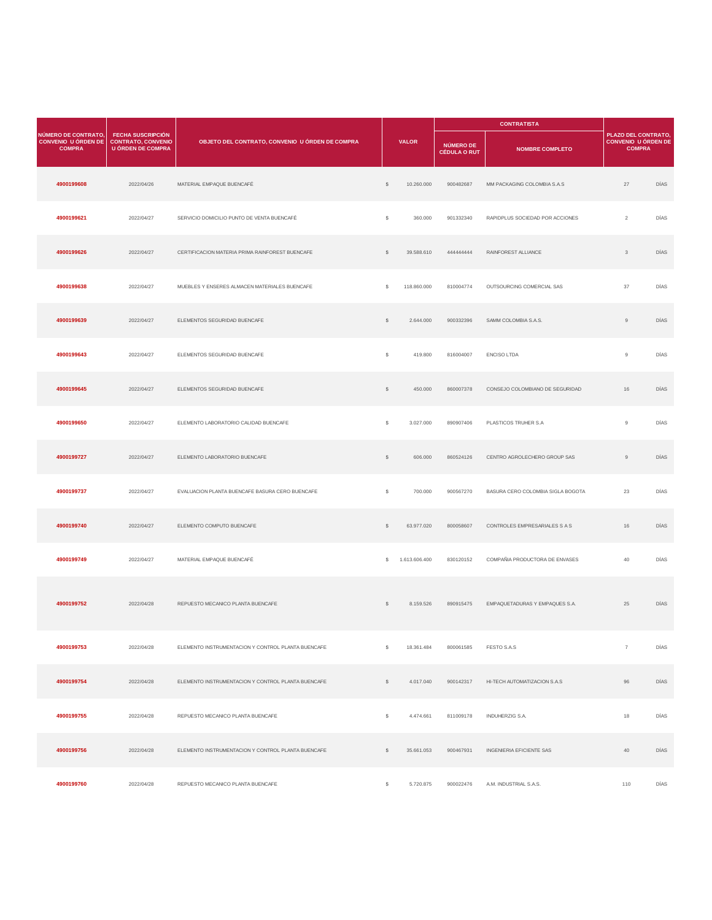| NÚMERO DE CONTRATO, CONVENIO U ÓRDEN DE COMPRA | FECHA SUSCRIPCIÓN CONTRATO, CONVENIO U ÓRDEN DE COMPRA | OBJETO DEL CONTRATO, CONVENIO U ÓRDEN DE COMPRA | VALOR | | CONTRATISTA | | PLAZO DEL CONTRATO, CONVENIO U ÓRDEN DE COMPRA | |
|---|---|---|---|---|---|---|---|---|
| | | | | | NÚMERO DE CÉDULA O RUT | NOMBRE COMPLETO | | |
| **4900199608** | 2022/04/26 | MATERIAL EMPAQUE BUENCAFÉ | $ | 10.260.000 | 900482687 | MM PACKAGING COLOMBIA S.A.S | 27 | DÍAS |
| **4900199621** | 2022/04/27 | SERVICIO DOMICILIO PUNTO DE VENTA BUENCAFÉ | $ | 360.000 | 901332340 | RAPIDPLUS SOCIEDAD POR ACCIONES | 2 | DÍAS |
| **4900199626** | 2022/04/27 | CERTIFICACION MATERIA PRIMA RAINFOREST BUENCAFE | $ | 39.588.610 | 444444444 | RAINFOREST ALLIANCE | 3 | DÍAS |
| **4900199638** | 2022/04/27 | MUEBLES Y ENSERES ALMACEN MATERIALES BUENCAFE | $ | 118.860.000 | 810004774 | OUTSOURCING COMERCIAL SAS | 37 | DÍAS |
| **4900199639** | 2022/04/27 | ELEMENTOS SEGURIDAD BUENCAFE | $ | 2.644.000 | 900332396 | SAMM COLOMBIA S.A.S. | 9 | DÍAS |
| **4900199643** | 2022/04/27 | ELEMENTOS SEGURIDAD BUENCAFE | $ | 419.800 | 816004007 | ENCISO LTDA | 9 | DÍAS |
| **4900199645** | 2022/04/27 | ELEMENTOS SEGURIDAD BUENCAFE | $ | 450.000 | 860007378 | CONSEJO COLOMBIANO DE SEGURIDAD | 16 | DÍAS |
| **4900199650** | 2022/04/27 | ELEMENTO LABORATORIO CALIDAD BUENCAFE | $ | 3.027.000 | 890907406 | PLASTICOS TRUHER S.A | 9 | DÍAS |
| **4900199727** | 2022/04/27 | ELEMENTO LABORATORIO BUENCAFE | $ | 606.000 | 860524126 | CENTRO AGROLECHERO GROUP SAS | 9 | DÍAS |
| **4900199737** | 2022/04/27 | EVALUACION PLANTA BUENCAFE BASURA CERO BUENCAFE | $ | 700.000 | 900567270 | BASURA CERO COLOMBIA SIGLA BOGOTA | 23 | DÍAS |
| **4900199740** | 2022/04/27 | ELEMENTO COMPUTO BUENCAFE | $ | 63.977.020 | 800058607 | CONTROLES EMPRESARIALES S A S | 16 | DÍAS |
| **4900199749** | 2022/04/27 | MATERIAL EMPAQUE BUENCAFÉ | $ | 1.613.606.400 | 830120152 | COMPAÑIA PRODUCTORA DE ENVASES | 40 | DÍAS |
| **4900199752** | 2022/04/28 | REPUESTO MECANICO PLANTA BUENCAFE | $ | 8.159.526 | 890915475 | EMPAQUETADURAS Y EMPAQUES S.A. | 25 | DÍAS |
| **4900199753** | 2022/04/28 | ELEMENTO INSTRUMENTACION Y CONTROL PLANTA BUENCAFE | $ | 18.361.484 | 800061585 | FESTO S.A.S | 7 | DÍAS |
| **4900199754** | 2022/04/28 | ELEMENTO INSTRUMENTACION Y CONTROL PLANTA BUENCAFE | $ | 4.017.040 | 900142317 | HI-TECH AUTOMATIZACION S.A.S | 96 | DÍAS |
| **4900199755** | 2022/04/28 | REPUESTO MECANICO PLANTA BUENCAFE | $ | 4.474.661 | 811009178 | INDUHERZIG S.A. | 18 | DÍAS |
| **4900199756** | 2022/04/28 | ELEMENTO INSTRUMENTACION Y CONTROL PLANTA BUENCAFE | $ | 35.661.053 | 900467931 | INGENIERIA EFICIENTE SAS | 40 | DÍAS |
| **4900199760** | 2022/04/28 | REPUESTO MECANICO PLANTA BUENCAFE | $ | 5.720.875 | 900022476 | A.M. INDUSTRIAL S.A.S. | 110 | DÍAS |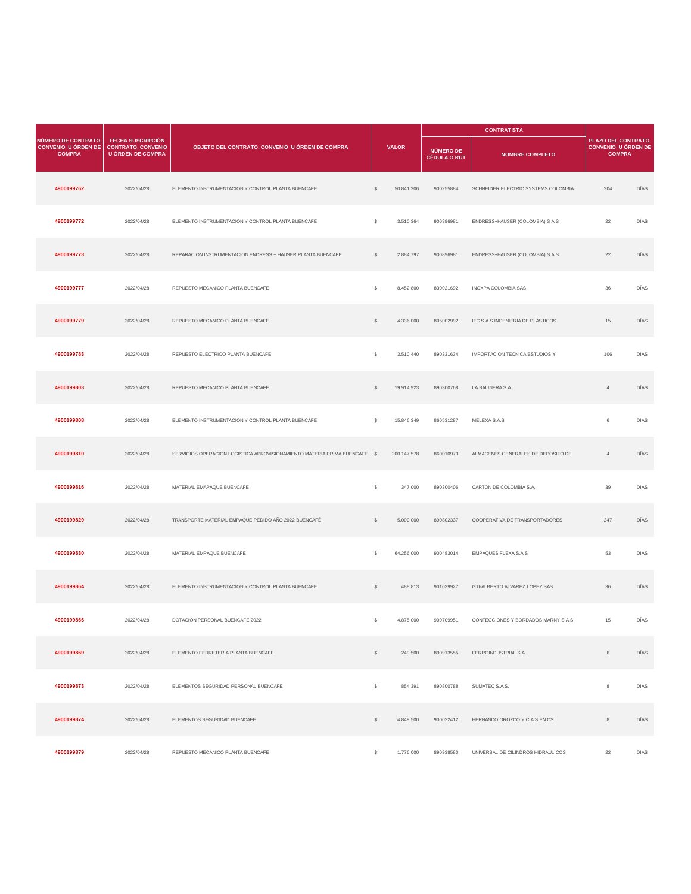| NÚMERO DE CONTRATO, CONVENIO U ÓRDEN DE COMPRA | FECHA SUSCRIPCIÓN CONTRATO, CONVENIO U ÓRDEN DE COMPRA | OBJETO DEL CONTRATO, CONVENIO U ÓRDEN DE COMPRA | VALOR | | CONTRATISTA | | PLAZO DEL CONTRATO, CONVENIO U ÓRDEN DE COMPRA | |
|---|---|---|---|---|---|---|---|---|
| | | | | | NÚMERO DE CÉDULA O RUT | NOMBRE COMPLETO | | |
| **4900199762** | 2022/04/28 | ELEMENTO INSTRUMENTACION Y CONTROL PLANTA BUENCAFE | $ | 50.841.206 | 900255884 | SCHNEIDER ELECTRIC SYSTEMS COLOMBIA | 204 | DÍAS |
| **4900199772** | 2022/04/28 | ELEMENTO INSTRUMENTACION Y CONTROL PLANTA BUENCAFE | $ | 3.510.364 | 900896981 | ENDRESS+HAUSER (COLOMBIA) S A S | 22 | DÍAS |
| **4900199773** | 2022/04/28 | REPARACION INSTRUMENTACION ENDRESS + HAUSER PLANTA BUENCAFE | $ | 2.884.797 | 900896981 | ENDRESS+HAUSER (COLOMBIA) S A S | 22 | DÍAS |
| **4900199777** | 2022/04/28 | REPUESTO MECANICO PLANTA BUENCAFE | $ | 8.452.800 | 830021692 | INOXPA COLOMBIA SAS | 36 | DÍAS |
| **4900199779** | 2022/04/28 | REPUESTO MECANICO PLANTA BUENCAFE | $ | 4.336.000 | 805002992 | ITC S.A.S INGENIERIA DE PLASTICOS | 15 | DÍAS |
| **4900199783** | 2022/04/28 | REPUESTO ELECTRICO PLANTA BUENCAFE | $ | 3.510.440 | 890331634 | IMPORTACION TECNICA ESTUDIOS Y | 106 | DÍAS |
| **4900199803** | 2022/04/28 | REPUESTO MECANICO PLANTA BUENCAFE | $ | 19.914.923 | 890300768 | LA BALINERA S.A. | 4 | DÍAS |
| **4900199808** | 2022/04/28 | ELEMENTO INSTRUMENTACION Y CONTROL PLANTA BUENCAFE | $ | 15.846.349 | 860531287 | MELEXA S.A.S | 6 | DÍAS |
| **4900199810** | 2022/04/28 | SERVICIOS OPERACION LOGISTICA APROVISIONAMIENTO MATERIA PRIMA BUENCAFE | $ | 200.147.578 | 860010973 | ALMACENES GENERALES DE DEPOSITO DE | 4 | DÍAS |
| **4900199816** | 2022/04/28 | MATERIAL EMAPAQUE BUENCAFÉ | $ | 347.000 | 890300406 | CARTON DE COLOMBIA S.A. | 39 | DÍAS |
| **4900199829** | 2022/04/28 | TRANSPORTE MATERIAL EMPAQUE PEDIDO AÑO 2022 BUENCAFÉ | $ | 5.000.000 | 890802337 | COOPERATIVA DE TRANSPORTADORES | 247 | DÍAS |
| **4900199830** | 2022/04/28 | MATERIAL EMPAQUE BUENCAFÉ | $ | 64.256.000 | 900483014 | EMPAQUES FLEXA S.A.S | 53 | DÍAS |
| **4900199864** | 2022/04/28 | ELEMENTO INSTRUMENTACION Y CONTROL PLANTA BUENCAFE | $ | 488.813 | 901039927 | GTI-ALBERTO ALVAREZ LOPEZ SAS | 36 | DÍAS |
| **4900199866** | 2022/04/28 | DOTACION PERSONAL BUENCAFE 2022 | $ | 4.875.000 | 900709951 | CONFECCIONES Y BORDADOS MARNY S.A.S | 15 | DÍAS |
| **4900199869** | 2022/04/28 | ELEMENTO FERRETERIA PLANTA BUENCAFE | $ | 249.500 | 890913555 | FERROINDUSTRIAL S.A. | 6 | DÍAS |
| **4900199873** | 2022/04/28 | ELEMENTOS SEGURIDAD PERSONAL BUENCAFE | $ | 854.391 | 890800788 | SUMATEC S.A.S. | 8 | DÍAS |
| **4900199874** | 2022/04/28 | ELEMENTOS SEGURIDAD BUENCAFE | $ | 4.849.500 | 900022412 | HERNANDO OROZCO Y CIA S EN CS | 8 | DÍAS |
| **4900199879** | 2022/04/28 | REPUESTO MECANICO PLANTA BUENCAFE | $ | 1.776.000 | 890938580 | UNIVERSAL DE CILINDROS HIDRAULICOS | 22 | DÍAS |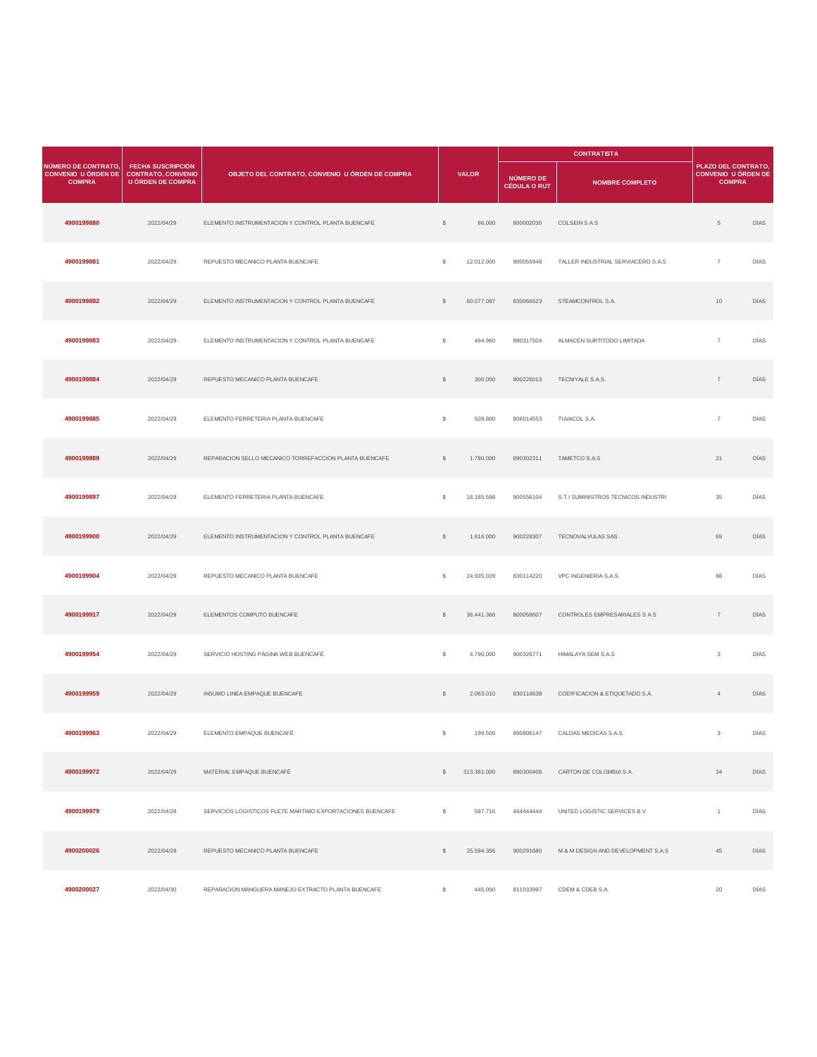| NÚMERO DE CONTRATO, CONVENIO U ÓRDEN DE COMPRA | FECHA SUSCRIPCIÓN CONTRATO, CONVENIO U ÓRDEN DE COMPRA | OBJETO DEL CONTRATO, CONVENIO U ÓRDEN DE COMPRA | VALOR | | CONTRATISTA | | PLAZO DEL CONTRATO, CONVENIO U ÓRDEN DE COMPRA | |
|---|---|---|---|---|---|---|---|---|
| | | | | | NÚMERO DE CÉDULA O RUT | NOMBRE COMPLETO | | |
| 4900199880 | 2022/04/29 | ELEMENTO INSTRUMENTACION Y CONTROL PLANTA BUENCAFE | $ | 86.000 | 800002030 | COLSEIN S A S | 5 | DÍAS |
| 4900199881 | 2022/04/29 | REPUESTO MECANICO PLANTA BUENCAFE | $ | 12.012.000 | 900055948 | TALLER INDUSTRIAL SERVIACERO S.A.S | 7 | DÍAS |
| 4900199882 | 2022/04/29 | ELEMENTO INSTRUMENTACION Y CONTROL PLANTA BUENCAFE | $ | 60.077.097 | 830066623 | STEAMCONTROL S.A. | 10 | DÍAS |
| 4900199883 | 2022/04/29 | ELEMENTO INSTRUMENTACION Y CONTROL PLANTA BUENCAFE | $ | 494.960 | 890317504 | ALMACEN SURTITODO LIMITADA | 7 | DÍAS |
| 4900199884 | 2022/04/29 | REPUESTO MECANICO PLANTA BUENCAFE | $ | 300.000 | 800226013 | TECNIYALE S.A.S. | 7 | DÍAS |
| 4900199885 | 2022/04/29 | ELEMENTO FERRETERIA PLANTA BUENCAFE | $ | 509.800 | 806014553 | TUVACOL S.A. | 7 | DÍAS |
| 4900199889 | 2022/04/29 | REPARACION SELLO MECANICO TORREFACCION PLANTA BUENCAFE | $ | 1.780.000 | 890302311 | TAMETCO S.A.S | 21 | DÍAS |
| 4900199897 | 2022/04/29 | ELEMENTO FERRETERIA PLANTA BUENCAFE | $ | 18.165.598 | 900556104 | S.T.I SUMINISTROS TECNICOS INDUSTRI | 35 | DÍAS |
| 4900199900 | 2022/04/29 | ELEMENTO INSTRUMENTACION Y CONTROL PLANTA BUENCAFE | $ | 1.616.000 | 900228307 | TECNOVALVULAS SAS | 69 | DÍAS |
| 4900199904 | 2022/04/29 | REPUESTO MECANICO PLANTA BUENCAFE | $ | 24.935.029 | 830114220 | VPC INGENIERIA S.A.S | 98 | DÍAS |
| 4900199917 | 2022/04/29 | ELEMENTOS COMPUTO BUENCAFE | $ | 36.441.366 | 800058607 | CONTROLES EMPRESARIALES S A S | 7 | DÍAS |
| 4900199954 | 2022/04/29 | SERVICIO HOSTING PÁGINA WEB BUENCAFÉ | $ | 4.790.000 | 900326771 | HIMALAYA SEM S.A.S | 3 | DÍAS |
| 4900199959 | 2022/04/29 | INSUMO LINEA EMPAQUE BUENCAFE | $ | 2.063.010 | 830116638 | CODIFICACION & ETIQUETADO S.A. | 4 | DÍAS |
| 4900199963 | 2022/04/29 | ELEMENTO EMPAQUE BUENCAFÉ | $ | 199.500 | 890806147 | CALDAS MEDICAS S.A.S | 3 | DÍAS |
| 4900199972 | 2022/04/29 | MATERIAL EMPAQUE BUENCAFÉ | $ | 313.381.000 | 890300406 | CARTON DE COLOMBIA S.A. | 34 | DÍAS |
| 4900199979 | 2022/04/29 | SERVICIOS LOGISTICOS FLETE MARTIMO EXPORTACIONES BUENCAFE | $ | 597.716 | 444444444 | UNITED LOGISTIC SERVICES B.V. | 1 | DÍAS |
| 4900200026 | 2022/04/29 | REPUESTO MECANICO PLANTA BUENCAFE | $ | 25.594.356 | 900291680 | M & M DESIGN AND DEVELOPMENT S.A.S | 45 | DÍAS |
| 4900200027 | 2022/04/30 | REPARACION MANGUERA MANEJO EXTRACTO PLANTA BUENCAFE | $ | 445.000 | 811033997 | CDEM & CDEB S.A. | 20 | DÍAS |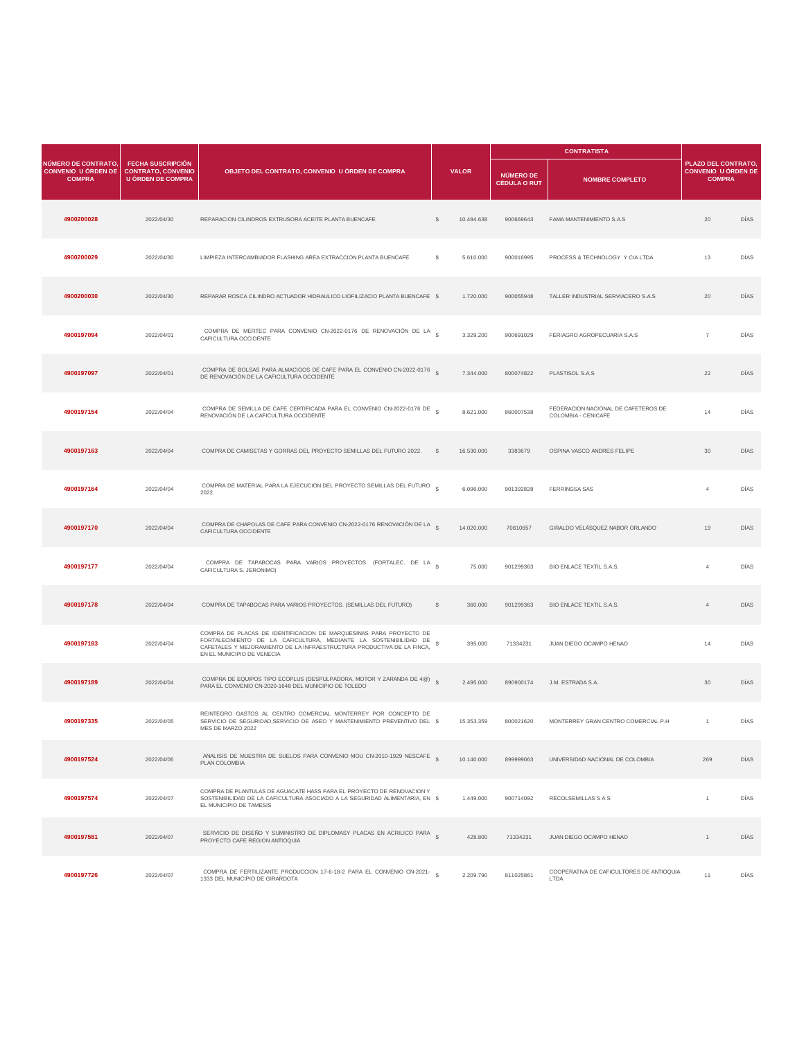| NÚMERO DE CONTRATO, CONVENIO U ÓRDEN DE COMPRA | FECHA SUSCRIPCIÓN CONTRATO, CONVENIO U ÓRDEN DE COMPRA | OBJETO DEL CONTRATO, CONVENIO U ÓRDEN DE COMPRA | VALOR | | CONTRATISTA | | PLAZO DEL CONTRATO, CONVENIO U ÓRDEN DE COMPRA | |
|---|---|---|---|---|---|---|---|---|
| | | | | | NÚMERO DE CÉDULA O RUT | NOMBRE COMPLETO | | |
| 4900200028 | 2022/04/30 | REPARACION CILINDROS EXTRUSORA ACEITE PLANTA BUENCAFE | $ | 10.494.638 | 900669643 | FAMA MANTENIMIENTO S.A.S | 20 | DÍAS |
| 4900200029 | 2022/04/30 | LIMPIEZA INTERCAMBIADOR FLASHING AREA EXTRACCION PLANTA BUENCAFE | $ | 5.610.000 | 900016995 | PROCESS & TECHNOLOGY Y CIA LTDA | 13 | DÍAS |
| 4900200030 | 2022/04/30 | REPARAR ROSCA CILINDRO ACTUADOR HIDRAULICO LIOFILIZACIO PLANTA BUENCAFE | $ | 1.720.000 | 900055948 | TALLER INDUSTRIAL SERVIACERO S.A.S | 20 | DÍAS |
| 4900197094 | 2022/04/01 | COMPRA DE MERTEC PARA CONVENIO CN-2022-0176 DE RENOVACIÓN DE LA CAFICULTURA OCCIDENTE | $ | 3.329.200 | 900691029 | FERIAGRO AGROPECUARIA S.A.S | 7 | DÍAS |
| 4900197097 | 2022/04/01 | COMPRA DE BOLSAS PARA ALMACIGOS DE CAFE PARA EL CONVENIO CN-2022-0176 DE RENOVACIÓN DE LA CAFICULTURA OCCIDENTE | $ | 7.344.000 | 800074822 | PLASTISOL S.A.S | 22 | DÍAS |
| 4900197154 | 2022/04/04 | COMPRA DE SEMILLA DE CAFE CERTIFICADA PARA EL CONVENIO CN-2022-0176 DE RENOVACIÓN DE LA CAFICULTURA OCCIDENTE | $ | 8.621.000 | 860007538 | FEDERACION NACIONAL DE CAFETEROS DE COLOMBIA - CENICAFE | 14 | DÍAS |
| 4900197163 | 2022/04/04 | COMPRA DE CAMISETAS Y GORRAS DEL PROYECTO SEMILLAS DEL FUTURO 2022. | $ | 16.530.000 | 3383679 | OSPINA VASCO ANDRES FELIPE | 30 | DÍAS |
| 4900197164 | 2022/04/04 | COMPRA DE MATERIAL PARA LA EJECUCIÓN DEL PROYECTO SEMILLAS DEL FUTURO 2022. | $ | 6.096.000 | 901392828 | FERRINGSA SAS | 4 | DÍAS |
| 4900197170 | 2022/04/04 | COMPRA DE CHAPOLAS DE CAFE PARA CONVENIO CN-2022-0176 RENOVACIÓN DE LA CAFICULTURA OCCIDENTE | $ | 14.020.000 | 70810657 | GIRALDO VELÁSQUEZ NABOR ORLANDO | 19 | DÍAS |
| 4900197177 | 2022/04/04 | COMPRA DE TAPABOCAS PARA VARIOS PROYECTOS. (FORTALEC. DE LA CAFICULTURA S. JERONIMO) | $ | 75.000 | 901299363 | BIO ENLACE TEXTIL S.A.S. | 4 | DÍAS |
| 4900197178 | 2022/04/04 | COMPRA DE TAPABOCAS PARA VARIOS PROYECTOS. (SEMILLAS DEL FUTURO) | $ | 360.000 | 901299363 | BIO ENLACE TEXTIL S.A.S. | 4 | DÍAS |
| 4900197183 | 2022/04/04 | COMPRA DE PLACAS DE IDENTIFICACION DE MARQUESINAS PARA PROYECTO DE FORTALECIMIENTO DE LA CAFICULTURA, MEDIANTE LA SOSTENIBILIDAD DE CAFETALES Y MEJORAMIENTO DE LA INFRAESTRUCTURA PRODUCTIVA DE LA FINCA, EN EL MUNICIPIO DE VENECIA | $ | 395.000 | 71334231 | JUAN DIEGO OCAMPO HENAO | 14 | DÍAS |
| 4900197189 | 2022/04/04 | COMPRA DE EQUIPOS TIPO ECOPLUS (DESPULPADORA, MOTOR Y ZARANDA DE 4@) PARA EL CONVENIO CN-2020-1648 DEL MUNICIPIO DE TOLEDO | $ | 2.495.000 | 890900174 | J.M. ESTRADA S.A. | 30 | DÍAS |
| 4900197335 | 2022/04/05 | REINTEGRO GASTOS AL CENTRO COMERCIAL MONTERREY POR CONCEPTO DE SERVICIO DE SEGURIDAD,SERVICIO DE ASEO Y MANTENIMIENTO PREVENTIVO DEL MES DE MARZO 2022 | $ | 15.353.359 | 800021620 | MONTERREY GRAN CENTRO COMERCIAL P.H | 1 | DÍAS |
| 4900197524 | 2022/04/06 | ANALISIS DE MUESTRA DE SUELOS PARA CONVENIO MOU CN-2010-1929 NESCAFE PLAN COLOMBIA | $ | 10.140.000 | 899999063 | UNIVERSIDAD NACIONAL DE COLOMBIA | 269 | DÍAS |
| 4900197574 | 2022/04/07 | COMPRA DE PLANTULAS DE AGUACATE HASS PARA EL PROYECTO DE RENOVACION Y SOSTENIBILIDAD DE LA CAFICULTURA ASOCIADO A LA SEGURIDAD ALIMENTARIA, EN EL MUNICIPIO DE TAMESIS | $ | 1.449.000 | 900714092 | RECOLSEMILLAS S A S | 1 | DÍAS |
| 4900197581 | 2022/04/07 | SERVICIO DE DISEÑO Y SUMINISTRO DE DIPLOMASY PLACAS EN ACRILICO PARA PROYECTO CAFE REGION ANTIOQUIA | $ | 428.800 | 71334231 | JUAN DIEGO OCAMPO HENAO | 1 | DÍAS |
| 4900197726 | 2022/04/07 | COMPRA DE FERTILIZANTE PRODUCCION 17-6-18-2 PARA EL CONVENIO CN-2021-1333 DEL MUNICIPIO DE GIRARDOTA | $ | 2.209.790 | 811025861 | COOPERATIVA DE CAFICULTORES DE ANTIOQUIA LTDA | 11 | DÍAS |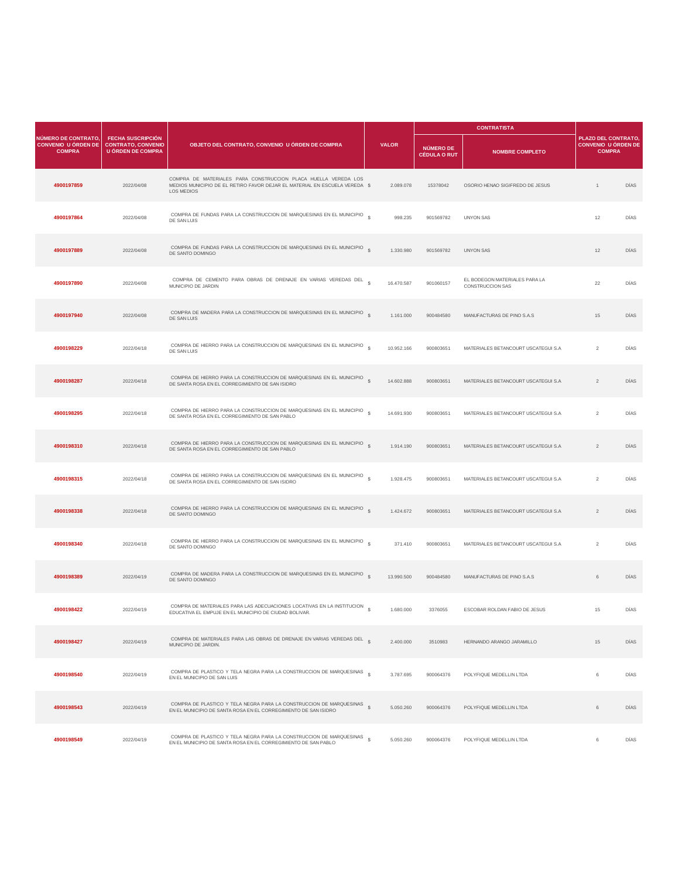| NÚMERO DE CONTRATO, CONVENIO U ÓRDEN DE COMPRA | FECHA SUSCRIPCIÓN CONTRATO, CONVENIO U ÓRDEN DE COMPRA | OBJETO DEL CONTRATO, CONVENIO U ÓRDEN DE COMPRA | VALOR | | CONTRATISTA | | PLAZO DEL CONTRATO, CONVENIO U ÓRDEN DE COMPRA | |
|---|---|---|---|---|---|---|---|---|
| | | | | | NÚMERO DE CÉDULA O RUT | NOMBRE COMPLETO | | |
| **4900197859** | 2022/04/08 | COMPRA DE MATERIALES PARA CONSTRUCCION PLACA HUELLA VEREDA LOS MEDIOS MUNICIPIO DE EL RETIRO FAVOR DEJAR EL MATERIAL EN ESCUELA VEREDA LOS MEDIOS | $ | 2.089.078 | 15378042 | OSORIO HENAO SIGIFREDO DE JESUS | 1 | DÍAS |
| **4900197864** | 2022/04/08 | COMPRA DE FUNDAS PARA LA CONSTRUCCION DE MARQUESINAS EN EL MUNICIPIO DE SAN LUIS | $ | 998.235 | 901569782 | UNYON SAS | 12 | DÍAS |
| **4900197889** | 2022/04/08 | COMPRA DE FUNDAS PARA LA CONSTRUCCION DE MARQUESINAS EN EL MUNICIPIO DE SANTO DOMINGO | $ | 1.330.980 | 901569782 | UNYON SAS | 12 | DÍAS |
| **4900197890** | 2022/04/08 | COMPRA DE CEMENTO PARA OBRAS DE DRENAJE EN VARIAS VEREDAS DEL MUNICIPIO DE JARDIN | $ | 16.470.587 | 901060157 | EL BODEGON MATERIALES PARA LA CONSTRUCCION SAS | 22 | DÍAS |
| **4900197940** | 2022/04/08 | COMPRA DE MADERA PARA LA CONSTRUCCION DE MARQUESINAS EN EL MUNICIPIO DE SAN LUIS | $ | 1.161.000 | 900484580 | MANUFACTURAS DE PINO S.A.S | 15 | DÍAS |
| **4900198229** | 2022/04/18 | COMPRA DE HIERRO PARA LA CONSTRUCCION DE MARQUESINAS EN EL MUNICIPIO DE SAN LUIS | $ | 10.952.166 | 900803651 | MATERIALES BETANCOURT USCATEGUI S.A | 2 | DÍAS |
| **4900198287** | 2022/04/18 | COMPRA DE HIERRO PARA LA CONSTRUCCION DE MARQUESINAS EN EL MUNICIPIO DE SANTA ROSA EN EL CORREGIMIENTO DE SAN ISIDRO | $ | 14.602.888 | 900803651 | MATERIALES BETANCOURT USCATEGUI S.A | 2 | DÍAS |
| **4900198295** | 2022/04/18 | COMPRA DE HIERRO PARA LA CONSTRUCCION DE MARQUESINAS EN EL MUNICIPIO DE SANTA ROSA EN EL CORREGIMIENTO DE SAN PABLO | $ | 14.691.930 | 900803651 | MATERIALES BETANCOURT USCATEGUI S.A | 2 | DÍAS |
| **4900198310** | 2022/04/18 | COMPRA DE HIERRO PARA LA CONSTRUCCION DE MARQUESINAS EN EL MUNICIPIO DE SANTA ROSA EN EL CORREGIMIENTO DE SAN PABLO | $ | 1.914.190 | 900803651 | MATERIALES BETANCOURT USCATEGUI S.A | 2 | DÍAS |
| **4900198315** | 2022/04/18 | COMPRA DE HIERRO PARA LA CONSTRUCCION DE MARQUESINAS EN EL MUNICIPIO DE SANTA ROSA EN EL CORREGIMIENTO DE SAN ISIDRO | $ | 1.928.475 | 900803651 | MATERIALES BETANCOURT USCATEGUI S.A | 2 | DÍAS |
| **4900198338** | 2022/04/18 | COMPRA DE HIERRO PARA LA CONSTRUCCION DE MARQUESINAS EN EL MUNICIPIO DE SANTO DOMINGO | $ | 1.424.672 | 900803651 | MATERIALES BETANCOURT USCATEGUI S.A | 2 | DÍAS |
| **4900198340** | 2022/04/18 | COMPRA DE HIERRO PARA LA CONSTRUCCION DE MARQUESINAS EN EL MUNICIPIO DE SANTO DOMINGO | $ | 371.410 | 900803651 | MATERIALES BETANCOURT USCATEGUI S.A | 2 | DÍAS |
| **4900198389** | 2022/04/19 | COMPRA DE MADERA PARA LA CONSTRUCCION DE MARQUESINAS EN EL MUNICIPIO DE SANTO DOMINGO | $ | 13.990.500 | 900484580 | MANUFACTURAS DE PINO S.A.S | 6 | DÍAS |
| **4900198422** | 2022/04/19 | COMPRA DE MATERIALES PARA LAS ADECUACIONES LOCATIVAS EN LA INSTITUCION EDUCATIVA EL EMPUJE EN EL MUNICIPIO DE CIUDAD BOLIVAR. | $ | 1.680.000 | 3376055 | ESCOBAR ROLDAN FABIO DE JESUS | 15 | DÍAS |
| **4900198427** | 2022/04/19 | COMPRA DE MATERIALES PARA LAS OBRAS DE DRENAJE EN VARIAS VEREDAS DEL MUNICIPIO DE JARDIN. | $ | 2.400.000 | 3510983 | HERNANDO ARANGO JARAMILLO | 15 | DÍAS |
| **4900198540** | 2022/04/19 | COMPRA DE PLASTICO Y TELA NEGRA PARA LA CONSTRUCCION DE MARQUESINAS EN EL MUNICIPIO DE SAN LUIS | $ | 3.787.695 | 900064376 | POLYFIQUE MEDELLIN LTDA | 6 | DÍAS |
| **4900198543** | 2022/04/19 | COMPRA DE PLASTICO Y TELA NEGRA PARA LA CONSTRUCCION DE MARQUESINAS EN EL MUNICIPIO DE SANTA ROSA EN EL CORREGIMIENTO DE SAN ISIDRO | $ | 5.050.260 | 900064376 | POLYFIQUE MEDELLIN LTDA | 6 | DÍAS |
| **4900198549** | 2022/04/19 | COMPRA DE PLASTICO Y TELA NEGRA PARA LA CONSTRUCCION DE MARQUESINAS EN EL MUNICIPIO DE SANTA ROSA EN EL CORREGIMIENTO DE SAN PABLO | $ | 5.050.260 | 900064376 | POLYFIQUE MEDELLIN LTDA | 6 | DÍAS |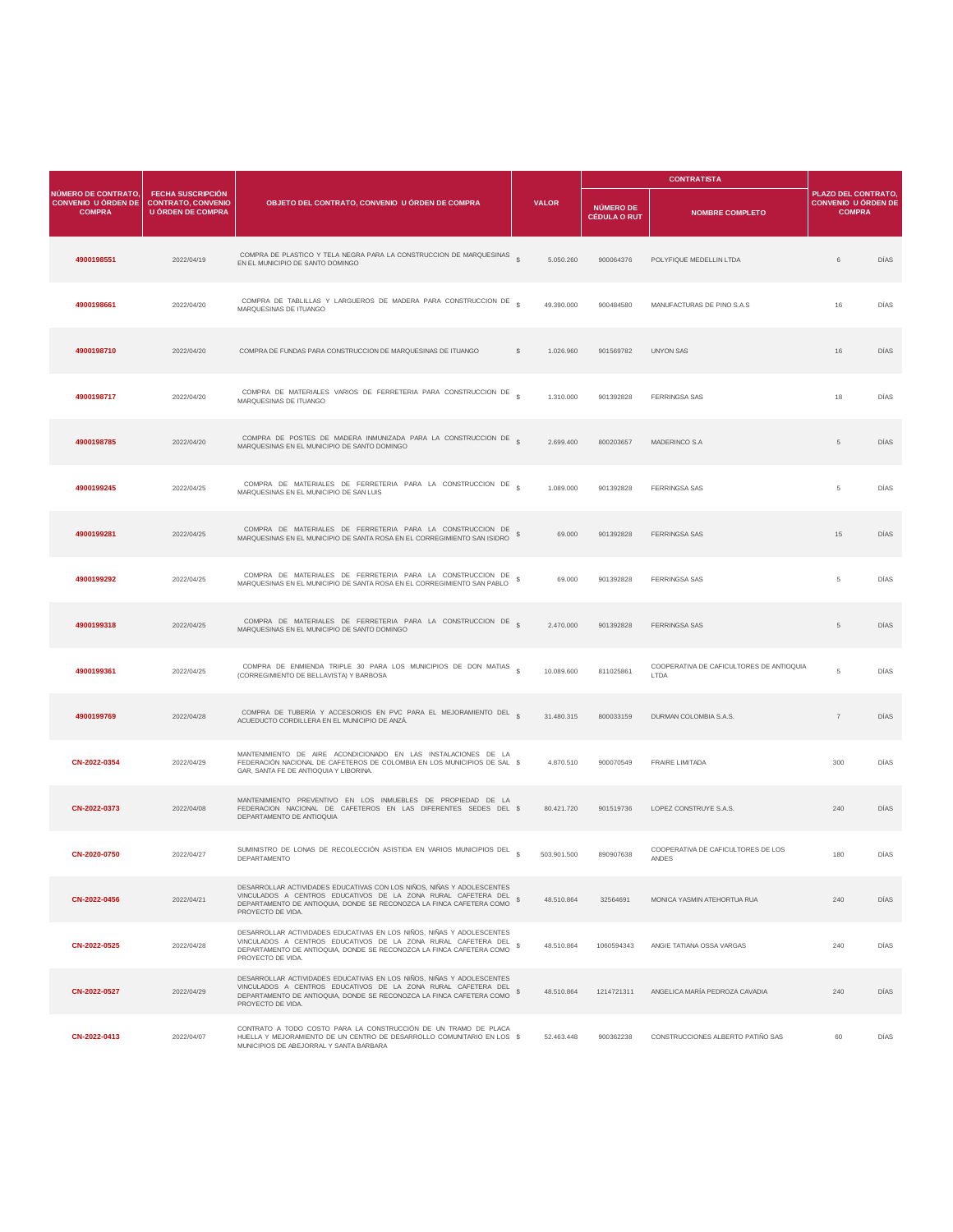| NÚMERO DE CONTRATO, CONVENIO U ÓRDEN DE COMPRA | FECHA SUSCRIPCIÓN CONTRATO, CONVENIO U ÓRDEN DE COMPRA | OBJETO DEL CONTRATO, CONVENIO U ÓRDEN DE COMPRA | VALOR | CONTRATISTA | | PLAZO DEL CONTRATO, CONVENIO U ÓRDEN DE COMPRA | |
|---|---|---|---|---|---|---|---|
| | | | | NÚMERO DE CÉDULA O RUT | NOMBRE COMPLETO | | |
| 4900198551 | 2022/04/19 | COMPRA DE PLASTICO Y TELA NEGRA PARA LA CONSTRUCCION DE MARQUESINAS EN EL MUNICIPIO DE SANTO DOMINGO | $ 5.050.260 | 900064376 | POLYFIQUE MEDELLIN LTDA | 6 | DÍAS |
| 4900198661 | 2022/04/20 | COMPRA DE TABLILLAS Y LARGUEROS DE MADERA PARA CONSTRUCCION DE MARQUESINAS DE ITUANGO | $ 49.390.000 | 900484580 | MANUFACTURAS DE PINO S.A.S | 16 | DÍAS |
| 4900198710 | 2022/04/20 | COMPRA DE FUNDAS PARA CONSTRUCCION DE MARQUESINAS DE ITUANGO | $ 1.026.960 | 901569782 | UNYON SAS | 16 | DÍAS |
| 4900198717 | 2022/04/20 | COMPRA DE MATERIALES VARIOS DE FERRETERIA PARA CONSTRUCCION DE MARQUESINAS DE ITUANGO | $ 1.310.000 | 901392828 | FERRINGSA SAS | 18 | DÍAS |
| 4900198785 | 2022/04/20 | COMPRA DE POSTES DE MADERA INMUNIZADA PARA LA CONSTRUCCION DE MARQUESINAS EN EL MUNICIPIO DE SANTO DOMINGO | $ 2.699.400 | 800203657 | MADERINCO S.A | 5 | DÍAS |
| 4900199245 | 2022/04/25 | COMPRA DE MATERIALES DE FERRETERIA PARA LA CONSTRUCCION DE MARQUESINAS EN EL MUNICIPIO DE SAN LUIS | $ 1.089.000 | 901392828 | FERRINGSA SAS | 5 | DÍAS |
| 4900199281 | 2022/04/25 | COMPRA DE MATERIALES DE FERRETERIA PARA LA CONSTRUCCION DE MARQUESINAS EN EL MUNICIPIO DE SANTA ROSA EN EL CORREGIMIENTO SAN ISIDRO | $ 69.000 | 901392828 | FERRINGSA SAS | 15 | DÍAS |
| 4900199292 | 2022/04/25 | COMPRA DE MATERIALES DE FERRETERIA PARA LA CONSTRUCCION DE MARQUESINAS EN EL MUNICIPIO DE SANTA ROSA EN EL CORREGIMIENTO SAN PABLO | $ 69.000 | 901392828 | FERRINGSA SAS | 5 | DÍAS |
| 4900199318 | 2022/04/25 | COMPRA DE MATERIALES DE FERRETERIA PARA LA CONSTRUCCION DE MARQUESINAS EN EL MUNICIPIO DE SANTO DOMINGO | $ 2.470.000 | 901392828 | FERRINGSA SAS | 5 | DÍAS |
| 4900199361 | 2022/04/25 | COMPRA DE ENMIENDA TRIPLE 30 PARA LOS MUNICIPIOS DE DON MATIAS (CORREGIMIENTO DE BELLAVISTA) Y BARBOSA | $ 10.089.600 | 811025861 | COOPERATIVA DE CAFICULTORES DE ANTIOQUIA LTDA | 5 | DÍAS |
| 4900199769 | 2022/04/28 | COMPRA DE TUBERÍA Y ACCESORIOS EN PVC PARA EL MEJORAMIENTO DEL ACUEDUCTO CORDILLERA EN EL MUNICIPIO DE ANZÁ. | $ 31.480.315 | 800033159 | DURMAN COLOMBIA S.A.S. | 7 | DÍAS |
| CN-2022-0354 | 2022/04/29 | MANTENIMIENTO DE AIRE ACONDICIONADO EN LAS INSTALACIONES DE LA FEDERACIÓN NACIONAL DE CAFETEROS DE COLOMBIA EN LOS MUNICIPIOS DE SAL GAR, SANTA FE DE ANTIOQUIA Y LIBORINA. | $ 4.870.510 | 900070549 | FRAIRE LIMITADA | 300 | DÍAS |
| CN-2022-0373 | 2022/04/08 | MANTENIMIENTO PREVENTIVO EN LOS INMUEBLES DE PROPIEDAD DE LA FEDERACION NACIONAL DE CAFETEROS EN LAS DIFERENTES SEDES DEL DEPARTAMENTO DE ANTIOQUIA | $ 80.421.720 | 901519736 | LOPEZ CONSTRUYE S.A.S. | 240 | DÍAS |
| CN-2020-0750 | 2022/04/27 | SUMINISTRO DE LONAS DE RECOLECCIÓN ASISTIDA EN VARIOS MUNICIPIOS DEL DEPARTAMENTO | $ 503.901.500 | 890907638 | COOPERATIVA DE CAFICULTORES DE LOS ANDES | 180 | DÍAS |
| CN-2022-0456 | 2022/04/21 | DESARROLLAR ACTIVIDADES EDUCATIVAS CON LOS NIÑOS, NIÑAS Y ADOLESCENTES VINCULADOS A CENTROS EDUCATIVOS DE LA ZONA RURAL CAFETERA DEL DEPARTAMENTO DE ANTIOQUIA, DONDE SE RECONOZCA LA FINCA CAFETERA COMO PROYECTO DE VIDA. | $ 48.510.864 | 32564691 | MONICA YASMIN ATEHORTUA RUA | 240 | DÍAS |
| CN-2022-0525 | 2022/04/28 | DESARROLLAR ACTIVIDADES EDUCATIVAS EN LOS NIÑOS, NIÑAS Y ADOLESCENTES VINCULADOS A CENTROS EDUCATIVOS DE LA ZONA RURAL CAFETERA DEL DEPARTAMENTO DE ANTIOQUIA, DONDE SE RECONOZCA LA FINCA CAFETERA COMO PROYECTO DE VIDA. | $ 48.510.864 | 1060594343 | ANGIE TATIANA OSSA VARGAS | 240 | DÍAS |
| CN-2022-0527 | 2022/04/29 | DESARROLLAR ACTIVIDADES EDUCATIVAS EN LOS NIÑOS, NIÑAS Y ADOLESCENTES VINCULADOS A CENTROS EDUCATIVOS DE LA ZONA RURAL CAFETERA DEL DEPARTAMENTO DE ANTIOQUIA, DONDE SE RECONOZCA LA FINCA CAFETERA COMO PROYECTO DE VIDA. | $ 48.510.864 | 1214721311 | ANGELICA MARÍA PEDROZA CAVADIA | 240 | DÍAS |
| CN-2022-0413 | 2022/04/07 | CONTRATO A TODO COSTO PARA LA CONSTRUCCIÓN DE UN TRAMO DE PLACA HUELLA Y MEJORAMIENTO DE UN CENTRO DE DESARROLLO COMUNITARIO EN LOS MUNICIPIOS DE ABEJORRAL Y SANTA BARBARA | $ 52.463.448 | 900362238 | CONSTRUCCIONES ALBERTO PATIÑO SAS | 60 | DÍAS |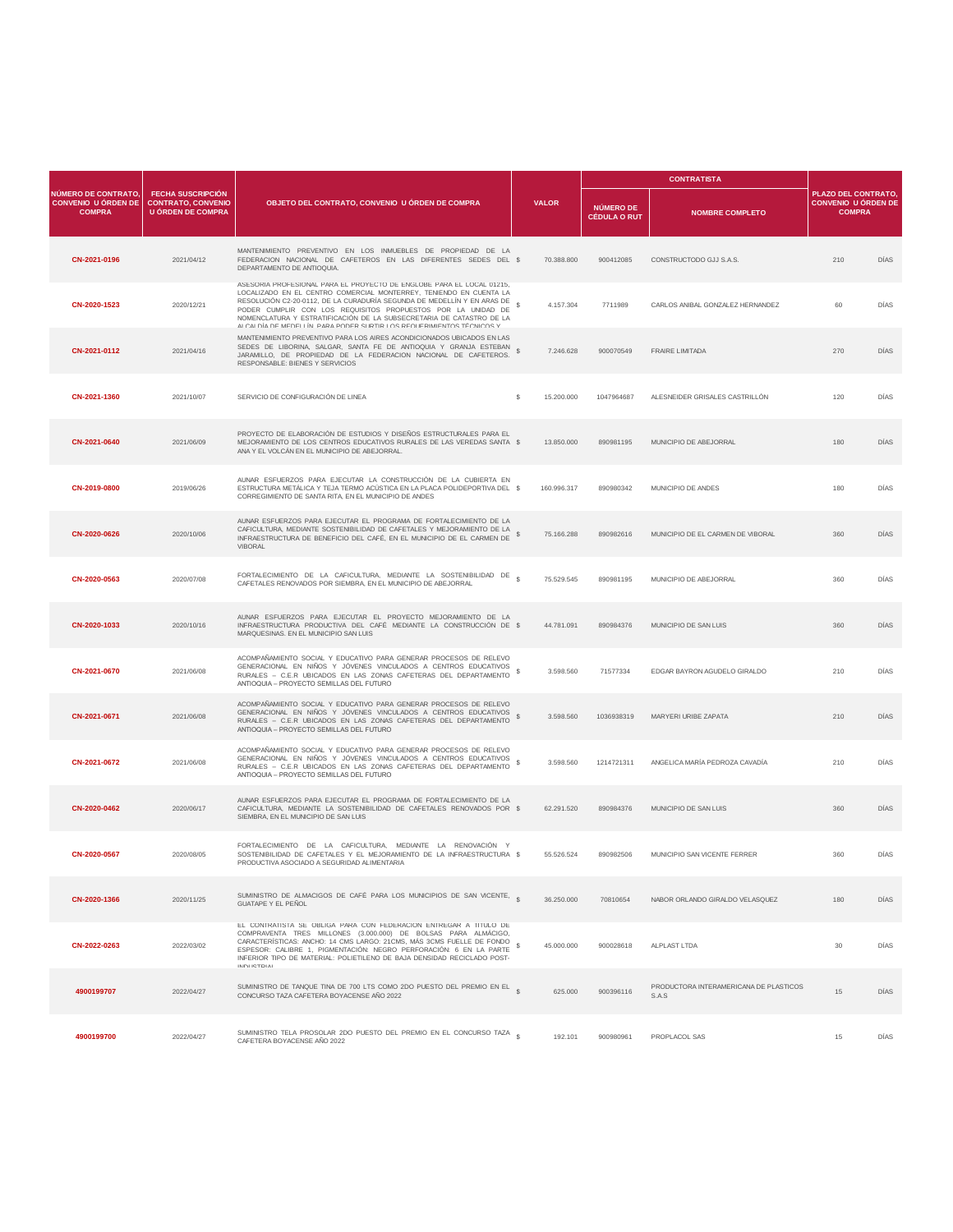| NÚMERO DE CONTRATO, CONVENIO U ÓRDEN DE COMPRA | FECHA SUSCRIPCIÓN CONTRATO, CONVENIO U ÓRDEN DE COMPRA | OBJETO DEL CONTRATO, CONVENIO U ÓRDEN DE COMPRA | VALOR | | CONTRATISTA | | PLAZO DEL CONTRATO, CONVENIO U ÓRDEN DE COMPRA | |
|---|---|---|---|---|---|---|---|---|
| | | | | | NÚMERO DE CÉDULA O RUT | NOMBRE COMPLETO | | |
| CN-2021-0196 | 2021/04/12 | MANTENIMIENTO PREVENTIVO EN LOS INMUEBLES DE PROPIEDAD DE LA FEDERACION NACIONAL DE CAFETEROS EN LAS DIFERENTES SEDES DEL DEPARTAMENTO DE ANTIOQUIA. | $ | 70.388.800 | 900412085 | CONSTRUCTODO GJJ S.A.S. | 210 | DÍAS |
| CN-2020-1523 | 2020/12/21 | ASESORIA PROFESIONAL PARA EL PROYECTO DE ENGLOBE PARA EL LOCAL 01215, LOCALIZADO EN EL CENTRO COMERCIAL MONTERREY, TENIENDO EN CUENTA LA RESOLUCIÓN C2-20-0112, DE LA CURADURÍA SEGUNDA DE MEDELLÍN Y EN ARAS DE PODER CUMPLIR CON LOS REQUISITOS PROPUESTOS POR LA UNIDAD DE NOMENCLATURA Y ESTRATIFICACIÓN DE LA SUBSECRETARIA DE CATASTRO DE LA ALCALDÍA DE MEDELLÍN, PARA PODER SURTIR LOS REQUERIMIENTOS TÉCNICOS Y | $ | 4.157.304 | 7711989 | CARLOS ANIBAL GONZALEZ HERNANDEZ | 60 | DÍAS |
| CN-2021-0112 | 2021/04/16 | MANTENIMIENTO PREVENTIVO PARA LOS AIRES ACONDICIONADOS UBICADOS EN LAS SEDES DE LIBORINA, SALGAR, SANTA FE DE ANTIOQUIA Y GRANJA ESTEBAN JARAMILLO, DE PROPIEDAD DE LA FEDERACION NACIONAL DE CAFETEROS. RESPONSABLE: BIENES Y SERVICIOS | $ | 7.246.628 | 900070549 | FRAIRE LIMITADA | 270 | DÍAS |
| CN-2021-1360 | 2021/10/07 | SERVICIO DE CONFIGURACIÓN DE LINEA | $ | 15.200.000 | 1047964687 | ALESNEIDER GRISALES CASTRILLÓN | 120 | DÍAS |
| CN-2021-0640 | 2021/06/09 | PROYECTO DE ELABORACIÓN DE ESTUDIOS Y DISEÑOS ESTRUCTURALES PARA EL MEJORAMIENTO DE LOS CENTROS EDUCATIVOS RURALES DE LAS VEREDAS SANTA ANA Y EL VOLCÁN EN EL MUNICIPIO DE ABEJORRAL. | $ | 13.850.000 | 890981195 | MUNICIPIO DE ABEJORRAL | 180 | DÍAS |
| CN-2019-0800 | 2019/06/26 | AUNAR ESFUERZOS PARA EJECUTAR LA CONSTRUCCIÓN DE LA CUBIERTA EN ESTRUCTURA METÁLICA Y TEJA TERMO ACÚSTICA EN LA PLACA POLIDEPORTIVA DEL CORREGIMIENTO DE SANTA RITA, EN EL MUNICIPIO DE ANDES | $ | 160.996.317 | 890980342 | MUNICIPIO DE ANDES | 180 | DÍAS |
| CN-2020-0626 | 2020/10/06 | AUNAR ESFUERZOS PARA EJECUTAR EL PROGRAMA DE FORTALECIMIENTO DE LA CAFICULTURA, MEDIANTE SOSTENIBILIDAD DE CAFETALES Y MEJORAMIENTO DE LA INFRAESTRUCTURA DE BENEFICIO DEL CAFÉ, EN EL MUNICIPIO DE EL CARMEN DE VIBORAL | $ | 75.166.288 | 890982616 | MUNICIPIO DE EL CARMEN DE VIBORAL | 360 | DÍAS |
| CN-2020-0563 | 2020/07/08 | FORTALECIMIENTO DE LA CAFICULTURA, MEDIANTE LA SOSTENIBILIDAD DE CAFETALES RENOVADOS POR SIEMBRA, EN EL MUNICIPIO DE ABEJORRAL | $ | 75.529.545 | 890981195 | MUNICIPIO DE ABEJORRAL | 360 | DÍAS |
| CN-2020-1033 | 2020/10/16 | AUNAR ESFUERZOS PARA EJECUTAR EL PROYECTO MEJORAMIENTO DE LA INFRAESTRUCTURA PRODUCTIVA DEL CAFÉ MEDIANTE LA CONSTRUCCIÓN DE MARQUESINAS. EN EL MUNICIPIO SAN LUIS | $ | 44.781.091 | 890984376 | MUNICIPIO DE SAN LUIS | 360 | DÍAS |
| CN-2021-0670 | 2021/06/08 | ACOMPAÑAMIENTO SOCIAL Y EDUCATIVO PARA GENERAR PROCESOS DE RELEVO GENERACIONAL EN NIÑOS Y JÓVENES VINCULADOS A CENTROS EDUCATIVOS RURALES – C.E.R UBICADOS EN LAS ZONAS CAFETERAS DEL DEPARTAMENTO ANTIOQUIA – PROYECTO SEMILLAS DEL FUTURO | $ | 3.598.560 | 71577334 | EDGAR BAYRON AGUDELO GIRALDO | 210 | DÍAS |
| CN-2021-0671 | 2021/06/08 | ACOMPAÑAMIENTO SOCIAL Y EDUCATIVO PARA GENERAR PROCESOS DE RELEVO GENERACIONAL EN NIÑOS Y JÓVENES VINCULADOS A CENTROS EDUCATIVOS RURALES – C.E.R UBICADOS EN LAS ZONAS CAFETERAS DEL DEPARTAMENTO ANTIOQUIA – PROYECTO SEMILLAS DEL FUTURO | $ | 3.598.560 | 1036938319 | MARYERI URIBE ZAPATA | 210 | DÍAS |
| CN-2021-0672 | 2021/06/08 | ACOMPAÑAMIENTO SOCIAL Y EDUCATIVO PARA GENERAR PROCESOS DE RELEVO GENERACIONAL EN NIÑOS Y JÓVENES VINCULADOS A CENTROS EDUCATIVOS RURALES – C.E.R UBICADOS EN LAS ZONAS CAFETERAS DEL DEPARTAMENTO ANTIOQUIA – PROYECTO SEMILLAS DEL FUTURO | $ | 3.598.560 | 1214721311 | ANGELICA MARÍA PEDROZA CAVADÍA | 210 | DÍAS |
| CN-2020-0462 | 2020/06/17 | AUNAR ESFUERZOS PARA EJECUTAR EL PROGRAMA DE FORTALECIMIENTO DE LA CAFICULTURA, MEDIANTE LA SOSTENIBILIDAD DE CAFETALES RENOVADOS POR SIEMBRA, EN EL MUNICIPIO DE SAN LUIS | $ | 62.291.520 | 890984376 | MUNICIPIO DE SAN LUIS | 360 | DÍAS |
| CN-2020-0567 | 2020/08/05 | FORTALECIMIENTO DE LA CAFICULTURA, MEDIANTE LA RENOVACIÓN Y SOSTENIBILIDAD DE CAFETALES Y EL MEJORAMIENTO DE LA INFRAESTRUCTURA PRODUCTIVA ASOCIADO A SEGURIDAD ALIMENTARIA | $ | 55.526.524 | 890982506 | MUNICIPIO SAN VICENTE FERRER | 360 | DÍAS |
| CN-2020-1366 | 2020/11/25 | SUMINISTRO DE ALMACIGOS DE CAFÉ PARA LOS MUNICIPIOS DE SAN VICENTE, GUATAPE Y EL PEÑOL | $ | 36.250.000 | 70810654 | NABOR ORLANDO GIRALDO VELASQUEZ | 180 | DÍAS |
| CN-2022-0263 | 2022/03/02 | EL CONTRATISTA SE OBLIGA PARA CON FEDERACION ENTREGAR A TITULO DE COMPRAVENTA TRES MILLONES (3.000.000) DE BOLSAS PARA ALMÁCIGO, CARACTERÍSTICAS: ANCHO: 14 CMS LARGO: 21CMS, MÁS 3CMS FUELLE DE FONDO ESPESOR: CALIBRE 1, PIGMENTACIÓN: NEGRO PERFORACIÓN: 6 EN LA PARTE INFERIOR TIPO DE MATERIAL: POLIETILENO DE BAJA DENSIDAD RECICLADO POST-INDUSTRIAL | $ | 45.000.000 | 900028618 | ALPLAST LTDA | 30 | DÍAS |
| 4900199707 | 2022/04/27 | SUMINISTRO DE TANQUE TINA DE 700 LTS COMO 2DO PUESTO DEL PREMIO EN EL CONCURSO TAZA CAFETERA BOYACENSE AÑO 2022 | $ | 625.000 | 900396116 | PRODUCTORA INTERAMERICANA DE PLASTICOS S.A.S | 15 | DÍAS |
| 4900199700 | 2022/04/27 | SUMINISTRO TELA PROSOLAR 2DO PUESTO DEL PREMIO EN EL CONCURSO TAZA CAFETERA BOYACENSE AÑO 2022 | $ | 192.101 | 900980961 | PROPLACOL SAS | 15 | DÍAS |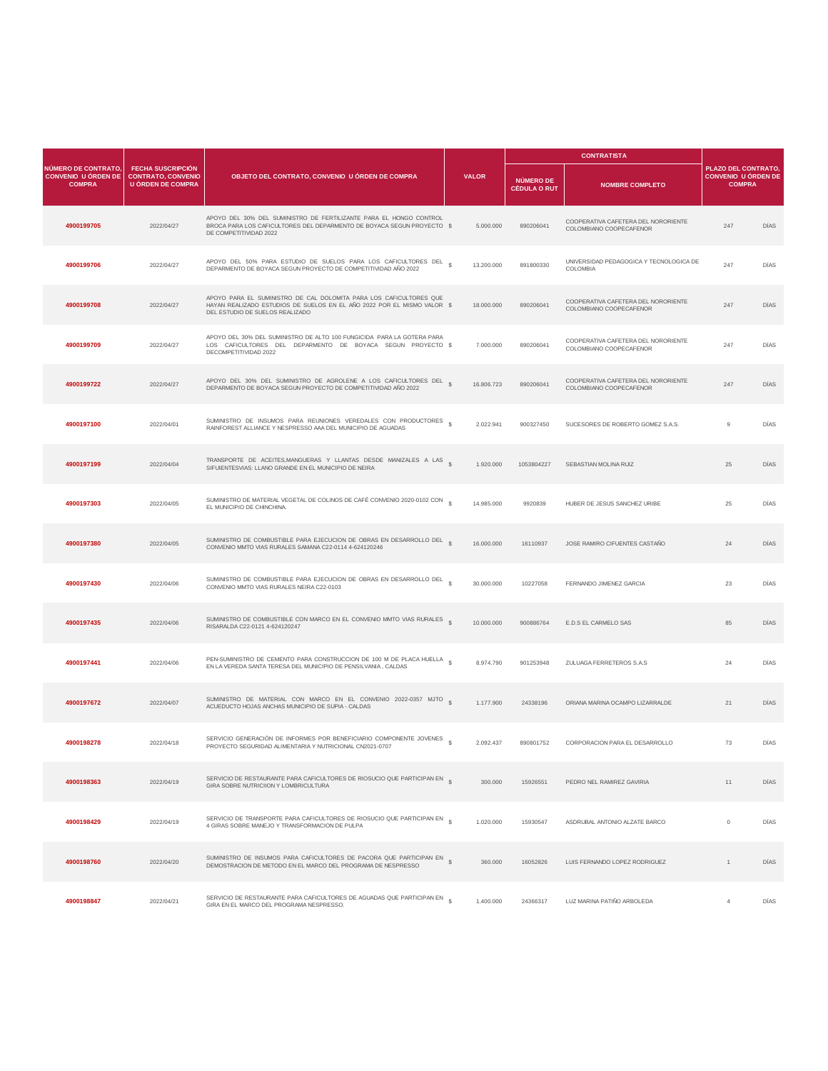| NÚMERO DE CONTRATO, CONVENIO U ÓRDEN DE COMPRA | FECHA SUSCRIPCIÓN CONTRATO, CONVENIO U ÓRDEN DE COMPRA | OBJETO DEL CONTRATO, CONVENIO U ÓRDEN DE COMPRA | VALOR | CONTRATISTA | | PLAZO DEL CONTRATO, CONVENIO U ÓRDEN DE COMPRA | |
|---|---|---|---|---|---|---|---|
| | | | | NÚMERO DE CÉDULA O RUT | NOMBRE COMPLETO | | |
| **4900199705** | 2022/04/27 | APOYO DEL 30% DEL SUMINISTRO DE FERTILIZANTE PARA EL HONGO CONTROL BROCA PARA LOS CAFICULTORES DEL DEPARMENTO DE BOYACA SEGUN PROYECTO DE COMPETITIVIDAD 2022 | $ 5.000.000 | 890206041 | COOPERATIVA CAFETERA DEL NORORIENTE COLOMBIANO COOPECAFENOR | 247 | DÍAS |
| **4900199706** | 2022/04/27 | APOYO DEL 50% PARA ESTUDIO DE SUELOS PARA LOS CAFICULTORES DEL DEPARMENTO DE BOYACA SEGUN PROYECTO DE COMPETITIVIDAD AÑO 2022 | $ 13.200.000 | 891800330 | UNIVERSIDAD PEDAGOGICA Y TECNOLOGICA DE COLOMBIA | 247 | DÍAS |
| **4900199708** | 2022/04/27 | APOYO PARA EL SUMINISTRO DE CAL DOLOMITA PARA LOS CAFICULTORES QUE HAYAN REALIZADO ESTUDIOS DE SUELOS EN EL AÑO 2022 POR EL MISMO VALOR DEL ESTUDIO DE SUELOS REALIZADO | $ 18.000.000 | 890206041 | COOPERATIVA CAFETERA DEL NORORIENTE COLOMBIANO COOPECAFENOR | 247 | DÍAS |
| **4900199709** | 2022/04/27 | APOYO DEL 30% DEL SUMINISTRO DE ALTO 100 FUNGICIDA PARA LA GOTERA PARA LOS CAFICULTORES DEL DEPARMENTO DE BOYACA SEGUN PROYECTO DECOMPETITIVIDAD 2022 | $ 7.000.000 | 890206041 | COOPERATIVA CAFETERA DEL NORORIENTE COLOMBIANO COOPECAFENOR | 247 | DÍAS |
| **4900199722** | 2022/04/27 | APOYO DEL 30% DEL SUMINISTRO DE AGROLENE A LOS CAFICULTORES DEL DEPARMENTO DE BOYACA SEGUN PROYECTO DE COMPETITIVIDAD AÑO 2022 | $ 16.806.723 | 890206041 | COOPERATIVA CAFETERA DEL NORORIENTE COLOMBIANO COOPECAFENOR | 247 | DÍAS |
| **4900197100** | 2022/04/01 | SUMINISTRO DE INSUMOS PARA REUNIONES VEREDALES CON PRODUCTORES RAINFOREST ALLIANCE Y NESPRESSO AAA DEL MUNICIPIO DE AGUADAS | $ 2.022.941 | 900327450 | SUCESORES DE ROBERTO GOMEZ S.A.S. | 9 | DÍAS |
| **4900197199** | 2022/04/04 | TRANSPORTE DE ACEITES,MANGUERAS Y LLANTAS DESDE MANIZALES A LAS SIFUIENTESVIAS: LLANO GRANDE EN EL MUNICIPIO DE NEIRA | $ 1.920.000 | 1053804227 | SEBASTIAN MOLINA RUIZ | 25 | DÍAS |
| **4900197303** | 2022/04/05 | SUMINISTRO DE MATERIAL VEGETAL DE COLINOS DE CAFÉ CONVENIO 2020-0102 CON EL MUNICIPIO DE CHINCHINA. | $ 14.985.000 | 9920839 | HUBER DE JESUS SANCHEZ URIBE | 25 | DÍAS |
| **4900197380** | 2022/04/05 | SUMINISTRO DE COMBUSTIBLE PARA EJECUCION DE OBRAS EN DESARROLLO DEL CONVENIO MMTO VIAS RURALES SAMANA C22-0114 4-624120246 | $ 16.000.000 | 16110937 | JOSE RAMIRO CIFUENTES CASTAÑO | 24 | DÍAS |
| **4900197430** | 2022/04/06 | SUMINISTRO DE COMBUSTIBLE PARA EJECUCION DE OBRAS EN DESARROLLO DEL CONVENIO MMTO VIAS RURALES NEIRA C22-0103 | $ 30.000.000 | 10227058 | FERNANDO JIMENEZ GARCIA | 23 | DÍAS |
| **4900197435** | 2022/04/06 | SUMINISTRO DE COMBUSTIBLE CON MARCO EN EL CONVENIO MMTO VIAS RURALES RISARALDA C22-0121 4-624120247 | $ 10.000.000 | 900886764 | E.D.S EL CARMELO SAS | 85 | DÍAS |
| **4900197441** | 2022/04/06 | PEN-SUMINISTRO DE CEMENTO PARA CONSTRUCCION DE 100 M DE PLACA HUELLA EN LA VEREDA SANTA TERESA DEL MUNICIPIO DE PENSILVANIA , CALDAS | $ 8.974.790 | 901253948 | ZULUAGA FERRETEROS S.A.S | 24 | DÍAS |
| **4900197672** | 2022/04/07 | SUMINISTRO DE MATERIAL CON MARCO EN EL CONVENIO 2022-0357 MJTO ACUEDUCTO HOJAS ANCHAS MUNICIPIO DE SUPIA - CALDAS | $ 1.177.900 | 24338196 | ORIANA MARINA OCAMPO LIZARRALDE | 21 | DÍAS |
| **4900198278** | 2022/04/18 | SERVICIO GENERACIÓN DE INFORMES POR BENEFICIARIO COMPONENTE JOVENES PROYECTO SEGURIDAD ALIMENTARIA Y NUTRICIONAL CN2021-0707 | $ 2.092.437 | 890801752 | CORPORACION PARA EL DESARROLLO | 73 | DÍAS |
| **4900198363** | 2022/04/19 | SERVICIO DE RESTAURANTE PARA CAFICULTORES DE RIOSUCIO QUE PARTICIPAN EN GIRA SOBRE NUTRICIION Y LOMBRICULTURA | $ 300.000 | 15926551 | PEDRO NEL RAMIREZ GAVIRIA | 11 | DÍAS |
| **4900198429** | 2022/04/19 | SERVICIO DE TRANSPORTE PARA CAFICULTORES DE RIOSUCIO QUE PARTICIPAN EN 4 GIRAS SOBRE MANEJO Y TRANSFORMACION DE PULPA | $ 1.020.000 | 15930547 | ASDRUBAL ANTONIO ALZATE BARCO | 0 | DÍAS |
| **4900198760** | 2022/04/20 | SUMINISTRO DE INSUMOS PARA CAFICULTORES DE PACORA QUE PARTICIPAN EN DEMOSTRACION DE METODO EN EL MARCO DEL PROGRAMA DE NESPRESSO | $ 360.000 | 16052826 | LUIS FERNANDO LOPEZ RODRIGUEZ | 1 | DÍAS |
| **4900198847** | 2022/04/21 | SERVICIO DE RESTAURANTE PARA CAFICULTORES DE AGUADAS QUE PARTICIPAN EN GIRA EN EL MARCO DEL PROGRAMA NESPRESSO. | $ 1.400.000 | 24366317 | LUZ MARINA PATIÑO ARBOLEDA | 4 | DÍAS |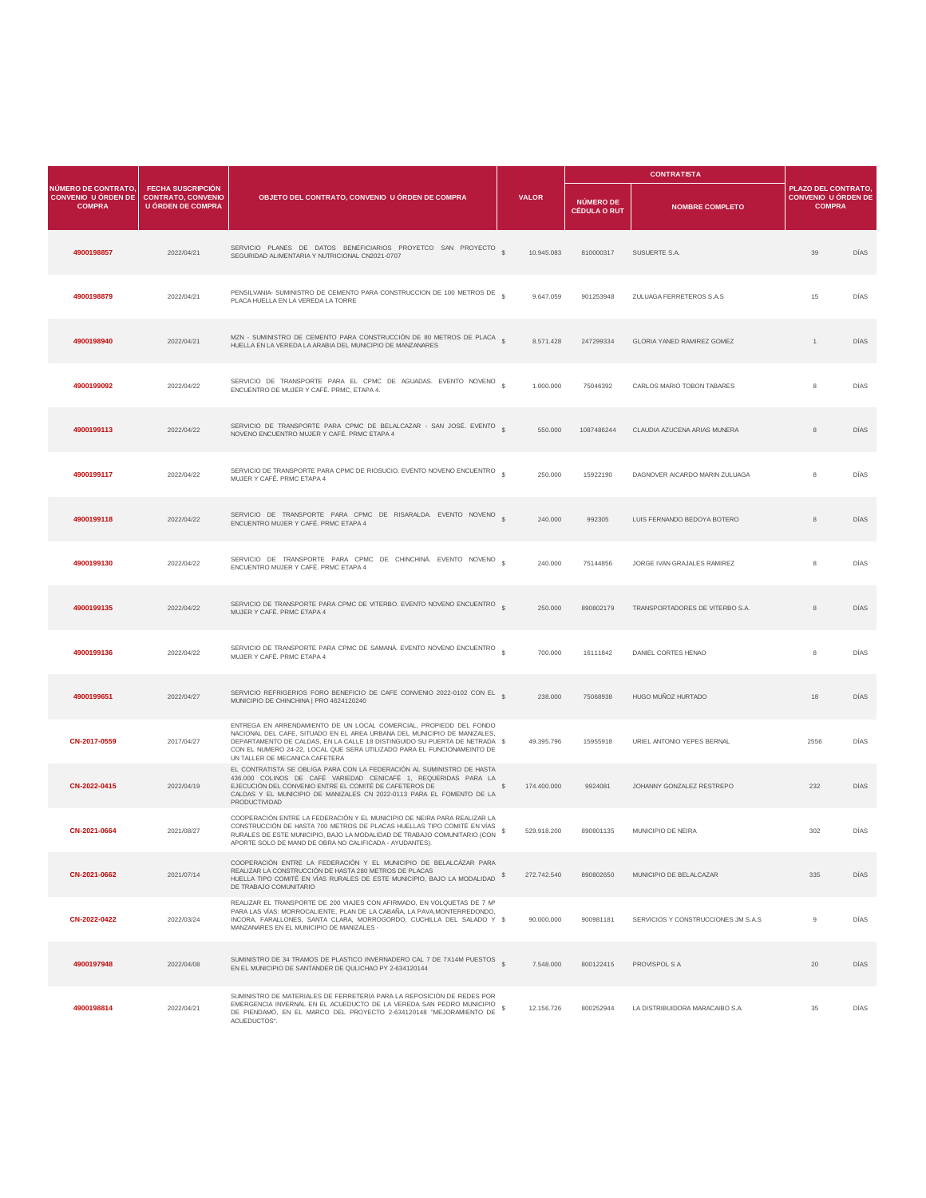| NÚMERO DE CONTRATO, CONVENIO U ÓRDEN DE COMPRA | FECHA SUSCRIPCIÓN CONTRATO, CONVENIO U ÓRDEN DE COMPRA | OBJETO DEL CONTRATO, CONVENIO U ÓRDEN DE COMPRA | VALOR | | CONTRATISTA | | PLAZO DEL CONTRATO, CONVENIO U ÓRDEN DE COMPRA | |
|---|---|---|---|---|---|---|---|---|
| | | | | | NÚMERO DE CÉDULA O RUT | NOMBRE COMPLETO | | |
| 4900198857 | 2022/04/21 | SERVICIO PLANES DE DATOS BENEFICIARIOS PROYETCO SAN PROYECTO SEGURIDAD ALIMENTARIA Y NUTRICIONAL CN2021-0707 | $ | 10.945.083 | 810000317 | SUSUERTE S.A. | 39 | DÍAS |
| 4900198879 | 2022/04/21 | PENSILVANIA- SUMINISTRO DE CEMENTO PARA CONSTRUCCION DE 100 METROS DE PLACA HUELLA EN LA VEREDA LA TORRE | $ | 9.647.059 | 901253948 | ZULUAGA FERRETEROS S.A.S | 15 | DÍAS |
| 4900198940 | 2022/04/21 | MZN - SUMINISTRO DE CEMENTO PARA CONSTRUCCIÓN DE 80 METROS DE PLACA HUELLA EN LA VEREDA LA ARABIA DEL MUNICIPIO DE MANZANARES | $ | 8.571.428 | 247299334 | GLORIA YANED RAMIREZ GOMEZ | 1 | DÍAS |
| 4900199092 | 2022/04/22 | SERVICIO DE TRANSPORTE PARA EL CPMC DE AGUADAS. EVENTO NOVENO ENCUENTRO DE MUJER Y CAFÉ. PRMC, ETAPA 4. | $ | 1.000.000 | 75046392 | CARLOS MARIO TOBON TABARES | 8 | DÍAS |
| 4900199113 | 2022/04/22 | SERVICIO DE TRANSPORTE PARA CPMC DE BELALCAZAR - SAN JOSÉ. EVENTO NOVENO ENCUENTRO MUJER Y CAFÉ. PRMC ETAPA 4 | $ | 550.000 | 1087486244 | CLAUDIA AZUCENA ARIAS MUNERA | 8 | DÍAS |
| 4900199117 | 2022/04/22 | SERVICIO DE TRANSPORTE PARA CPMC DE RIOSUCIO. EVENTO NOVENO ENCUENTRO MUJER Y CAFÉ. PRMC ETAPA 4 | $ | 250.000 | 15922190 | DAGNOVER AICARDO MARIN ZULUAGA | 8 | DÍAS |
| 4900199118 | 2022/04/22 | SERVICIO DE TRANSPORTE PARA CPMC DE RISARALDA. EVENTO NOVENO ENCUENTRO MUJER Y CAFÉ. PRMC ETAPA 4 | $ | 240.000 | 992305 | LUIS FERNANDO BEDOYA BOTERO | 8 | DÍAS |
| 4900199130 | 2022/04/22 | SERVICIO DE TRANSPORTE PARA CPMC DE CHINCHINÁ. EVENTO NOVENO ENCUENTRO MUJER Y CAFÉ. PRMC ETAPA 4 | $ | 240.000 | 75144856 | JORGE IVAN GRAJALES RAMIREZ | 8 | DÍAS |
| 4900199135 | 2022/04/22 | SERVICIO DE TRANSPORTE PARA CPMC DE VITERBO. EVENTO NOVENO ENCUENTRO MUJER Y CAFÉ. PRMC ETAPA 4 | $ | 250.000 | 890802179 | TRANSPORTADORES DE VITERBO S.A. | 8 | DÍAS |
| 4900199136 | 2022/04/22 | SERVICIO DE TRANSPORTE PARA CPMC DE SAMANÁ. EVENTO NOVENO ENCUENTRO MUJER Y CAFÉ. PRMC ETAPA 4 | $ | 700.000 | 16111842 | DANIEL CORTES HENAO | 8 | DÍAS |
| 4900199651 | 2022/04/27 | SERVICIO REFRIGERIOS FORO BENEFICIO DE CAFE CONVENIO 2022-0102 CON EL MUNICIPIO DE CHINCHINA \| PRO 4624120240 | $ | 238.000 | 75068938 | HUGO MUÑOZ HURTADO | 18 | DÍAS |
| CN-2017-0559 | 2017/04/27 | ENTREGA EN ARRENDAMIENTO DE UN LOCAL COMERCIAL, PROPIEDD DEL FONDO NACIONAL DEL CAFE, SITUADO EN EL AREA URBANA DEL MUNICIPIO DE MANIZALES, DEPARTAMENTO DE CALDAS, EN LA CALLE 18 DISTINGUIDO SU PUERTA DE NETRADA CON EL NUMERO 24-22, LOCAL QUE SERA UTILIZADO PARA EL FUNCIONAMEINTO DE UN TALLER DE MECANICA CAFETERA | $ | 49.395.796 | 15955918 | URIEL ANTONIO YEPES BERNAL | 2556 | DÍAS |
| CN-2022-0415 | 2022/04/19 | EL CONTRATISTA SE OBLIGA PARA CON LA FEDERACIÓN AL SUMINISTRO DE HASTA 436.000 COLINOS DE CAFÉ VARIEDAD CENICAFÉ 1, REQUERIDAS PARA LA EJECUCIÓN DEL CONVENIO ENTRE EL COMITÉ DE CAFETEROS DE CALDAS Y EL MUNICIPIO DE MANIZALES CN 2022-0113 PARA EL FOMENTO DE LA PRODUCTIVIDAD | $ | 174.400.000 | 9924081 | JOHANNY GONZALEZ RESTREPO | 232 | DÍAS |
| CN-2021-0664 | 2021/08/27 | COOPERACIÓN ENTRE LA FEDERACIÓN Y EL MUNICIPIO DE NEIRA PARA REALIZAR LA CONSTRUCCIÓN DE HASTA 700 METROS DE PLACAS HUELLAS TIPO COMITÉ EN VÍAS RURALES DE ESTE MUNICIPIO, BAJO LA MODALIDAD DE TRABAJO COMUNITARIO (CON APORTE SOLO DE MANO DE OBRA NO CALIFICADA - AYUDANTES). | $ | 529.918.200 | 890801135 | MUNICIPIO DE NEIRA | 302 | DÍAS |
| CN-2021-0662 | 2021/07/14 | COOPERACIÓN ENTRE LA FEDERACIÓN Y EL MUNICIPIO DE BELALCÁZAR PARA REALIZAR LA CONSTRUCCIÓN DE HASTA 280 METROS DE PLACAS HUELLA TIPO COMITÉ EN VÍAS RURALES DE ESTE MUNICIPIO, BAJO LA MODALIDAD DE TRABAJO COMUNITARIO | $ | 272.742.540 | 890802650 | MUNICIPIO DE BELALCAZAR | 335 | DÍAS |
| CN-2022-0422 | 2022/03/24 | REALIZAR EL TRANSPORTE DE 200 VIAJES CON AFIRMADO, EN VOLQUETAS DE 7 M³ PARA LAS VÍAS: MORROCALIENTE, PLAN DE LA CABAÑA, LA PAVA,MONTERREDONDO, INCORA, FARALLONES, SANTA CLARA, MORROGORDO, CUCHILLA DEL SALADO Y MANZANARES EN EL MUNICIPIO DE MANIZALES - | $ | 90.000.000 | 900981181 | SERVICIOS Y CONSTRUCCIONES JM S.A.S | 9 | DÍAS |
| 4900197948 | 2022/04/08 | SUMINISTRO DE 34 TRAMOS DE PLASTICO INVERNADERO CAL 7 DE 7X14M PUESTOS EN EL MUNICIPIO DE SANTANDER DE QULICHAO PY 2-634120144 | $ | 7.548.000 | 800122415 | PROVISPOL S A | 20 | DÍAS |
| 4900198814 | 2022/04/21 | SUMINISTRO DE MATERIALES DE FERRETERÍA PARA LA REPOSICIÓN DE REDES POR EMERGENCIA INVERNAL EN EL ACUEDUCTO DE LA VEREDA SAN PEDRO MUNICIPIO DE PIENDAMÓ, EN EL MARCO DEL PROYECTO 2-634120148 "MEJORAMIENTO DE ACUEDUCTOS". | $ | 12.156.726 | 800252944 | LA DISTRIBUIDORA MARACAIBO S.A. | 35 | DÍAS |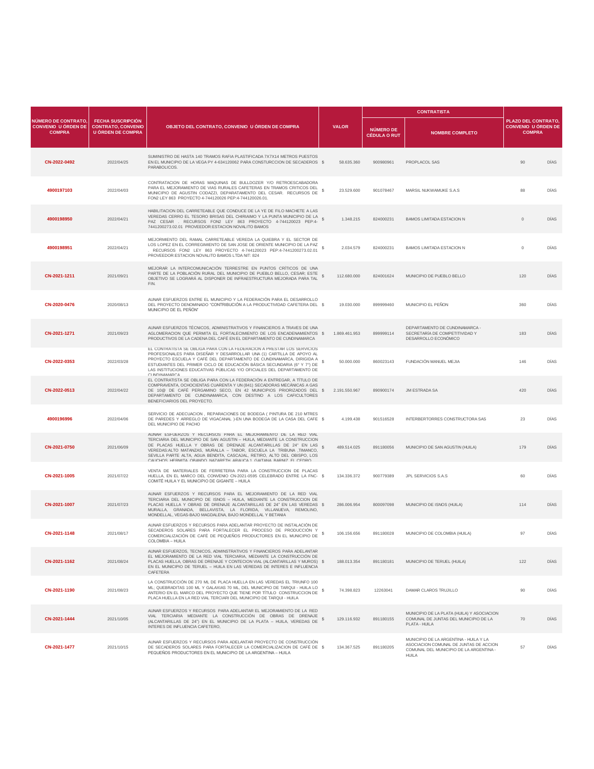| NÚMERO DE CONTRATO, CONVENIO U ÓRDEN DE COMPRA | FECHA SUSCRIPCIÓN CONTRATO, CONVENIO U ÓRDEN DE COMPRA | OBJETO DEL CONTRATO, CONVENIO U ÓRDEN DE COMPRA | VALOR | | CONTRATISTA | | PLAZO DEL CONTRATO, CONVENIO U ÓRDEN DE COMPRA | |
|---|---|---|---|---|---|---|---|---|
| | | | | | NÚMERO DE CÉDULA O RUT | NOMBRE COMPLETO | | |
| CN-2022-0492 | 2022/04/25 | SUMINISTRO DE HASTA 140 TRAMOS RAFIA PLASTIFICADA 7X7X14 METROS PUESTOS EN EL MUNICIPIO DE LA VEGA PY 4-634120062 PARA CONSTURCCION DE SECADEROS PARABOLICOS. | $ | 58.635.360 | 900980961 | PROPLACOL SAS | 90 | DÍAS |
| 4900197103 | 2022/04/03 | CONTRATACION DE HORAS MAQUINAS DE BULLDOZER Y/O RETROESCABADORA PARA EL MEJORAMIENTO DE VIAS RURALES CAFETERAS EN TRAMOS CRITICOS DEL MUNICIPIO DE AGUSTIN CODAZZI, DEPARATAMENTO DEL CESAR. RECURSOS DE FON2 LEY 863 PROYECTO 4-744120026 PEP:4-744120026.01. | $ | 23.529.600 | 901078467 | MARSIL NUKWAMUKE S.A.S | 88 | DÍAS |
| 4900198950 | 2022/04/21 | HABILITACION DEL CARRETEABLE QUE CONDUCE DE LA YE DE FILO MACHETE A LAS VEREDAS CERRO EL TESORO BRISAS DEL CHIRIAIMO Y LA PUNTA MUNICIPIO DE LA PAZ CESAR . RECURSOS FON2 LEY 863 PROYECTO 4-744120023 PEP:4-7441200273.02.01 PROVEEDOR:ESTACION NOVALITO BAMOS | $ | 1.348.215 | 824000231 | BAMOS LIMITADA ESTACION N | 0 | DÍAS |
| 4900198951 | 2022/04/21 | MEJORMIENTO DEL RAMAL CARRETEABLE VEREDA LA QUIEBRA Y EL SECTOR DE LOS LOPEZ EN EL CORREGIMIENTO DE SAN JOSE DE ORIENTE MUNICIPIO DE LA PAZ . RECURSOS FON2 LEY 863 PROYECTO 4-744120023 PEP:4-7441200273.02.01 PROVEEDOR:ESTACION NOVALITO BAMOS LTDA NIT: 824 | $ | 2.034.579 | 824000231 | BAMOS LIMITADA ESTACION N | 0 | DÍAS |
| CN-2021-1211 | 2021/09/21 | MEJORAR LA INTERCOMUNICACIÓN TERRESTRE EN PUNTOS CRÍTICOS DE UNA PARTE DE LA POBLACIÓN RURAL DEL MUNICIPIO DE PUEBLO BELLO, CESAR; ESTE OBJETIVO SE LOGRARÁ AL DISPONER DE INFRAESTRUCTURA MEJORADA PARA TAL FIN. | $ | 112.680.000 | 824001624 | MUNICIPIO DE PUEBLO BELLO | 120 | DÍAS |
| CN-2020-0476 | 2020/08/13 | AUNAR ESFUERZOS ENTRE EL MUNICIPIO Y LA FEDERACIÓN PARA EL DESARROLLO DEL PROYECTO DENOMINADO "CONTRIBUCIÓN A LA PRODUCTIVIDAD CAFETERA DEL MUNICIPIO DE EL PEÑÓN" | $ | 19.030.000 | 899999460 | MUNICIPIO EL PEÑON | 360 | DÍAS |
| CN-2021-1271 | 2021/09/23 | AUNAR ESFUERZOS TÉCNICOS, ADMINISTRATIVOS Y FINANCIEROS A TRAVES DE UNA AGLOMERACION QUE PERMITA EL FORTALECIMIENTO DE LOS ENCADENAMIENTOS PRODUCTIVOS DE LA CADENA DEL CAFÉ EN EL DEPARTAMENTO DE CUNDINAMARCA | $ | 1.869.461.953 | 899999114 | DEPARTAMENTO DE CUNDINAMARCA - SECRETARÍA DE COMPETITIVIDAD Y DESARROLLO ECONÓMICO | 183 | DÍAS |
| CN-2022-0353 | 2022/03/28 | EL CONTRATISTA SE OBLIGA PARA CON LA FEDERACION A PRESTAR LOS SERVICIOS PROFESIONALES PARA DISEÑAR Y DESARROLLAR UNA (1) CARTILLA DE APOYO AL PROYECTO ESCUELA Y CAFÉ DEL DEPARTAMENTO DE CUNDINAMARCA, DIRIGIDA A ESTUDIANTES DEL PRIMER CICLO DE EDUCACIÓN BÁSICA SECUNDARIA (6° Y 7°) DE LAS INSTITUCIONES EDUCATIVAS PÚBLICAS Y/O OFICIALES DEL DEPARTAMENTO DE CUNDINAMARCA | $ | 50.000.000 | 860023143 | FUNDACIÓN MANUEL MEJIA | 146 | DÍAS |
| CN-2022-0513 | 2022/04/22 | EL CONTRATISTA SE OBLIGA PARA CON LA FEDERACIÓN A ENTREGAR, A TÍTULO DE COMPRAVENTA, OCHOCIENTAS CUARENTA Y UN (841) SECADORAS MECÁNICAS A GAS DE 10@ DE CAFÉ PERGAMINO SECO, EN 42 MUNICIPIOS PRIORIZADOS DEL DEPARTAMENTO DE CUNDINAMARCA, CON DESTINO A LOS CAFICULTORES BENEFICIARIOS DEL PROYECTO. | $ | 2.191.550.967 | 890900174 | JM ESTRADA SA | 420 | DÍAS |
| 4900196996 | 2022/04/06 | SERVICIO DE ADECUACION , REPARACIONES DE BODEGA ( PINTURA DE 210 MTRES DE PAREDES Y ARREGLO DE VIGACANAL )-EN UNA BODEGA DE LA CASA DEL CAFE DEL MUNICIPIO DE PACHO | $ | 4.199.438 | 901516528 | INTERBERTORRES CONSTRUCTORA SAS | 23 | DÍAS |
| CN-2021-0750 | 2021/06/09 | AUNAR ESFUERZOS Y RECURSOS PARA EL MEJORAMIENTO DE LA RED VIAL TERCIARIA DEL MUNICIPIO DE SAN AGUSTIN – HUILA, MEDIANTE LA CONSTRUCCION DE PLACAS HUELLA Y OBRAS DE DRENAJE ALCANTARILLAS DE 24" EN LAS VEREDAS:ALTO MATANZAS, MURALLA – TABOR, ESCUELA LA TRIBUNA ,TIMANCO, SEVILLA PARTE ALTA, AGUA BENDITA, CASCAJAL, RETIRO, ALTO DEL OBISPO, LOS CAUCHOS, HERMITA, ORANDO, NAZARETH, ARAUCA 1, GAITANA, BARNIZ, EL CEDRO | $ | 489.514.025 | 891180056 | MUNICIPIO DE SAN AGUSTIN (HUILA) | 179 | DÍAS |
| CN-2021-1005 | 2021/07/22 | VENTA DE MATERIALES DE FERRETERIA PARA LA CONSTRUCCION DE PLACAS HUELLA, EN EL MARCO DEL CONVENIO CN-2021-0595 CELEBRADO ENTRE LA FNC-COMITÉ HUILA Y EL MUNICIPIO DE GIGANTE – HUILA | $ | 134.336.372 | 900779389 | JPL SERVICIOS S.A.S | 60 | DÍAS |
| CN-2021-1007 | 2021/07/23 | AUNAR ESFUERZOS Y RECURSOS PARA EL MEJORAMIENTO DE LA RED VIAL TERCIARIA DEL MUNICIPIO DE ISNOS – HUILA, MEDIANTE LA CONSTRUCCION DE PLACAS HUELLA Y OBRAS DE DRENAJE ALCANTARILLAS DE 24" EN LAS VEREDAS MURALLA, GRANADA, BELLAVISTA, LA FLORIDA, VILLANUEVA, REMOLINO, MONDELLAL, VEGAS-BAJO MAGDALENA, BAJO MONDELLAL Y BETANIA | $ | 286.006.954 | 800097098 | MUNICIPIO DE ISNOS (HUILA) | 114 | DÍAS |
| CN-2021-1148 | 2021/08/17 | AUNAR ESFUERZOS Y RECURSOS PARA ADELANTAR PROYECTO DE INSTALACIÓN DE SECADEROS SOLARES PARA FORTALECER EL PROCESO DE PRODUCCIÓN Y COMERCIALIZACIÓN DE CAFÉ DE PEQUEÑOS PRODUCTORES EN EL MUNICIPIO DE COLOMBIA – HUILA | $ | 106.156.656 | 891180028 | MUNICIPIO DE COLOMBIA (HUILA) | 97 | DÍAS |
| CN-2021-1162 | 2021/08/24 | AUNAR ESFUERZOS, TECNICOS, ADMINSTRATIVOS Y FINANCIEROS PARA ADELANTAR EL MEJORAMIENTO DE LA RED VIAL TERCIARIA, MEDIANTE LA CONSTRUCCIÓN DE PLACAS HUELLA, OBRAS DE DRENAJE Y CONTECION VIAL (ALCANTARILLAS Y MUROS) EN EL MUNICIPIO DE TERUEL – HUILA EN LAS VEREDAS DE INTERES E INFLUENCIA CAFETERA | $ | 188.013.354 | 891180181 | MUNICIPIO DE TERUEL (HUILA) | 122 | DÍAS |
| CN-2021-1190 | 2021/08/23 | LA CONSTRUCCIÓN DE 270 ML DE PLACA HUELLA EN LAS VEREDAS EL TRIUNFO 100 ML; QUEBRADITAS 100 ML Y GALAXIAS 70 ML, DEL MUNICIPIO DE TARQUI - HUILA LO ANTERIO EN EL MARCO DEL PROYECTO QUE TIENE POR TITULO CONSTRUCCION DE PLACA HUELLA EN LA RED VIAL TERCIARI DEL MUNICIPIO DE TARQUI - HUILA | $ | 74.398.823 | 12263041 | DAMAR CLAROS TRUJILLO | 90 | DÍAS |
| CN-2021-1444 | 2021/10/05 | AUNAR ESFUERZOS Y RECURSOS PARA ADELANTAR EL MEJORAMIENTO DE LA RED VIAL TERCIARIA MEDIANTE LA CONSTRUCCIÓN DE OBRAS DE DRENAJE (ALCANTARILLAS DE 24") EN EL MUNICIPIO DE LA PLATA – HUILA, VEREDAS DE INTERES DE INFLUENCIA CAFETERO, | $ | 129.116.932 | 891180155 | MUNICIPIO DE LA PLATA (HUILA) Y ASOCIACION COMUNAL DE JUNTAS DEL MUNICIPIO DE LA PLATA - HUILA | 70 | DÍAS |
| CN-2021-1477 | 2021/10/15 | AUNAR ESFUERZOS Y RECURSOS PARA ADELANTAR PROYECTO DE CONSTRUCCIÓN DE SECADEROS SOLARES PARA FORTALECER LA COMERCIALIZACION DE CAFÉ DE PEQUEÑOS PRODUCTORES EN EL MUNICIPIO DE LA ARGENTINA – HUILA | $ | 134.367.525 | 891180205 | MUNICIPIO DE LA ARGENTINA - HUILA Y LA ASOCIACION COMUNAL DE JUNTAS DE ACCION COMUNAL DEL MUNICIPIO DE LA ARGENTINA - HUILA | 57 | DÍAS |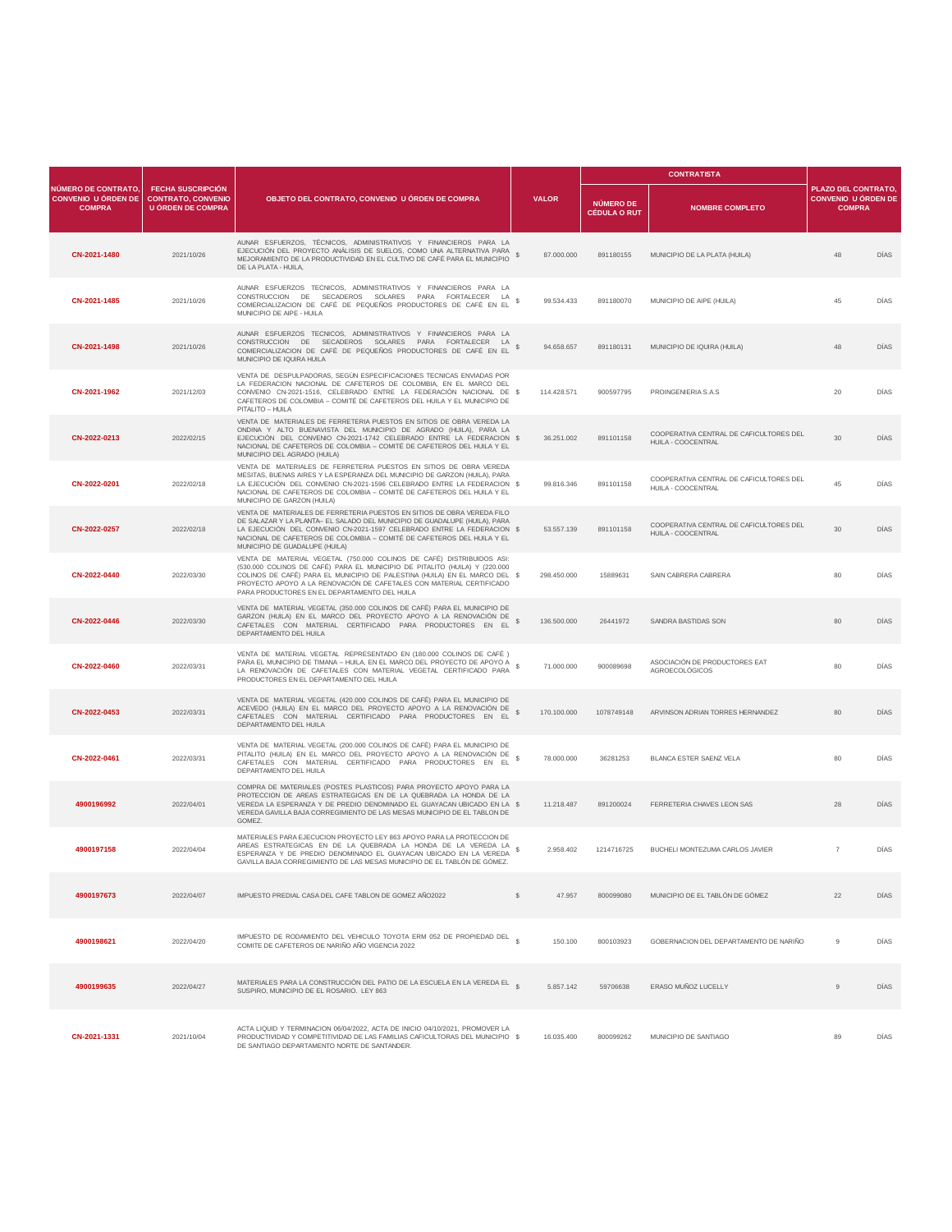| NÚMERO DE CONTRATO, CONVENIO U ÓRDEN DE COMPRA | FECHA SUSCRIPCIÓN CONTRATO, CONVENIO U ÓRDEN DE COMPRA | OBJETO DEL CONTRATO, CONVENIO U ÓRDEN DE COMPRA | VALOR | CONTRATISTA | | PLAZO DEL CONTRATO, CONVENIO U ÓRDEN DE COMPRA | |
|---|---|---|---|---|---|---|---|
| | | | | NÚMERO DE CÉDULA O RUT | NOMBRE COMPLETO | | |
| CN-2021-1480 | 2021/10/26 | AUNAR ESFUERZOS, TÉCNICOS, ADMINISTRATIVOS Y FINANCIEROS PARA LA EJECUCIÓN DEL PROYECTO ANÁLISIS DE SUELOS, COMO UNA ALTERNATIVA PARA MEJORAMIENTO DE LA PRODUCTIVIDAD EN EL CULTIVO DE CAFÉ PARA EL MUNICIPIO DE LA PLATA - HUILA, | $ 87.000.000 | 891180155 | MUNICIPIO DE LA PLATA (HUILA) | 48 | DÍAS |
| CN-2021-1485 | 2021/10/26 | AUNAR ESFUERZOS TECNICOS, ADMINISTRATIVOS Y FINANCIEROS PARA LA CONSTRUCCION DE SECADEROS SOLARES PARA FORTALECER LA COMERCIALIZACION DE CAFÉ DE PEQUEÑOS PRODUCTORES DE CAFÉ EN EL MUNICIPIO DE AIPE - HUILA | $ 99.534.433 | 891180070 | MUNICIPIO DE AIPE (HUILA) | 45 | DÍAS |
| CN-2021-1498 | 2021/10/26 | AUNAR ESFUERZOS TECNICOS, ADMINISTRATIVOS Y FINANCIEROS PARA LA CONSTRUCCION DE SECADEROS SOLARES PARA FORTALECER LA COMERCIALIZACION DE CAFÉ DE PEQUEÑOS PRODUCTORES DE CAFÉ EN EL MUNICIPIO DE IQUIRA HUILA | $ 94.658.657 | 891180131 | MUNICIPIO DE IQUIRA (HUILA) | 48 | DÍAS |
| CN-2021-1962 | 2021/12/03 | VENTA DE DESPULPADORAS, SEGÚN ESPECIFICACIONES TECNICAS ENVIADAS POR LA FEDERACION NACIONAL DE CAFETEROS DE COLOMBIA, EN EL MARCO DEL CONVENIO CN-2021-1516, CELEBRADO ENTRE LA FEDERACIÓN NACIONAL DE CAFETEROS DE COLOMBIA – COMITÉ DE CAFETEROS DEL HUILA Y EL MUNICIPIO DE PITALITO – HUILA | $ 114.428.571 | 900597795 | PROINGENIERIA S.A.S | 20 | DÍAS |
| CN-2022-0213 | 2022/02/15 | VENTA DE MATERIALES DE FERRETERIA PUESTOS EN SITIOS DE OBRA VEREDA LA ONDINA Y ALTO BUENAVISTA DEL MUNICIPIO DE AGRADO (HUILA), PARA LA EJECUCIÓN DEL CONVENIO CN-2021-1742 CELEBRADO ENTRE LA FEDERACION NACIONAL DE CAFETEROS DE COLOMBIA – COMITÉ DE CAFETEROS DEL HUILA Y EL MUNICIPIO DEL AGRADO (HUILA) | $ 36.251.002 | 891101158 | COOPERATIVA CENTRAL DE CAFICULTORES DEL HUILA - COOCENTRAL | 30 | DÍAS |
| CN-2022-0201 | 2022/02/18 | VENTA DE MATERIALES DE FERRETERIA PUESTOS EN SITIOS DE OBRA VEREDA MESITAS, BUENAS AIRES Y LA ESPERANZA DEL MUNICIPIO DE GARZON (HUILA), PARA LA EJECUCIÓN DEL CONVENIO CN-2021-1596 CELEBRADO ENTRE LA FEDERACION NACIONAL DE CAFETEROS DE COLOMBIA – COMITÉ DE CAFETEROS DEL HUILA Y EL MUNICIPIO DE GARZON (HUILA) | $ 99.816.346 | 891101158 | COOPERATIVA CENTRAL DE CAFICULTORES DEL HUILA - COOCENTRAL | 45 | DÍAS |
| CN-2022-0257 | 2022/02/18 | VENTA DE MATERIALES DE FERRETERIA PUESTOS EN SITIOS DE OBRA VEREDA FILO DE SALAZAR Y LA PLANTA– EL SALADO DEL MUNICIPIO DE GUADALUPE (HUILA), PARA LA EJECUCIÓN DEL CONVENIO CN-2021-1597 CELEBRADO ENTRE LA FEDERACION NACIONAL DE CAFETEROS DE COLOMBIA – COMITÉ DE CAFETEROS DEL HUILA Y EL MUNICIPIO DE GUADALUPE (HUILA) | $ 53.557.139 | 891101158 | COOPERATIVA CENTRAL DE CAFICULTORES DEL HUILA - COOCENTRAL | 30 | DÍAS |
| CN-2022-0440 | 2022/03/30 | VENTA DE MATERIAL VEGETAL (750.000 COLINOS DE CAFÉ) DISTRIBUIDOS ASI: (530.000 COLINOS DE CAFÉ) PARA EL MUNICIPIO DE PITALITO (HUILA) Y (220.000 COLINOS DE CAFÉ) PARA EL MUNICIPIO DE PALESTINA (HUILA) EN EL MARCO DEL PROYECTO APOYO A LA RENOVACIÓN DE CAFETALES CON MATERIAL CERTIFICADO PARA PRODUCTORES EN EL DEPARTAMENTO DEL HUILA | $ 298.450.000 | 15889631 | SAIN CABRERA CABRERA | 80 | DÍAS |
| CN-2022-0446 | 2022/03/30 | VENTA DE MATERIAL VEGETAL (350.000 COLINOS DE CAFÉ) PARA EL MUNICIPIO DE GARZON (HUILA) EN EL MARCO DEL PROYECTO APOYO A LA RENOVACIÓN DE CAFETALES CON MATERIAL CERTIFICADO PARA PRODUCTORES EN EL DEPARTAMENTO DEL HUILA | $ 136.500.000 | 26441972 | SANDRA BASTIDAS SON | 80 | DÍAS |
| CN-2022-0460 | 2022/03/31 | VENTA DE MATERIAL VEGETAL REPRESENTADO EN (180.000 COLINOS DE CAFÉ ) PARA EL MUNICIPIO DE TIMANA – HUILA, EN EL MARCO DEL PROYECTO DE APOYO A LA RENOVACIÓN DE CAFETALES CON MATERIAL VEGETAL CERTIFICADO PARA PRODUCTORES EN EL DEPARTAMENTO DEL HUILA | $ 71.000.000 | 900089698 | ASOCIACIÓN DE PRODUCTORES EAT AGROECOLÓGICOS | 80 | DÍAS |
| CN-2022-0453 | 2022/03/31 | VENTA DE MATERIAL VEGETAL (420.000 COLINOS DE CAFÉ) PARA EL MUNICIPIO DE ACEVEDO (HUILA) EN EL MARCO DEL PROYECTO APOYO A LA RENOVACIÓN DE CAFETALES CON MATERIAL CERTIFICADO PARA PRODUCTORES EN EL DEPARTAMENTO DEL HUILA | $ 170.100.000 | 1078749148 | ARVINSON ADRIAN TORRES HERNANDEZ | 80 | DÍAS |
| CN-2022-0461 | 2022/03/31 | VENTA DE MATERIAL VEGETAL (200.000 COLINOS DE CAFÉ) PARA EL MUNICIPIO DE PITALITO (HUILA) EN EL MARCO DEL PROYECTO APOYO A LA RENOVACIÓN DE CAFETALES CON MATERIAL CERTIFICADO PARA PRODUCTORES EN EL DEPARTAMENTO DEL HUILA | $ 78.000.000 | 36281253 | BLANCA ESTER SAENZ VELA | 80 | DÍAS |
| 4900196992 | 2022/04/01 | COMPRA DE MATERIALES (POSTES PLASTICOS) PARA PROYECTO APOYO PARA LA PROTECCION DE AREAS ESTRATEGICAS EN DE LA QUEBRADA LA HONDA DE LA VEREDA LA ESPERANZA Y DE PREDIO DENOMINADO EL GUAYACAN UBICADO EN LA VEREDA GAVILLA BAJA CORREGIMIENTO DE LAS MESAS MUNICIPIO DE EL TABLON DE GOMEZ. | $ 11.218.487 | 891200024 | FERRETERIA CHAVES LEON SAS | 28 | DÍAS |
| 4900197158 | 2022/04/04 | MATERIALES PARA EJECUCION PROYECTO LEY 863 APOYO PARA LA PROTECCION DE AREAS ESTRATEGICAS EN DE LA QUEBRADA LA HONDA DE LA VEREDA LA ESPERANZA Y DE PREDIO DENOMINADO EL GUAYACAN UBICADO EN LA VEREDA GAVILLA BAJA CORREGIMIENTO DE LAS MESAS MUNICIPIO DE EL TABLÓN DE GÓMEZ. | $ 2.958.402 | 1214716725 | BUCHELI MONTEZUMA CARLOS JAVIER | 7 | DÍAS |
| 4900197673 | 2022/04/07 | IMPUESTO PREDIAL CASA DEL CAFE TABLON DE GOMEZ AÑO2022 | $ 47.957 | 800099080 | MUNICIPIO DE EL TABLÓN DE GÓMEZ | 22 | DÍAS |
| 4900198621 | 2022/04/20 | IMPUESTO DE RODAMIENTO DEL VEHICULO TOYOTA ERM 052 DE PROPIEDAD DEL COMITE DE CAFETEROS DE NARIÑO AÑO VIGENCIA 2022 | $ 150.100 | 800103923 | GOBERNACION DEL DEPARTAMENTO DE NARIÑO | 9 | DÍAS |
| 4900199635 | 2022/04/27 | MATERIALES PARA LA CONSTRUCCIÓN DEL PATIO DE LA ESCUELA EN LA VEREDA EL SUSPIRO, MUNICIPIO DE EL ROSARIO. LEY 863 | $ 5.857.142 | 59706638 | ERASO MUÑOZ LUCELLY | 9 | DÍAS |
| CN-2021-1331 | 2021/10/04 | ACTA LIQUID Y TERMINACION 06/04/2022, ACTA DE INICIO 04/10/2021, PROMOVER LA PRODUCTIVIDAD Y COMPETITIVIDAD DE LAS FAMILIAS CAFICULTORAS DEL MUNICIPIO DE SANTIAGO DEPARTAMENTO NORTE DE SANTANDER. | $ 16.035.400 | 800099262 | MUNICIPIO DE SANTIAGO | 89 | DÍAS |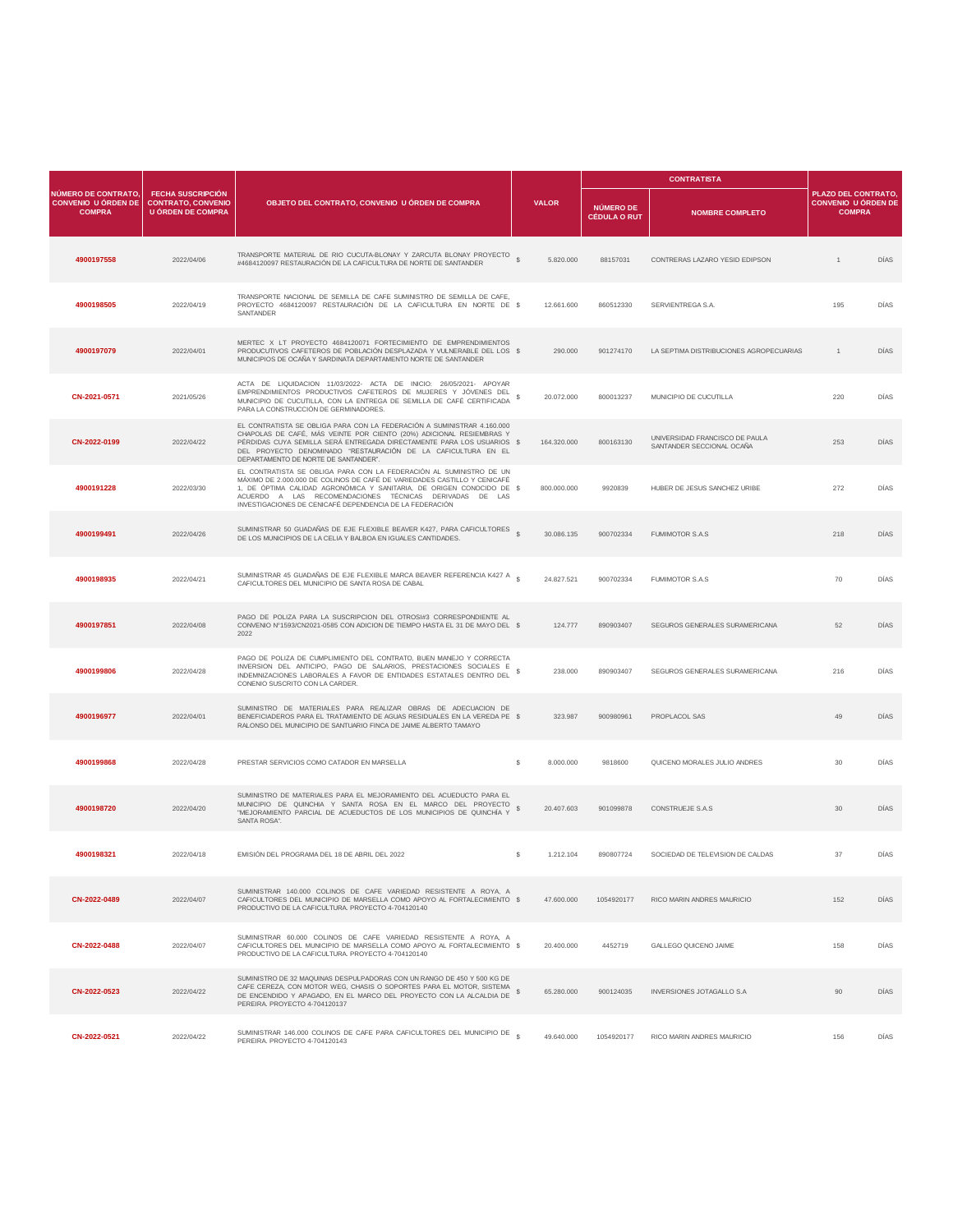| NÚMERO DE CONTRATO, CONVENIO U ÓRDEN DE COMPRA | FECHA SUSCRIPCIÓN CONTRATO, CONVENIO U ÓRDEN DE COMPRA | OBJETO DEL CONTRATO, CONVENIO U ÓRDEN DE COMPRA | VALOR | | CONTRATISTA | | PLAZO DEL CONTRATO, CONVENIO U ÓRDEN DE COMPRA | |
|---|---|---|---|---|---|---|---|---|
| | | | | | NÚMERO DE CÉDULA O RUT | NOMBRE COMPLETO | | |
| 4900197558 | 2022/04/06 | TRANSPORTE MATERIAL DE RIO CUCUTA-BLONAY Y ZARCUTA BLONAY PROYECTO #4684120097 RESTAURACIÓN DE LA CAFICULTURA DE NORTE DE SANTANDER | $ | 5.820.000 | 88157031 | CONTRERAS LAZARO YESID EDIPSON | 1 | DÍAS |
| 4900198505 | 2022/04/19 | TRANSPORTE NACIONAL DE SEMILLA DE CAFE SUMINISTRO DE SEMILLA DE CAFE, PROYECTO 4684120097 RESTAURACIÓN DE LA CAFICULTURA EN NORTE DE SANTANDER | $ | 12.661.600 | 860512330 | SERVIENTREGA S.A. | 195 | DÍAS |
| 4900197079 | 2022/04/01 | MERTEC X LT PROYECTO 4684120071 FORTECIMIENTO DE EMPRENDIMIENTOS PRODUCUTIVOS CAFETEROS DE POBLACIÓN DESPLAZADA Y VULNERABLE DEL LOS MUNICIPIOS DE OCAÑA Y SARDINATA DEPARTAMENTO NORTE DE SANTANDER | $ | 290.000 | 901274170 | LA SEPTIMA DISTRIBUCIONES AGROPECUARIAS | 1 | DÍAS |
| CN-2021-0571 | 2021/05/26 | ACTA DE LIQUIDACION 11/03/2022- ACTA DE INICIO: 26/05/2021- APOYAR EMPRENDIMIENTOS PRODUCTIVOS CAFETEROS DE MUJERES Y JÓVENES DEL MUNICIPIO DE CUCUTILLA, CON LA ENTREGA DE SEMILLA DE CAFÉ CERTIFICADA PARA LA CONSTRUCCIÓN DE GERMINADORES. | $ | 20.072.000 | 800013237 | MUNICIPIO DE CUCUTILLA | 220 | DÍAS |
| CN-2022-0199 | 2022/04/22 | EL CONTRATISTA SE OBLIGA PARA CON LA FEDERACIÓN A SUMINISTRAR 4.160.000 CHAPOLAS DE CAFÉ, MÁS VEINTE POR CIENTO (20%) ADICIONAL RESIEMBRAS Y PÉRDIDAS CUYA SEMILLA SERÁ ENTREGADA DIRECTAMENTE PARA LOS USUARIOS DEL PROYECTO DENOMINADO "RESTAURACIÓN DE LA CAFICULTURA EN EL DEPARTAMENTO DE NORTE DE SANTANDER". | $ | 164.320.000 | 800163130 | UNIVERSIDAD FRANCISCO DE PAULA SANTANDER SECCIONAL OCAÑA | 253 | DÍAS |
| 4900191228 | 2022/03/30 | EL CONTRATISTA SE OBLIGA PARA CON LA FEDERACIÓN AL SUMINISTRO DE UN MÁXIMO DE 2.000.000 DE COLINOS DE CAFÉ DE VARIEDADES CASTILLO Y CENICAFÉ 1, DE ÓPTIMA CALIDAD AGRONÓMICA Y SANITARIA, DE ORIGEN CONOCIDO DE ACUERDO A LAS RECOMENDACIONES TÉCNICAS DERIVADAS DE LAS INVESTIGACIONES DE CENICAFÉ DEPENDENCIA DE LA FEDERACIÓN | $ | 800.000.000 | 9920839 | HUBER DE JESUS SANCHEZ URIBE | 272 | DÍAS |
| 4900199491 | 2022/04/26 | SUMINISTRAR 50 GUADAÑAS DE EJE FLEXIBLE BEAVER K427, PARA CAFICULTORES DE LOS MUNICIPIOS DE LA CELIA Y BALBOA EN IGUALES CANTIDADES. | $ | 30.086.135 | 900702334 | FUMIMOTOR S.A.S | 218 | DÍAS |
| 4900198935 | 2022/04/21 | SUMINISTRAR 45 GUADAÑAS DE EJE FLEXIBLE MARCA BEAVER REFERENCIA K427 A CAFICULTORES DEL MUNICIPIO DE SANTA ROSA DE CABAL | $ | 24.827.521 | 900702334 | FUMIMOTOR S.A.S | 70 | DÍAS |
| 4900197851 | 2022/04/08 | PAGO DE POLIZA PARA LA SUSCRIPCION DEL OTROSI#3 CORRESPONDIENTE AL CONVENIO N°1593/CN2021-0585 CON ADICION DE TIEMPO HASTA EL 31 DE MAYO DEL 2022 | $ | 124.777 | 890903407 | SEGUROS GENERALES SURAMERICANA | 52 | DÍAS |
| 4900199806 | 2022/04/28 | PAGO DE POLIZA DE CUMPLIMIENTO DEL CONTRATO, BUEN MANEJO Y CORRECTA INVERSION DEL ANTICIPO, PAGO DE SALARIOS, PRESTACIONES SOCIALES E INDEMNIZACIONES LABORALES A FAVOR DE ENTIDADES ESTATALES DENTRO DEL CONENIO SUSCRITO CON LA CARDER. | $ | 238.000 | 890903407 | SEGUROS GENERALES SURAMERICANA | 216 | DÍAS |
| 4900196977 | 2022/04/01 | SUMINISTRO DE MATERIALES PARA REALIZAR OBRAS DE ADECUACION DE BENEFICIADEROS PARA EL TRATAMIENTO DE AGUAS RESIDUALES EN LA VEREDA PE RALONSO DEL MUNICIPIO DE SANTUARIO FINCA DE JAIME ALBERTO TAMAYO | $ | 323.987 | 900980961 | PROPLACOL SAS | 49 | DÍAS |
| 4900199868 | 2022/04/28 | PRESTAR SERVICIOS COMO CATADOR EN MARSELLA | $ | 8.000.000 | 9818600 | QUICENO MORALES JULIO ANDRES | 30 | DÍAS |
| 4900198720 | 2022/04/20 | SUMINISTRO DE MATERIALES PARA EL MEJORAMIENTO DEL ACUEDUCTO PARA EL MUNICIPIO DE QUINCHIA Y SANTA ROSA EN EL MARCO DEL PROYECTO "MEJORAMIENTO PARCIAL DE ACUEDUCTOS DE LOS MUNICIPIOS DE QUINCHÍA Y SANTA ROSA". | $ | 20.407.603 | 901099878 | CONSTRUEJE S.A.S | 30 | DÍAS |
| 4900198321 | 2022/04/18 | EMISIÓN DEL PROGRAMA DEL 18 DE ABRIL DEL 2022 | $ | 1.212.104 | 890807724 | SOCIEDAD DE TELEVISION DE CALDAS | 37 | DÍAS |
| CN-2022-0489 | 2022/04/07 | SUMINISTRAR 140.000 COLINOS DE CAFE VARIEDAD RESISTENTE A ROYA, A CAFICULTORES DEL MUNICIPIO DE MARSELLA COMO APOYO AL FORTALECIMIENTO PRODUCTIVO DE LA CAFICULTURA. PROYECTO 4-704120140 | $ | 47.600.000 | 1054920177 | RICO MARIN ANDRES MAURICIO | 152 | DÍAS |
| CN-2022-0488 | 2022/04/07 | SUMINISTRAR 60.000 COLINOS DE CAFE VARIEDAD RESISTENTE A ROYA, A CAFICULTORES DEL MUNICIPIO DE MARSELLA COMO APOYO AL FORTALECIMIENTO PRODUCTIVO DE LA CAFICULTURA. PROYECTO 4-704120140 | $ | 20.400.000 | 4452719 | GALLEGO QUICENO JAIME | 158 | DÍAS |
| CN-2022-0523 | 2022/04/22 | SUMINISTRO DE 32 MAQUINAS DESPULPADORAS CON UN RANGO DE 450 Y 500 KG DE CAFE CEREZA, CON MOTOR WEG, CHASIS O SOPORTES PARA EL MOTOR, SISTEMA DE ENCENDIDO Y APAGADO, EN EL MARCO DEL PROYECTO CON LA ALCALDIA DE PEREIRA. PROYECTO 4-704120137 | $ | 65.280.000 | 900124035 | INVERSIONES JOTAGALLO S.A | 90 | DÍAS |
| CN-2022-0521 | 2022/04/22 | SUMINISTRAR 146.000 COLINOS DE CAFE PARA CAFICULTORES DEL MUNICIPIO DE PEREIRA. PROYECTO 4-704120143 | $ | 49.640.000 | 1054920177 | RICO MARIN ANDRES MAURICIO | 156 | DÍAS |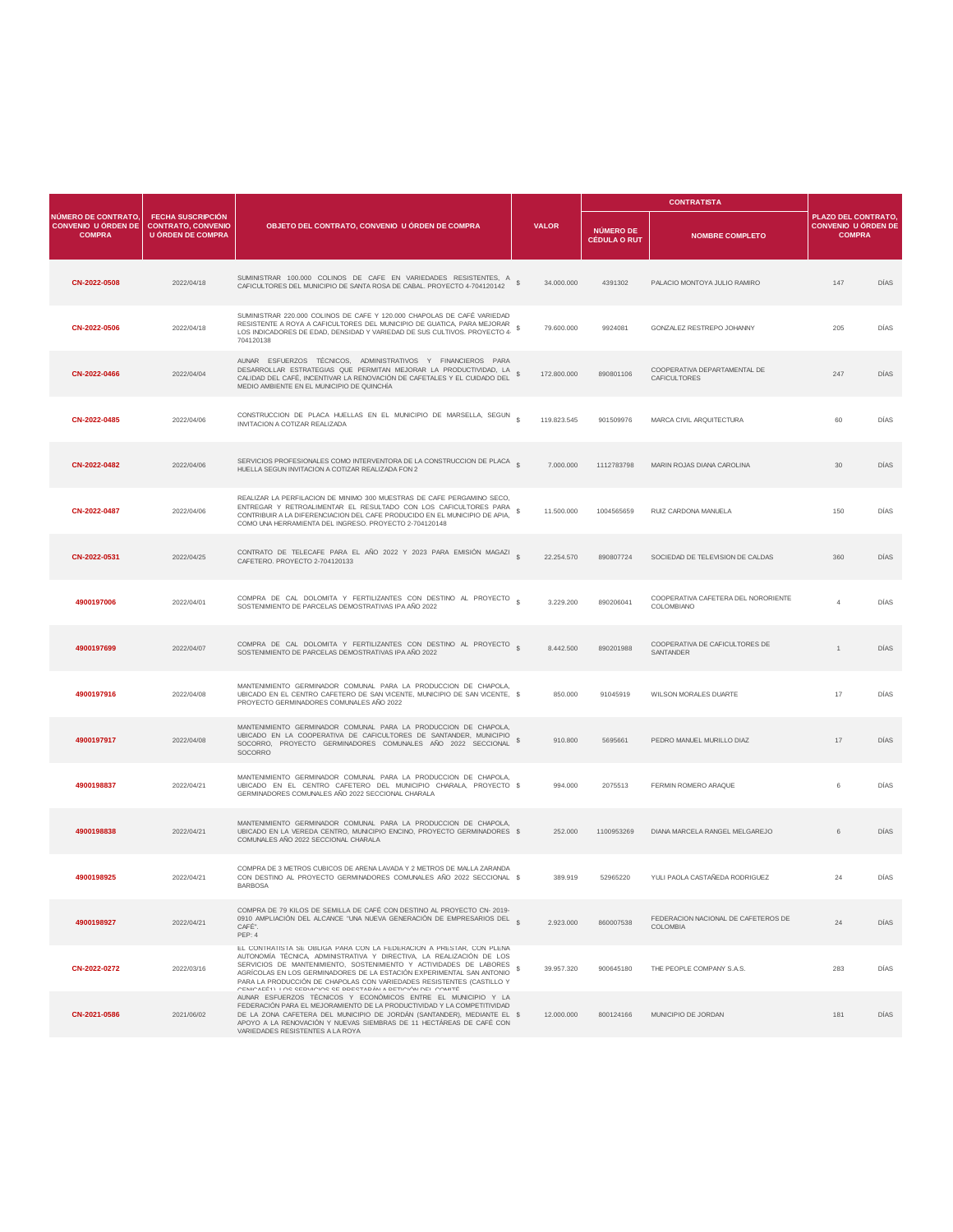| NÚMERO DE CONTRATO, CONVENIO U ÓRDEN DE COMPRA | FECHA SUSCRIPCIÓN CONTRATO, CONVENIO U ÓRDEN DE COMPRA | OBJETO DEL CONTRATO, CONVENIO U ÓRDEN DE COMPRA | VALOR | | CONTRATISTA | | PLAZO DEL CONTRATO, CONVENIO U ÓRDEN DE COMPRA | |
|---|---|---|---|---|---|---|---|---|
| | | | | | NÚMERO DE CÉDULA O RUT | NOMBRE COMPLETO | | |
| CN-2022-0508 | 2022/04/18 | SUMINISTRAR 100.000 COLINOS DE CAFE EN VARIEDADES RESISTENTES, A CAFICULTORES DEL MUNICIPIO DE SANTA ROSA DE CABAL. PROYECTO 4-704120142 | $ | 34.000.000 | 4391302 | PALACIO MONTOYA JULIO RAMIRO | 147 | DÍAS |
| CN-2022-0506 | 2022/04/18 | SUMINISTRAR 220.000 COLINOS DE CAFE Y 120.000 CHAPOLAS DE CAFÉ VARIEDAD RESISTENTE A ROYA A CAFICULTORES DEL MUNICIPIO DE GUATICA, PARA MEJORAR LOS INDICADORES DE EDAD, DENSIDAD Y VARIEDAD DE SUS CULTIVOS. PROYECTO 4-704120138 | $ | 79.600.000 | 9924081 | GONZALEZ RESTREPO JOHANNY | 205 | DÍAS |
| CN-2022-0466 | 2022/04/04 | AUNAR ESFUERZOS TÉCNICOS, ADMINISTRATIVOS Y FINANCIEROS PARA DESARROLLAR ESTRATEGIAS QUE PERMITAN MEJORAR LA PRODUCTIVIDAD, LA CALIDAD DEL CAFÉ, INCENTIVAR LA RENOVACIÓN DE CAFETALES Y EL CUIDADO DEL MEDIO AMBIENTE EN EL MUNICIPIO DE QUINCHÍA | $ | 172.800.000 | 890801106 | COOPERATIVA DEPARTAMENTAL DE CAFICULTORES | 247 | DÍAS |
| CN-2022-0485 | 2022/04/06 | CONSTRUCCION DE PLACA HUELLAS EN EL MUNICIPIO DE MARSELLA, SEGUN INVITACION A COTIZAR REALIZADA | $ | 119.823.545 | 901509976 | MARCA CIVIL ARQUITECTURA | 60 | DÍAS |
| CN-2022-0482 | 2022/04/06 | SERVICIOS PROFESIONALES COMO INTERVENTORA DE LA CONSTRUCCION DE PLACA HUELLA SEGUN INVITACION A COTIZAR REALIZADA FON 2 | $ | 7.000.000 | 1112783798 | MARIN ROJAS DIANA CAROLINA | 30 | DÍAS |
| CN-2022-0487 | 2022/04/06 | REALIZAR LA PERFILACION DE MINIMO 300 MUESTRAS DE CAFE PERGAMINO SECO, ENTREGAR Y RETROALIMENTAR EL RESULTADO CON LOS CAFICULTORES PARA CONTRIBUIR A LA DIFERENCIACION DEL CAFE PRODUCIDO EN EL MUNICIPIO DE APIA, COMO UNA HERRAMIENTA DEL INGRESO. PROYECTO 2-704120148 | $ | 11.500.000 | 1004565659 | RUIZ CARDONA MANUELA | 150 | DÍAS |
| CN-2022-0531 | 2022/04/25 | CONTRATO DE TELECAFE PARA EL AÑO 2022 Y 2023 PARA EMISIÓN MAGAZI CAFETERO. PROYECTO 2-704120133 | $ | 22.254.570 | 890807724 | SOCIEDAD DE TELEVISION DE CALDAS | 360 | DÍAS |
| 4900197006 | 2022/04/01 | COMPRA DE CAL DOLOMITA Y FERTILIZANTES CON DESTINO AL PROYECTO SOSTENIMIENTO DE PARCELAS DEMOSTRATIVAS IPA AÑO 2022 | $ | 3.229.200 | 890206041 | COOPERATIVA CAFETERA DEL NORORIENTE COLOMBIANO | 4 | DÍAS |
| 4900197699 | 2022/04/07 | COMPRA DE CAL DOLOMITA Y FERTILIZANTES CON DESTINO AL PROYECTO SOSTENIMIENTO DE PARCELAS DEMOSTRATIVAS IPA AÑO 2022 | $ | 8.442.500 | 890201988 | COOPERATIVA DE CAFICULTORES DE SANTANDER | 1 | DÍAS |
| 4900197916 | 2022/04/08 | MANTENIMIENTO GERMINADOR COMUNAL PARA LA PRODUCCION DE CHAPOLA, UBICADO EN EL CENTRO CAFETERO DE SAN VICENTE, MUNICIPIO DE SAN VICENTE, PROYECTO GERMINADORES COMUNALES AÑO 2022 | $ | 850.000 | 91045919 | WILSON MORALES DUARTE | 17 | DÍAS |
| 4900197917 | 2022/04/08 | MANTENIMIENTO GERMINADOR COMUNAL PARA LA PRODUCCION DE CHAPOLA, UBICADO EN LA COOPERATIVA DE CAFICULTORES DE SANTANDER, MUNICIPIO SOCORRO, PROYECTO GERMINADORES COMUNALES AÑO 2022 SECCIONAL SOCORRO | $ | 910.800 | 5695661 | PEDRO MANUEL MURILLO DIAZ | 17 | DÍAS |
| 4900198837 | 2022/04/21 | MANTENIMIENTO GERMINADOR COMUNAL PARA LA PRODUCCION DE CHAPOLA, UBICADO EN EL CENTRO CAFETERO DEL MUNICIPIO CHARALA, PROYECTO GERMINADORES COMUNALES AÑO 2022 SECCIONAL CHARALA | $ | 994.000 | 2075513 | FERMIN ROMERO ARAQUE | 6 | DÍAS |
| 4900198838 | 2022/04/21 | MANTENIMIENTO GERMINADOR COMUNAL PARA LA PRODUCCION DE CHAPOLA, UBICADO EN LA VEREDA CENTRO, MUNICIPIO ENCINO, PROYECTO GERMINADORES COMUNALES AÑO 2022 SECCIONAL CHARALA | $ | 252.000 | 1100953269 | DIANA MARCELA RANGEL MELGAREJO | 6 | DÍAS |
| 4900198925 | 2022/04/21 | COMPRA DE 3 METROS CUBICOS DE ARENA LAVADA Y 2 METROS DE MALLA ZARANDA CON DESTINO AL PROYECTO GERMINADORES COMUNALES AÑO 2022 SECCIONAL BARBOSA | $ | 389.919 | 52965220 | YULI PAOLA CASTAÑEDA RODRIGUEZ | 24 | DÍAS |
| 4900198927 | 2022/04/21 | COMPRA DE 79 KILOS DE SEMILLA DE CAFÉ CON DESTINO AL PROYECTO CN- 2019-0910 AMPLIACIÓN DEL ALCANCE "UNA NUEVA GENERACIÓN DE EMPRESARIOS DEL CAFÉ". PEP: 4 | $ | 2.923.000 | 860007538 | FEDERACION NACIONAL DE CAFETEROS DE COLOMBIA | 24 | DÍAS |
| CN-2022-0272 | 2022/03/16 | EL CONTRATISTA SE OBLIGA PARA CON LA FEDERACION A PRESTAR, CON PLENA AUTONOMÍA TÉCNICA, ADMINISTRATIVA Y DIRECTIVA, LA REALIZACIÓN DE LOS SERVICIOS DE MANTENIMIENTO, SOSTENIMIENTO Y ACTIVIDADES DE LABORES AGRÍCOLAS EN LOS GERMINADORES DE LA ESTACIÓN EXPERIMENTAL SAN ANTONIO PARA LA PRODUCCIÓN DE CHAPOLAS CON VARIEDADES RESISTENTES (CASTILLO Y CENICAFÉ1). LOS SERVICIOS SE PRESTARÁN A PETICIÓN DEL COMITÉ | $ | 39.957.320 | 900645180 | THE PEOPLE COMPANY S.A.S. | 283 | DÍAS |
| CN-2021-0586 | 2021/06/02 | AUNAR ESFUERZOS TÉCNICOS Y ECONÓMICOS ENTRE EL MUNICIPIO Y LA FEDERACIÓN PARA EL MEJORAMIENTO DE LA PRODUCTIVIDAD Y LA COMPETITIVIDAD DE LA ZONA CAFETERA DEL MUNICIPIO DE JORDÁN (SANTANDER), MEDIANTE EL APOYO A LA RENOVACIÓN Y NUEVAS SIEMBRAS DE 11 HECTÁREAS DE CAFÉ CON VARIEDADES RESISTENTES A LA ROYA | $ | 12.000.000 | 800124166 | MUNICIPIO DE JORDAN | 181 | DÍAS |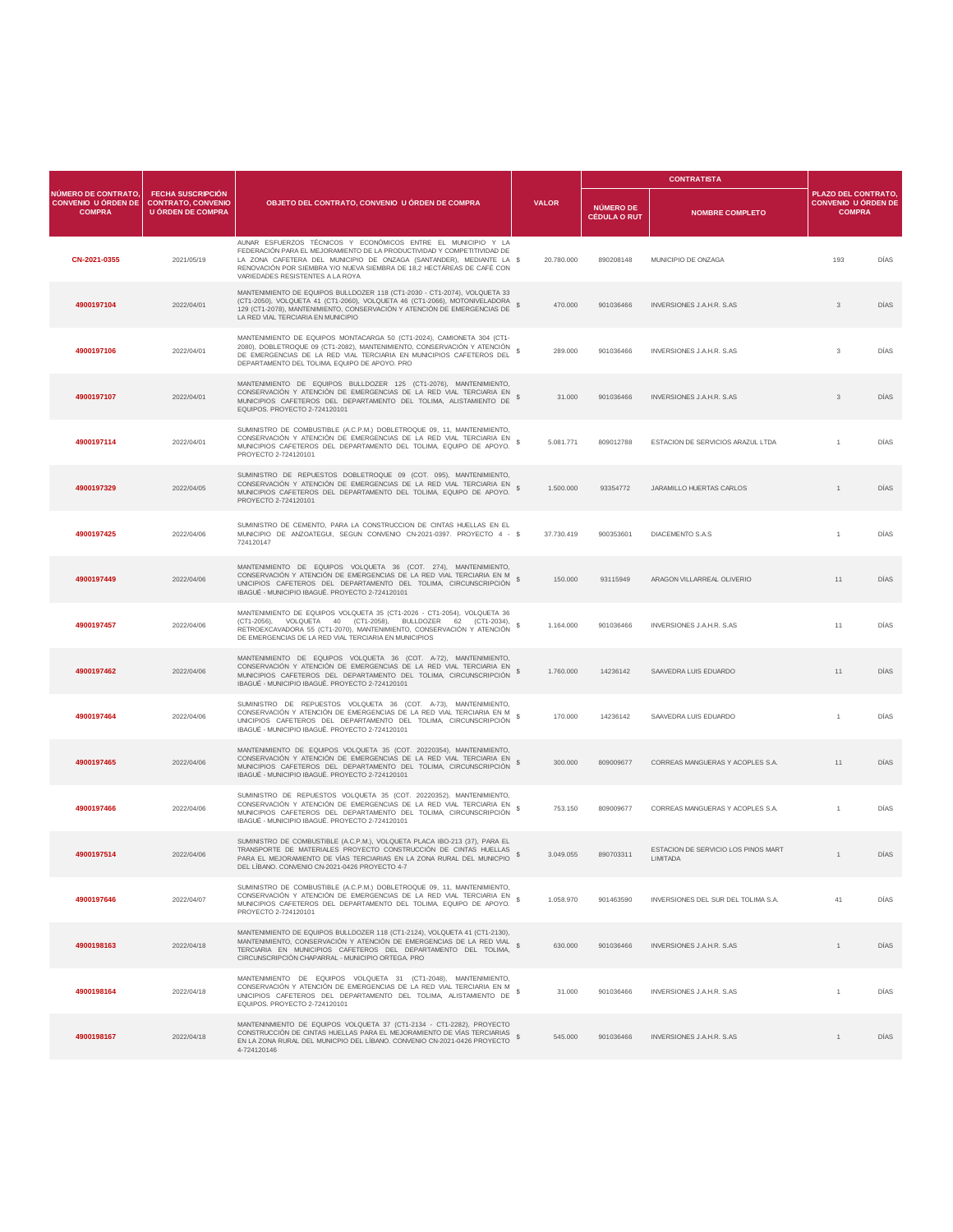| NÚMERO DE CONTRATO, CONVENIO U ÓRDEN DE COMPRA | FECHA SUSCRIPCIÓN CONTRATO, CONVENIO U ÓRDEN DE COMPRA | OBJETO DEL CONTRATO, CONVENIO U ÓRDEN DE COMPRA | VALOR | CONTRATISTA | | PLAZO DEL CONTRATO, CONVENIO U ÓRDEN DE COMPRA | |
|---|---|---|---|---|---|---|---|
| | | | | NÚMERO DE CÉDULA O RUT | NOMBRE COMPLETO | | |
| CN-2021-0355 | 2021/05/19 | AUNAR ESFUERZOS TÉCNICOS Y ECONÓMICOS ENTRE EL MUNICIPIO Y LA FEDERACIÓN PARA EL MEJORAMIENTO DE LA PRODUCTIVIDAD Y COMPETITIVIDAD DE LA ZONA CAFETERA DEL MUNICIPIO DE ONZAGA (SANTANDER), MEDIANTE LA RENOVACIÓN POR SIEMBRA Y/O NUEVA SIEMBRA DE 18,2 HECTÁREAS DE CAFÉ CON VARIEDADES RESISTENTES A LA ROYA | $ 20.780.000 | 890208148 | MUNICIPIO DE ONZAGA | 193 | DÍAS |
| 4900197104 | 2022/04/01 | MANTENIMIENTO DE EQUIPOS BULLDOZER 118 (CT1-2030 - CT1-2074), VOLQUETA 33 (CT1-2050), VOLQUETA 41 (CT1-2060), VOLQUETA 46 (CT1-2066), MOTONIVELADORA 129 (CT1-2078), MANTENIMIENTO, CONSERVACIÓN Y ATENCIÓN DE EMERGENCIAS DE LA RED VIAL TERCIARIA EN MUNICIPIO | $ 470.000 | 901036466 | INVERSIONES J.A.H.R. S.AS | 3 | DÍAS |
| 4900197106 | 2022/04/01 | MANTENIMIENTO DE EQUIPOS MONTACARGA 50 (CT1-2024), CAMIONETA 304 (CT1-2080), DOBLETROQUE 09 (CT1-2082), MANTENIMIENTO, CONSERVACIÓN Y ATENCIÓN DE EMERGENCIAS DE LA RED VIAL TERCIARIA EN MUNICIPIOS CAFETEROS DEL DEPARTAMENTO DEL TOLIMA, EQUIPO DE APOYO. PRO | $ 289.000 | 901036466 | INVERSIONES J.A.H.R. S.AS | 3 | DÍAS |
| 4900197107 | 2022/04/01 | MANTENIMIENTO DE EQUIPOS BULLDOZER 125 (CT1-2076), MANTENIMIENTO, CONSERVACIÓN Y ATENCIÓN DE EMERGENCIAS DE LA RED VIAL TERCIARIA EN MUNICIPIOS CAFETEROS DEL DEPARTAMENTO DEL TOLIMA, ALISTAMIENTO DE EQUIPOS. PROYECTO 2-724120101 | $ 31.000 | 901036466 | INVERSIONES J.A.H.R. S.AS | 3 | DÍAS |
| 4900197114 | 2022/04/01 | SUMINISTRO DE COMBUSTIBLE (A.C.P.M.) DOBLETROQUE 09, 11, MANTENIMIENTO, CONSERVACIÓN Y ATENCIÓN DE EMERGENCIAS DE LA RED VIAL TERCIARIA EN MUNICIPIOS CAFETEROS DEL DEPARTAMENTO DEL TOLIMA, EQUIPO DE APOYO. PROYECTO 2-724120101 | $ 5.081.771 | 809012788 | ESTACION DE SERVICIOS ARAZUL LTDA | 1 | DÍAS |
| 4900197329 | 2022/04/05 | SUMINISTRO DE REPUESTOS DOBLETROQUE 09 (COT. 095), MANTENIMIENTO, CONSERVACIÓN Y ATENCIÓN DE EMERGENCIAS DE LA RED VIAL TERCIARIA EN MUNICIPIOS CAFETEROS DEL DEPARTAMENTO DEL TOLIMA, EQUIPO DE APOYO. PROYECTO 2-724120101 | $ 1.500.000 | 93354772 | JARAMILLO HUERTAS CARLOS | 1 | DÍAS |
| 4900197425 | 2022/04/06 | SUMINISTRO DE CEMENTO, PARA LA CONSTRUCCION DE CINTAS HUELLAS EN EL MUNICIPIO DE ANZOATEGUI, SEGUN CONVENIO CN-2021-0397. PROYECTO 4 - 724120147 | $ 37.730.419 | 900353601 | DIACEMENTO S.A.S | 1 | DÍAS |
| 4900197449 | 2022/04/06 | MANTENIMIENTO DE EQUIPOS VOLQUETA 36 (COT. 274), MANTENIMIENTO, CONSERVACIÓN Y ATENCIÓN DE EMERGENCIAS DE LA RED VIAL TERCIARIA EN M UNICIPIOS CAFETEROS DEL DEPARTAMENTO DEL TOLIMA, CIRCUNSCRIPCIÓN IBAGUÉ - MUNICIPIO IBAGUÉ. PROYECTO 2-724120101 | $ 150.000 | 93115949 | ARAGON VILLARREAL OLIVERIO | 11 | DÍAS |
| 4900197457 | 2022/04/06 | MANTENIMIENTO DE EQUIPOS VOLQUETA 35 (CT1-2026 - CT1-2054), VOLQUETA 36 (CT1-2056), VOLQUETA 40 (CT1-2058), BULLDOZER 62 (CT1-2034), RETROEXCAVADORA 55 (CT1-2070), MANTENIMIENTO, CONSERVACIÓN Y ATENCIÓN DE EMERGENCIAS DE LA RED VIAL TERCIARIA EN MUNICIPIOS | $ 1.164.000 | 901036466 | INVERSIONES J.A.H.R. S.AS | 11 | DÍAS |
| 4900197462 | 2022/04/06 | MANTENIMIENTO DE EQUIPOS VOLQUETA 36 (COT. A-72), MANTENIMIENTO, CONSERVACIÓN Y ATENCIÓN DE EMERGENCIAS DE LA RED VIAL TERCIARIA EN MUNICIPIOS CAFETEROS DEL DEPARTAMENTO DEL TOLIMA, CIRCUNSCRIPCIÓN IBAGUÉ - MUNICIPIO IBAGUÉ. PROYECTO 2-724120101 | $ 1.760.000 | 14236142 | SAAVEDRA LUIS EDUARDO | 11 | DÍAS |
| 4900197464 | 2022/04/06 | SUMINISTRO DE REPUESTOS VOLQUETA 36 (COT. A-73), MANTENIMIENTO, CONSERVACIÓN Y ATENCIÓN DE EMERGENCIAS DE LA RED VIAL TERCIARIA EN M UNICIPIOS CAFETEROS DEL DEPARTAMENTO DEL TOLIMA, CIRCUNSCRIPCIÓN IBAGUÉ - MUNICIPIO IBAGUÉ. PROYECTO 2-724120101 | $ 170.000 | 14236142 | SAAVEDRA LUIS EDUARDO | 1 | DÍAS |
| 4900197465 | 2022/04/06 | MANTENIMIENTO DE EQUIPOS VOLQUETA 35 (COT. 20220354), MANTENIMIENTO, CONSERVACIÓN Y ATENCIÓN DE EMERGENCIAS DE LA RED VIAL TERCIARIA EN MUNICIPIOS CAFETEROS DEL DEPARTAMENTO DEL TOLIMA, CIRCUNSCRIPCIÓN IBAGUÉ - MUNICIPIO IBAGUÉ. PROYECTO 2-724120101 | $ 300.000 | 809009677 | CORREAS MANGUERAS Y ACOPLES S.A. | 11 | DÍAS |
| 4900197466 | 2022/04/06 | SUMINISTRO DE REPUESTOS VOLQUETA 35 (COT. 20220352), MANTENIMIENTO, CONSERVACIÓN Y ATENCIÓN DE EMERGENCIAS DE LA RED VIAL TERCIARIA EN MUNICIPIOS CAFETEROS DEL DEPARTAMENTO DEL TOLIMA, CIRCUNSCRIPCIÓN IBAGUÉ - MUNICIPIO IBAGUÉ. PROYECTO 2-724120101 | $ 753.150 | 809009677 | CORREAS MANGUERAS Y ACOPLES S.A. | 1 | DÍAS |
| 4900197514 | 2022/04/06 | SUMINISTRO DE COMBUSTIBLE (A.C.P.M.), VOLQUETA PLACA IBO-213 (37), PARA EL TRANSPORTE DE MATERIALES PROYECTO CONSTRUCCIÓN DE CINTAS HUELLAS PARA EL MEJORAMIENTO DE VÍAS TERCIARIAS EN LA ZONA RURAL DEL MUNICIPIO DEL LÍBANO. CONVENIO CN-2021-0426 PROYECTO 4-7 | $ 3.049.055 | 890703311 | ESTACION DE SERVICIO LOS PINOS MART LIMITADA | 1 | DÍAS |
| 4900197646 | 2022/04/07 | SUMINISTRO DE COMBUSTIBLE (A.C.P.M.) DOBLETROQUE 09, 11, MANTENIMIENTO, CONSERVACIÓN Y ATENCIÓN DE EMERGENCIAS DE LA RED VIAL TERCIARIA EN MUNICIPIOS CAFETEROS DEL DEPARTAMENTO DEL TOLIMA, EQUIPO DE APOYO. PROYECTO 2-724120101 | $ 1.058.970 | 901463590 | INVERSIONES DEL SUR DEL TOLIMA S.A. | 41 | DÍAS |
| 4900198163 | 2022/04/18 | MANTENIMIENTO DE EQUIPOS BULLDOZER 118 (CT1-2124), VOLQUETA 41 (CT1-2130), MANTENIMIENTO, CONSERVACIÓN Y ATENCIÓN DE EMERGENCIAS DE LA RED VIAL TERCIARIA EN MUNICIPIOS CAFETEROS DEL DEPARTAMENTO DEL TOLIMA, CIRCUNSCRIPCIÓN CHAPARRAL - MUNICIPIO ORTEGA. PRO | $ 630.000 | 901036466 | INVERSIONES J.A.H.R. S.AS | 1 | DÍAS |
| 4900198164 | 2022/04/18 | MANTENIMIENTO DE EQUIPOS VOLQUETA 31 (CT1-2048), MANTENIMIENTO, CONSERVACIÓN Y ATENCIÓN DE EMERGENCIAS DE LA RED VIAL TERCIARIA EN M UNICIPIOS CAFETEROS DEL DEPARTAMENTO DEL TOLIMA, ALISTAMIENTO DE EQUIPOS. PROYECTO 2-724120101 | $ 31.000 | 901036466 | INVERSIONES J.A.H.R. S.AS | 1 | DÍAS |
| 4900198167 | 2022/04/18 | MANTENINMIENTO DE EQUIPOS VOLQUETA 37 (CT1-2134 - CT1-2282), PROYECTO CONSTRUCCIÓN DE CINTAS HUELLAS PARA EL MEJORAMIENTO DE VÍAS TERCIARIAS EN LA ZONA RURAL DEL MUNICIPIO DEL LÍBANO. CONVENIO CN-2021-0426 PROYECTO 4-724120146 | $ 545.000 | 901036466 | INVERSIONES J.A.H.R. S.AS | 1 | DÍAS |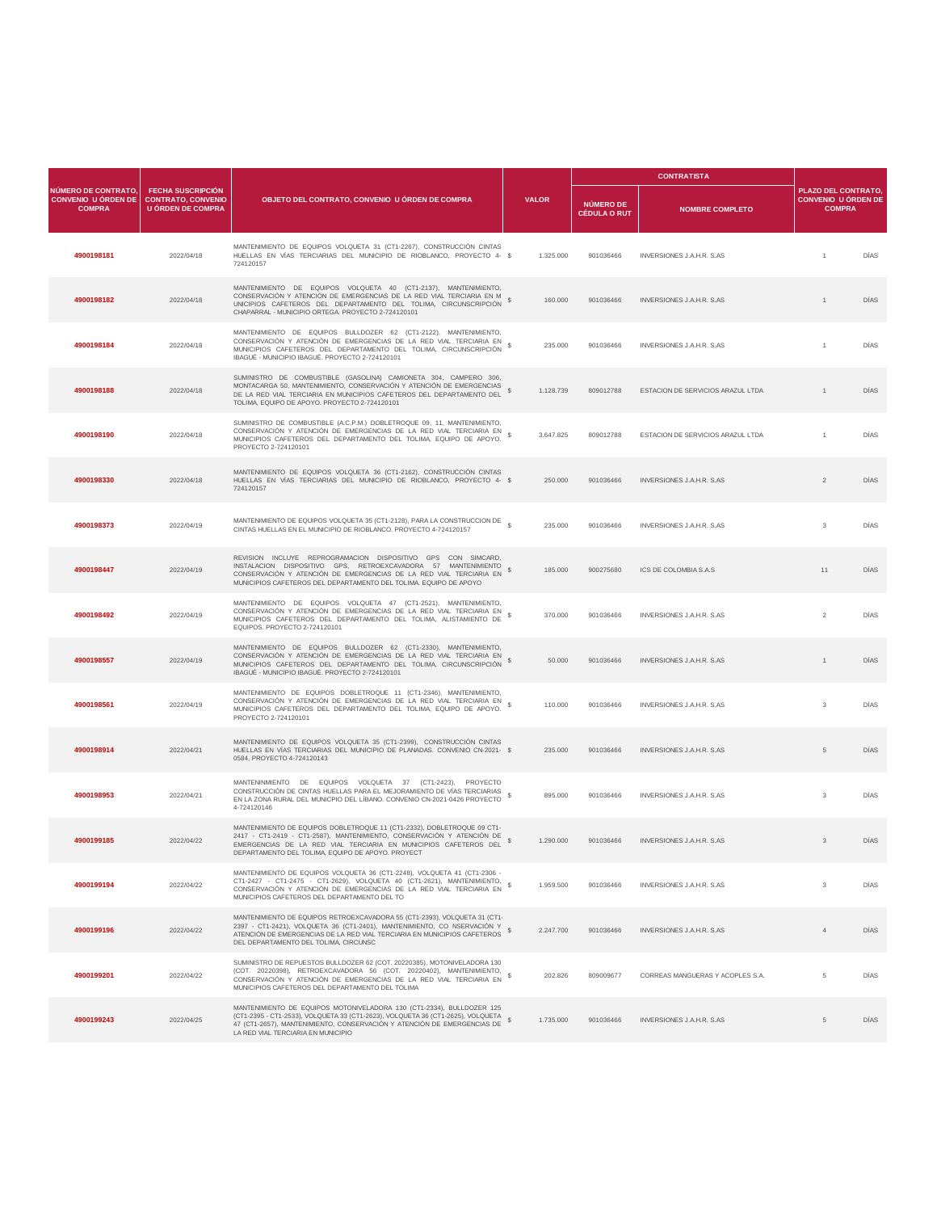| NÚMERO DE CONTRATO, CONVENIO U ÓRDEN DE COMPRA | FECHA SUSCRIPCIÓN CONTRATO, CONVENIO U ÓRDEN DE COMPRA | OBJETO DEL CONTRATO, CONVENIO U ÓRDEN DE COMPRA | VALOR | | CONTRATISTA | | PLAZO DEL CONTRATO, CONVENIO U ÓRDEN DE COMPRA | |
|---|---|---|---|---|---|---|---|---|
| | | | | | NÚMERO DE CÉDULA O RUT | NOMBRE COMPLETO | | |
| **4900198181** | 2022/04/18 | MANTENIMIENTO DE EQUIPOS VOLQUETA 31 (CT1-2267), CONSTRUCCIÓN CINTAS HUELLAS EN VÍAS TERCIARIAS DEL MUNICIPIO DE RIOBLANCO, PROYECTO 4-724120157 | $ | 1.325.000 | 901036466 | INVERSIONES J.A.H.R. S.AS | 1 | DÍAS |
| **4900198182** | 2022/04/18 | MANTENIMIENTO DE EQUIPOS VOLQUETA 40 (CT1-2137), MANTENIMIENTO, CONSERVACIÓN Y ATENCIÓN DE EMERGENCIAS DE LA RED VIAL TERCIARIA EN M UNICIPIOS CAFETEROS DEL DEPARTAMENTO DEL TOLIMA, CIRCUNSCRIPCIÓN CHAPARRAL - MUNICIPIO ORTEGA. PROYECTO 2-724120101 | $ | 160.000 | 901036466 | INVERSIONES J.A.H.R. S.AS | 1 | DÍAS |
| **4900198184** | 2022/04/18 | MANTENIMIENTO DE EQUIPOS BULLDOZER 62 (CT1-2122), MANTENIMIENTO, CONSERVACIÓN Y ATENCIÓN DE EMERGENCIAS DE LA RED VIAL TERCIARIA EN MUNICIPIOS CAFETEROS DEL DEPARTAMENTO DEL TOLIMA, CIRCUNSCRIPCIÓN IBAGUÉ - MUNICIPIO IBAGUÉ. PROYECTO 2-724120101 | $ | 235.000 | 901036466 | INVERSIONES J.A.H.R. S.AS | 1 | DÍAS |
| **4900198188** | 2022/04/18 | SUMINISTRO DE COMBUSTIBLE (GASOLINA) CAMIONETA 304, CAMPERO 306, MONTACARGA 50, MANTENIMIENTO, CONSERVACIÓN Y ATENCIÓN DE EMERGENCIAS DE LA RED VIAL TERCIARIA EN MUNICIPIOS CAFETEROS DEL DEPARTAMENTO DEL TOLIMA, EQUIPO DE APOYO. PROYECTO 2-724120101 | $ | 1.128.739 | 809012788 | ESTACION DE SERVICIOS ARAZUL LTDA | 1 | DÍAS |
| **4900198190** | 2022/04/18 | SUMINISTRO DE COMBUSTIBLE (A.C.P.M.) DOBLETROQUE 09, 11, MANTENIMIENTO, CONSERVACIÓN Y ATENCIÓN DE EMERGENCIAS DE LA RED VIAL TERCIARIA EN MUNICIPIOS CAFETEROS DEL DEPARTAMENTO DEL TOLIMA, EQUIPO DE APOYO. PROYECTO 2-724120101 | $ | 3.647.825 | 809012788 | ESTACION DE SERVICIOS ARAZUL LTDA | 1 | DÍAS |
| **4900198330** | 2022/04/18 | MANTENIMIENTO DE EQUIPOS VOLQUETA 36 (CT1-2162), CONSTRUCCIÓN CINTAS HUELLAS EN VÍAS TERCIARIAS DEL MUNICIPIO DE RIOBLANCO, PROYECTO 4-724120157 | $ | 250.000 | 901036466 | INVERSIONES J.A.H.R. S.AS | 2 | DÍAS |
| **4900198373** | 2022/04/19 | MANTENIMIENTO DE EQUIPOS VOLQUETA 35 (CT1-2128), PARA LA CONSTRUCCION DE CINTAS HUELLAS EN EL MUNICIPIO DE RIOBLANCO. PROYECTO 4-724120157 | $ | 235.000 | 901036466 | INVERSIONES J.A.H.R. S.AS | 3 | DÍAS |
| **4900198447** | 2022/04/19 | REVISION INCLUYE REPROGRAMACION DISPOSITIVO GPS CON SIMCARD, INSTALACION DISPOSITIVO GPS, RETROEXCAVADORA 57 MANTENIMIENTO CONSERVACIÓN Y ATENCIÓN DE EMERGENCIAS DE LA RED VIAL TERCIARIA EN MUNICIPIOS CAFETEROS DEL DEPARTAMENTO DEL TOLIMA. EQUIPO DE APOYO | $ | 185.000 | 900275680 | ICS DE COLOMBIA S.A.S | 11 | DÍAS |
| **4900198492** | 2022/04/19 | MANTENIMIENTO DE EQUIPOS VOLQUETA 47 (CT1-2521), MANTENIMIENTO, CONSERVACIÓN Y ATENCIÓN DE EMERGENCIAS DE LA RED VIAL TERCIARIA EN MUNICIPIOS CAFETEROS DEL DEPARTAMENTO DEL TOLIMA, ALISTAMIENTO DE EQUIPOS. PROYECTO 2-724120101 | $ | 370.000 | 901036466 | INVERSIONES J.A.H.R. S.AS | 2 | DÍAS |
| **4900198557** | 2022/04/19 | MANTENIMIENTO DE EQUIPOS BULLDOZER 62 (CT1-2330), MANTENIMIENTO, CONSERVACIÓN Y ATENCIÓN DE EMERGENCIAS DE LA RED VIAL TERCIARIA EN MUNICIPIOS CAFETEROS DEL DEPARTAMENTO DEL TOLIMA, CIRCUNSCRIPCIÓN IBAGUÉ - MUNICIPIO IBAGUÉ. PROYECTO 2-724120101 | $ | 50.000 | 901036466 | INVERSIONES J.A.H.R. S.AS | 1 | DÍAS |
| **4900198561** | 2022/04/19 | MANTENIMIENTO DE EQUIPOS DOBLETROQUE 11 (CT1-2346), MANTENIMIENTO, CONSERVACIÓN Y ATENCIÓN DE EMERGENCIAS DE LA RED VIAL TERCIARIA EN MUNICIPIOS CAFETEROS DEL DEPARTAMENTO DEL TOLIMA, EQUIPO DE APOYO. PROYECTO 2-724120101 | $ | 110.000 | 901036466 | INVERSIONES J.A.H.R. S.AS | 3 | DÍAS |
| **4900198914** | 2022/04/21 | MANTENIMIENTO DE EQUIPOS VOLQUETA 35 (CT1-2399), CONSTRUCCIÓN CINTAS HUELLAS EN VÍAS TERCIARIAS DEL MUNICIPIO DE PLANADAS. CONVENIO CN-2021-0584, PROYECTO 4-724120143 | $ | 235.000 | 901036466 | INVERSIONES J.A.H.R. S.AS | 5 | DÍAS |
| **4900198953** | 2022/04/21 | MANTENINMIENTO DE EQUIPOS VOLQUETA 37 (CT1-2423), PROYECTO CONSTRUCCIÓN DE CINTAS HUELLAS PARA EL MEJORAMIENTO DE VÍAS TERCIARIAS EN LA ZONA RURAL DEL MUNICIPIO DEL LÍBANO. CONVENIO CN-2021-0426 PROYECTO 4-724120146 | $ | 895.000 | 901036466 | INVERSIONES J.A.H.R. S.AS | 3 | DÍAS |
| **4900199185** | 2022/04/22 | MANTENIMIENTO DE EQUIPOS DOBLETROQUE 11 (CT1-2332), DOBLETROQUE 09 CT1-2417 - CT1-2419 - CT1-2587), MANTENIMIENTO, CONSERVACIÓN Y ATENCIÓN DE EMERGENCIAS DE LA RED VIAL TERCIARIA EN MUNICIPIOS CAFETEROS DEL DEPARTAMENTO DEL TOLIMA, EQUIPO DE APOYO. PROYECT | $ | 1.290.000 | 901036466 | INVERSIONES J.A.H.R. S.AS | 3 | DÍAS |
| **4900199194** | 2022/04/22 | MANTENIMIENTO DE EQUIPOS VOLQUETA 36 (CT1-2248), VOLQUETA 41 (CT1-2306 - CT1-2427 - CT1-2475 - CT1-2629), VOLQUETA 40 (CT1-2621), MANTENIMIENTO, CONSERVACIÓN Y ATENCIÓN DE EMERGENCIAS DE LA RED VIAL TERCIARIA EN MUNICIPIOS CAFETEROS DEL DEPARTAMENTO DEL TO | $ | 1.959.500 | 901036466 | INVERSIONES J.A.H.R. S.AS | 3 | DÍAS |
| **4900199196** | 2022/04/22 | MANTENIMIENTO DE EQUIPOS RETROEXCAVADORA 55 (CT1-2393), VOLQUETA 31 (CT1-2397 - CT1-2421), VOLQUETA 36 (CT1-2401), MANTENIMIENTO, CO NSERVACIÓN Y ATENCIÓN DE EMERGENCIAS DE LA RED VIAL TERCIARIA EN MUNICIPIOS CAFETEROS DEL DEPARTAMENTO DEL TOLIMA, CIRCUNSC | $ | 2.247.700 | 901036466 | INVERSIONES J.A.H.R. S.AS | 4 | DÍAS |
| **4900199201** | 2022/04/22 | SUMINISTRO DE REPUESTOS BULLDOZER 62 (COT. 20220385), MOTONIVELADORA 130 (COT. 20220398), RETROEXCAVADORA 56 (COT. 20220402), MANTENIMIENTO, CONSERVACIÓN Y ATENCIÓN DE EMERGENCIAS DE LA RED VIAL TERCIARIA EN MUNICIPIOS CAFETEROS DEL DEPARTAMENTO DEL TOLIMA | $ | 202.826 | 809009677 | CORREAS MANGUERAS Y ACOPLES S.A. | 5 | DÍAS |
| **4900199243** | 2022/04/25 | MANTENIMIENTO DE EQUIPOS MOTONIVELADORA 130 (CT1-2334), BULLDOZER 125 (CT1-2395 - CT1-2533), VOLQUETA 33 (CT1-2623), VOLQUETA 36 (CT1-2625), VOLQUETA 47 (CT1-2657), MANTENIMIENTO, CONSERVACIÓN Y ATENCIÓN DE EMERGENCIAS DE LA RED VIAL TERCIARIA EN MUNICIPIO | $ | 1.735.000 | 901036466 | INVERSIONES J.A.H.R. S.AS | 5 | DÍAS |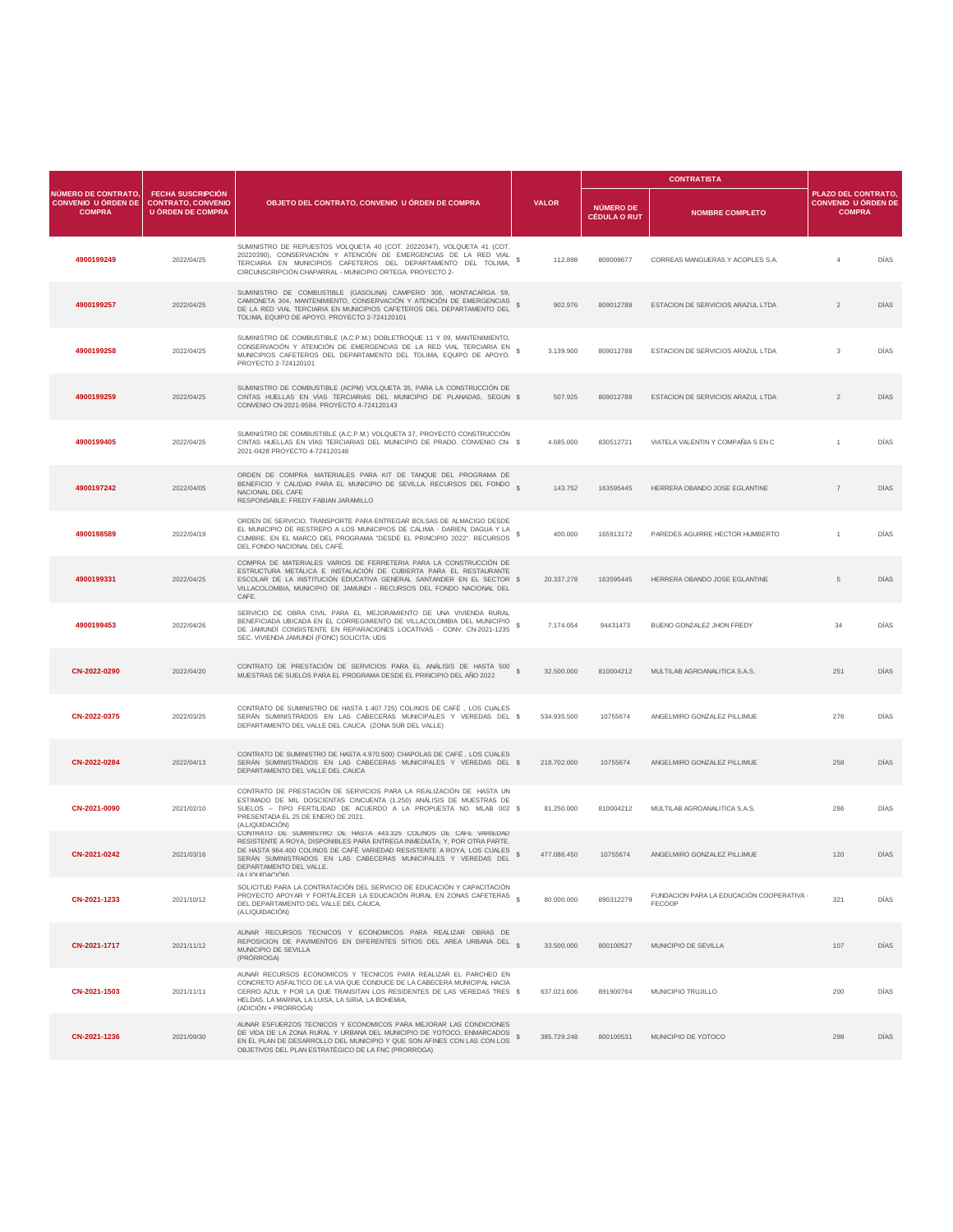| NÚMERO DE CONTRATO, CONVENIO U ÓRDEN DE COMPRA | FECHA SUSCRIPCIÓN CONTRATO, CONVENIO U ÓRDEN DE COMPRA | OBJETO DEL CONTRATO, CONVENIO U ÓRDEN DE COMPRA | VALOR | | CONTRATISTA | | PLAZO DEL CONTRATO, CONVENIO U ÓRDEN DE COMPRA | |
|---|---|---|---|---|---|---|---|---|
| | | | | | NÚMERO DE CÉDULA O RUT | NOMBRE COMPLETO | | |
| 4900199249 | 2022/04/25 | SUMINISTRO DE REPUESTOS VOLQUETA 40 (COT. 20220347), VOLQUETA 41 (COT. 20220390), CONSERVACIÓN Y ATENCIÓN DE EMERGENCIAS DE LA RED VIAL TERCIARIA EN MUNICIPIOS CAFETEROS DEL DEPARTAMENTO DEL TOLIMA, CIRCUNSCRIPCIÓN CHAPARRAL - MUNICIPIO ORTEGA. PROYECTO 2- | $ | 112.898 | 809009677 | CORREAS MANGUERAS Y ACOPLES S.A. | 4 | DÍAS |
| 4900199257 | 2022/04/25 | SUMINISTRO DE COMBUSTIBLE (GASOLINA) CAMPERO 306, MONTACARGA 59, CAMIONETA 304, MANTENIMIENTO, CONSERVACIÓN Y ATENCIÓN DE EMERGENCIAS DE LA RED VIAL TERCIARIA EN MUNICIPIOS CAFETEROS DEL DEPARTAMENTO DEL TOLIMA, EQUIPO DE APOYO. PROYECTO 2-724120101 | $ | 902.976 | 809012788 | ESTACION DE SERVICIOS ARAZUL LTDA | 2 | DÍAS |
| 4900199258 | 2022/04/25 | SUMINISTRO DE COMBUSTIBLE (A.C.P.M.) DOBLETROQUE 11 Y 09, MANTENIMIENTO, CONSERVACIÓN Y ATENCIÓN DE EMERGENCIAS DE LA RED VIAL TERCIARIA EN MUNICIPIOS CAFETEROS DEL DEPARTAMENTO DEL TOLIMA, EQUIPO DE APOYO. PROYECTO 2-724120101 | $ | 3.139.900 | 809012788 | ESTACION DE SERVICIOS ARAZUL LTDA | 3 | DÍAS |
| 4900199259 | 2022/04/25 | SUMINISTRO DE COMBUSTIBLE (ACPM) VOLQUETA 35, PARA LA CONSTRUCCIÓN DE CINTAS HUELLAS EN VÍAS TERCIARIAS DEL MUNICIPIO DE PLANADAS, SEGUN CONVENIO CN-2021-9584. PROYECTO 4-724120143 | $ | 507.925 | 809012788 | ESTACION DE SERVICIOS ARAZUL LTDA | 2 | DÍAS |
| 4900199405 | 2022/04/25 | SUMINISTRO DE COMBUSTIBLE (A.C.P.M.) VOLQUETA 37, PROYECTO CONSTRUCCIÓN CINTAS HUELLAS EN VÍAS TERCIARIAS DEL MUNICIPIO DE PRADO. CONVENIO CN-2021-0428 PROYECTO 4-724120148 | $ | 4.685.000 | 830512721 | VIATELA VALENTIN Y COMPAÑIA S EN C | 1 | DÍAS |
| 4900197242 | 2022/04/05 | ORDEN DE COMPRA MATERIALES PARA KIT DE TANQUE DEL PROGRAMA DE BENEFICIO Y CALIDAD PARA EL MUNICIPIO DE SEVILLA. RECURSOS DEL FONDO NACIONAL DEL CAFE<br>RESPONSABLE: FREDY FABIAN JARAMILLO | $ | 143.752 | 163595445 | HERRERA OBANDO JOSE EGLANTINE | 7 | DÍAS |
| 4900198589 | 2022/04/19 | ORDEN DE SERVICIO, TRANSPORTE PARA ENTREGAR BOLSAS DE ALMACIGO DESDE EL MUNICIPIO DE RESTREPO A LOS MUNICIPIOS DE CALIMA - DARIEN, DAGUA Y LA CUMBRE, EN EL MARCO DEL PROGRAMA "DESDE EL PRINCIPIO 2022". RECURSOS DEL FONDO NACIONAL DEL CAFÉ. | $ | 400.000 | 165913172 | PAREDES AGUIRRE HECTOR HUMBERTO | 1 | DÍAS |
| 4900199331 | 2022/04/25 | COMPRA DE MATERIALES VARIOS DE FERRETERIA PARA LA CONSTRUCCIÓN DE ESTRUCTURA METÁLICA E INSTALACIÓN DE CUBIERTA PARA EL RESTAURANTE ESCOLAR DE LA INSTITUCIÓN EDUCATIVA GENERAL SANTANDER EN EL SECTOR VILLACOLOMBIA, MUNICIPIO DE JAMUNDI - RECURSOS DEL FONDO NACIONAL DEL CAFE. | $ | 20.337.278 | 163595445 | HERRERA OBANDO JOSE EGLANTINE | 5 | DÍAS |
| 4900199453 | 2022/04/26 | SERVICIO DE OBRA CIVIL PARA EL MEJORAMIENTO DE UNA VIVIENDA RURAL BENEFICIADA UBICADA EN EL CORREGIMIENTO DE VILLACOLOMBIA DEL MUNICIPIO DE JAMUNDÍ CONSISTENTE EN REPARACIONES LOCATIVAS - CONV. CN-2021-1235 SEC. VIVIENDA JAMUNDÍ (FONC) SOLICITA: UDS | $ | 7.174.054 | 94431473 | BUENO GONZALEZ JHON FREDY | 34 | DÍAS |
| CN-2022-0290 | 2022/04/20 | CONTRATO DE PRESTACIÓN DE SERVICIOS PARA EL ANÁLISIS DE HASTA 500 MUESTRAS DE SUELOS PARA EL PROGRAMA DESDE EL PRINCIPIO DEL AÑO 2022 | $ | 32.500.000 | 810004212 | MULTILAB AGROANALITICA S.A.S. | 251 | DÍAS |
| CN-2022-0375 | 2022/03/25 | CONTRATO DE SUMINISTRO DE HASTA 1.407.725) COLINOS DE CAFÉ , LOS CUALES SERÁN SUMINISTRADOS EN LAS CABECERAS MUNICIPALES Y VEREDAS DEL DEPARTAMENTO DEL VALLE DEL CAUCA, (ZONA SUR DEL VALLE) | $ | 534.935.500 | 10755674 | ANGELMIRO GONZALEZ PILLIMUE | 276 | DÍAS |
| CN-2022-0284 | 2022/04/13 | CONTRATO DE SUMINISTRO DE HASTA 4.970.500) CHAPOLAS DE CAFÉ , LOS CUALES SERÁN SUMINISTRADOS EN LAS CABECERAS MUNICIPALES Y VEREDAS DEL DEPARTAMENTO DEL VALLE DEL CAUCA | $ | 218.702.000 | 10755674 | ANGELMIRO GONZALEZ PILLIMUE | 258 | DÍAS |
| CN-2021-0090 | 2021/02/10 | CONTRATO DE PRESTACIÓN DE SERVICIOS PARA LA REALIZACIÓN DE HASTA UN ESTIMADO DE MIL DOSCIENTAS CINCUENTA (1.250) ANÁLISIS DE MUESTRAS DE SUELOS – TIPO FERTILIDAD DE ACUERDO A LA PROPUESTA NO. MLAB 002 PRESENTADA EL 25 DE ENERO DE 2021.<br>(A.LIQUIDACIÓN) | $ | 81.250.000 | 810004212 | MULTILAB AGROANALITICA S.A.S. | 286 | DÍAS |
| CN-2021-0242 | 2021/03/16 | CONTRATO DE SUMINISTRO DE HASTA 443.325 COLINOS DE CAFÉ VARIEDAD RESISTENTE A ROYA, DISPONIBLES PARA ENTREGA INMEDIATA; Y, POR OTRA PARTE, DE HASTA 964.400 COLINOS DE CAFÉ VARIEDAD RESISTENTE A ROYA, LOS CUALES SERÁN SUMINISTRADOS EN LAS CABECERAS MUNICIPALES Y VEREDAS DEL DEPARTAMENTO DEL VALLE.<br>(A.LIQUIDACIÓN) | $ | 477.086.450 | 10755674 | ANGELMIRO GONZALEZ PILLIMUE | 120 | DÍAS |
| CN-2021-1233 | 2021/10/12 | SOLICITUD PARA LA CONTRATACIÓN DEL SERVICIO DE EDUCACIÓN Y CAPACITACIÓN PROYECTO APOYAR Y FORTALECER LA EDUCACIÓN RURAL EN ZONAS CAFETERAS DEL DEPARTAMENTO DEL VALLE DEL CAUCA.<br>(A.LIQUIDACIÓN) | $ | 80.000.000 | 890312279 | FUNDACION PARA LA EDUCACIÓN COOPERATIVA - FECOOP | 321 | DÍAS |
| CN-2021-1717 | 2021/11/12 | AUNAR RECURSOS TECNICOS Y ECONOMICOS PARA REALIZAR OBRAS DE REPOSICION DE PAVIMENTOS EN DIFERENTES SITIOS DEL AREA URBANA DEL MUNICIPIO DE SEVILLA<br>(PRÓRROGA) | $ | 33.500.000 | 800100527 | MUNICIPIO DE SEVILLA | 107 | DÍAS |
| CN-2021-1503 | 2021/11/11 | AUNAR RECURSOS ECONOMICOS Y TECNICOS PARA REALIZAR EL PARCHEO EN CONCRETO ASFALTICO DE LA VIA QUE CONDUCE DE LA CABECERA MUNICIPAL HACIA CERRO AZUL Y POR LA QUE TRANSITAN LOS RESIDENTES DE LAS VEREDAS TRES HELDAS, LA MARINA, LA LUISA, LA SIRIA, LA BOHEMIA,<br>(ADICIÓN + PRORROGA) | $ | 637.021.606 | 891900764 | MUNICIPIO TRUJILLO | 200 | DÍAS |
| CN-2021-1236 | 2021/09/30 | AUNAR ESFUERZOS TECNICOS Y ECONOMICOS PARA MEJORAR LAS CONDICIONES DE VIDA DE LA ZONA RURAL Y URBANA DEL MUNICIPIO DE YOTOCO, ENMARCADOS EN EL PLAN DE DESARROLLO DEL MUNICIPIO Y QUE SON AFINES CON LAS CON LOS OBJETIVOS DEL PLAN ESTRATÉGICO DE LA FNC (PRORROGA) | $ | 385.729.248 | 800100531 | MUNICIPIO DE YOTOCO | 298 | DÍAS |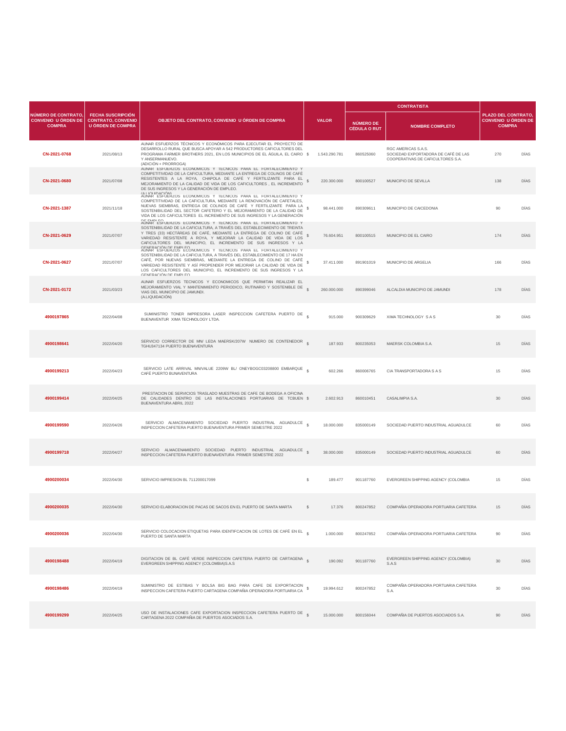| NÚMERO DE CONTRATO, CONVENIO U ÓRDEN DE COMPRA | FECHA SUSCRIPCIÓN CONTRATO, CONVENIO U ÓRDEN DE COMPRA | OBJETO DEL CONTRATO, CONVENIO U ÓRDEN DE COMPRA | VALOR | CONTRATISTA | | PLAZO DEL CONTRATO, CONVENIO U ÓRDEN DE COMPRA | |
|---|---|---|---|---|---|---|---|
| | | | | NÚMERO DE CÉDULA O RUT | NOMBRE COMPLETO | | |
| CN-2021-0768 | 2021/08/13 | AUNAR ESFUERZOS TÉCNICOS Y ECONÓMICOS PARA EJECUTAR EL PROYECTO DE DESARROLLO RURAL QUE BUSCA APOYAR A 542 PRODUCTORES CAFICULTORES DEL PROGRAMA FARMER BROTHERS 2021, EN LOS MUNICIPIOS DE EL ÁGUILA, EL CAIRO Y ANSERMANUEVO. (ADICIÓN + PRORROGA) | $ 1.543.290.781 | 860525060 | RGC AMERICAS S.A.S. SOCIEDAD EXPORTADORA DE CAFÉ DE LAS COOPERATIVAS DE CAFICULTORES S.A. | 270 | DÍAS |
| CN-2021-0680 | 2021/07/08 | AUNAR ESFUERZOS ECONÓMICOS Y TÉCNICOS PARA EL FORTALECIMIENTO Y COMPETITIVIDAD DE LA CAFICULTURA, MEDIANTE LA ENTREGA DE COLINOS DE CAFÉ RESISTENTES A LA ROYA, CHAPOLA DE CAFÉ Y FERTILIZANTE PARA EL MEJORAMIENTO DE LA CALIDAD DE VIDA DE LOS CAFICULTORES , EL INCREMENTO DE SUS INGRESOS Y LA GENERACIÓN DE EMPLEO. (ALIQUIDACIÓN) | $ 220.300.000 | 800100527 | MUNICIPIO DE SEVILLA | 138 | DÍAS |
| CN-2021-1387 | 2021/11/18 | AUNAR ESFUERZOS ECONÓMICOS Y TÉCNICOS PARA EL FORTALECIMIENTO Y COMPETITIVIDAD DE LA CAFICULTURA, MEDIANTE LA RENOVACIÓN DE CAFETALES, NUEVAS SIEMBRAS, ENTREGA DE COLINOS DE CAFÉ Y FERTILIZANTE PARA LA SOSTENIBILIDAD DEL SECTOR CAFETERO Y EL MEJORAMIENTO DE LA CALIDAD DE VIDA DE LOS CAFICULTORES EL INCREMENTO DE SUS INGRESOS Y LA GENERACIÓN DE EMPLEO | $ 98.441.000 | 890309611 | MUNICIPIO DE CAICEDONIA | 90 | DÍAS |
| CN-2021-0629 | 2021/07/07 | AUNAR ESFUERZOS ECONÓMICOS Y TÉCNICOS PARA EL FORTALECIMIENTO Y SOSTENIBILIDAD DE LA CAFICULTURA, A TRAVÉS DEL ESTABLECIMIENTO DE TREINTA Y TRES (33) HECTÁREAS DE CAFÉ, MEDIANTE LA ENTREGA DE COLINO DE CAFÉ VARIEDAD RESISTENTE A ROYA, Y MEJORAR LA CALIDAD DE VIDA DE LOS CAFICULTORES DEL MUNICIPIO, EL INCREMENTO DE SUS INGRESOS Y LA GENERACIÓN DE EMPLEO | $ 76.604.951 | 800100515 | MUNICIPIO DE EL CAIRO | 174 | DÍAS |
| CN-2021-0627 | 2021/07/07 | AUNAR ESFUERZOS ECONÓMICOS Y TÉCNICOS PARA EL FORTALECIMIENTO Y SOSTENIBILIDAD DE LA CAFICULTURA, A TRAVÉS DEL ESTABLECIMIENTO DE 17 HA EN CAFÉ, POR NUEVAS SIEMBRAS, MEDIANTE LA ENTREGA DE COLINO DE CAFÉ VARIEDAD RESISTENTE Y ASÍ PROPENDER POR MEJORAR LA CALIDAD DE VIDA DE LOS CAFICULTORES DEL MUNICIPIO, EL INCREMENTO DE SUS INGRESOS Y LA GENERACIÓN DE EMPLEO | $ 37.411.000 | 891901019 | MUNICIPIO DE ARGELIA | 166 | DÍAS |
| CN-2021-0172 | 2021/03/23 | AUNAR ESFUERZOS TECNICOS Y ECONOMICOS QUE PERMITAN REALIZAR EL MEJORAMIENTO VIAL Y MANTENIMIENTO PERIODICO, RUTINARIO Y SOSTENIBLE DE VIAS DEL MUNICIPIO DE JAMUNDI. (ALIQUIDACIÓN) | $ 260.000.000 | 890399046 | ALCALDIA MUNICIPIO DE JAMUNDI | 178 | DÍAS |
| 4900197865 | 2022/04/08 | SUMINISTRO TONER IMPRESORA LASER INSPECCION CAFETERA PUERTO DE BUENAVENTUR XIMA TECHNOLOGY LTDA. | $ 915.000 | 900309629 | XIMA TECHNOLOGY S A S | 30 | DÍAS |
| 4900198641 | 2022/04/20 | SERVICIO CORRECTOR DE MN/ LEDA MAERSK/207W NUMERO DE CONTENEDOR TGHU347134 PUERTO BUENAVENTURA | $ 187.933 | 800235053 | MAERSK COLOMBIA S.A. | 15 | DÍAS |
| 4900199213 | 2022/04/23 | SERVICIO LATE ARRIVAL MN/VALUE 2209W BL/ ONEYBOGC03208800 EMBARQUE CAFÉ PUERTO BUNAVENTURA | $ 602.266 | 860006765 | CIA TRANSPORTADORA S A S | 15 | DÍAS |
| 4900199414 | 2022/04/25 | PRESTACION DE SERVICIOS TRASLADO MUESTRAS DE CAFE DE BODEGA A OFICINA DE CALIDADES DENTRO DE LAS INSTALACIONES PORTUARIAS DE TCBUEN BUENAVENTURA ABRIL 2022 | $ 2.602.913 | 860010451 | CASALIMPIA S.A. | 30 | DÍAS |
| 4900199590 | 2022/04/26 | SERVICIO ALMACENAMIENTO SOCIEDAD PUERTO INDUSTRIAL AGUADULCE INSPECCION CAFETERA PUERTO BUENAVENTURA PRIMER SEMESTRE 2022 | $ 18.000.000 | 835000149 | SOCIEDAD PUERTO INDUSTRIAL AGUADULCE | 60 | DÍAS |
| 4900199718 | 2022/04/27 | SERVICIO ALMACENAMIENTO SOCIEDAD PUERTO INDUSTRIAL AGUADULCE INSPECCION CAFETERA PUERTO BUENAVENTURA PRIMER SEMESTRE 2022 | $ 38.000.000 | 835000149 | SOCIEDAD PUERTO INDUSTRIAL AGUADULCE | 60 | DÍAS |
| 4900200034 | 2022/04/30 | SERVICIO IMPRESION BL 711200017099 | $ 189.477 | 901187760 | EVERGREEN SHIPPING AGENCY (COLOMBIA | 15 | DÍAS |
| 4900200035 | 2022/04/30 | SERVICIO ELABORACION DE PACAS DE SACOS EN EL PUERTO DE SANTA MARTA | $ 17.376 | 800247852 | COMPAÑIA OPERADORA PORTUARIA CAFETERA | 15 | DÍAS |
| 4900200036 | 2022/04/30 | SERVICIO COLOCACION ETIQUETAS PARA IDENTIFCACION DE LOTES DE CAFÉ EN EL PUERTO DE SANTA MARTA | $ 1.000.000 | 800247852 | COMPAÑIA OPERADORA PORTUARIA CAFETERA | 90 | DÍAS |
| 4900198488 | 2022/04/19 | DIGITACION DE BL CAFÉ VERDE INSPECCION CAFETERA PUERTO DE CARTAGENA EVERGREEN SHIPPING AGENCY (COLOMBIA)S.A.S | $ 190.092 | 901187760 | EVERGREEN SHIPPING AGENCY (COLOMBIA) S.A.S | 30 | DÍAS |
| 4900198486 | 2022/04/19 | SUMINISTRO DE ESTIBAS Y BOLSA BIG BAG PARA CAFE DE EXPORTACION INSPECCION CAFETERA PUERTO CARTAGENA COMPAÑIA OPERADORA PORTUARIA CA | $ 19.994.612 | 800247852 | COMPAÑIA OPERADORA PORTUARIA CAFETERA S.A. | 30 | DÍAS |
| 4900199299 | 2022/04/25 | USO DE INSTALACIONES CAFE EXPORTACION INSPECCION CAFETERA PUERTO DE CARTAGENA 2022 COMPAÑIA DE PUERTOS ASOCIADOS S.A. | $ 15.000.000 | 800156044 | COMPAÑIA DE PUERTOS ASOCIADOS S.A. | 90 | DÍAS |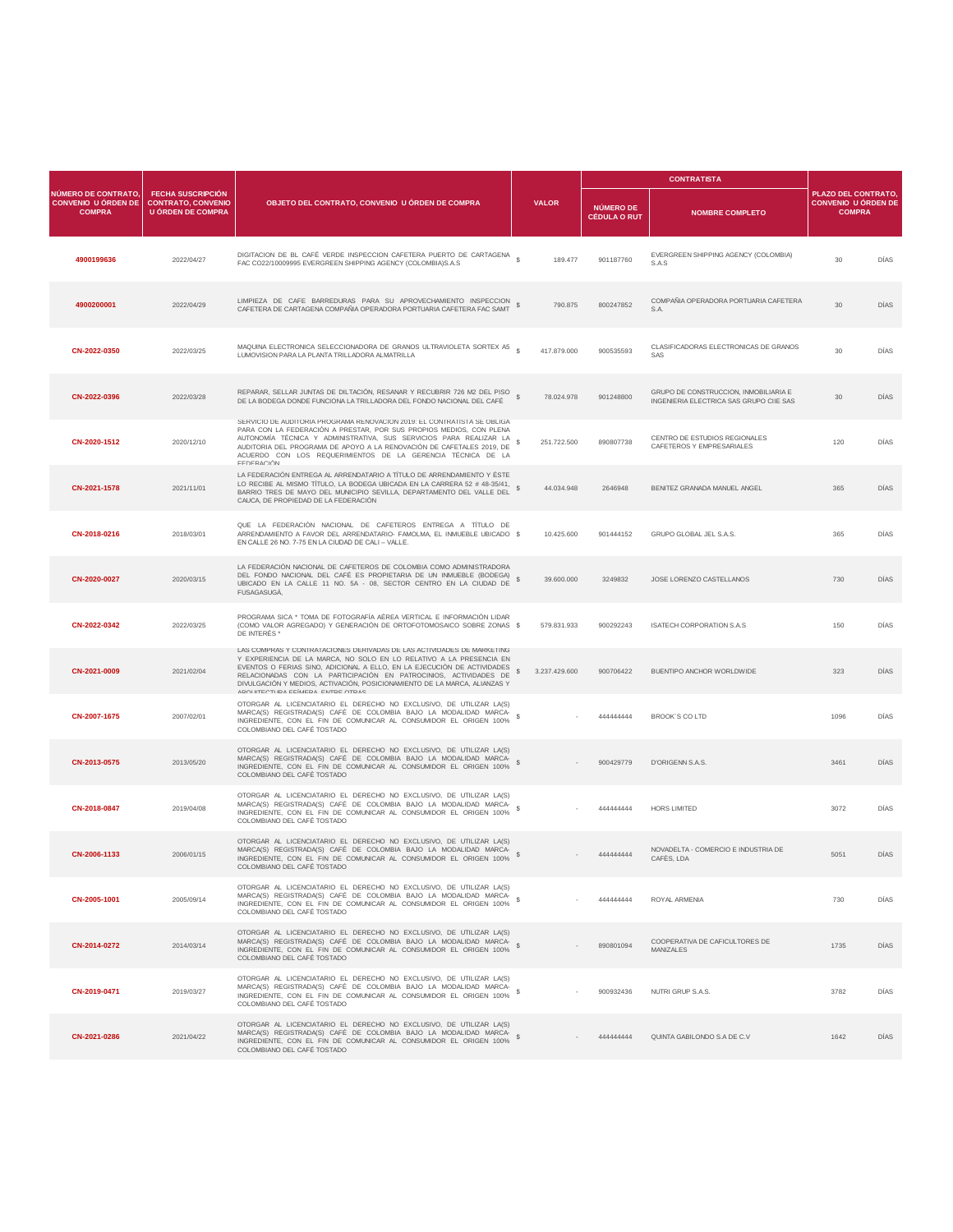| NÚMERO DE CONTRATO, CONVENIO U ÓRDEN DE COMPRA | FECHA SUSCRIPCIÓN CONTRATO, CONVENIO U ÓRDEN DE COMPRA | OBJETO DEL CONTRATO, CONVENIO U ÓRDEN DE COMPRA | VALOR | CONTRATISTA | | PLAZO DEL CONTRATO, CONVENIO U ÓRDEN DE COMPRA | |
|---|---|---|---|---|---|---|---|
| | | | | NÚMERO DE CÉDULA O RUT | NOMBRE COMPLETO | | |
| 4900199636 | 2022/04/27 | DIGITACION DE BL CAFÉ VERDE INSPECCION CAFETERA PUERTO DE CARTAGENA FAC CO22/10009995 EVERGREEN SHIPPING AGENCY (COLOMBIA)S.A.S | $ 189.477 | 901187760 | EVERGREEN SHIPPING AGENCY (COLOMBIA) S.A.S | 30 | DÍAS |
| 4900200001 | 2022/04/29 | LIMPIEZA DE CAFE BARREDURAS PARA SU APROVECHAMIENTO INSPECCION CAFETERA DE CARTAGENA COMPAÑIA OPERADORA PORTUARIA CAFETERA FAC SAMT | $ 790.875 | 800247852 | COMPAÑIA OPERADORA PORTUARIA CAFETERA S.A. | 30 | DÍAS |
| CN-2022-0350 | 2022/03/25 | MAQUINA ELECTRONICA SELECCIONADORA DE GRANOS ULTRAVIOLETA SORTEX A5 LUMOVISION PARA LA PLANTA TRILLADORA ALMATRILLA | $ 417.879.000 | 900535593 | CLASIFICADORAS ELECTRONICAS DE GRANOS SAS | 30 | DÍAS |
| CN-2022-0396 | 2022/03/28 | REPARAR, SELLAR JUNTAS DE DILTACIÓN, RESANAR Y RECUBRIR 726 M2 DEL PISO DE LA BODEGA DONDE FUNCIONA LA TRILLADORA DEL FONDO NACIONAL DEL CAFÉ | $ 78.024.978 | 901248800 | GRUPO DE CONSTRUCCION, INMOBILIARIA E INGENIERIA ELECTRICA SAS GRUPO CIIE SAS | 30 | DÍAS |
| CN-2020-1512 | 2020/12/10 | SERVICIO DE AUDITORIA PROGRAMA RENOVACION 2019: EL CONTRATISTA SE OBLIGA PARA CON LA FEDERACIÓN A PRESTAR, POR SUS PROPIOS MEDIOS, CON PLENA AUTONOMÍA TÉCNICA Y ADMINISTRATIVA, SUS SERVICIOS PARA REALIZAR LA AUDITORIA DEL PROGRAMA DE APOYO A LA RENOVACIÓN DE CAFETALES 2019, DE ACUERDO CON LOS REQUERIMIENTOS DE LA GERENCIA TÉCNICA DE LA FEDERACIÓN | $ 251.722.500 | 890807738 | CENTRO DE ESTUDIOS REGIONALES CAFETEROS Y EMPRESARIALES | 120 | DÍAS |
| CN-2021-1578 | 2021/11/01 | LA FEDERACIÓN ENTREGA AL ARRENDATARIO A TÍTULO DE ARRENDAMIENTO Y ÉSTE LO RECIBE AL MISMO TÍTULO, LA BODEGA UBICADA EN LA CARRERA 52 # 48-35/41, BARRIO TRES DE MAYO DEL MUNICIPIO SEVILLA, DEPARTAMENTO DEL VALLE DEL CAUCA, DE PROPIEDAD DE LA FEDERACIÓN | $ 44.034.948 | 2646948 | BENITEZ GRANADA MANUEL ANGEL | 365 | DÍAS |
| CN-2018-0216 | 2018/03/01 | QUE LA FEDERACIÓN NACIONAL DE CAFETEROS ENTREGA A TÍTULO DE ARRENDAMIENTO A FAVOR DEL ARRENDATARIO- FAMOLMA, EL INMUEBLE UBICADO EN CALLE 26 NO. 7-75 EN LA CIUDAD DE CALI – VALLE. | $ 10.425.600 | 901444152 | GRUPO GLOBAL JEL S.A.S. | 365 | DÍAS |
| CN-2020-0027 | 2020/03/15 | LA FEDERACIÓN NACIONAL DE CAFETEROS DE COLOMBIA COMO ADMINISTRADORA DEL FONDO NACIONAL DEL CAFÉ ES PROPIETARIA DE UN INMUEBLE (BODEGA) UBICADO EN LA CALLE 11 NO. 5A - 08, SECTOR CENTRO EN LA CIUDAD DE FUSAGASUGÁ, | $ 39.600.000 | 3249832 | JOSE LORENZO CASTELLANOS | 730 | DÍAS |
| CN-2022-0342 | 2022/03/25 | PROGRAMA SICA * TOMA DE FOTOGRAFÍA AÉREA VERTICAL E INFORMACIÓN LIDAR (COMO VALOR AGREGADO) Y GENERACIÓN DE ORTOFOTOMOSAICO SOBRE ZONAS DE INTERÉS * | $ 579.831.933 | 900292243 | ISATECH CORPORATION S.A.S | 150 | DÍAS |
| CN-2021-0009 | 2021/02/04 | LAS COMPRAS Y CONTRATACIONES DERIVADAS DE LAS ACTIVIDADES DE MARKETING Y EXPERIENCIA DE LA MARCA, NO SOLO EN LO RELATIVO A LA PRESENCIA EN EVENTOS O FERIAS SINO, ADICIONAL A ELLO, EN LA EJECUCIÓN DE ACTIVIDADES RELACIONADAS CON LA PARTICIPACIÓN EN PATROCINIOS, ACTIVIDADES DE DIVULGACIÓN Y MEDIOS, ACTIVACIÓN, POSICIONAMIENTO DE LA MARCA, ALIANZAS Y ARQUITECTURA EFÍMERA, ENTRE OTRAS | $ 3.237.429.600 | 900706422 | BUENTIPO ANCHOR WORLDWIDE | 323 | DÍAS |
| CN-2007-1675 | 2007/02/01 | OTORGAR AL LICENCIATARIO EL DERECHO NO EXCLUSIVO, DE UTILIZAR LA(S) MARCA(S) REGISTRADA(S) CAFÉ DE COLOMBIA BAJO LA MODALIDAD MARCA-INGREDIENTE, CON EL FIN DE COMUNICAR AL CONSUMIDOR EL ORIGEN 100% COLOMBIANO DEL CAFÉ TOSTADO | $ - | 444444444 | BROOK´S CO LTD | 1096 | DÍAS |
| CN-2013-0575 | 2013/05/20 | OTORGAR AL LICENCIATARIO EL DERECHO NO EXCLUSIVO, DE UTILIZAR LA(S) MARCA(S) REGISTRADA(S) CAFÉ DE COLOMBIA BAJO LA MODALIDAD MARCA-INGREDIENTE, CON EL FIN DE COMUNICAR AL CONSUMIDOR EL ORIGEN 100% COLOMBIANO DEL CAFÉ TOSTADO | $ - | 900429779 | D'ORIGENN S.A.S. | 3461 | DÍAS |
| CN-2018-0847 | 2019/04/08 | OTORGAR AL LICENCIATARIO EL DERECHO NO EXCLUSIVO, DE UTILIZAR LA(S) MARCA(S) REGISTRADA(S) CAFÉ DE COLOMBIA BAJO LA MODALIDAD MARCA-INGREDIENTE, CON EL FIN DE COMUNICAR AL CONSUMIDOR EL ORIGEN 100% COLOMBIANO DEL CAFÉ TOSTADO | $ - | 444444444 | HORS LIMITED | 3072 | DÍAS |
| CN-2006-1133 | 2006/01/15 | OTORGAR AL LICENCIATARIO EL DERECHO NO EXCLUSIVO, DE UTILIZAR LA(S) MARCA(S) REGISTRADA(S) CAFÉ DE COLOMBIA BAJO LA MODALIDAD MARCA-INGREDIENTE, CON EL FIN DE COMUNICAR AL CONSUMIDOR EL ORIGEN 100% COLOMBIANO DEL CAFÉ TOSTADO | $ - | 444444444 | NOVADELTA - COMERCIO E INDUSTRIA DE CAFÉS, LDA | 5051 | DÍAS |
| CN-2005-1001 | 2005/09/14 | OTORGAR AL LICENCIATARIO EL DERECHO NO EXCLUSIVO, DE UTILIZAR LA(S) MARCA(S) REGISTRADA(S) CAFÉ DE COLOMBIA BAJO LA MODALIDAD MARCA-INGREDIENTE, CON EL FIN DE COMUNICAR AL CONSUMIDOR EL ORIGEN 100% COLOMBIANO DEL CAFÉ TOSTADO | $ - | 444444444 | ROYAL ARMENIA | 730 | DÍAS |
| CN-2014-0272 | 2014/03/14 | OTORGAR AL LICENCIATARIO EL DERECHO NO EXCLUSIVO, DE UTILIZAR LA(S) MARCA(S) REGISTRADA(S) CAFÉ DE COLOMBIA BAJO LA MODALIDAD MARCA-INGREDIENTE, CON EL FIN DE COMUNICAR AL CONSUMIDOR EL ORIGEN 100% COLOMBIANO DEL CAFÉ TOSTADO | $ - | 890801094 | COOPERATIVA DE CAFICULTORES DE MANIZALES | 1735 | DÍAS |
| CN-2019-0471 | 2019/03/27 | OTORGAR AL LICENCIATARIO EL DERECHO NO EXCLUSIVO, DE UTILIZAR LA(S) MARCA(S) REGISTRADA(S) CAFÉ DE COLOMBIA BAJO LA MODALIDAD MARCA-INGREDIENTE, CON EL FIN DE COMUNICAR AL CONSUMIDOR EL ORIGEN 100% COLOMBIANO DEL CAFÉ TOSTADO | $ - | 900932436 | NUTRI GRUP S.A.S. | 3782 | DÍAS |
| CN-2021-0286 | 2021/04/22 | OTORGAR AL LICENCIATARIO EL DERECHO NO EXCLUSIVO, DE UTILIZAR LA(S) MARCA(S) REGISTRADA(S) CAFÉ DE COLOMBIA BAJO LA MODALIDAD MARCA-INGREDIENTE, CON EL FIN DE COMUNICAR AL CONSUMIDOR EL ORIGEN 100% COLOMBIANO DEL CAFÉ TOSTADO | $ - | 444444444 | QUINTA GABILONDO S.A DE C.V | 1642 | DÍAS |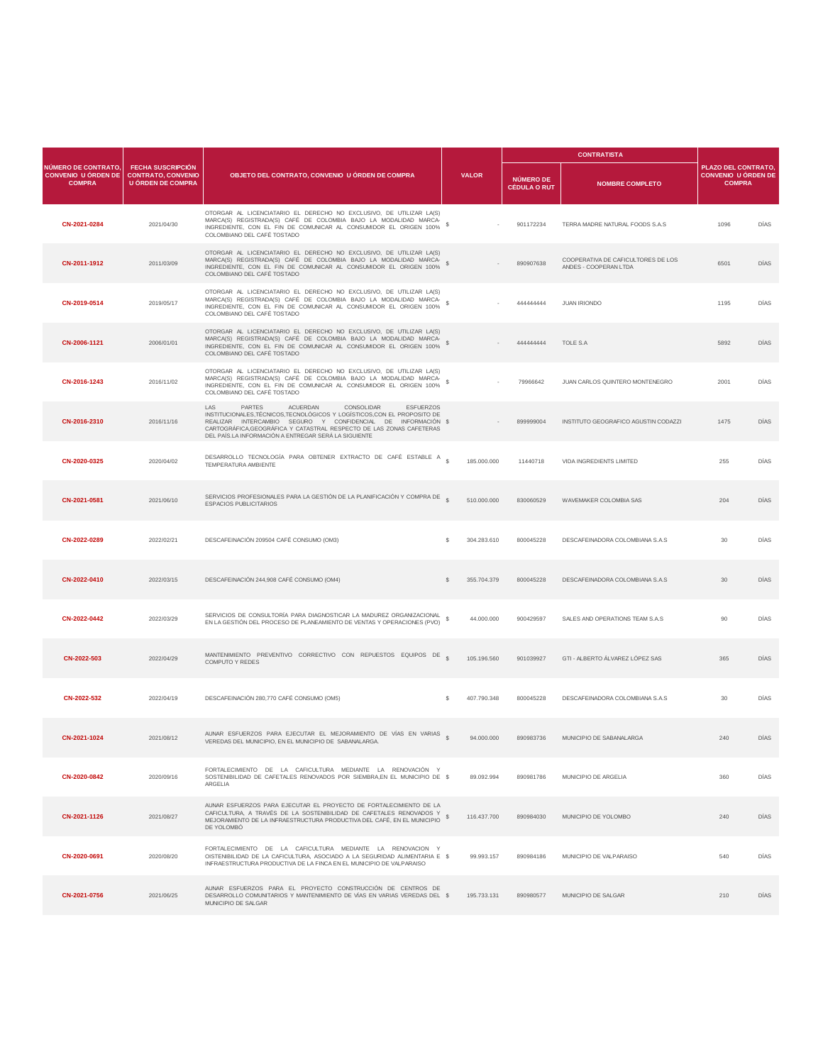| NÚMERO DE CONTRATO, CONVENIO U ÓRDEN DE COMPRA | FECHA SUSCRIPCIÓN CONTRATO, CONVENIO U ÓRDEN DE COMPRA | OBJETO DEL CONTRATO, CONVENIO U ÓRDEN DE COMPRA | VALOR | CONTRATISTA | | PLAZO DEL CONTRATO, CONVENIO U ÓRDEN DE COMPRA | |
|---|---|---|---|---|---|---|---|
| | | | | NÚMERO DE CÉDULA O RUT | NOMBRE COMPLETO | | |
| CN-2021-0284 | 2021/04/30 | OTORGAR AL LICENCIATARIO EL DERECHO NO EXCLUSIVO, DE UTILIZAR LA(S) MARCA(S) REGISTRADA(S) CAFÉ DE COLOMBIA BAJO LA MODALIDAD MARCA-INGREDIENTE, CON EL FIN DE COMUNICAR AL CONSUMIDOR EL ORIGEN 100% COLOMBIANO DEL CAFÉ TOSTADO | $ - | 901172234 | TERRA MADRE NATURAL FOODS S.A.S | 1096 | DÍAS |
| CN-2011-1912 | 2011/03/09 | OTORGAR AL LICENCIATARIO EL DERECHO NO EXCLUSIVO, DE UTILIZAR LA(S) MARCA(S) REGISTRADA(S) CAFÉ DE COLOMBIA BAJO LA MODALIDAD MARCA-INGREDIENTE, CON EL FIN DE COMUNICAR AL CONSUMIDOR EL ORIGEN 100% COLOMBIANO DEL CAFÉ TOSTADO | $ - | 890907638 | COOPERATIVA DE CAFICULTORES DE LOS ANDES - COOPERAN LTDA | 6501 | DÍAS |
| CN-2019-0514 | 2019/05/17 | OTORGAR AL LICENCIATARIO EL DERECHO NO EXCLUSIVO, DE UTILIZAR LA(S) MARCA(S) REGISTRADA(S) CAFÉ DE COLOMBIA BAJO LA MODALIDAD MARCA-INGREDIENTE, CON EL FIN DE COMUNICAR AL CONSUMIDOR EL ORIGEN 100% COLOMBIANO DEL CAFÉ TOSTADO | $ - | 444444444 | JUAN IRIONDO | 1195 | DÍAS |
| CN-2006-1121 | 2006/01/01 | OTORGAR AL LICENCIATARIO EL DERECHO NO EXCLUSIVO, DE UTILIZAR LA(S) MARCA(S) REGISTRADA(S) CAFÉ DE COLOMBIA BAJO LA MODALIDAD MARCA-INGREDIENTE, CON EL FIN DE COMUNICAR AL CONSUMIDOR EL ORIGEN 100% COLOMBIANO DEL CAFÉ TOSTADO | $ - | 444444444 | TOLE S.A | 5892 | DÍAS |
| CN-2016-1243 | 2016/11/02 | OTORGAR AL LICENCIATARIO EL DERECHO NO EXCLUSIVO, DE UTILIZAR LA(S) MARCA(S) REGISTRADA(S) CAFÉ DE COLOMBIA BAJO LA MODALIDAD MARCA-INGREDIENTE, CON EL FIN DE COMUNICAR AL CONSUMIDOR EL ORIGEN 100% COLOMBIANO DEL CAFÉ TOSTADO | $ - | 79966642 | JUAN CARLOS QUINTERO MONTENEGRO | 2001 | DÍAS |
| CN-2016-2310 | 2016/11/16 | LAS PARTES ACUERDAN CONSOLIDAR ESFUERZOS INSTITUCIONALES,TÉCNICOS,TECNOLÓGICOS Y LOGÍSTICOS,CON EL PROPOSITO DE REALIZAR INTERCAMBIO SEGURO Y CONFIDENCIAL DE INFORMACIÓN CARTOGRÁFICA,GEOGRÁFICA Y CATASTRAL RESPECTO DE LAS ZONAS CAFETERAS DEL PAÍS.LA INFORMACIÓN A ENTREGAR SERÁ LA SIGUIENTE | $ - | 899999004 | INSTITUTO GEOGRAFICO AGUSTIN CODAZZI | 1475 | DÍAS |
| CN-2020-0325 | 2020/04/02 | DESARROLLO TECNOLOGÍA PARA OBTENER EXTRACTO DE CAFÉ ESTABLE A TEMPERATURA AMBIENTE | $ 185.000.000 | 11440718 | VIDA INGREDIENTS LIMITED | 255 | DÍAS |
| CN-2021-0581 | 2021/06/10 | SERVICIOS PROFESIONALES PARA LA GESTIÓN DE LA PLANIFICACIÓN Y COMPRA DE ESPACIOS PUBLICITARIOS | $ 510.000.000 | 830060529 | WAVEMAKER COLOMBIA SAS | 204 | DÍAS |
| CN-2022-0289 | 2022/02/21 | DESCAFEINACIÓN 209504 CAFÉ CONSUMO (OM3) | $ 304.283.610 | 800045228 | DESCAFEINADORA COLOMBIANA S.A.S | 30 | DÍAS |
| CN-2022-0410 | 2022/03/15 | DESCAFEINACIÓN 244,908 CAFÉ CONSUMO (OM4) | $ 355.704.379 | 800045228 | DESCAFEINADORA COLOMBIANA S.A.S | 30 | DÍAS |
| CN-2022-0442 | 2022/03/29 | SERVICIOS DE CONSULTORÍA PARA DIAGNOSTICAR LA MADUREZ ORGANIZACIONAL EN LA GESTIÓN DEL PROCESO DE PLANEAMIENTO DE VENTAS Y OPERACIONES (PVO) | $ 44.000.000 | 900429597 | SALES AND OPERATIONS TEAM S.A.S | 90 | DÍAS |
| CN-2022-503 | 2022/04/29 | MANTENIMIENTO PREVENTIVO CORRECTIVO CON REPUESTOS EQUIPOS DE COMPUTO Y REDES | $ 105.196.560 | 901039927 | GTI - ALBERTO ÁLVAREZ LÓPEZ SAS | 365 | DÍAS |
| CN-2022-532 | 2022/04/19 | DESCAFEINACIÓN 280,770 CAFÉ CONSUMO (OM5) | $ 407.790.348 | 800045228 | DESCAFEINADORA COLOMBIANA S.A.S | 30 | DÍAS |
| CN-2021-1024 | 2021/08/12 | AUNAR ESFUERZOS PARA EJECUTAR EL MEJORAMIENTO DE VÍAS EN VARIAS VEREDAS DEL MUNICIPIO, EN EL MUNICIPIO DE SABANALARGA. | $ 94.000.000 | 890983736 | MUNICIPIO DE SABANALARGA | 240 | DÍAS |
| CN-2020-0842 | 2020/09/16 | FORTALECIMIENTO DE LA CAFICULTURA MEDIANTE LA RENOVACIÓN Y SOSTENIBILIDAD DE CAFETALES RENOVADOS POR SIEMBRA,EN EL MUNICIPIO DE ARGELIA | $ 89.092.994 | 890981786 | MUNICIPIO DE ARGELIA | 360 | DÍAS |
| CN-2021-1126 | 2021/08/27 | AUNAR ESFUERZOS PARA EJECUTAR EL PROYECTO DE FORTALECIMIENTO DE LA CAFICULTURA, A TRAVÉS DE LA SOSTENIBILIDAD DE CAFETALES RENOVADOS Y MEJORAMIENTO DE LA INFRAESTRUCTURA PRODUCTIVA DEL CAFÉ, EN EL MUNICIPIO DE YOLOMBÓ | $ 116.437.700 | 890984030 | MUNICIPIO DE YOLOMBO | 240 | DÍAS |
| CN-2020-0691 | 2020/08/20 | FORTALECIMIENTO DE LA CAFICULTURA MEDIANTE LA RENOVACION Y OISTENIBILIDAD DE LA CAFICULTURA, ASOCIADO A LA SEGURIDAD ALIMENTARIA E INFRAESTRUCTURA PRODUCTIVA DE LA FINCA EN EL MUNICIPIO DE VALPARAISO | $ 99.993.157 | 890984186 | MUNICIPIO DE VALPARAISO | 540 | DÍAS |
| CN-2021-0756 | 2021/06/25 | AUNAR ESFUERZOS PARA EL PROYECTO CONSTRUCCIÓN DE CENTROS DE DESARROLLO COMUNITARIOS Y MANTENIMIENTO DE VÍAS EN VARIAS VEREDAS DEL MUNICIPIO DE SALGAR | $ 195.733.131 | 890980577 | MUNICIPIO DE SALGAR | 210 | DÍAS |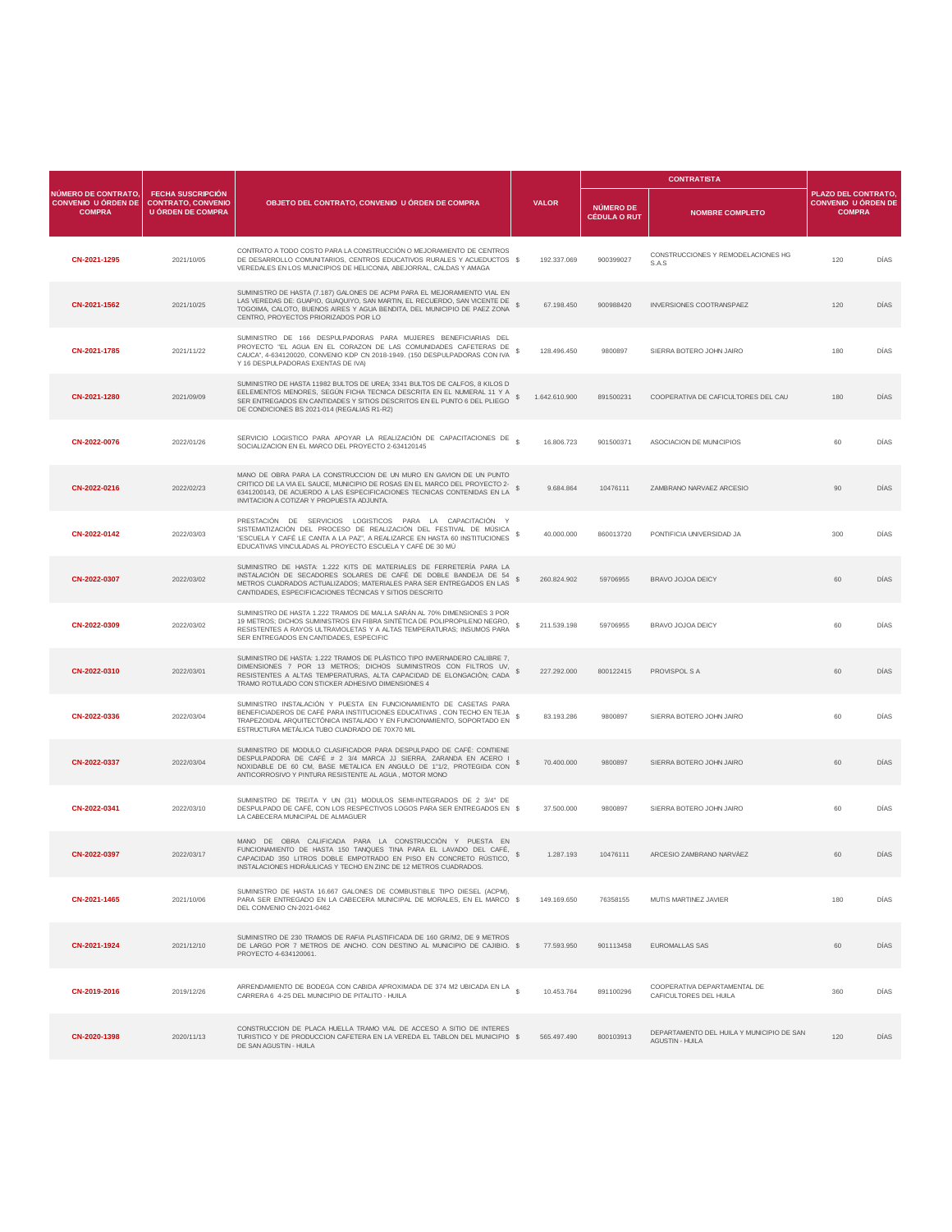| NÚMERO DE CONTRATO, CONVENIO U ÓRDEN DE COMPRA | FECHA SUSCRIPCIÓN CONTRATO, CONVENIO U ÓRDEN DE COMPRA | OBJETO DEL CONTRATO, CONVENIO U ÓRDEN DE COMPRA | VALOR | | CONTRATISTA | | PLAZO DEL CONTRATO, CONVENIO U ÓRDEN DE COMPRA | |
|---|---|---|---|---|---|---|---|---|
| | | | | | NÚMERO DE CÉDULA O RUT | NOMBRE COMPLETO | | |
| CN-2021-1295 | 2021/10/05 | CONTRATO A TODO COSTO PARA LA CONSTRUCCIÓN O MEJORAMIENTO DE CENTROS DE DESARROLLO COMUNITARIOS, CENTROS EDUCATIVOS RURALES Y ACUEDUCTOS VEREDALES EN LOS MUNICIPIOS DE HELICONIA, ABEJORRAL, CALDAS Y AMAGA | $ | 192.337.069 | 900399027 | CONSTRUCCIONES Y REMODELACIONES HG S.A.S | 120 | DÍAS |
| CN-2021-1562 | 2021/10/25 | SUMINISTRO DE HASTA (7.187) GALONES DE ACPM PARA EL MEJORAMIENTO VIAL EN LAS VEREDAS DE: GUAPIO, GUAQUIYO, SAN MARTIN, EL RECUERDO, SAN VICENTE DE TOGOIMA, CALOTO, BUENOS AIRES Y AGUA BENDITA, DEL MUNICIPIO DE PAEZ ZONA CENTRO, PROYECTOS PRIORIZADOS POR LO | $ | 67.198.450 | 900988420 | INVERSIONES COOTRANSPAEZ | 120 | DÍAS |
| CN-2021-1785 | 2021/11/22 | SUMINISTRO DE 166 DESPULPADORAS PARA MUJERES BENEFICIARIAS DEL PROYECTO "EL AGUA EN EL CORAZON DE LAS COMUNIDADES CAFETERAS DE CAUCA", 4-634120020. CONVENIO KDP CN 2018-1949. (150 DESPULPADORAS CON IVA Y 16 DESPULPADORAS EXENTAS DE IVA) | $ | 128.496.450 | 9800897 | SIERRA BOTERO JOHN JAIRO | 180 | DÍAS |
| CN-2021-1280 | 2021/09/09 | SUMINISTRO DE HASTA 11982 BULTOS DE UREA; 3341 BULTOS DE CALFOS, 8 KILOS D EELEMENTOS MENORES, SEGÚN FICHA TECNICA DESCRITA EN EL NUMERAL 11 Y A SER ENTREGADOS EN CANTIDADES Y SITIOS DESCRITOS EN EL PUNTO 6 DEL PLIEGO DE CONDICIONES BS 2021-014 (REGALIAS R1-R2) | $ | 1.642.610.900 | 891500231 | COOPERATIVA DE CAFICULTORES DEL CAU | 180 | DÍAS |
| CN-2022-0076 | 2022/01/26 | SERVICIO LOGISTICO PARA APOYAR LA REALIZACIÓN DE CAPACITACIONES DE SOCIALIZACION EN EL MARCO DEL PROYECTO 2-634120145 | $ | 16.806.723 | 901500371 | ASOCIACION DE MUNICIPIOS | 60 | DÍAS |
| CN-2022-0216 | 2022/02/23 | MANO DE OBRA PARA LA CONSTRUCCION DE UN MURO EN GAVION DE UN PUNTO CRITICO DE LA VIA EL SAUCE, MUNICIPIO DE ROSAS EN EL MARCO DEL PROYECTO 2-6341200143, DE ACUERDO A LAS ESPECIFICACIONES TECNICAS CONTENIDAS EN LA INVITACION A COTIZAR Y PROPUESTA ADJUNTA. | $ | 9.684.864 | 10476111 | ZAMBRANO NARVAEZ ARCESIO | 90 | DÍAS |
| CN-2022-0142 | 2022/03/03 | PRESTACIÓN DE SERVICIOS LOGISTICOS PARA LA CAPACITACIÓN Y SISTEMATIZACIÓN DEL PROCESO DE REALIZACIÓN DEL FESTIVAL DE MÚSICA "ESCUELA Y CAFÉ LE CANTA A LA PAZ", A REALIZARCE EN HASTA 60 INSTITUCIONES EDUCATIVAS VINCULADAS AL PROYECTO ESCUELA Y CAFÉ DE 30 MÚ | $ | 40.000.000 | 860013720 | PONTIFICIA UNIVERSIDAD JA | 300 | DÍAS |
| CN-2022-0307 | 2022/03/02 | SUMINISTRO DE HASTA: 1.222 KITS DE MATERIALES DE FERRETERÍA PARA LA INSTALACIÓN DE SECADORES SOLARES DE CAFÉ DE DOBLE BANDEJA DE 54 METROS CUADRADOS ACTUALIZADOS; MATERIALES PARA SER ENTREGADOS EN LAS CANTIDADES, ESPECIFICACIONES TÉCNICAS Y SITIOS DESCRITO | $ | 260.824.902 | 59706955 | BRAVO JOJOA DEICY | 60 | DÍAS |
| CN-2022-0309 | 2022/03/02 | SUMINISTRO DE HASTA 1.222 TRAMOS DE MALLA SARÁN AL 70% DIMENSIONES 3 POR 19 METROS; DICHOS SUMINISTROS EN FIBRA SINTÉTICA DE POLIPROPILENO NEGRO, RESISTENTES A RAYOS ULTRAVIOLETAS Y A ALTAS TEMPERATURAS; INSUMOS PARA SER ENTREGADOS EN CANTIDADES, ESPECIFIC | $ | 211.539.198 | 59706955 | BRAVO JOJOA DEICY | 60 | DÍAS |
| CN-2022-0310 | 2022/03/01 | SUMINISTRO DE HASTA: 1.222 TRAMOS DE PLÁSTICO TIPO INVERNADERO CALIBRE 7, DIMENSIONES 7 POR 13 METROS; DICHOS SUMINISTROS CON FILTROS UV, RESISTENTES A ALTAS TEMPERATURAS, ALTA CAPACIDAD DE ELONGACIÓN; CADA TRAMO ROTULADO CON STICKER ADHESIVO DIMENSIONES 4 | $ | 227.292.000 | 800122415 | PROVISPOL S A | 60 | DÍAS |
| CN-2022-0336 | 2022/03/04 | SUMINISTRO INSTALACIÓN Y PUESTA EN FUNCIONAMIENTO DE CASETAS PARA BENEFICIADEROS DE CAFÉ PARA INSTITUCIONES EDUCATIVAS , CON TECHO EN TEJA TRAPEZOIDAL ARQUITECTÓNICA INSTALADO Y EN FUNCIONAMIENTO, SOPORTADO EN ESTRUCTURA METÁLICA TUBO CUADRADO DE 70X70 MIL | $ | 83.193.286 | 9800897 | SIERRA BOTERO JOHN JAIRO | 60 | DÍAS |
| CN-2022-0337 | 2022/03/04 | SUMINISTRO DE MODULO CLASIFICADOR PARA DESPULPADO DE CAFÉ: CONTIENE DESPULPADORA DE CAFÉ # 2 3/4 MARCA JJ SIERRA, ZARANDA EN ACERO I NOXIDABLE DE 60 CM, BASE METALICA EN ANGULO DE 1"1/2, PROTEGIDA CON ANTICORROSIVO Y PINTURA RESISTENTE AL AGUA , MOTOR MONO | $ | 70.400.000 | 9800897 | SIERRA BOTERO JOHN JAIRO | 60 | DÍAS |
| CN-2022-0341 | 2022/03/10 | SUMINISTRO DE TREITA Y UN (31) MODULOS SEMI-INTEGRADOS DE 2 3/4" DE DESPULPADO DE CAFÉ, CON LOS RESPECTIVOS LOGOS PARA SER ENTREGADOS EN LA CABECERA MUNICIPAL DE ALMAGUER | $ | 37.500.000 | 9800897 | SIERRA BOTERO JOHN JAIRO | 60 | DÍAS |
| CN-2022-0397 | 2022/03/17 | MANO DE OBRA CALIFICADA PARA LA CONSTRUCCIÓN Y PUESTA EN FUNCIONAMIENTO DE HASTA 150 TANQUES TINA PARA EL LAVADO DEL CAFÉ, CAPACIDAD 350 LITROS DOBLE EMPOTRADO EN PISO EN CONCRETO RÚSTICO, INSTALACIONES HIDRÁULICAS Y TECHO EN ZINC DE 12 METROS CUADRADOS. | $ | 1.287.193 | 10476111 | ARCESIO ZAMBRANO NARVÁEZ | 60 | DÍAS |
| CN-2021-1465 | 2021/10/06 | SUMINISTRO DE HASTA 16.667 GALONES DE COMBUSTIBLE TIPO DIESEL (ACPM), PARA SER ENTREGADO EN LA CABECERA MUNICIPAL DE MORALES, EN EL MARCO DEL CONVENIO CN-2021-0462 | $ | 149.169.650 | 76358155 | MUTIS MARTINEZ JAVIER | 180 | DÍAS |
| CN-2021-1924 | 2021/12/10 | SUMINISTRO DE 230 TRAMOS DE RAFIA PLASTIFICADA DE 160 GR/M2, DE 9 METROS DE LARGO POR 7 METROS DE ANCHO. CON DESTINO AL MUNICIPIO DE CAJIBIO. PROYECTO 4-634120061. | $ | 77.593.950 | 901113458 | EUROMALLAS SAS | 60 | DÍAS |
| CN-2019-2016 | 2019/12/26 | ARRENDAMIENTO DE BODEGA CON CABIDA APROXIMADA DE 374 M2 UBICADA EN LA CARRERA 6 4-25 DEL MUNICIPIO DE PITALITO - HUILA | $ | 10.453.764 | 891100296 | COOPERATIVA DEPARTAMENTAL DE CAFICULTORES DEL HUILA | 360 | DÍAS |
| CN-2020-1398 | 2020/11/13 | CONSTRUCCION DE PLACA HUELLA TRAMO VIAL DE ACCESO A SITIO DE INTERES TURISTICO Y DE PRODUCCION CAFETERA EN LA VEREDA EL TABLON DEL MUNICIPIO DE SAN AGUSTIN - HUILA | $ | 565.497.490 | 800103913 | DEPARTAMENTO DEL HUILA Y MUNICIPIO DE SAN AGUSTIN - HUILA | 120 | DÍAS |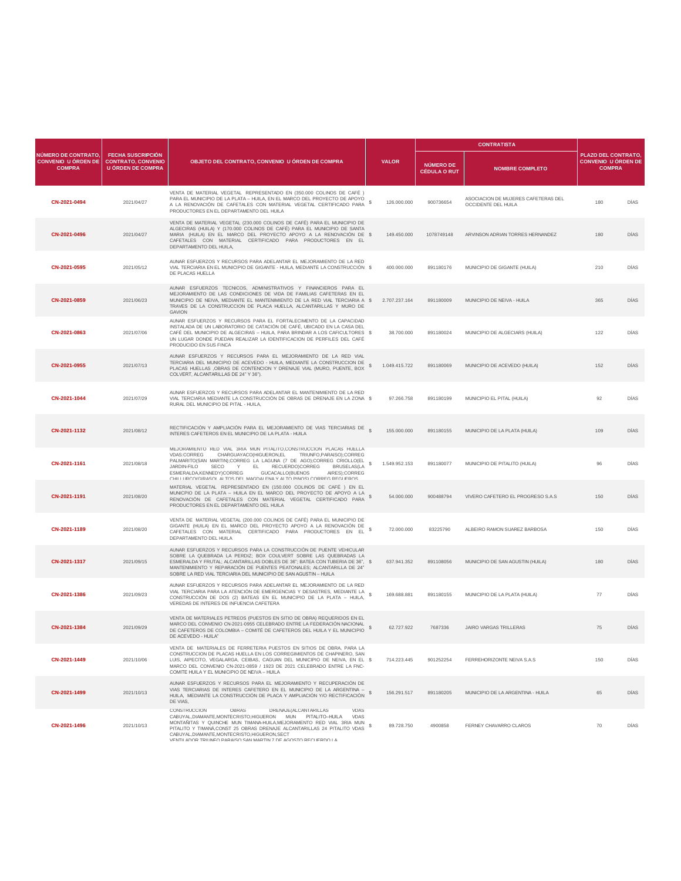| NÚMERO DE CONTRATO, CONVENIO U ÓRDEN DE COMPRA | FECHA SUSCRIPCIÓN CONTRATO, CONVENIO U ÓRDEN DE COMPRA | OBJETO DEL CONTRATO, CONVENIO U ÓRDEN DE COMPRA | VALOR | CONTRATISTA | | PLAZO DEL CONTRATO, CONVENIO U ÓRDEN DE COMPRA | |
|---|---|---|---|---|---|---|---|
| | | | | NÚMERO DE CÉDULA O RUT | NOMBRE COMPLETO | | |
| CN-2021-0494 | 2021/04/27 | VENTA DE MATERIAL VEGETAL REPRESENTADO EN (350.000 COLINOS DE CAFÉ ) PARA EL MUNICIPIO DE LA PLATA – HUILA, EN EL MARCO DEL PROYECTO DE APOYO A LA RENOVACIÓN DE CAFETALES CON MATERIAL VEGETAL CERTIFICADO PARA PRODUCTORES EN EL DEPARTAMENTO DEL HUILA | $ 126.000.000 | 900736654 | ASOCIACION DE MUJERES CAFETERAS DEL OCCIDENTE DEL HUILA | 180 | DÍAS |
| CN-2021-0496 | 2021/04/27 | VENTA DE MATERIAL VEGETAL (230.000 COLINOS DE CAFÉ) PARA EL MUNICIPIO DE ALGECIRAS (HUILA) Y (170.000 COLINOS DE CAFÉ) PARA EL MUNICIPIO DE SANTA MARIA (HUILA) EN EL MARCO DEL PROYECTO APOYO A LA RENOVACIÓN DE CAFETALES CON MATERIAL CERTIFICADO PARA PRODUCTORES EN EL DEPARTAMENTO DEL HUILA, | $ 149.450.000 | 1078749148 | ARVINSON ADRIAN TORRES HERNANDEZ | 180 | DÍAS |
| CN-2021-0595 | 2021/05/12 | AUNAR ESFUERZOS Y RECURSOS PARA ADELANTAR EL MEJORAMIENTO DE LA RED VIAL TERCIARIA EN EL MUNICIPIO DE GIGANTE - HUILA, MEDIANTE LA CONSTRUCCIÓN DE PLACAS HUELLA | $ 400.000.000 | 891180176 | MUNICIPIO DE GIGANTE (HUILA) | 210 | DÍAS |
| CN-2021-0859 | 2021/06/23 | AUNAR ESFUERZOS TECNICOS, ADMINISTRATIVOS Y FINANCIEROS PARA EL MEJORAMIENTO DE LAS CONDICIONES DE VIDA DE FAMILIAS CAFETERAS EN EL MUNICIPIO DE NEIVA, MEDIANTE EL MANTENIMIENTO DE LA RED VIAL TERCIARIA A TRAVES DE LA CONSTRUCCION DE PLACA HUELLA, ALCANTARILLAS Y MURO DE GAVION | $ 2.707.237.164 | 891180009 | MUNICIPIO DE NEIVA - HUILA | 365 | DÍAS |
| CN-2021-0863 | 2021/07/06 | AUNAR ESFUERZOS Y RECURSOS PARA EL FORTALECIMENTO DE LA CAPACIDAD INSTALADA DE UN LABORATORIO DE CATACIÓN DE CAFÉ, UBICADO EN LA CASA DEL CAFÉ DEL MUNICIPIO DE ALGECIRAS – HUILA, PARA BRINDAR A LOS CAFICULTORES UN LUGAR DONDE PUEDAN REALIZAR LA IDENTIFICACION DE PERFILES DEL CAFÉ PRODUCIDO EN SUS FINCA | $ 38.700.000 | 891180024 | MUNICIPIO DE ALGECIARS (HUILA) | 122 | DÍAS |
| CN-2021-0955 | 2021/07/13 | AUNAR ESFUERZOS Y RECURSOS PARA EL MEJORAMIENTO DE LA RED VIAL TERCIARIA DEL MUNICIPIO DE ACEVEDO - HUILA, MEDIANTE LA CONSTRUCCION DE PLACAS HUELLAS ,OBRAS DE CONTENCION Y DRENAJE VIAL (MURO, PUENTE, BOX COLVERT, ALCANTARILLAS DE 24" Y 36"). | $ 1.049.415.722 | 891180069 | MUNICIPIO DE ACEVEDO (HUILA) | 152 | DÍAS |
| CN-2021-1044 | 2021/07/29 | AUNAR ESFUERZOS Y RECURSOS PARA ADELANTAR EL MANTENIMIENTO DE LA RED VIAL TERCIARIA MEDIANTE LA CONSTRUCCIÓN DE OBRAS DE DRENAJE EN LA ZONA RURAL DEL MUNICIPIO DE PITAL - HUILA, | $ 97.266.758 | 891180199 | MUNICIPIO EL PITAL (HUILA) | 92 | DÍAS |
| CN-2021-1132 | 2021/08/12 | RECTIFICACIÓN Y AMPLIACIÓN PARA EL MEJORAMIENTO DE VIAS TERCIARIAS DE INTERES CAFETEROS EN EL MUNICIPIO DE LA PLATA - HUILA | $ 155.000.000 | 891180155 | MUNICIPIO DE LA PLATA (HUILA) | 109 | DÍAS |
| CN-2021-1161 | 2021/08/18 | MEJORAMIENTO RED VIAL 3RIA MUN PITALITO,CONSTRUCCION PLACAS HUELLA VDAS:CORREG CHARGUAYACO(HIGUERON,EL TRIUNFO,PARAISO);CORREG PALMARITO(SAN MARTIN);CORREG LA LAGUNA (7 DE AGO);CORREG CRIOLLO(EL JARDIN-FILO SECO Y EL RECUERDO)CORREG BRUSELAS(LA ESMERALDA,KENNEDY)CORREG GUCACALLO(BUENOS AIRES);CORREG CHILLURCO(GIRASOL ALTOS DEL MAGDALENA Y ALTO PINOS) CORREG REGUEROS | $ 1.549.952.153 | 891180077 | MUNICIPIO DE PITALITO (HUILA) | 96 | DÍAS |
| CN-2021-1191 | 2021/08/20 | MATERIAL VEGETAL REPRESENTADO EN (150.000 COLINOS DE CAFÉ ) EN EL MUNICIPIO DE LA PLATA – HUILA EN EL MARCO DEL PROYECTO DE APOYO A LA RENOVACIÓN DE CAFETALES CON MATERIAL VEGETAL CERTIFICADO PARA PRODUCTORES EN EL DEPARTAMENTO DEL HUILA | $ 54.000.000 | 900488794 | VIVERO CAFETERO EL PROGRESO S.A.S | 150 | DÍAS |
| CN-2021-1189 | 2021/08/20 | VENTA DE MATERIAL VEGETAL (200.000 COLINOS DE CAFÉ) PARA EL MUNICIPIO DE GIGANTE (HUILA) EN EL MARCO DEL PROYECTO APOYO A LA RENOVACIÓN DE CAFETALES CON MATERIAL CERTIFICADO PARA PRODUCTORES EN EL DEPARTAMENTO DEL HUILA | $ 72.000.000 | 83225790 | ALBEIRO RAMON SUAREZ BARBOSA | 150 | DÍAS |
| CN-2021-1317 | 2021/09/15 | AUNAR ESFUERZOS Y RECURSOS PARA LA CONSTRUCCIÓN DE PUENTE VEHICULAR SOBRE LA QUEBRADA LA PERDIZ; BOX COULVERT SOBRE LAS QUEBRADAS LA ESMERALDA Y FRUTAL; ALCANTARILLAS DOBLES DE 36"; BATEA CON TUBERIA DE 36", MANTENIMIENTO Y REPARACIÓN DE PUENTES PEATONALES; ALCANTARILLA DE 24" SOBRE LA RED VIAL TERCIARIA DEL MUNICIPIO DE SAN AGUSTIN – HUILA | $ 637.941.352 | 891108056 | MUNICIPIO DE SAN AGUSTIN (HUILA) | 180 | DÍAS |
| CN-2021-1386 | 2021/09/23 | AUNAR ESFUERZOS Y RECURSOS PARA ADELANTAR EL MEJORAMIENTO DE LA RED VIAL TERCIARIA PARA LA ATENCIÓN DE EMERGENCIAS Y DESASTRES, MEDIANTE LA CONSTRUCCIÓN DE DOS (2) BATEAS EN EL MUNICIPIO DE LA PLATA – HUILA, VEREDAS DE INTERES DE INFUENCIA CAFETERA | $ 169.688.881 | 891180155 | MUNICIPIO DE LA PLATA (HUILA) | 77 | DÍAS |
| CN-2021-1384 | 2021/09/29 | VENTA DE MATERIALES PETREOS (PUESTOS EN SITIO DE OBRA) REQUERIDOS EN EL MARCO DEL CONVENIO CN-2021-0955 CELEBRADO ENTRE LA FEDERACIÓN NACIONAL DE CAFETEROS DE COLOMBIA – COMITÉ DE CAFETEROS DEL HUILA Y EL MUNICIPIO DE ACEVEDO - HUILA" | $ 62.727.922 | 7687336 | JAIRO VARGAS TRILLERAS | 75 | DÍAS |
| CN-2021-1449 | 2021/10/06 | VENTA DE MATERIALES DE FERRETERIA PUESTOS EN SITIOS DE OBRA, PARA LA CONSTRUCCION DE PLACAS HUELLA EN LOS CORREGIMIENTOS DE CHAPINERO, SAN LUIS, AIPECITO, VEGALARGA, CEIBAS, CAGUAN DEL MUNICIPIO DE NEIVA, EN EL MARCO DEL CONVENIO CN-2021-0859 / 1923 DE 2021 CELEBRADO ENTRE LA FNC-COMITE HUILA Y EL MUNICIPIO DE NEIVA – HUILA | $ 714.223.445 | 901252254 | FERREHORIZONTE NEIVA S.A.S | 150 | DÍAS |
| CN-2021-1499 | 2021/10/13 | AUNAR ESFUERZOS Y RECURSOS PARA EL MEJORAMIENTO Y RECUPERACIÓN DE VIAS TERCIARIAS DE INTERES CAFETERO EN EL MUNICIPIO DE LA ARGENTINA – HUILA, MEDIANTE LA CONSTRUCCIÓN DE PLACA Y AMPLIACIÓN Y/O RECTIFICACIÓN DE VIAS, | $ 156.291.517 | 891180205 | MUNICIPIO DE LA ARGENTINA - HUILA | 65 | DÍAS |
| CN-2021-1496 | 2021/10/13 | CONSTRUCCION OBRAS DRENAJE(ALCANTARILLAS VDAS CABUYAL,DIAMANTE,MONTECRISTO,HIGUERON MUN PITALITO–HUILA VDAS MONTAÑITAS Y QUINCHE MUN TIMANA-HUILA,MEJORAMENTO RED VIAL 3RIA MUN PITALITO Y TIMANÁ,CONST 25 OBRAS DRENAJE ALCANTARILLAS 24 PITALITO VDAS CABUYAL,DIAMANTE,MONTECRISTO,HIGUERON,SECT VENTILADOR TRIUNFO PARAISO SAN MARTIN 7 DE AGOSTO RECUERDO LA | $ 89.728.750 | 4900858 | FERNEY CHAVARRO CLAROS | 70 | DÍAS |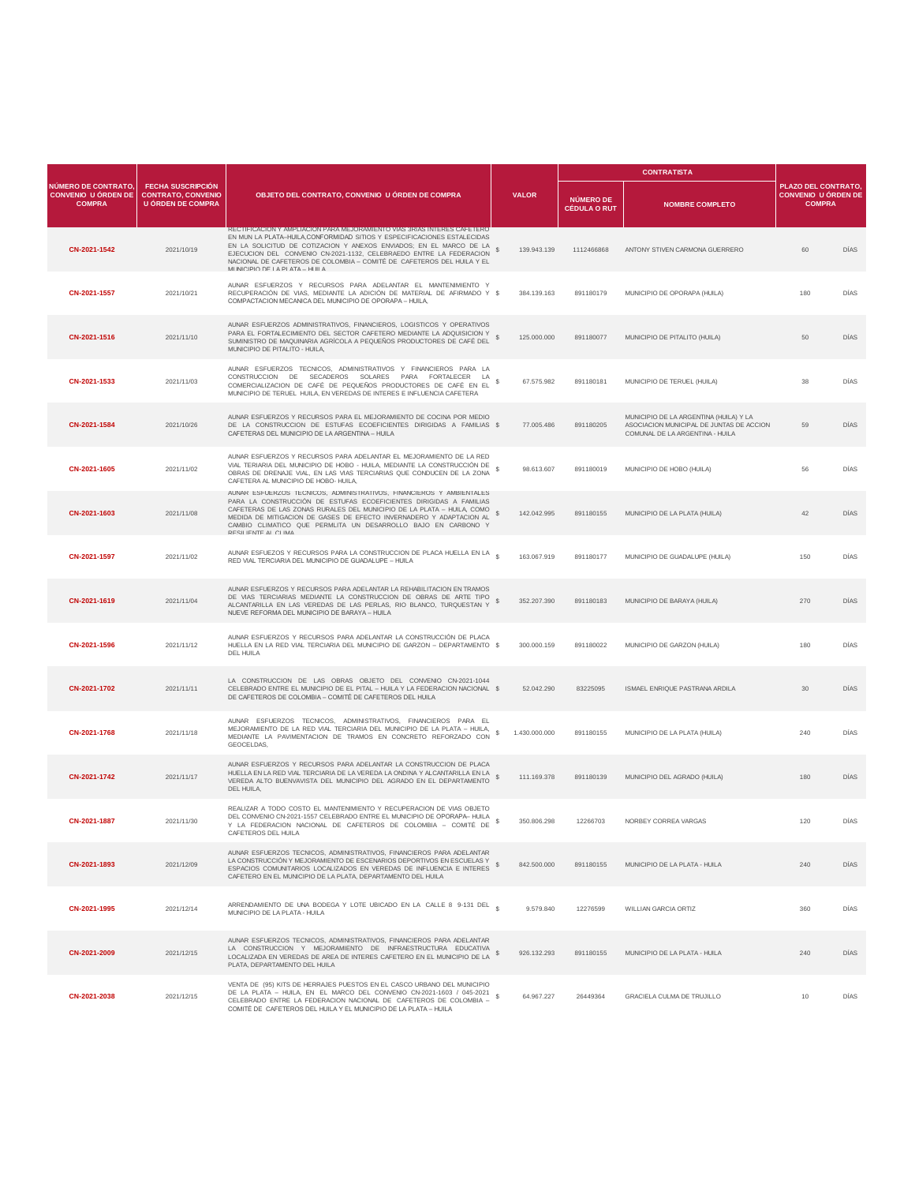| NÚMERO DE CONTRATO, CONVENIO U ÓRDEN DE COMPRA | FECHA SUSCRIPCIÓN CONTRATO, CONVENIO U ÓRDEN DE COMPRA | OBJETO DEL CONTRATO, CONVENIO U ÓRDEN DE COMPRA | VALOR | | CONTRATISTA | | PLAZO DEL CONTRATO, CONVENIO U ÓRDEN DE COMPRA | |
|---|---|---|---|---|---|---|---|---|
| | | | | | NÚMERO DE CÉDULA O RUT | NOMBRE COMPLETO | | |
| CN-2021-1542 | 2021/10/19 | RECTIFICACION Y AMPLIACION PARA MEJORAMIENTO VIAS 3RIAS INTERES CAFETERO EN MUN LA PLATA–HUILA,CONFORMIDAD SITIOS Y ESPECIFICACIONES ESTALECIDAS EN LA SOLICITUD DE COTIZACION Y ANEXOS ENVIADOS; EN EL MARCO DE LA EJECUCION DEL CONVENIO CN-2021-1132, CELEBRAEDO ENTRE LA FEDERACION NACIONAL DE CAFETEROS DE COLOMBIA – COMITÉ DE CAFETEROS DEL HUILA Y EL MUNICIPIO DE LA PLATA – HUILA | $ | 139.943.139 | 1112466868 | ANTONY STIVEN CARMONA GUERRERO | 60 | DÍAS |
| CN-2021-1557 | 2021/10/21 | AUNAR ESFUERZOS Y RECURSOS PARA ADELANTAR EL MANTENIMIENTO Y RECUPERACIÓN DE VIAS, MEDIANTE LA ADICIÓN DE MATERIAL DE AFIRMADO Y COMPACTACION MECANICA DEL MUNICIPIO DE OPORAPA – HUILA, | $ | 384.139.163 | 891180179 | MUNICIPIO DE OPORAPA (HUILA) | 180 | DÍAS |
| CN-2021-1516 | 2021/11/10 | AUNAR ESFUERZOS ADMINISTRATIVOS, FINANCIEROS, LOGISTICOS Y OPERATIVOS PARA EL FORTALECIMIENTO DEL SECTOR CAFETERO MEDIANTE LA ADQUISICION Y SUMINISTRO DE MAQUINARIA AGRÍCOLA A PEQUEÑOS PRODUCTORES DE CAFÉ DEL MUNICIPIO DE PITALITO - HUILA, | $ | 125.000.000 | 891180077 | MUNICIPIO DE PITALITO (HUILA) | 50 | DÍAS |
| CN-2021-1533 | 2021/11/03 | AUNAR ESFUERZOS TECNICOS, ADMINISTRATIVOS Y FINANCIEROS PARA LA CONSTRUCCION DE SECADEROS SOLARES PARA FORTALECER LA COMERCIALIZACION DE CAFÉ DE PEQUEÑOS PRODUCTORES DE CAFÉ EN EL MUNICIPIO DE TERUEL HUILA, EN VEREDAS DE INTERES E INFLUENCIA CAFETERA | $ | 67.575.982 | 891180181 | MUNICIPIO DE TERUEL (HUILA) | 38 | DÍAS |
| CN-2021-1584 | 2021/10/26 | AUNAR ESFUERZOS Y RECURSOS PARA EL MEJORAMIENTO DE COCINA POR MEDIO DE LA CONSTRUCCION DE ESTUFAS ECOEFICIENTES DIRIGIDAS A FAMILIAS CAFETERAS DEL MUNICIPIO DE LA ARGENTINA – HUILA | $ | 77.005.486 | 891180205 | MUNICIPIO DE LA ARGENTINA (HUILA) Y LA ASOCIACION MUNICIPAL DE JUNTAS DE ACCION COMUNAL DE LA ARGENTINA - HUILA | 59 | DÍAS |
| CN-2021-1605 | 2021/11/02 | AUNAR ESFUERZOS Y RECURSOS PARA ADELANTAR EL MEJORAMIENTO DE LA RED VIAL TERIARIA DEL MUNICIPIO DE HOBO - HUILA, MEDIANTE LA CONSTRUCCIÓN DE OBRAS DE DRENAJE VIAL, EN LAS VIAS TERCIARIAS QUE CONDUCEN DE LA ZONA CAFETERA AL MUNICIPIO DE HOBO- HUILA, | $ | 98.613.607 | 891180019 | MUNICIPIO DE HOBO (HUILA) | 56 | DÍAS |
| CN-2021-1603 | 2021/11/08 | AUNAR ESFUERZOS TECNICOS, ADMINISTRATIVOS, FINANCIEROS Y AMBIENTALES PARA LA CONSTRUCCIÓN DE ESTUFAS ECOEFICIENTES DIRIGIDAS A FAMILIAS CAFETERAS DE LAS ZONAS RURALES DEL MUNICIPIO DE LA PLATA – HUILA, COMO MEDIDA DE MITIGACION DE GASES DE EFECTO INVERNADERO Y ADAPTACION AL CAMBIO CLIMATICO QUE PERMLITA UN DESARROLLO BAJO EN CARBONO Y RESILIENTE AL CLIMA | $ | 142.042.995 | 891180155 | MUNICIPIO DE LA PLATA (HUILA) | 42 | DÍAS |
| CN-2021-1597 | 2021/11/02 | AUNAR ESFUEZOS Y RECURSOS PARA LA CONSTRUCCION DE PLACA HUELLA EN LA RED VIAL TERCIARIA DEL MUNICIPIO DE GUADALUPE – HUILA | $ | 163.067.919 | 891180177 | MUNICIPIO DE GUADALUPE (HUILA) | 150 | DÍAS |
| CN-2021-1619 | 2021/11/04 | AUNAR ESFUERZOS Y RECURSOS PARA ADELANTAR LA REHABILITACION EN TRAMOS DE VIAS TERCIARIAS MEDIANTE LA CONSTRUCCION DE OBRAS DE ARTE TIPO ALCANTARILLA EN LAS VEREDAS DE LAS PERLAS, RIO BLANCO, TURQUESTAN Y NUEVE REFORMA DEL MUNICIPIO DE BARAYA – HUILA | $ | 352.207.390 | 891180183 | MUNICIPIO DE BARAYA (HUILA) | 270 | DÍAS |
| CN-2021-1596 | 2021/11/12 | AUNAR ESFUERZOS Y RECURSOS PARA ADELANTAR LA CONSTRUCCIÓN DE PLACA HUELLA EN LA RED VIAL TERCIARIA DEL MUNICIPIO DE GARZON – DEPARTAMENTO DEL HUILA | $ | 300.000.159 | 891180022 | MUNICIPIO DE GARZON (HUILA) | 180 | DÍAS |
| CN-2021-1702 | 2021/11/11 | LA CONSTRUCCION DE LAS OBRAS OBJETO DEL CONVENIO CN-2021-1044 CELEBRADO ENTRE EL MUNICIPIO DE EL PITAL – HUILA Y LA FEDERACION NACIONAL DE CAFETEROS DE COLOMBIA – COMITÉ DE CAFETEROS DEL HUILA | $ | 52.042.290 | 83225095 | ISMAEL ENRIQUE PASTRANA ARDILA | 30 | DÍAS |
| CN-2021-1768 | 2021/11/18 | AUNAR ESFUERZOS TECNICOS, ADMINISTRATIVOS, FINANCIEROS PARA EL MEJORAMIENTO DE LA RED VIAL TERCIARIA DEL MUNICIPIO DE LA PLATA – HUILA, MEDIANTE LA PAVIMENTACION DE TRAMOS EN CONCRETO REFORZADO CON GEOCELDAS, | $ | 1.430.000.000 | 891180155 | MUNICIPIO DE LA PLATA (HUILA) | 240 | DÍAS |
| CN-2021-1742 | 2021/11/17 | AUNAR ESFUERZOS Y RECURSOS PARA ADELANTAR LA CONSTRUCCION DE PLACA HUELLA EN LA RED VIAL TERCIARIA DE LA VEREDA LA ONDINA Y ALCANTARILLA EN LA VEREDA ALTO BUENVAVISTA DEL MUNICIPIO DEL AGRADO EN EL DEPARTAMENTO DEL HUILA, | $ | 111.169.378 | 891180139 | MUNICIPIO DEL AGRADO (HUILA) | 180 | DÍAS |
| CN-2021-1887 | 2021/11/30 | REALIZAR A TODO COSTO EL MANTENIMIENTO Y RECUPERACION DE VIAS OBJETO DEL CONVENIO CN-2021-1557 CELEBRADO ENTRE EL MUNICIPIO DE OPORAPA- HUILA Y LA FEDERACION NACIONAL DE CAFETEROS DE COLOMBIA – COMITÉ DE CAFETEROS DEL HUILA | $ | 350.806.298 | 12266703 | NORBEY CORREA VARGAS | 120 | DÍAS |
| CN-2021-1893 | 2021/12/09 | AUNAR ESFUERZOS TECNICOS, ADMINISTRATIVOS, FINANCIEROS PARA ADELANTAR LA CONSTRUCCIÓN Y MEJORAMIENTO DE ESCENARIOS DEPORTIVOS EN ESCUELAS Y ESPACIOS COMUNITARIOS LOCALIZADOS EN VEREDAS DE INFLUENCIA E INTERES CAFETERO EN EL MUNICIPIO DE LA PLATA, DEPARTAMENTO DEL HUILA | $ | 842.500.000 | 891180155 | MUNICIPIO DE LA PLATA - HUILA | 240 | DÍAS |
| CN-2021-1995 | 2021/12/14 | ARRENDAMIENTO DE UNA BODEGA Y LOTE UBICADO EN LA CALLE 8 9-131 DEL MUNICIPIO DE LA PLATA - HUILA | $ | 9.579.840 | 12276599 | WILLIAN GARCIA ORTIZ | 360 | DÍAS |
| CN-2021-2009 | 2021/12/15 | AUNAR ESFUERZOS TECNICOS, ADMINISTRATIVOS, FINANCIEROS PARA ADELANTAR LA CONSTRUCCION Y MEJORAMIENTO DE INFRAESTRUCTURA EDUCATIVA LOCALIZADA EN VEREDAS DE AREA DE INTERES CAFETERO EN EL MUNICIPIO DE LA PLATA, DEPARTAMENTO DEL HUILA | $ | 926.132.293 | 891180155 | MUNICIPIO DE LA PLATA - HUILA | 240 | DÍAS |
| CN-2021-2038 | 2021/12/15 | VENTA DE (95) KITS DE HERRAJES PUESTOS EN EL CASCO URBANO DEL MUNICIPIO DE LA PLATA – HUILA, EN EL MARCO DEL CONVENIO CN-2021-1603 / 045-2021 CELEBRADO ENTRE LA FEDERACION NACIONAL DE CAFETEROS DE COLOMBIA – COMITÉ DE CAFETEROS DEL HUILA Y EL MUNICIPIO DE LA PLATA – HUILA | $ | 64.967.227 | 26449364 | GRACIELA CULMA DE TRUJILLO | 10 | DÍAS |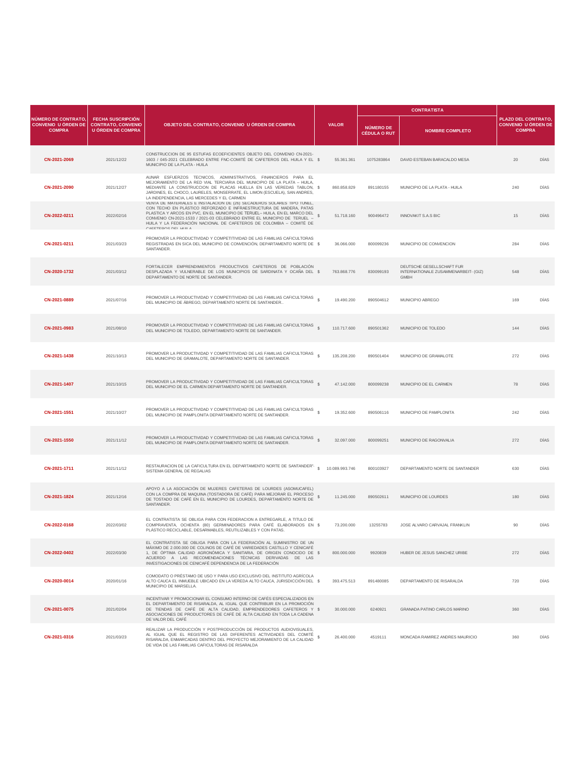| NÚMERO DE CONTRATO, CONVENIO U ÓRDEN DE COMPRA | FECHA SUSCRIPCIÓN CONTRATO, CONVENIO U ÓRDEN DE COMPRA | OBJETO DEL CONTRATO, CONVENIO U ÓRDEN DE COMPRA | VALOR | CONTRATISTA | | PLAZO DEL CONTRATO, CONVENIO U ÓRDEN DE COMPRA | |
|---|---|---|---|---|---|---|---|
| | | | | NÚMERO DE CÉDULA O RUT | NOMBRE COMPLETO | | |
| CN-2021-2069 | 2021/12/22 | CONSTRUCCION DE 95 ESTUFAS ECOEFICIENTES OBJETO DEL CONVENIO CN-2021-1603 / 045-2021 CELEBRADO ENTRE FNC-COMITÉ DE CAFETEROS DEL HUILA Y EL MUNICIPIO DE LA PLATA - HUILA | $ 55.361.361 | 1075283864 | DAVID ESTEBAN BARACALDO MESA | 20 | DÍAS |
| CN-2021-2090 | 2021/12/27 | AUNAR ESFUERZOS TECNICOS, ADMINISTRATIVOS, FINANCIEROS PARA EL MEJORAMIENTO DE LA RED VIAL TERCIARIA DEL MUNICIPIO DE LA PLATA – HUILA, MEDIANTE LA CONSTRUCCION DE PLACAS HUELLA EN LAS VEREDAS TABLON, JARDINES, EL CHOCO, LAURELES, MONSERRATE, EL LIMON (ESCUELA), SAN ANDRES, LA INDEPENDENCIA, LAS MERCEDES Y EL CARMEN | $ 860.858.829 | 891180155 | MUNICIPIO DE LA PLATA - HUILA | 240 | DÍAS |
| CN-2022-0211 | 2022/02/16 | VENTA DE MATERIALES E INSTALACION DE (26) SECADEROS SOLARES TIPO TUNEL, CON TECHO EN PLÁSTICO REFORZADO E INFRAESTRUCTURA DE MADERA, PATAS PLASTICA Y ARCOS EN PVC, EN EL MUNICIPIO DE TERUEL– HUILA, EN EL MARCO DEL CONVENIO CN-2021-1533 / 2021-03 CELEBRADO ENTRE EL MUNICIPIO DE TERUEL – HUILA Y LA FEDERACIÓN NACIONAL DE CAFETEROS DE COLOMBIA – COMITÉ DE CAFETEROS DEL HUILA | $ 51.718.160 | 900496472 | INNOVAKIT S.A.S BIC | 15 | DÍAS |
| CN-2021-0211 | 2021/03/23 | PROMOVER LA PRODUCTIVIDAD Y COMPETITIVIDAD DE LAS FAMILIAS CAFICULTORAS REGISTRADAS EN SICA DEL MUNICIPIO DE CONVENCIÓN, DEPARTAMENTO NORTE DE SANTANDER. | $ 36.066.000 | 800099236 | MUNICIPIO DE CONVENCION | 284 | DÍAS |
| CN-2020-1732 | 2021/03/12 | FORTALECER EMPRENDIMIENTOS PRODUCTIVOS CAFETEROS DE POBLACIÓN DESPLAZADA Y VULNERABLE DE LOS MUNICIPIOS DE SARDINATA Y OCAÑA DEL DEPARTAMENTO DE NORTE DE SANTANDER. | $ 763.868.776 | 830099193 | DEUTSCHE GESELLSCHAFT FUR INTERNATIONALE ZUSAMMENARBEIT- (GIZ) GMBH | 548 | DÍAS |
| CN-2021-0889 | 2021/07/16 | PROMOVER LA PRODUCTIVIDAD Y COMPETITIVIDAD DE LAS FAMILIAS CAFICULTORAS DEL MUNICIPIO DE ÁBREGO, DEPARTAMENTO NORTE DE SANTANDER.. | $ 19.490.200 | 890504612 | MUNICIPIO ABREGO | 169 | DÍAS |
| CN-2021-0983 | 2021/08/10 | PROMOVER LA PRODUCTIVIDAD Y COMPETITIVIDAD DE LAS FAMILIAS CAFICULTORAS DEL MUNICIPIO DE TOLEDO, DEPARTAMENTO NORTE DE SANTANDER. | $ 110.717.600 | 890501362 | MUNICIPIO DE TOLEDO | 144 | DÍAS |
| CN-2021-1438 | 2021/10/13 | PROMOVER LA PRODUCTIVIDAD Y COMPETITIVIDAD DE LAS FAMILIAS CAFICULTORAS DEL MUNICIPIO DE GRAMALOTE, DEPARTAMENTO NORTE DE SANTANDER. | $ 135.208.200 | 890501404 | MUNICIPIO DE GRAMALOTE | 272 | DÍAS |
| CN-2021-1407 | 2021/10/15 | PROMOVER LA PRODUCTIVIDAD Y COMPETITIVIDAD DE LAS FAMILIAS CAFICULTORAS DEL MUNICIPIO DE EL CARMEN DEPARTAMENTO NORTE DE SANTANDER. | $ 47.142.000 | 800099238 | MUNICIPIO DE EL CARMEN | 78 | DÍAS |
| CN-2021-1551 | 2021/10/27 | PROMOVER LA PRODUCTIVIDAD Y COMPETITIVIDAD DE LAS FAMILIAS CAFICULTORAS DEL MUNICIPIO DE PAMPLONITA DEPARTAMENTO NORTE DE SANTANDER. | $ 19.352.600 | 890506116 | MUNICIPIO DE PAMPLONITA | 242 | DÍAS |
| CN-2021-1550 | 2021/11/12 | PROMOVER LA PRODUCTIVIDAD Y COMPETITIVIDAD DE LAS FAMILIAS CAFICULTORAS DEL MUNICIPIO DE PAMPLONITA DEPARTAMENTO NORTE DE SANTANDER. | $ 32.097.000 | 800099251 | MUNICIPIO DE RAGONVALIA | 272 | DÍAS |
| CN-2021-1711 | 2021/11/12 | RESTAURACION DE LA CAFICULTURA EN EL DEPARTAMENTO NORTE DE SANTANDER"- SISTEMA GENERAL DE REGALIAS | $ 10.089.993.746 | 800103927 | DEPARTAMENTO NORTE DE SANTANDER | 630 | DÍAS |
| CN-2021-1824 | 2021/12/16 | APOYO A LA ASOCIACIÓN DE MUJERES CAFETERAS DE LOURDES (ASOMUCAFEL) CON LA COMPRA DE MAQUINA (TOSTADORA DE CAFÉ) PARA MEJORAR EL PROCESO DE TOSTADO DE CAFÉ EN EL MUNICIPIO DE LOURDES, DEPARTAMENTO NORTE DE SANTANDER. | $ 11.245.000 | 890502611 | MUNICIPIO DE LOURDES | 180 | DÍAS |
| CN-2022-0168 | 2022/03/02 | EL CONTRATISTA SE OBLIGA PARA CON FEDERACION A ENTREGARLE, A TITULO DE COMPRAVENTA, OCHENTA (80) GERMINADORES PARA CAFÉ ELABORADOS EN PLÁSTICO RECICLABLE, DESARMABLES, REUTILIZABLES Y CON PATAS. | $ 73.200.000 | 13255783 | JOSE ALVARO CARVAJAL FRANKLIN | 90 | DÍAS |
| CN-2022-0402 | 2022/03/30 | EL CONTRATISTA SE OBLIGA PARA CON LA FEDERACIÓN AL SUMINISTRO DE UN MÁXIMO DE 2.000.000 DE COLINOS DE CAFÉ DE VARIEDADES CASTILLO Y CENICAFÉ 1, DE ÓPTIMA CALIDAD AGRONÓMICA Y SANITARIA, DE ORIGEN CONOCIDO DE ACUERDO A LAS RECOMENDACIONES TÉCNICAS DERIVADAS DE LAS INVESTIGACIONES DE CENICAFÉ DEPENDENCIA DE LA FEDERACIÓN | $ 800.000.000 | 9920839 | HUBER DE JESUS SANCHEZ URIBE | 272 | DÍAS |
| CN-2020-0014 | 2020/01/16 | COMODATO O PRÉSTAMO DE USO Y PARA USO EXCLUSIVO DEL INSTITUTO AGRÍCOLA ALTO CAUCA EL INMUEBLE UBICADO EN LA VEREDA ALTO CAUCA, JURISDICCIÓN DEL MUNICIPIO DE MARSELLA. | $ 393.475.513 | 891480085 | DEPARTAMENTO DE RISARALDA | 720 | DÍAS |
| CN-2021-0075 | 2021/02/04 | INCENTIVAR Y PROMOCIONAR EL CONSUMO INTERNO DE CAFÉS ESPECIALIZADOS EN EL DEPARTAMENTO DE RISARALDA, AL IGUAL QUE CONTRIBUIR EN LA PROMOCIÓN DE TIENDAS DE CAFÉ DE ALTA CALIDAD, EMPRENDEDORES CAFETEROS Y ASOCIACIONES DE PRODUCTORES DE CAFÉ DE ALTA CALIDAD EN TODA LA CADENA DE VALOR DEL CAFÉ | $ 30.000.000 | 6240921 | GRANADA PATINO CARLOS MARINO | 360 | DÍAS |
| CN-2021-0316 | 2021/03/23 | REALIZAR LA PRODUCCIÓN Y POSTPRODUCCIÓN DE PRODUCTOS AUDIOVISUALES, AL IGUAL QUE EL REGISTRO DE LAS DIFERENTES ACTIVIDADES DEL COMITÉ RISARALDA, ENMARCADAS DENTRO DEL PROYECTO MEJORAMIENTO DE LA CALIDAD DE VIDA DE LAS FAMILIAS CAFICULTORAS DE RISARALDA | $ 26.400.000 | 4519111 | MONCADA RAMIREZ ANDRES MAURICIO | 360 | DÍAS |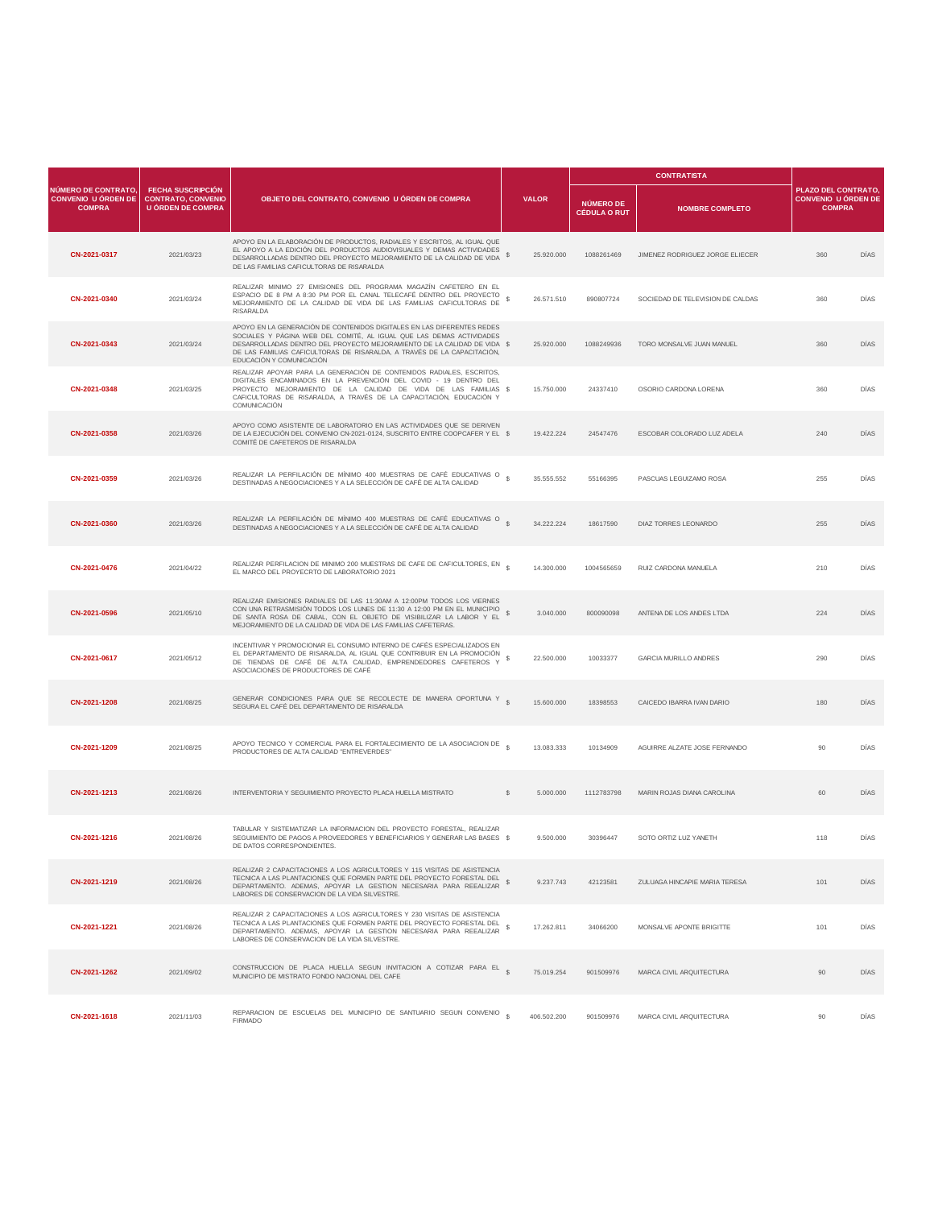| NÚMERO DE CONTRATO, CONVENIO U ÓRDEN DE COMPRA | FECHA SUSCRIPCIÓN CONTRATO, CONVENIO U ÓRDEN DE COMPRA | OBJETO DEL CONTRATO, CONVENIO U ÓRDEN DE COMPRA | VALOR | CONTRATISTA | | PLAZO DEL CONTRATO, CONVENIO U ÓRDEN DE COMPRA | |
|---|---|---|---|---|---|---|---|
| | | | | NÚMERO DE CÉDULA O RUT | NOMBRE COMPLETO | | |
| CN-2021-0317 | 2021/03/23 | APOYO EN LA ELABORACIÓN DE PRODUCTOS, RADIALES Y ESCRITOS, AL IGUAL QUE EL APOYO A LA EDICIÓN DEL PORDUCTOS AUDIOVISUALES Y DEMAS ACTIVIDADES DESARROLLADAS DENTRO DEL PROYECTO MEJORAMIENTO DE LA CALIDAD DE VIDA DE LAS FAMILIAS CAFICULTORAS DE RISARALDA | $ 25.920.000 | 1088261469 | JIMENEZ RODRIGUEZ JORGE ELIECER | 360 | DÍAS |
| CN-2021-0340 | 2021/03/24 | REALIZAR MINIMO 27 EMISIONES DEL PROGRAMA MAGAZÍN CAFETERO EN EL ESPACIO DE 8 PM A 8:30 PM POR EL CANAL TELECAFÉ DENTRO DEL PROYECTO MEJORAMIENTO DE LA CALIDAD DE VIDA DE LAS FAMILIAS CAFICULTORAS DE RISARALDA | $ 26.571.510 | 890807724 | SOCIEDAD DE TELEVISION DE CALDAS | 360 | DÍAS |
| CN-2021-0343 | 2021/03/24 | APOYO EN LA GENERACIÓN DE CONTENIDOS DIGITALES EN LAS DIFERENTES REDES SOCIALES Y PÁGINA WEB DEL COMITÉ, AL IGUAL QUE LAS DEMAS ACTIVIDADES DESARROLLADAS DENTRO DEL PROYECTO MEJORAMIENTO DE LA CALIDAD DE VIDA DE LAS FAMILIAS CAFICULTORAS DE RISARALDA, A TRAVÉS DE LA CAPACITACIÓN, EDUCACIÓN Y COMUNICACIÓN | $ 25.920.000 | 1088249936 | TORO MONSALVE JUAN MANUEL | 360 | DÍAS |
| CN-2021-0348 | 2021/03/25 | REALIZAR APOYAR PARA LA GENERACIÓN DE CONTENIDOS RADIALES, ESCRITOS, DIGITALES ENCAMINADOS EN LA PREVENCIÓN DEL COVID - 19 DENTRO DEL PROYECTO MEJORAMIENTO DE LA CALIDAD DE VIDA DE LAS FAMILIAS CAFICULTORAS DE RISARALDA, A TRAVÉS DE LA CAPACITACIÓN, EDUCACIÓN Y COMUNICACIÓN | $ 15.750.000 | 24337410 | OSORIO CARDONA LORENA | 360 | DÍAS |
| CN-2021-0358 | 2021/03/26 | APOYO COMO ASISTENTE DE LABORATORIO EN LAS ACTIVIDADES QUE SE DERIVEN DE LA EJECUCIÓN DEL CONVENIO CN-2021-0124, SUSCRITO ENTRE COOPCAFER Y EL COMITÉ DE CAFETEROS DE RISARALDA | $ 19.422.224 | 24547476 | ESCOBAR COLORADO LUZ ADELA | 240 | DÍAS |
| CN-2021-0359 | 2021/03/26 | REALIZAR LA PERFILACIÓN DE MÍNIMO 400 MUESTRAS DE CAFÉ EDUCATIVAS O DESTINADAS A NEGOCIACIONES Y A LA SELECCIÓN DE CAFÉ DE ALTA CALIDAD | $ 35.555.552 | 55166395 | PASCUAS LEGUIZAMO ROSA | 255 | DÍAS |
| CN-2021-0360 | 2021/03/26 | REALIZAR LA PERFILACIÓN DE MÍNIMO 400 MUESTRAS DE CAFÉ EDUCATIVAS O DESTINADAS A NEGOCIACIONES Y A LA SELECCIÓN DE CAFÉ DE ALTA CALIDAD | $ 34.222.224 | 18617590 | DIAZ TORRES LEONARDO | 255 | DÍAS |
| CN-2021-0476 | 2021/04/22 | REALIZAR PERFILACION DE MINIMO 200 MUESTRAS DE CAFE DE CAFICULTORES, EN EL MARCO DEL PROYECRTO DE LABORATORIO 2021 | $ 14.300.000 | 1004565659 | RUIZ CARDONA MANUELA | 210 | DÍAS |
| CN-2021-0596 | 2021/05/10 | REALIZAR EMISIONES RADIALES DE LAS 11:30AM A 12:00PM TODOS LOS VIERNES CON UNA RETRASMISIÓN TODOS LOS LUNES DE 11:30 A 12:00 PM EN EL MUNICIPIO DE SANTA ROSA DE CABAL, CON EL OBJETO DE VISIBILIZAR LA LABOR Y EL MEJORAMIENTO DE LA CALIDAD DE VIDA DE LAS FAMILIAS CAFETERAS. | $ 3.040.000 | 800090098 | ANTENA DE LOS ANDES LTDA | 224 | DÍAS |
| CN-2021-0617 | 2021/05/12 | INCENTIVAR Y PROMOCIONAR EL CONSUMO INTERNO DE CAFÉS ESPECIALIZADOS EN EL DEPARTAMENTO DE RISARALDA, AL IGUAL QUE CONTRIBUIR EN LA PROMOCIÓN DE TIENDAS DE CAFÉ DE ALTA CALIDAD, EMPRENDEDORES CAFETEROS Y ASOCIACIONES DE PRODUCTORES DE CAFÉ | $ 22.500.000 | 10033377 | GARCIA MURILLO ANDRES | 290 | DÍAS |
| CN-2021-1208 | 2021/08/25 | GENERAR CONDICIONES PARA QUE SE RECOLECTE DE MANERA OPORTUNA Y SEGURA EL CAFÉ DEL DEPARTAMENTO DE RISARALDA | $ 15.600.000 | 18398553 | CAICEDO IBARRA IVAN DARIO | 180 | DÍAS |
| CN-2021-1209 | 2021/08/25 | APOYO TECNICO Y COMERCIAL PARA EL FORTALECIMIENTO DE LA ASOCIACION DE PRODUCTORES DE ALTA CALIDAD "ENTREVERDES" | $ 13.083.333 | 10134909 | AGUIRRE ALZATE JOSE FERNANDO | 90 | DÍAS |
| CN-2021-1213 | 2021/08/26 | INTERVENTORIA Y SEGUIMIENTO PROYECTO PLACA HUELLA MISTRATO | $ 5.000.000 | 1112783798 | MARIN ROJAS DIANA CAROLINA | 60 | DÍAS |
| CN-2021-1216 | 2021/08/26 | TABULAR Y SISTEMATIZAR LA INFORMACION DEL PROYECTO FORESTAL, REALIZAR SEGUIMIENTO DE PAGOS A PROVEEDORES Y BENEFICIARIOS Y GENERAR LAS BASES DE DATOS CORRESPONDIENTES. | $ 9.500.000 | 30396447 | SOTO ORTIZ LUZ YANETH | 118 | DÍAS |
| CN-2021-1219 | 2021/08/26 | REALIZAR 2 CAPACITACIONES A LOS AGRICULTORES Y 115 VISITAS DE ASISTENCIA TECNICA A LAS PLANTACIONES QUE FORMEN PARTE DEL PROYECTO FORESTAL DEL DEPARTAMENTO. ADEMAS, APOYAR LA GESTION NECESARIA PARA REEALIZAR LABORES DE CONSERVACION DE LA VIDA SILVESTRE. | $ 9.237.743 | 42123581 | ZULUAGA HINCAPIE MARIA TERESA | 101 | DÍAS |
| CN-2021-1221 | 2021/08/26 | REALIZAR 2 CAPACITACIONES A LOS AGRICULTORES Y 230 VISITAS DE ASISTENCIA TECNICA A LAS PLANTACIONES QUE FORMEN PARTE DEL PROYECTO FORESTAL DEL DEPARTAMENTO. ADEMAS, APOYAR LA GESTION NECESARIA PARA REEALIZAR LABORES DE CONSERVACION DE LA VIDA SILVESTRE. | $ 17.262.811 | 34066200 | MONSALVE APONTE BRIGITTE | 101 | DÍAS |
| CN-2021-1262 | 2021/09/02 | CONSTRUCCION DE PLACA HUELLA SEGUN INVITACION A COTIZAR PARA EL MUNICIPIO DE MISTRATO FONDO NACIONAL DEL CAFE | $ 75.019.254 | 901509976 | MARCA CIVIL ARQUITECTURA | 90 | DÍAS |
| CN-2021-1618 | 2021/11/03 | REPARACION DE ESCUELAS DEL MUNICIPIO DE SANTUARIO SEGUN CONVENIO FIRMADO | $ 406.502.200 | 901509976 | MARCA CIVIL ARQUITECTURA | 90 | DÍAS |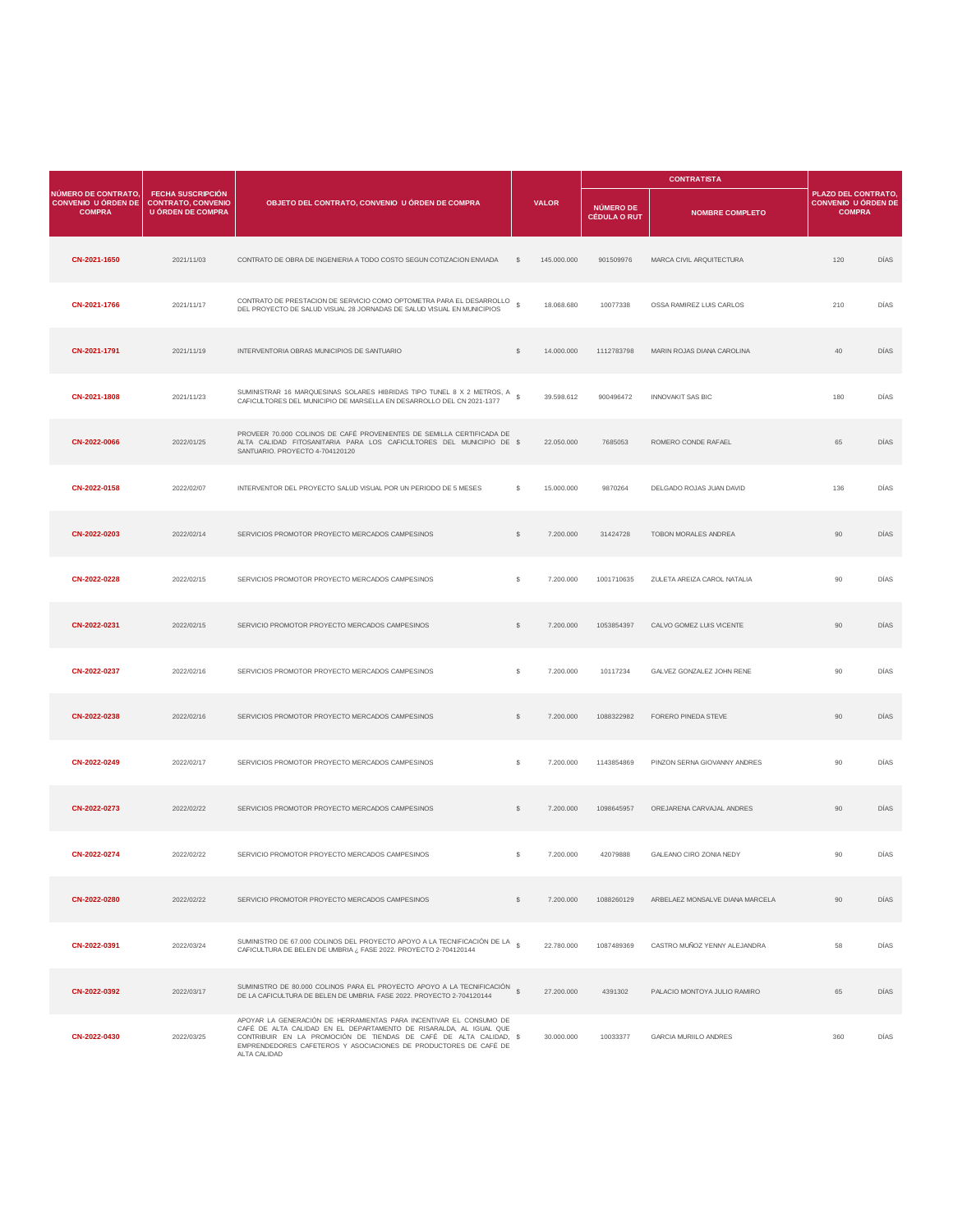| NÚMERO DE CONTRATO, CONVENIO U ÓRDEN DE COMPRA | FECHA SUSCRIPCIÓN CONTRATO, CONVENIO U ÓRDEN DE COMPRA | OBJETO DEL CONTRATO, CONVENIO U ÓRDEN DE COMPRA | VALOR | | CONTRATISTA | | PLAZO DEL CONTRATO, CONVENIO U ÓRDEN DE COMPRA | |
|---|---|---|---|---|---|---|---|---|
| | | | | | NÚMERO DE CÉDULA O RUT | NOMBRE COMPLETO | | |
| CN-2021-1650 | 2021/11/03 | CONTRATO DE OBRA DE INGENIERIA A TODO COSTO SEGUN COTIZACION ENVIADA | $ | 145.000.000 | 901509976 | MARCA CIVIL ARQUITECTURA | 120 | DÍAS |
| CN-2021-1766 | 2021/11/17 | CONTRATO DE PRESTACION DE SERVICIO COMO OPTOMETRA PARA EL DESARROLLO DEL PROYECTO DE SALUD VISUAL 28 JORNADAS DE SALUD VISUAL EN MUNICIPIOS | $ | 18.068.680 | 10077338 | OSSA RAMIREZ LUIS CARLOS | 210 | DÍAS |
| CN-2021-1791 | 2021/11/19 | INTERVENTORIA OBRAS MUNICIPIOS DE SANTUARIO | $ | 14.000.000 | 1112783798 | MARIN ROJAS DIANA CAROLINA | 40 | DÍAS |
| CN-2021-1808 | 2021/11/23 | SUMINISTRAR 16 MARQUESINAS SOLARES HIBRIDAS TIPO TUNEL 8 X 2 METROS, A CAFICULTORES DEL MUNICIPIO DE MARSELLA EN DESARROLLO DEL CN 2021-1377 | $ | 39.598.612 | 900496472 | INNOVAKIT SAS BIC | 180 | DÍAS |
| CN-2022-0066 | 2022/01/25 | PROVEER 70.000 COLINOS DE CAFÉ PROVENIENTES DE SEMILLA CERTIFICADA DE ALTA CALIDAD FITOSANITARIA PARA LOS CAFICULTORES DEL MUNICIPIO DE SANTUARIO. PROYECTO 4-704120120 | $ | 22.050.000 | 7685053 | ROMERO CONDE RAFAEL | 65 | DÍAS |
| CN-2022-0158 | 2022/02/07 | INTERVENTOR DEL PROYECTO SALUD VISUAL POR UN PERIODO DE 5 MESES | $ | 15.000.000 | 9870264 | DELGADO ROJAS JUAN DAVID | 136 | DÍAS |
| CN-2022-0203 | 2022/02/14 | SERVICIOS PROMOTOR PROYECTO MERCADOS CAMPESINOS | $ | 7.200.000 | 31424728 | TOBON MORALES ANDREA | 90 | DÍAS |
| CN-2022-0228 | 2022/02/15 | SERVICIOS PROMOTOR PROYECTO MERCADOS CAMPESINOS | $ | 7.200.000 | 1001710635 | ZULETA AREIZA CAROL NATALIA | 90 | DÍAS |
| CN-2022-0231 | 2022/02/15 | SERVICIO PROMOTOR PROYECTO MERCADOS CAMPESINOS | $ | 7.200.000 | 1053854397 | CALVO GOMEZ LUIS VICENTE | 90 | DÍAS |
| CN-2022-0237 | 2022/02/16 | SERVICIOS PROMOTOR PROYECTO MERCADOS CAMPESINOS | $ | 7.200.000 | 10117234 | GALVEZ GONZALEZ JOHN RENE | 90 | DÍAS |
| CN-2022-0238 | 2022/02/16 | SERVICIOS PROMOTOR PROYECTO MERCADOS CAMPESINOS | $ | 7.200.000 | 1088322982 | FORERO PINEDA STEVE | 90 | DÍAS |
| CN-2022-0249 | 2022/02/17 | SERVICIOS PROMOTOR PROYECTO MERCADOS CAMPESINOS | $ | 7.200.000 | 1143854869 | PINZON SERNA GIOVANNY ANDRES | 90 | DÍAS |
| CN-2022-0273 | 2022/02/22 | SERVICIOS PROMOTOR PROYECTO MERCADOS CAMPESINOS | $ | 7.200.000 | 1098645957 | OREJARENA CARVAJAL ANDRES | 90 | DÍAS |
| CN-2022-0274 | 2022/02/22 | SERVICIO PROMOTOR PROYECTO MERCADOS CAMPESINOS | $ | 7.200.000 | 42079888 | GALEANO CIRO ZONIA NEDY | 90 | DÍAS |
| CN-2022-0280 | 2022/02/22 | SERVICIO PROMOTOR PROYECTO MERCADOS CAMPESINOS | $ | 7.200.000 | 1088260129 | ARBELAEZ MONSALVE DIANA MARCELA | 90 | DÍAS |
| CN-2022-0391 | 2022/03/24 | SUMINISTRO DE 67.000 COLINOS DEL PROYECTO APOYO A LA TECNIFICACIÓN DE LA CAFICULTURA DE BELEN DE UMBRIA ¿ FASE 2022. PROYECTO 2-704120144 | $ | 22.780.000 | 1087489369 | CASTRO MUÑOZ YENNY ALEJANDRA | 58 | DÍAS |
| CN-2022-0392 | 2022/03/17 | SUMINISTRO DE 80.000 COLINOS PARA EL PROYECTO APOYO A LA TECNIFICACIÓN DE LA CAFICULTURA DE BELEN DE UMBRIA. FASE 2022. PROYECTO 2-704120144 | $ | 27.200.000 | 4391302 | PALACIO MONTOYA JULIO RAMIRO | 65 | DÍAS |
| CN-2022-0430 | 2022/03/25 | APOYAR LA GENERACIÓN DE HERRAMIENTAS PARA INCENTIVAR EL CONSUMO DE CAFÉ DE ALTA CALIDAD EN EL DEPARTAMENTO DE RISARALDA, AL IGUAL QUE CONTRIBUIR EN LA PROMOCIÓN DE TIENDAS DE CAFÉ DE ALTA CALIDAD, EMPRENDEDORES CAFETEROS Y ASOCIACIONES DE PRODUCTORES DE CAFÉ DE ALTA CALIDAD | $ | 30.000.000 | 10033377 | GARCIA MURIILO ANDRES | 360 | DÍAS |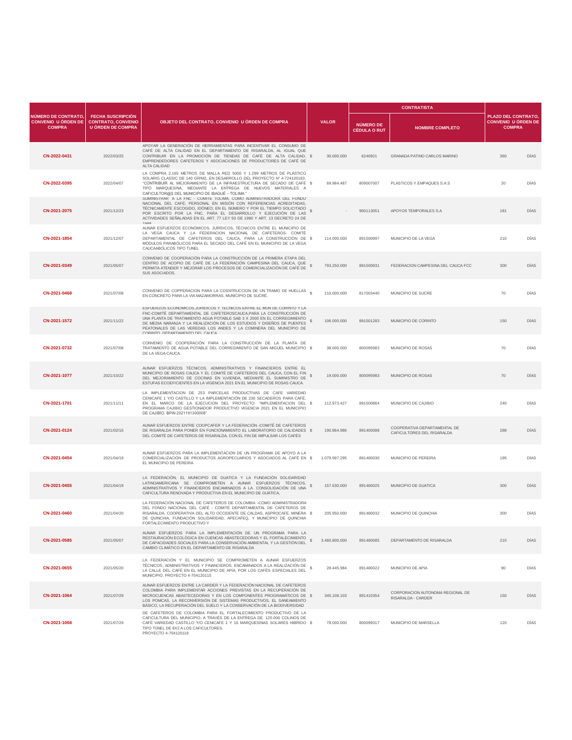| NÚMERO DE CONTRATO, CONVENIO U ÓRDEN DE COMPRA | FECHA SUSCRIPCIÓN CONTRATO, CONVENIO U ÓRDEN DE COMPRA | OBJETO DEL CONTRATO, CONVENIO U ÓRDEN DE COMPRA | VALOR | CONTRATISTA | | PLAZO DEL CONTRATO, CONVENIO U ÓRDEN DE COMPRA | |
|---|---|---|---|---|---|---|---|
| | | | | NÚMERO DE CÉDULA O RUT | NOMBRE COMPLETO | | |
| CN-2022-0431 | 2022/03/25 | APOYAR LA GENERACIÓN DE HERRAMIENTAS PARA INCENTIVAR EL CONSUMO DE CAFÉ DE ALTA CALIDAD EN EL DEPARTAMENTO DE RISARALDA, AL IGUAL QUE CONTRIBUIR EN LA PROMOCIÓN DE TIENDAS DE CAFÉ DE ALTA CALIDAD, EMPRENDEDORES CAFETEROS Y ASOCIACIONES DE PRODUCTORES DE CAFÉ DE ALTA CALIDAD | $ 30.000.000 | 6240921 | GRANADA PATINO CARLOS MARINO | 360 | DÍAS |
| CN-2022-0395 | 2022/04/07 | LA COMPRA 2.165 METROS DE MALLA RED 5000 Y 1.299 METROS DE PLÁSTICO SOLARIG CLASSIC DE 140 GR/M2, EN DESARROLLO DEL PROYECTO Nº 4-724120163. "CONTRIBUIR AL MEJORAMIENTO DE LA INFRAESTRUCTURA DE SECADO DE CAFÉ TIPO MARQUESINA, MEDIANTE LA ENTREGA DE NUEVOS MATERIALES A CAFICULTOR@S DEL MUNICIPIO DE IBAGUÉ – TOLIMA." | $ 69.984.487 | 809007007 | PLASTICOS Y EMPAQUES S.A.S | 20 | DÍAS |
| CN-2021-2075 | 2021/12/23 | SUMINISTRAR A LA FNC - COMITÉ TOLIMA, COMO ADMINISTRADORA DEL FONDO NACIONAL DEL CAFÉ; PERSONAL EN MISIÓN CON REFERENCIAS ACREDITADAS, TÉCNICAMENTE ESCOGIDO, IDÓNEO; EN EL NÚMERO Y POR EL TIEMPO SOLICITADO POR ESCRITO POR LA FNC, PARA EL DESARROLLO Y EJECUCIÓN DE LAS ACTIVIDADES SEÑALADAS EN EL ART. 77 LEY 50 DE 1990 Y ART. 13 DECRETO 24 DE 1998 | $ - | 900113051 | APOYOS TEMPORALES S.A | 181 | DÍAS |
| CN-2021-1854 | 2021/12/07 | AUNAR ESFUERZOS ECONÓMICOS, JURÍDICOS, TÉCNICOS ENTRE EL MUNICIPIO DE LA VEGA CAUCA Y LA FEDERACION NACIONAL DE CAFETEROS- COMITÉ DEPARTAMENTAL DE CAFETEROS DEL CAUCA, PARA LA CONSTRUCCIÓN DE MÓDULOS PARABÓLICOS PARA EL SECADO DEL CAFÉ EN EL MUNICIPIO DE LA VEGA CAUCAABÓLICOS TIPO TUNEL | $ 114.000.000 | 891500997 | MUNICIPIO DE LA VEGA | 210 | DÍAS |
| CN-2021-0349 | 2021/05/07 | CONVENIO DE COOPERACIÓN PARA LA CONSTRUCCIÓN DE LA PRIMERA ETAPA DEL CENTRO DE ACOPIO DE CAFÉ DE LA FEDERACIÓN CAMPESINA DEL CAUCA, QUE PERMITA ATENDER Y MEJORAR LOS PROCESOS DE COMERCIALIZACIÓN DE CAFÉ DE SUS ASOCIADOS. | $ 793.250.000 | 891500831 | FEDERACION CAMPESINA DEL CAUCA FCC | 300 | DÍAS |
| CN-2021-0468 | 2021/07/08 | CONVENIO DE COPPERACION PARA LA COSNTRUCCION DE UN TRAMO DE HUELLAS EN CONCRETO PARA LA VIA MAZAMORRAS, MUNICIPIO DE SUCRE. | $ 110.000.000 | 817003440 | MUNICIPIO DE SUCRE | 70 | DÍAS |
| CN-2021-1572 | 2021/11/22 | ESFUERZOS ECONOMICOS,JURIDICOS Y TECNICOS ENTRE EL MUN DE CORINTO Y LA FNC-COMITÉ DEPARTAMENTAL DE CAFETEROSCAUCA,PARA LA CONSTRUCCIÓN DE UNA PLANTA DE TRATAMIENTO AGUA POTABLE SAB 3 X 2000 EN EL CORREGIMIENTO DE MEDIA NARANJA Y LA REALIZACIÓN DE LOS ESTUDIOS Y DISEÑOS DE PUENTES PEATONALES DE LAS VEREDAS LOS ANDES Y LA COMINERA DEL MUNICIPIO DE CORINTO DEPARTAMENTO DEL CAUCA | $ 106.000.000 | 891501283 | MUNICIPIO DE CORINTO | 150 | DÍAS |
| CN-2021-0732 | 2021/07/08 | CONVENIO DE COOPERACIÓN PARA LA CONSTRUCCIÓN DE LA PLANTA DE TRATAMIENTO DE AGUA POTABLE DEL CORREGIMIENTO DE SAN MIGUEL MUNICIPIO DE LA VEGA-CAUCA. | $ 38.000.000 | 800095983 | MUNICIPIO DE ROSAS | 70 | DÍAS |
| CN-2021-1077 | 2021/10/22 | AUNAR ESFUERZOS TÉCNICOS, ADMINISTRATIVOS Y FINANCIEROS ENTRE EL MUNICIPIO DE ROSAS CAUCA Y EL COMITÉ DE CAFETEROS DEL CAUCA, CON EL FIN DEL MEJORAMIENTO DE COCINAS EN V¡VIENDA, MEDIANTE EL SUMINISTRO DE ESTUFAS ECOEFICIENTES EN LA VIGENCIA 2021 EN EL MUNICIPIO DE ROSAS CAUCA. | $ 19.000.000 | 800095983 | MUNICIPIO DE ROSAS | 70 | DÍAS |
| CN-2021-1701 | 2021/11/11 | LA IMPLEMENTACION DE 253 PARCELAS PRODUCTIVAS DE CAFE VARIEDAD CENICAFE 1 Y/O CASTILLO Y LA IMPLEMENTACIÓN DE 230 SECADEROS PARA CAFÉ, EN EL MARCO DE LA EJECUCION DEL PROYECTO: "IMPLEMENTACION DEL PROGRAMA CAJIBIO GESTIONADOR PRODUCTIVO VIGENCIA 2021 EN EL MUNICIPIO DE CAJIBÍO, BPIN 2021191300008" | $ 112.973.427 | 891500864 | MUNICIPIO DE CAJIBIO | 240 | DÍAS |
| CN-2021-0124 | 2021/02/16 | AUNAR ESFUERZOS ENTRE COOPCAFER Y LA FEDERACIÓN -COMITÉ DE CAFETEROS DE RISARALDA PARA PONER EN FUNCIONAMIENTO EL LABORATORIO DE CALIDADES DEL COMITÉ DE CAFETEROS DE RISARALDA, CON EL FIN DE IMPULSAR LOS CAFÉS | $ 190.864.986 | 891400088 | COOPERATIVA DEPARTAMENTAL DE CAFICULTORES DEL RISARALDA | 288 | DÍAS |
| CN-2021-0454 | 2021/04/19 | AUNAR ESFUERZOS PARA LA IMPLEMENTACIÓN DE UN PROGRAMA DE APOYO A LA COMERCIALIZACIÓN DE PRODUCTOS AGROPECUARIOS Y ASOCIADOS AL CAFÉ EN EL MUNICIPIO DE PEREIRA | $ 1.079.997.295 | 891480030 | MUNICIPIO DE PEREIRA | 195 | DÍAS |
| CN-2021-0455 | 2021/04/19 | LA FEDERACIÓN, EL MUNICIPIO DE GUATICA Y LA FUNDACIÓN SOLIDARIDAD LATINOAMERICANA SE COMPROMETEN A AUNAR ESFUERZOS TÉCNICOS, ADMINISTRATIVOS Y FINANCIEROS ENCAMINADOS A LA CONSOLIDACIÓN DE UNA CAFICULTURA RENOVADA Y PRODUCTIVA EN EL MUNICIPIO DE GUÁTICA, | $ 157.630.000 | 891480025 | MUNICIPIO DE GUATICA | 300 | DÍAS |
| CN-2021-0460 | 2021/04/20 | LA FEDERACIÓN NACIONAL DE CAFETEROS DE COLOMBIA –COMO ADMINISTRADORA DEL FONDO NACIONAL DEL CAFÉ - COMITÉ DEPARTAMENTAL DE CAFETEROS DE RISARALDA, COOPERATIVA DEL ALTO OCCIDENTE DE CALDAS, ASPROCAFE, MINERA DE QUINCHIA, FUNDACIÓN SOLIDARIDAD, APECAFEQ, Y MUNICIPIO DE QUINCHIA FORTALECIMIENTO PRODUCTIVO Y | $ 205.950.000 | 891480032 | MUNICIPIO DE QUINCHIA | 300 | DÍAS |
| CN-2021-0585 | 2021/05/07 | AUNAR ESFUERZOS PARA LA IMPLEMENTACIÓN DE UN PROGRAMA PARA LA RESTAURACIÓN ECOLÓGICA EN CUENCAS ABASTECEDORAS Y EL FORTALECIMIENTO DE CAPACIDADES SOCIALES PARA LA CONSERVACIÓN AMBIENTAL Y LA GESTIÓN DEL CAMBIO CLIMÁTICO EN EL DEPARTAMENTO DE RISARALDA | $ 3.460.800.000 | 891480085 | DEPARTAMENTO DE RISARALDA | 210 | DÍAS |
| CN-2021-0655 | 2021/05/20 | LA FEDERACIÓN Y EL MUNICIPIO SE COMPROMETEN A AUNAR ESFUERZOS TÉCNICOS, ADMINISTRATIVOS Y FINANCIEROS, ENCAMINADOS A LA REALIZACIÓN DE LA CALLE DEL CAFÉ EN EL MUNICIPIO DE APÍA, POR LOS CAFÉS ESPECIALES DEL MUNICIPIO. PROYECTO 4-704120115 | $ 28.445.984 | 891480022 | MUNICIPIO DE APIA | 90 | DÍAS |
| CN-2021-1064 | 2021/07/29 | AUNAR ESFUERZOS ENTRE LA CARDER Y LA FEDERACIÓN NACIONAL DE CAFETEROS COLOMBIA PARA IMPLEMENTAR ACCIONES PREVISTAS EN LA RECUPERACIÓN DE MICROCUENCAS ABASTECEDORAS Y EN LOS COMPONENTES PROGRAMÁTICOS DE LOS POMCAS, LA RECONVERSIÓN DE SISTEMAS PRODUCTIVOS, EL SANEAMIENTO BÁSICO, LA RECUPERACIÓN DEL SUELO Y LA CONSERVACIÓN DE LA BIODIVERSIDAD | $ 345.108.103 | 891410354 | CORPORACION AUTONOMA REGIONAL DE RISARALDA - CARDER | 150 | DÍAS |
| CN-2021-1068 | 2021/07/29 | DE CAFETEROS DE COLOMBIA PARA EL FORTALECIMIENTO PRODUCTIVO DE LA CAFICULTURA DEL MUNICIPIO, A TRAVÉS DE LA ENTREGA DE 120.000 COLINOS DE CAFÉ VARIEDAD CASTILLO Y/O CENICAFE 1 Y 16 MARQUESINAS SOLARES HIBRIDO TIPO TÚNEL DE 8X2 A LOS CAFICULTORES. PROYECTO 4-704120118 | $ 78.000.000 | 800099317 | MUNICIPIO DE MARSELLA | 120 | DÍAS |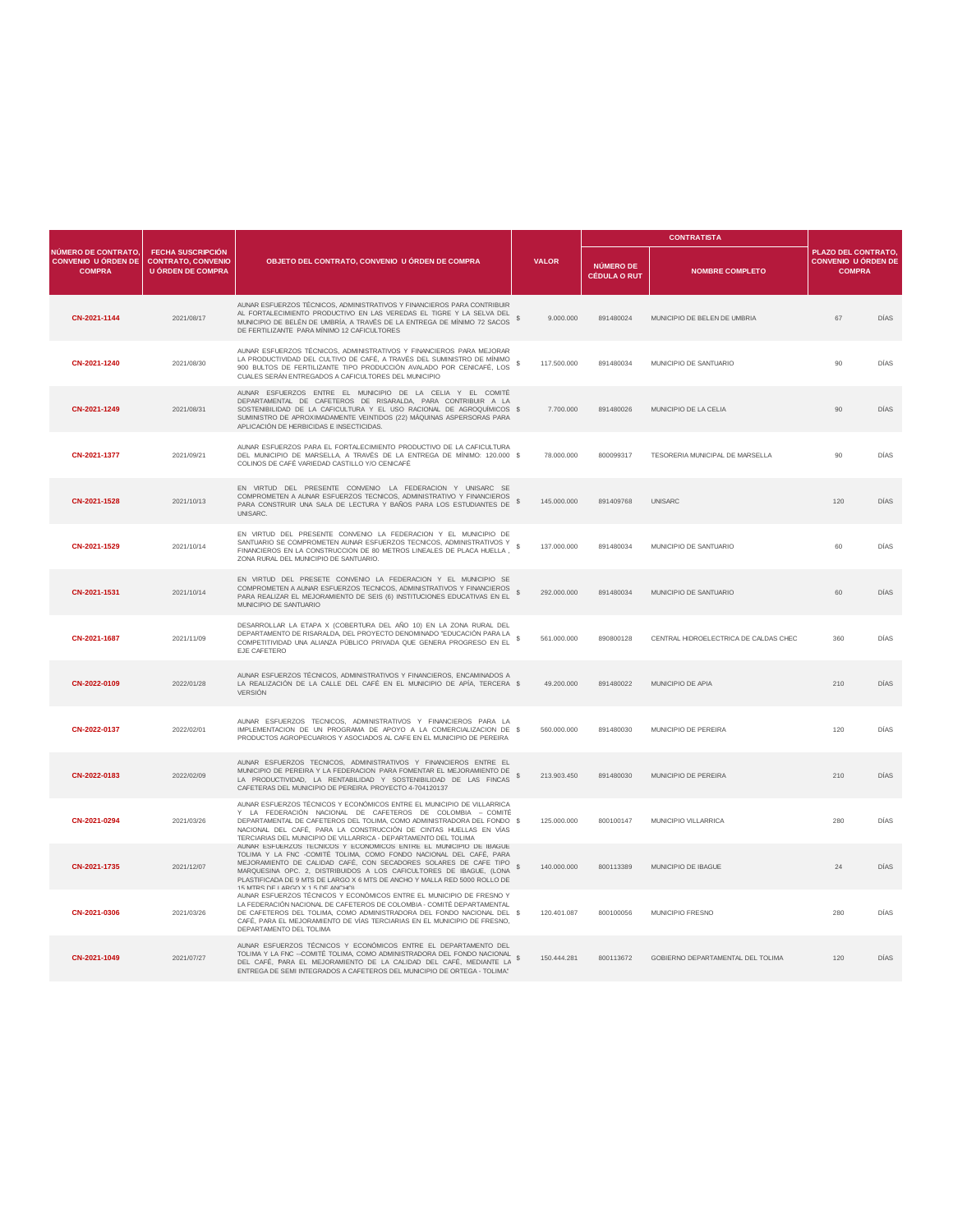| NÚMERO DE CONTRATO, CONVENIO U ÓRDEN DE COMPRA | FECHA SUSCRIPCIÓN CONTRATO, CONVENIO U ÓRDEN DE COMPRA | OBJETO DEL CONTRATO, CONVENIO U ÓRDEN DE COMPRA | VALOR | CONTRATISTA | | PLAZO DEL CONTRATO, CONVENIO U ÓRDEN DE COMPRA | |
|---|---|---|---|---|---|---|---|
| | | | | NÚMERO DE CÉDULA O RUT | NOMBRE COMPLETO | | |
| CN-2021-1144 | 2021/08/17 | AUNAR ESFUERZOS TÉCNICOS, ADMINISTRATIVOS Y FINANCIEROS PARA CONTRIBUIR AL FORTALECIMIENTO PRODUCTIVO EN LAS VEREDAS EL TIGRE Y LA SELVA DEL MUNICIPIO DE BELÉN DE UMBRÍA, A TRAVÉS DE LA ENTREGA DE MÍNIMO 72 SACOS DE FERTILIZANTE PARA MÍNIMO 12 CAFICULTORES | $ 9.000.000 | 891480024 | MUNICIPIO DE BELEN DE UMBRIA | 67 | DÍAS |
| CN-2021-1240 | 2021/08/30 | AUNAR ESFUERZOS TÉCNICOS, ADMINISTRATIVOS Y FINANCIEROS PARA MEJORAR LA PRODUCTIVIDAD DEL CULTIVO DE CAFÉ, A TRAVÉS DEL SUMINISTRO DE MÍNIMO 900 BULTOS DE FERTILIZANTE TIPO PRODUCCIÓN AVALADO POR CENICAFÉ, LOS CUALES SERÁN ENTREGADOS A CAFICULTORES DEL MUNICIPIO | $ 117.500.000 | 891480034 | MUNICIPIO DE SANTUARIO | 90 | DÍAS |
| CN-2021-1249 | 2021/08/31 | AUNAR ESFUERZOS ENTRE EL MUNICIPIO DE LA CELIA Y EL COMITÉ DEPARTAMENTAL DE CAFETEROS DE RISARALDA, PARA CONTRIBUIR A LA SOSTENIBILIDAD DE LA CAFICULTURA Y EL USO RACIONAL DE AGROQUÍMICOS SUMINISTRO DE APROXIMADAMENTE VEINTIDOS (22) MÁQUINAS ASPERSORAS PARA APLICACIÓN DE HERBICIDAS E INSECTICIDAS. | $ 7.700.000 | 891480026 | MUNICIPIO DE LA CELIA | 90 | DÍAS |
| CN-2021-1377 | 2021/09/21 | AUNAR ESFUERZOS PARA EL FORTALECIMIENTO PRODUCTIVO DE LA CAFICULTURA DEL MUNICIPIO DE MARSELLA, A TRAVÉS DE LA ENTREGA DE MÍNIMO: 120.000 COLINOS DE CAFÉ VARIEDAD CASTILLO Y/O CENICAFÉ | $ 78.000.000 | 800099317 | TESORERIA MUNICIPAL DE MARSELLA | 90 | DÍAS |
| CN-2021-1528 | 2021/10/13 | EN VIRTUD DEL PRESENTE CONVENIO LA FEDERACION Y UNISARC SE COMPROMETEN A AUNAR ESFUERZOS TECNICOS, ADMINISTRATIVO Y FINANCIEROS PARA CONSTRUIR UNA SALA DE LECTURA Y BAÑOS PARA LOS ESTUDIANTES DE UNISARC. | $ 145.000.000 | 891409768 | UNISARC | 120 | DÍAS |
| CN-2021-1529 | 2021/10/14 | EN VIRTUD DEL PRESENTE CONVENIO LA FEDERACION Y EL MUNICIPIO DE SANTUARIO SE COMPROMETEN AUNAR ESFUERZOS TECNICOS, ADMINISTRATIVOS Y FINANCIEROS EN LA CONSTRUCCION DE 80 METROS LINEALES DE PLACA HUELLA , ZONA RURAL DEL MUNICIPIO DE SANTUARIO. | $ 137.000.000 | 891480034 | MUNICIPIO DE SANTUARIO | 60 | DÍAS |
| CN-2021-1531 | 2021/10/14 | EN VIRTUD DEL PRESETE CONVENIO LA FEDERACION Y EL MUNICIPIO SE COMPROMETEN A AUNAR ESFUERZOS TECNICOS, ADMINISTRATIVOS Y FINANCIEROS PARA REALIZAR EL MEJORAMIENTO DE SEIS (6) INSTITUCIONES EDUCATIVAS EN EL MUNICIPIO DE SANTUARIO | $ 292.000.000 | 891480034 | MUNICIPIO DE SANTUARIO | 60 | DÍAS |
| CN-2021-1687 | 2021/11/09 | DESARROLLAR LA ETAPA X (COBERTURA DEL AÑO 10) EN LA ZONA RURAL DEL DEPARTAMENTO DE RISARALDA, DEL PROYECTO DENOMINADO "EDUCACIÓN PARA LA COMPETITIVIDAD UNA ALIANZA PÚBLICO PRIVADA QUE GENERA PROGRESO EN EL EJE CAFETERO | $ 561.000.000 | 890800128 | CENTRAL HIDROELECTRICA DE CALDAS CHEC | 360 | DÍAS |
| CN-2022-0109 | 2022/01/28 | AUNAR ESFUERZOS TÉCNICOS, ADMINISTRATIVOS Y FINANCIEROS, ENCAMINADOS A LA REALIZACIÓN DE LA CALLE DEL CAFÉ EN EL MUNICIPIO DE APÍA, TERCERA VERSIÓN | $ 49.200.000 | 891480022 | MUNICIPIO DE APIA | 210 | DÍAS |
| CN-2022-0137 | 2022/02/01 | AUNAR ESFUERZOS TECNICOS, ADMINISTRATIVOS Y FINANCIEROS PARA LA IMPLEMENTACION DE UN PROGRAMA DE APOYO A LA COMERCIALIZACION DE PRODUCTOS AGROPECUARIOS Y ASOCIADOS AL CAFE EN EL MUNICIPIO DE PEREIRA | $ 560.000.000 | 891480030 | MUNICIPIO DE PEREIRA | 120 | DÍAS |
| CN-2022-0183 | 2022/02/09 | AUNAR ESFUERZOS TECNICOS, ADMINISTRATIVOS Y FINANCIEROS ENTRE EL MUNICIPIO DE PEREIRA Y LA FEDERACION PARA FOMENTAR EL MEJORAMIENTO DE LA PRODUCTIVIDAD, LA RENTABILIDAD Y SOSTENIBILIDAD DE LAS FINCAS CAFETERAS DEL MUNICIPIO DE PEREIRA. PROYECTO 4-704120137 | $ 213.903.450 | 891480030 | MUNICIPIO DE PEREIRA | 210 | DÍAS |
| CN-2021-0294 | 2021/03/26 | AUNAR ESFUERZOS TÉCNICOS Y ECONÓMICOS ENTRE EL MUNICIPIO DE VILLARRICA Y LA FEDERACIÓN NACIONAL DE CAFETEROS DE COLOMBIA – COMITÉ DEPARTAMENTAL DE CAFETEROS DEL TOLIMA, COMO ADMINISTRADORA DEL FONDO NACIONAL DEL CAFÉ, PARA LA CONSTRUCCIÓN DE CINTAS HUELLAS EN VÍAS TERCIARIAS DEL MUNICIPIO DE VILLARRICA - DEPARTAMENTO DEL TOLIMA | $ 125.000.000 | 800100147 | MUNICIPIO VILLARRICA | 280 | DÍAS |
| CN-2021-1735 | 2021/12/07 | AUNAR ESFUERZOS TECNICOS Y ECONOMICOS ENTRE EL MUNICIPIO DE IBAGUE TOLIMA Y LA FNC -COMITÉ TOLIMA, COMO FONDO NACIONAL DEL CAFÉ, PARA MEJORAMIENTO DE CALIDAD CAFÉ, CON SECADORES SOLARES DE CAFE TIPO MARQUESINA OPC. 2, DISTRIBUIDOS A LOS CAFICULTORES DE IBAGUE, (LONA PLASTIFICADA DE 9 MTS DE LARGO X 6 MTS DE ANCHO Y MALLA RED 5000 ROLLO DE 15 MTRS DE LARGO X 1.5 DE ANCHO) | $ 140.000.000 | 800113389 | MUNICIPIO DE IBAGUE | 24 | DÍAS |
| CN-2021-0306 | 2021/03/26 | AUNAR ESFUERZOS TÉCNICOS Y ECONÓMICOS ENTRE EL MUNICIPIO DE FRESNO Y LA FEDERACIÓN NACIONAL DE CAFETEROS DE COLOMBIA - COMITÉ DEPARTAMENTAL DE CAFETEROS DEL TOLIMA, COMO ADMINISTRADORA DEL FONDO NACIONAL DEL CAFÉ, PARA EL MEJORAMIENTO DE VÍAS TERCIARIAS EN EL MUNICIPIO DE FRESNO, DEPARTAMENTO DEL TOLIMA | $ 120.401.087 | 800100056 | MUNICIPIO FRESNO | 280 | DÍAS |
| CN-2021-1049 | 2021/07/27 | AUNAR ESFUERZOS TÉCNICOS Y ECONÓMICOS ENTRE EL DEPARTAMENTO DEL TOLIMA Y LA FNC –COMITÉ TOLIMA, COMO ADMINISTRADORA DEL FONDO NACIONAL DEL CAFÉ, PARA EL MEJORAMIENTO DE LA CALIDAD DEL CAFÉ, MEDIANTE LA ENTREGA DE SEMI INTEGRADOS A CAFETEROS DEL MUNICIPIO DE ORTEGA - TOLIMA" | $ 150.444.281 | 800113672 | GOBIERNO DEPARTAMENTAL DEL TOLIMA | 120 | DÍAS |